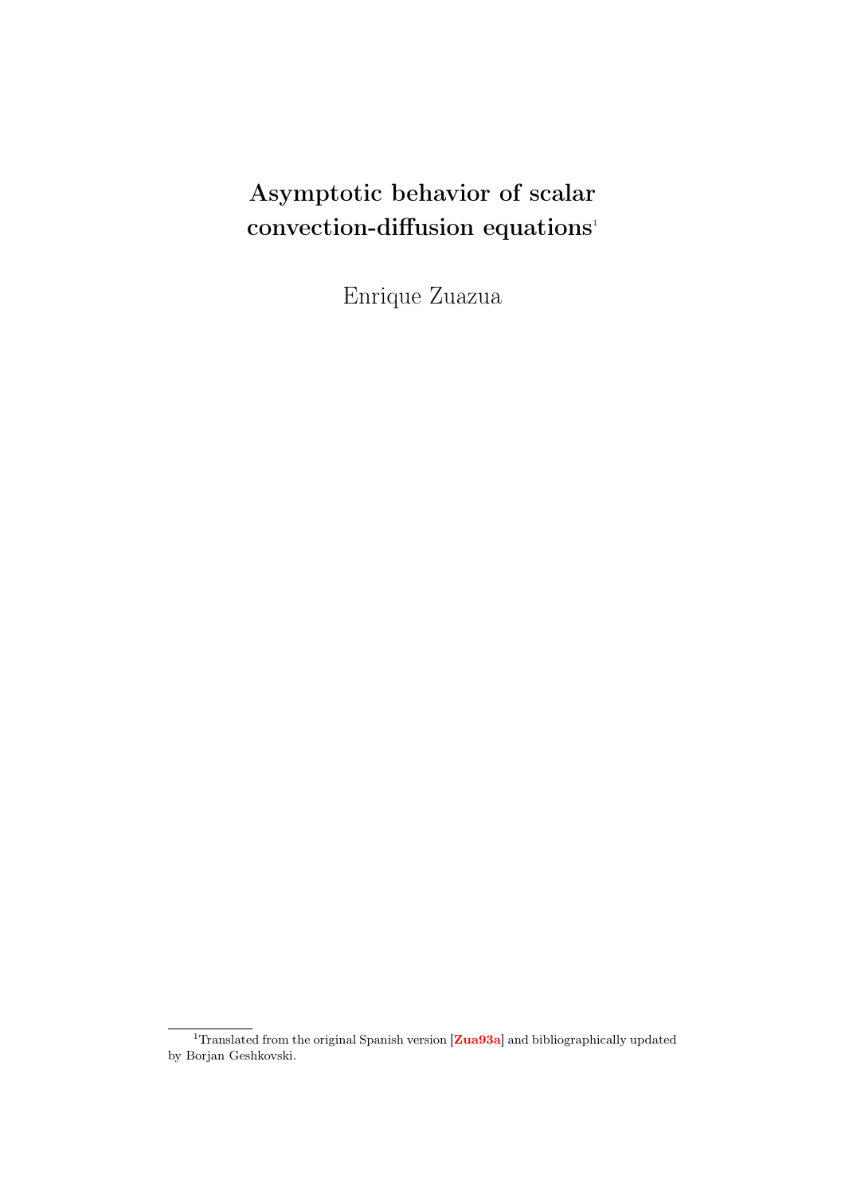# Asymptotic behavior of scalar convection-diffusion equations[1]

Enrique Zuazua

---

[1] Translated from the original Spanish version [Zua93a] and bibliographically updated by Borjan Geshkovski.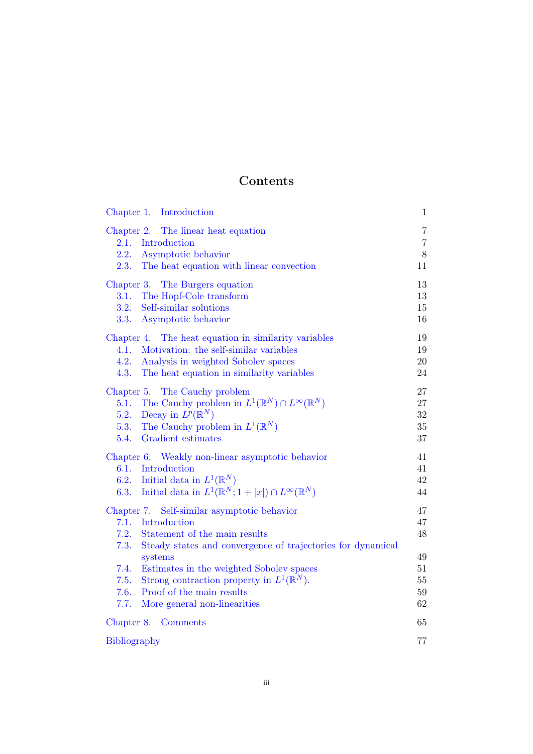# Contents

Chapter 1. Introduction 1

Chapter 2. The linear heat equation 7
- 2.1. Introduction 7
- 2.2. Asymptotic behavior 8
- 2.3. The heat equation with linear convection 11

Chapter 3. The Burgers equation 13
- 3.1. The Hopf-Cole transform 13
- 3.2. Self-similar solutions 15
- 3.3. Asymptotic behavior 16

Chapter 4. The heat equation in similarity variables 19
- 4.1. Motivation: the self-similar variables 19
- 4.2. Analysis in weighted Sobolev spaces 20
- 4.3. The heat equation in similarity variables 24

Chapter 5. The Cauchy problem 27
- 5.1. The Cauchy problem in $L^1(\mathbb{R}^N) \cap L^\infty(\mathbb{R}^N)$ 27
- 5.2. Decay in $L^p(\mathbb{R}^N)$ 32
- 5.3. The Cauchy problem in $L^1(\mathbb{R}^N)$ 35
- 5.4. Gradient estimates 37

Chapter 6. Weakly non-linear asymptotic behavior 41
- 6.1. Introduction 41
- 6.2. Initial data in $L^1(\mathbb{R}^N)$ 42
- 6.3. Initial data in $L^1(\mathbb{R}^N; 1+|x|) \cap L^\infty(\mathbb{R}^N)$ 44

Chapter 7. Self-similar asymptotic behavior 47
- 7.1. Introduction 47
- 7.2. Statement of the main results 48
- 7.3. Steady states and convergence of trajectories for dynamical systems 49
- 7.4. Estimates in the weighted Sobolev spaces 51
- 7.5. Strong contraction property in $L^1(\mathbb{R}^N)$. 55
- 7.6. Proof of the main results 59
- 7.7. More general non-linearities 62

Chapter 8. Comments 65

Bibliography 77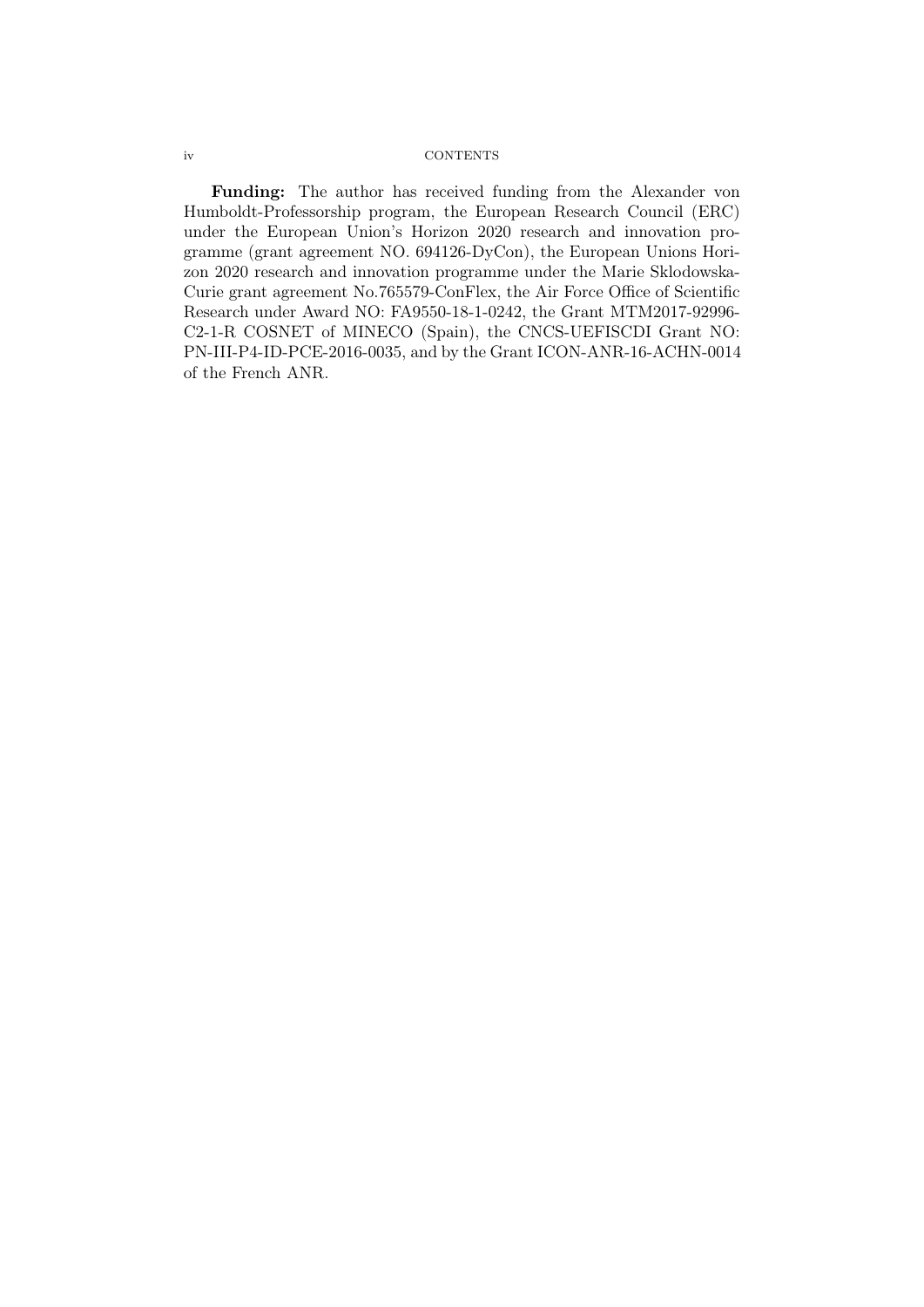**Funding:** The author has received funding from the Alexander von Humboldt-Professorship program, the European Research Council (ERC) under the European Union's Horizon 2020 research and innovation programme (grant agreement NO. 694126-DyCon), the European Unions Horizon 2020 research and innovation programme under the Marie Sklodowska-Curie grant agreement No.765579-ConFlex, the Air Force Office of Scientific Research under Award NO: FA9550-18-1-0242, the Grant MTM2017-92996-C2-1-R COSNET of MINECO (Spain), the CNCS-UEFISCDI Grant NO: PN-III-P4-ID-PCE-2016-0035, and by the Grant ICON-ANR-16-ACHN-0014 of the French ANR.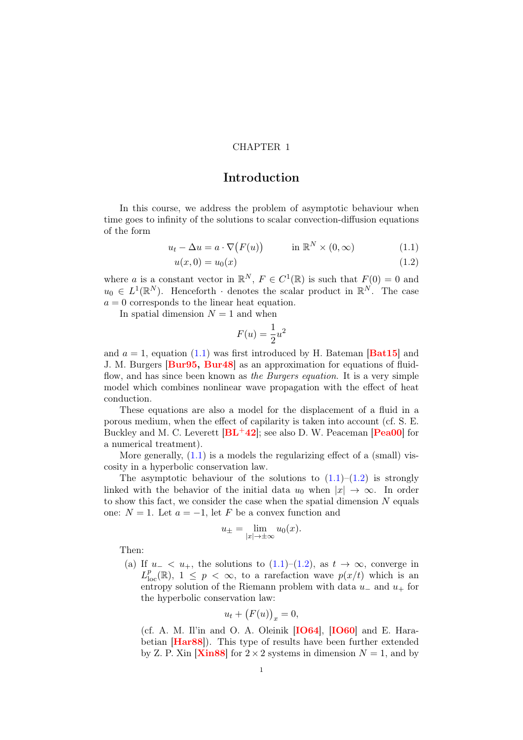CHAPTER 1

# Introduction

In this course, we address the problem of asymptotic behaviour when time goes to infinity of the solutions to scalar convection-diffusion equations of the form

$$u_t - \Delta u = a \cdot \nabla\big(F(u)\big) \qquad \text{in } \mathbb{R}^N \times (0, \infty) \tag{1.1}$$

$$u(x, 0) = u_0(x) \tag{1.2}$$

where $a$ is a constant vector in $\mathbb{R}^N$, $F \in C^1(\mathbb{R})$ is such that $F(0) = 0$ and $u_0 \in L^1(\mathbb{R}^N)$. Henceforth $\cdot$ denotes the scalar product in $\mathbb{R}^N$. The case $a = 0$ corresponds to the linear heat equation.

In spatial dimension $N = 1$ and when

$$F(u) = \frac{1}{2}u^2$$

and $a = 1$, equation (1.1) was first introduced by H. Bateman [Bat15] and J. M. Burgers [Bur95, Bur48] as an approximation for equations of fluid-flow, and has since been known as *the Burgers equation*. It is a very simple model which combines nonlinear wave propagation with the effect of heat conduction.

These equations are also a model for the displacement of a fluid in a porous medium, when the effect of capilarity is taken into account (cf. S. E. Buckley and M. C. Leverett [BL⁺42]; see also D. W. Peaceman [Pea00] for a numerical treatment).

More generally, (1.1) is a models the regularizing effect of a (small) viscosity in a hyperbolic conservation law.

The asymptotic behaviour of the solutions to (1.1)–(1.2) is strongly linked with the behavior of the initial data $u_0$ when $|x| \to \infty$. In order to show this fact, we consider the case when the spatial dimension $N$ equals one: $N = 1$. Let $a = -1$, let $F$ be a convex function and

$$u_\pm = \lim_{|x| \to \pm\infty} u_0(x).$$

Then:

(a) If $u_- < u_+$, the solutions to (1.1)–(1.2), as $t \to \infty$, converge in $L^p_{\mathrm{loc}}(\mathbb{R})$, $1 \leq p < \infty$, to a rarefaction wave $p(x/t)$ which is an entropy solution of the Riemann problem with data $u_-$ and $u_+$ for the hyperbolic conservation law:

$$u_t + \big(F(u)\big)_x = 0,$$

(cf. A. M. Il'in and O. A. Oleinik [IO64], [IO60] and E. Harabetian [Har88]). This type of results have been further extended by Z. P. Xin [Xin88] for $2 \times 2$ systems in dimension $N = 1$, and by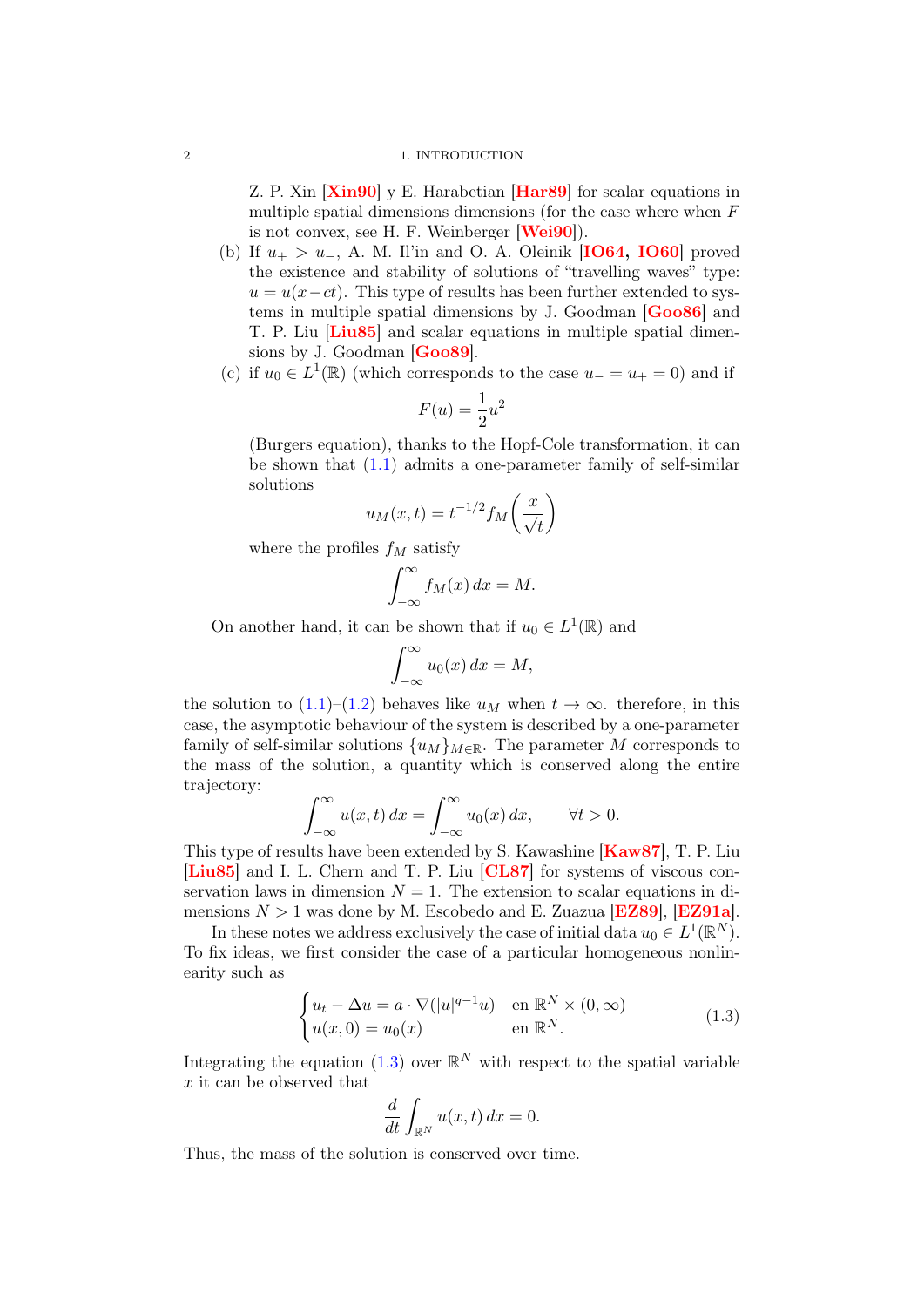Z. P. Xin [Xin90] y E. Harabetian [Har89] for scalar equations in multiple spatial dimensions dimensions (for the case where when $F$ is not convex, see H. F. Weinberger [Wei90]).

(b) If $u_+ > u_-$, A. M. Il'in and O. A. Oleinik [IO64, IO60] proved the existence and stability of "travelling waves" type: $u = u(x-ct)$. This type of results has been further extended to systems in multiple spatial dimensions by J. Goodman [Goo86] and T. P. Liu [Liu85] and scalar equations in multiple spatial dimensions by J. Goodman [Goo89].

(c) if $u_0 \in L^1(\mathbb{R})$ (which corresponds to the case $u_- = u_+ = 0$) and if

$$F(u) = \frac{1}{2}u^2$$

(Burgers equation), thanks to the Hopf-Cole transformation, it can be shown that (1.1) admits a one-parameter family of self-similar solutions

$$u_M(x,t) = t^{-1/2} f_M\left(\frac{x}{\sqrt{t}}\right)$$

where the profiles $f_M$ satisfy

$$\int_{-\infty}^{\infty} f_M(x)\, dx = M.$$

On another hand, it can be shown that if $u_0 \in L^1(\mathbb{R})$ and

$$\int_{-\infty}^{\infty} u_0(x)\, dx = M,$$

the solution to (1.1)–(1.2) behaves like $u_M$ when $t \to \infty$. therefore, in this case, the asymptotic behaviour of the system is described by a one-parameter family of self-similar solutions $\{u_M\}_{M\in\mathbb{R}}$. The parameter $M$ corresponds to the mass of the solution, a quantity which is conserved along the entire trajectory:

$$\int_{-\infty}^{\infty} u(x,t)\, dx = \int_{-\infty}^{\infty} u_0(x)\, dx, \qquad \forall t > 0.$$

This type of results have been extended by S. Kawashine [Kaw87], T. P. Liu [Liu85] and I. L. Chern and T. P. Liu [CL87] for systems of viscous conservation laws in dimension $N = 1$. The extension to scalar equations in dimensions $N > 1$ was done by M. Escobedo and E. Zuazua [EZ89], [EZ91a].

In these notes we address exclusively the case of initial data $u_0 \in L^1(\mathbb{R}^N)$. To fix ideas, we first consider the case of a particular homogeneous nonlinearity such as

$$\begin{cases} u_t - \Delta u = a \cdot \nabla(|u|^{q-1}u) & \text{en } \mathbb{R}^N \times (0,\infty) \\ u(x,0) = u_0(x) & \text{en } \mathbb{R}^N. \end{cases} \tag{1.3}$$

Integrating the equation (1.3) over $\mathbb{R}^N$ with respect to the spatial variable $x$ it can be observed that

$$\frac{d}{dt}\int_{\mathbb{R}^N} u(x,t)\, dx = 0.$$

Thus, the mass of the solution is conserved over time.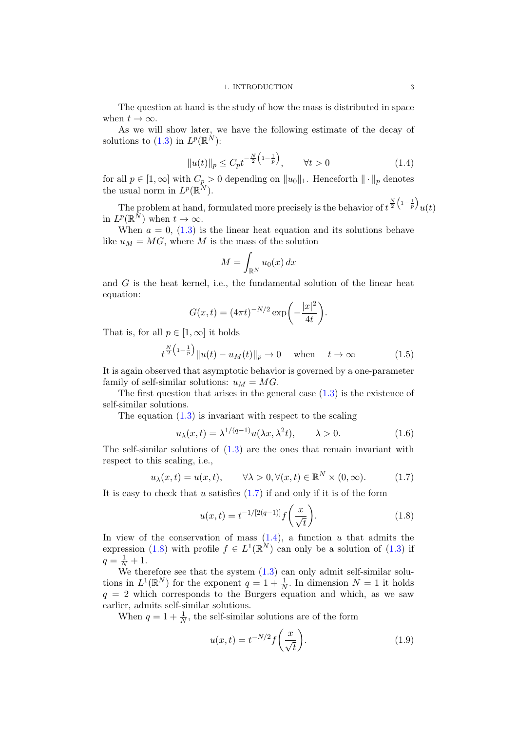The question at hand is the study of how the mass is distributed in space when $t \to \infty$.

As we will show later, we have the following estimate of the decay of solutions to (1.3) in $L^p(\mathbb{R}^N)$:

$$\|u(t)\|_p \leq C_p t^{-\frac{N}{2}\left(1-\frac{1}{p}\right)}, \qquad \forall t > 0 \tag{1.4}$$

for all $p \in [1, \infty]$ with $C_p > 0$ depending on $\|u_0\|_1$. Henceforth $\| \cdot \|_p$ denotes the usual norm in $L^p(\mathbb{R}^N)$.

The problem at hand, formulated more precisely is the behavior of $t^{\frac{N}{2}\left(1-\frac{1}{p}\right)}u(t)$ in $L^p(\mathbb{R}^N)$ when $t \to \infty$.

When $a = 0$, (1.3) is the linear heat equation and its solutions behave like $u_M = MG$, where $M$ is the mass of the solution

$$M = \int_{\mathbb{R}^N} u_0(x)\, dx$$

and $G$ is the heat kernel, i.e., the fundamental solution of the linear heat equation:

$$G(x,t) = (4\pi t)^{-N/2} \exp\left(-\frac{|x|^2}{4t}\right).$$

That is, for all $p \in [1, \infty]$ it holds

$$t^{\frac{N}{2}\left(1-\frac{1}{p}\right)}\|u(t) - u_M(t)\|_p \to 0 \quad \text{ when } \quad t \to \infty \tag{1.5}$$

It is again observed that asymptotic behavior is governed by a one-parameter family of self-similar solutions: $u_M = MG$.

The first question that arises in the general case (1.3) is the existence of self-similar solutions.

The equation (1.3) is invariant with respect to the scaling

$$u_\lambda(x,t) = \lambda^{1/(q-1)}u(\lambda x, \lambda^2 t), \qquad \lambda > 0. \tag{1.6}$$

The self-similar solutions of (1.3) are the ones that remain invariant with respect to this scaling, i.e.,

$$u_\lambda(x,t) = u(x,t), \qquad \forall \lambda > 0, \forall (x,t) \in \mathbb{R}^N \times (0, \infty). \tag{1.7}$$

It is easy to check that $u$ satisfies (1.7) if and only if it is of the form

$$u(x,t) = t^{-1/[2(q-1)]} f\left(\frac{x}{\sqrt{t}}\right). \tag{1.8}$$

In view of the conservation of mass (1.4), a function $u$ that admits the expression (1.8) with profile $f \in L^1(\mathbb{R}^N)$ can only be a solution of (1.3) if $q = \frac{1}{N} + 1$.

We therefore see that the system (1.3) can only admit self-similar solutions in $L^1(\mathbb{R}^N)$ for the exponent $q = 1 + \frac{1}{N}$. In dimension $N = 1$ it holds $q = 2$ which corresponds to the Burgers equation and which, as we saw earlier, admits self-similar solutions.

When $q = 1 + \frac{1}{N}$, the self-similar solutions are of the form

$$u(x,t) = t^{-N/2} f\left(\frac{x}{\sqrt{t}}\right). \tag{1.9}$$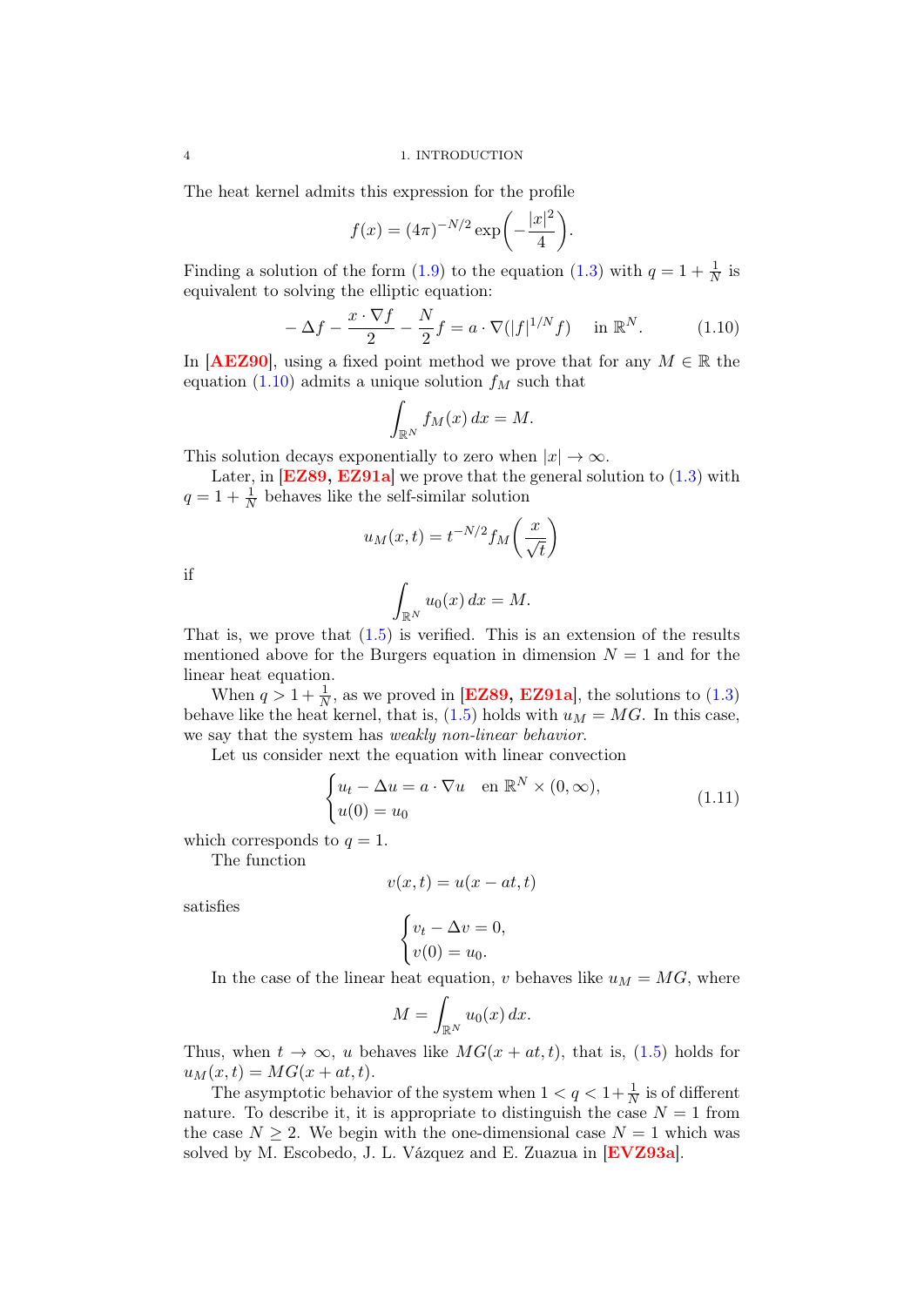The heat kernel admits this expression for the profile

$$f(x) = (4\pi)^{-N/2} \exp\left(-\frac{|x|^2}{4}\right).$$

Finding a solution of the form (1.9) to the equation (1.3) with $q = 1 + \frac{1}{N}$ is equivalent to solving the elliptic equation:

$$-\Delta f - \frac{x \cdot \nabla f}{2} - \frac{N}{2} f = a \cdot \nabla(|f|^{1/N} f) \quad \text{in } \mathbb{R}^N. \tag{1.10}$$

In [**AEZ90**], using a fixed point method we prove that for any $M \in \mathbb{R}$ the equation (1.10) admits a unique solution $f_M$ such that

$$\int_{\mathbb{R}^N} f_M(x)\, dx = M.$$

This solution decays exponentially to zero when $|x| \to \infty$.

Later, in [**EZ89, EZ91a**] we prove that the general solution to (1.3) with $q = 1 + \frac{1}{N}$ behaves like the self-similar solution

$$u_M(x,t) = t^{-N/2} f_M\left(\frac{x}{\sqrt{t}}\right)$$

if

$$\int_{\mathbb{R}^N} u_0(x)\, dx = M.$$

That is, we prove that (1.5) is verified. This is an extension of the results mentioned above for the Burgers equation in dimension $N = 1$ and for the linear heat equation.

When $q > 1 + \frac{1}{N}$, as we proved in [**EZ89, EZ91a**], the solutions to (1.3) behave like the heat kernel, that is, (1.5) holds with $u_M = MG$. In this case, we say that the system has *weakly non-linear behavior*.

Let us consider next the equation with linear convection

$$\begin{cases} u_t - \Delta u = a \cdot \nabla u \quad \text{en } \mathbb{R}^N \times (0, \infty), \\ u(0) = u_0 \end{cases} \tag{1.11}$$

which corresponds to $q = 1$.

The function

$$v(x,t) = u(x - at, t)$$

satisfies

$$\begin{cases} v_t - \Delta v = 0, \\ v(0) = u_0. \end{cases}$$

In the case of the linear heat equation, $v$ behaves like $u_M = MG$, where

$$M = \int_{\mathbb{R}^N} u_0(x)\, dx.$$

Thus, when $t \to \infty$, $u$ behaves like $MG(x + at, t)$, that is, (1.5) holds for $u_M(x,t) = MG(x + at, t)$.

The asymptotic behavior of the system when $1 < q < 1 + \frac{1}{N}$ is of different nature. To describe it, it is appropriate to distinguish the case $N = 1$ from the case $N \geq 2$. We begin with the one-dimensional case $N = 1$ which was solved by M. Escobedo, J. L. Vázquez and E. Zuazua in [**EVZ93a**].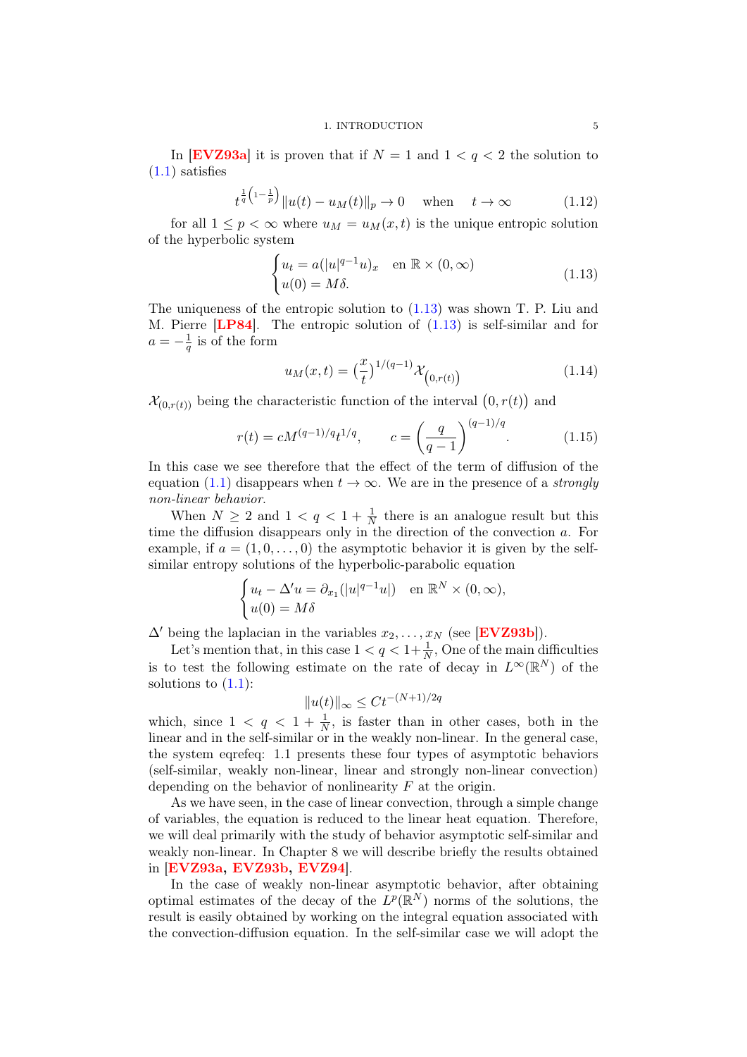In [**EVZ93a**] it is proven that if $N = 1$ and $1 < q < 2$ the solution to (1.1) satisfies

$$t^{\frac{1}{q}\left(1-\frac{1}{p}\right)}\|u(t) - u_M(t)\|_p \to 0 \quad \text{when} \quad t \to \infty \tag{1.12}$$

for all $1 \leq p < \infty$ where $u_M = u_M(x,t)$ is the unique entropic solution of the hyperbolic system

$$\begin{cases} u_t = a(|u|^{q-1}u)_x & \text{en } \mathbb{R} \times (0,\infty) \\ u(0) = M\delta. \end{cases} \tag{1.13}$$

The uniqueness of the entropic solution to (1.13) was shown T. P. Liu and M. Pierre [**LP84**]. The entropic solution of (1.13) is self-similar and for $a = -\frac{1}{q}$ is of the form

$$u_M(x,t) = \left(\frac{x}{t}\right)^{1/(q-1)}\mathcal{X}_{\left(0,r(t)\right)} \tag{1.14}$$

$\mathcal{X}_{(0,r(t))}$ being the characteristic function of the interval $\left(0, r(t)\right)$ and

$$r(t) = cM^{(q-1)/q}t^{1/q}, \qquad c = \left(\frac{q}{q-1}\right)^{(q-1)/q}. \tag{1.15}$$

In this case we see therefore that the effect of the term of diffusion of the equation (1.1) disappears when $t \to \infty$. We are in the presence of a *strongly non-linear behavior*.

When $N \geq 2$ and $1 < q < 1 + \frac{1}{N}$ there is an analogue result but this time the diffusion disappears only in the direction of the convection $a$. For example, if $a = (1, 0, \ldots, 0)$ the asymptotic behavior it is given by the self-similar entropy solutions of the hyperbolic-parabolic equation

$$\begin{cases} u_t - \Delta' u = \partial_{x_1}(|u|^{q-1}u|) & \text{en } \mathbb{R}^N \times (0,\infty), \\ u(0) = M\delta \end{cases}$$

$\Delta'$ being the laplacian in the variables $x_2, \ldots, x_N$ (see [**EVZ93b**]).

Let's mention that, in this case $1 < q < 1+\frac{1}{N}$, One of the main difficulties is to test the following estimate on the rate of decay in $L^\infty(\mathbb{R}^N)$ of the solutions to (1.1):

$$\|u(t)\|_\infty \leq Ct^{-(N+1)/2q}$$

which, since $1 < q < 1 + \frac{1}{N}$, is faster than in other cases, both in the linear and in the self-similar or in the weakly non-linear. In the general case, the system eqrefeq: 1.1 presents these four types of asymptotic behaviors (self-similar, weakly non-linear, linear and strongly non-linear convection) depending on the behavior of nonlinearity $F$ at the origin.

As we have seen, in the case of linear convection, through a simple change of variables, the equation is reduced to the linear heat equation. Therefore, we will deal primarily with the study of behavior asymptotic self-similar and weakly non-linear. In Chapter 8 we will describe briefly the results obtained in [**EVZ93a, EVZ93b, EVZ94**].

In the case of weakly non-linear asymptotic behavior, after obtaining optimal estimates of the decay of the $L^p(\mathbb{R}^N)$ norms of the solutions, the result is easily obtained by working on the integral equation associated with the convection-diffusion equation. In the self-similar case we will adopt the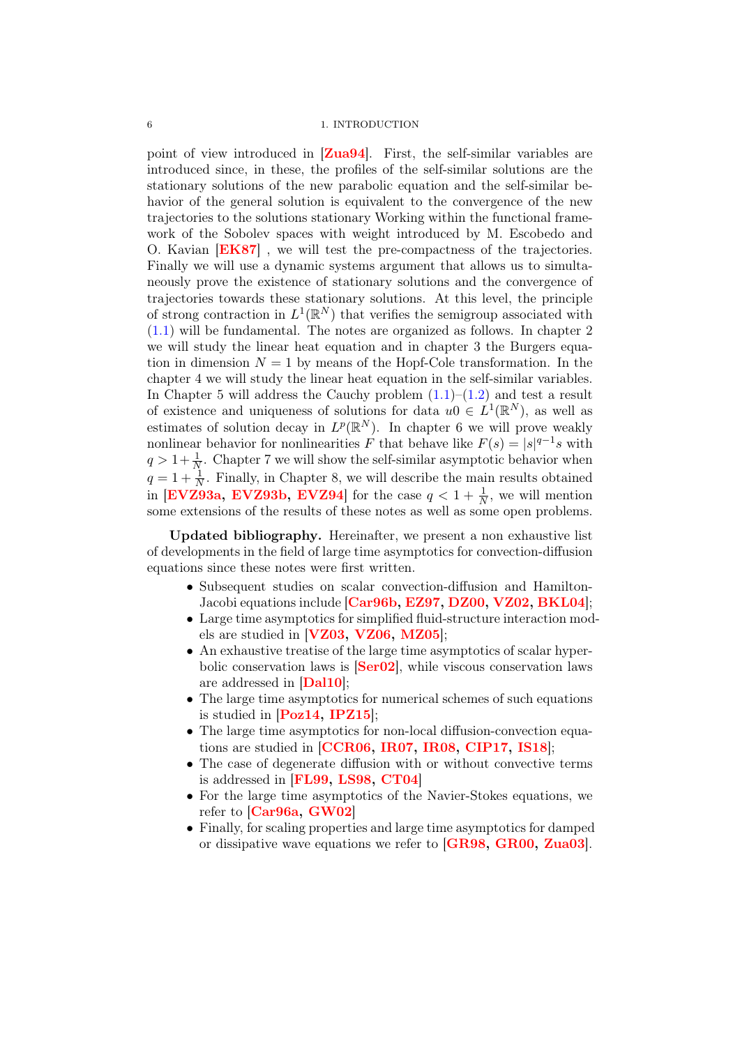point of view introduced in [Zua94]. First, the self-similar variables are introduced since, in these, the profiles of the self-similar solutions are the stationary solutions of the new parabolic equation and the self-similar behavior of the general solution is equivalent to the convergence of the new trajectories to the solutions stationary Working within the functional framework of the Sobolev spaces with weight introduced by M. Escobedo and O. Kavian [EK87] , we will test the pre-compactness of the trajectories. Finally we will use a dynamic systems argument that allows us to simultaneously prove the existence of stationary solutions and the convergence of trajectories towards these stationary solutions. At this level, the principle of strong contraction in $L^1(\mathbb{R}^N)$ that verifies the semigroup associated with (1.1) will be fundamental. The notes are organized as follows. In chapter 2 we will study the linear heat equation and in chapter 3 the Burgers equation in dimension $N = 1$ by means of the Hopf-Cole transformation. In the chapter 4 we will study the linear heat equation in the self-similar variables. In Chapter 5 will address the Cauchy problem (1.1)–(1.2) and test a result of existence and uniqueness of solutions for data $u0 \in L^1(\mathbb{R}^N)$, as well as estimates of solution decay in $L^p(\mathbb{R}^N)$. In chapter 6 we will prove weakly nonlinear behavior for nonlinearities $F$ that behave like $F(s) = |s|^{q-1}s$ with $q > 1+\frac{1}{N}$. Chapter 7 we will show the self-similar asymptotic behavior when $q = 1 + \frac{1}{N}$. Finally, in Chapter 8, we will describe the main results obtained in [EVZ93a, EVZ93b, EVZ94] for the case $q < 1 + \frac{1}{N}$, we will mention some extensions of the results of these notes as well as some open problems.

**Updated bibliography.** Hereinafter, we present a non exhaustive list of developments in the field of large time asymptotics for convection-diffusion equations since these notes were first written.

- Subsequent studies on scalar convection-diffusion and Hamilton-Jacobi equations include [Car96b, EZ97, DZ00, VZ02, BKL04];
- Large time asymptotics for simplified fluid-structure interaction models are studied in [VZ03, VZ06, MZ05];
- An exhaustive treatise of the large time asymptotics of scalar hyperbolic conservation laws is [Ser02], while viscous conservation laws are addressed in [Dal10];
- The large time asymptotics for numerical schemes of such equations is studied in [Poz14, IPZ15];
- The large time asymptotics for non-local diffusion-convection equations are studied in [CCR06, IR07, IR08, CIP17, IS18];
- The case of degenerate diffusion with or without convective terms is addressed in [FL99, LS98, CT04]
- For the large time asymptotics of the Navier-Stokes equations, we refer to [Car96a, GW02]
- Finally, for scaling properties and large time asymptotics for damped or dissipative wave equations we refer to [GR98, GR00, Zua03].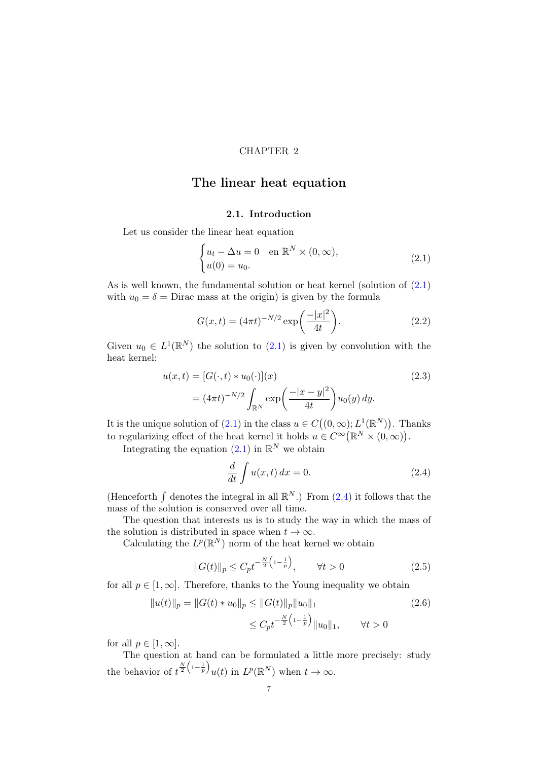CHAPTER 2

# The linear heat equation

## 2.1. Introduction

Let us consider the linear heat equation

$$\begin{cases} u_t - \Delta u = 0 \quad \text{en } \mathbb{R}^N \times (0,\infty), \\ u(0) = u_0. \end{cases} \tag{2.1}$$

As is well known, the fundamental solution or heat kernel (solution of (2.1) with $u_0 = \delta$ = Dirac mass at the origin) is given by the formula

$$G(x,t) = (4\pi t)^{-N/2} \exp\left(\frac{-|x|^2}{4t}\right). \tag{2.2}$$

Given $u_0 \in L^1(\mathbb{R}^N)$ the solution to (2.1) is given by convolution with the heat kernel:

$$\begin{aligned} u(x,t) &= [G(\cdot,t) * u_0(\cdot)](x) \\ &= (4\pi t)^{-N/2} \int_{\mathbb{R}^N} \exp\left(\frac{-|x-y|^2}{4t}\right) u_0(y)\, dy. \end{aligned} \tag{2.3}$$

It is the unique solution of (2.1) in the class $u \in C\big((0,\infty); L^1(\mathbb{R}^N)\big)$. Thanks to regularizing effect of the heat kernel it holds $u \in C^\infty\big(\mathbb{R}^N \times (0,\infty)\big)$.

Integrating the equation (2.1) in $\mathbb{R}^N$ we obtain

$$\frac{d}{dt} \int u(x,t)\, dx = 0. \tag{2.4}$$

(Henceforth $\int$ denotes the integral in all $\mathbb{R}^N$.) From (2.4) it follows that the mass of the solution is conserved over all time.

The question that interests us is to study the way in which the mass of the solution is distributed in space when $t \to \infty$.

Calculating the $L^p(\mathbb{R}^N)$ norm of the heat kernel we obtain

$$\|G(t)\|_p \le C_p t^{-\frac{N}{2}\left(1-\frac{1}{p}\right)}, \qquad \forall t > 0 \tag{2.5}$$

for all $p \in [1,\infty]$. Therefore, thanks to the Young inequality we obtain

$$\begin{aligned} \|u(t)\|_p = \|G(t) * u_0\|_p &\le \|G(t)\|_p \|u_0\|_1 \\ &\le C_p t^{-\frac{N}{2}\left(1-\frac{1}{p}\right)} \|u_0\|_1, \qquad \forall t > 0 \end{aligned} \tag{2.6}$$

for all $p \in [1,\infty]$.

The question at hand can be formulated a little more precisely: study the behavior of $t^{\frac{N}{2}\left(1-\frac{1}{p}\right)} u(t)$ in $L^p(\mathbb{R}^N)$ when $t \to \infty$.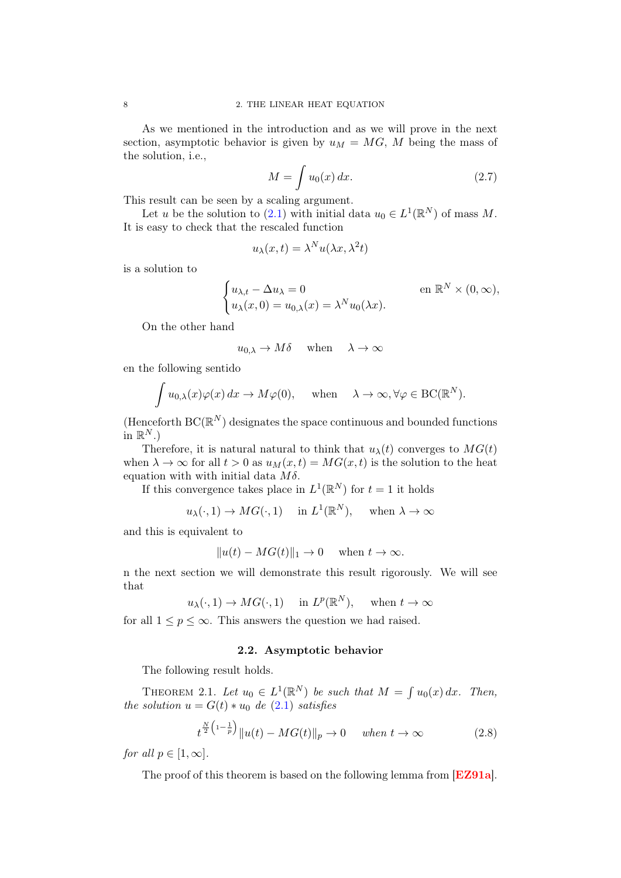As we mentioned in the introduction and as we will prove in the next section, asymptotic behavior is given by $u_M = MG$, $M$ being the mass of the solution, i.e.,

$$M = \int u_0(x)\,dx. \tag{2.7}$$

This result can be seen by a scaling argument.

Let $u$ be the solution to (2.1) with initial data $u_0 \in L^1(\mathbb{R}^N)$ of mass $M$. It is easy to check that the rescaled function

$$u_\lambda(x,t) = \lambda^N u(\lambda x, \lambda^2 t)$$

is a solution to

$$\begin{cases} u_{\lambda,t} - \Delta u_\lambda = 0 & \text{en } \mathbb{R}^N \times (0,\infty), \\ u_\lambda(x,0) = u_{0,\lambda}(x) = \lambda^N u_0(\lambda x). \end{cases}$$

On the other hand

$$u_{0,\lambda} \to M\delta \quad \text{when} \quad \lambda \to \infty$$

en the following sentido

$$\int u_{0,\lambda}(x)\varphi(x)\,dx \to M\varphi(0), \quad \text{when} \quad \lambda \to \infty, \forall \varphi \in \mathrm{BC}(\mathbb{R}^N).$$

(Henceforth $\mathrm{BC}(\mathbb{R}^N)$ designates the space continuous and bounded functions in $\mathbb{R}^N$.)

Therefore, it is natural natural to think that $u_\lambda(t)$ converges to $MG(t)$ when $\lambda \to \infty$ for all $t > 0$ as $u_M(x,t) = MG(x,t)$ is the solution to the heat equation with with initial data $M\delta$.

If this convergence takes place in $L^1(\mathbb{R}^N)$ for $t = 1$ it holds

$$u_\lambda(\cdot,1) \to MG(\cdot,1) \quad \text{in } L^1(\mathbb{R}^N), \quad \text{when } \lambda \to \infty$$

and this is equivalent to

$$\|u(t) - MG(t)\|_1 \to 0 \quad \text{when } t \to \infty.$$

n the next section we will demonstrate this result rigorously. We will see that

$$u_\lambda(\cdot,1) \to MG(\cdot,1) \quad \text{in } L^p(\mathbb{R}^N), \quad \text{when } t \to \infty$$

for all $1 \le p \le \infty$. This answers the question we had raised.

## 2.2. Asymptotic behavior

The following result holds.

THEOREM 2.1. *Let $u_0 \in L^1(\mathbb{R}^N)$ be such that $M = \int u_0(x)\,dx$. Then, the solution $u = G(t) * u_0$ de (2.1) satisfies*

$$t^{\frac{N}{2}\left(1-\frac{1}{p}\right)} \|u(t) - MG(t)\|_p \to 0 \quad \textit{when } t \to \infty \tag{2.8}$$

*for all $p \in [1,\infty]$.*

The proof of this theorem is based on the following lemma from [EZ91a].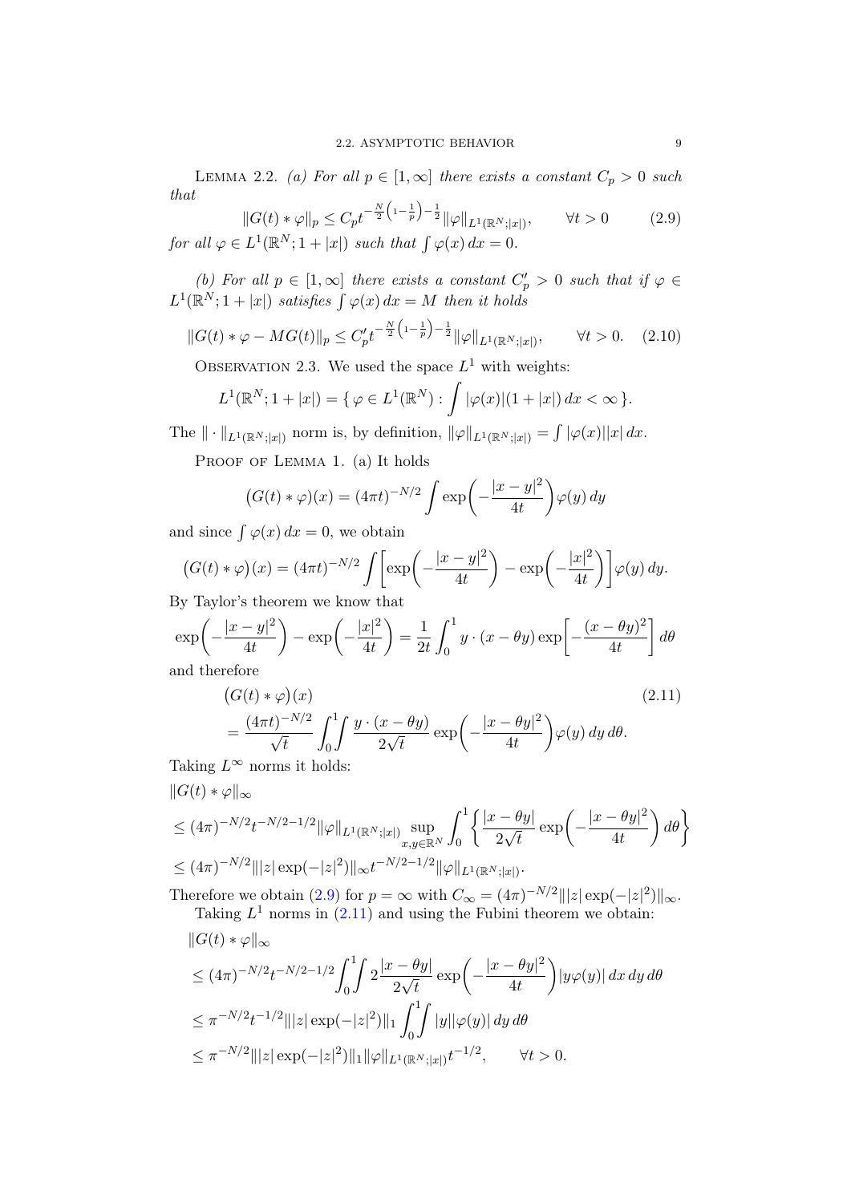Lemma 2.2. *(a) For all $p \in [1,\infty]$ there exists a constant $C_p > 0$ such that*

$$\|G(t) * \varphi\|_p \leq C_p t^{-\frac{N}{2}\left(1-\frac{1}{p}\right)-\frac{1}{2}} \|\varphi\|_{L^1(\mathbb{R}^N;|x|)}, \qquad \forall t > 0 \tag{2.9}$$

*for all $\varphi \in L^1(\mathbb{R}^N; 1+|x|)$ such that $\int \varphi(x)\,dx = 0$.*

*(b) For all $p \in [1,\infty]$ there exists a constant $C_p' > 0$ such that if $\varphi \in L^1(\mathbb{R}^N; 1+|x|)$ satisfies $\int \varphi(x)\,dx = M$ then it holds*

$$\|G(t) * \varphi - MG(t)\|_p \leq C_p' t^{-\frac{N}{2}\left(1-\frac{1}{p}\right)-\frac{1}{2}} \|\varphi\|_{L^1(\mathbb{R}^N;|x|)}, \qquad \forall t > 0. \tag{2.10}$$

Observation 2.3. We used the space $L^1$ with weights:

$$L^1(\mathbb{R}^N; 1+|x|) = \{\, \varphi \in L^1(\mathbb{R}^N) : \int |\varphi(x)|(1+|x|)\,dx < \infty \,\}.$$

The $\|\cdot\|_{L^1(\mathbb{R}^N;|x|)}$ norm is, by definition, $\|\varphi\|_{L^1(\mathbb{R}^N;|x|)} = \int |\varphi(x)||x|\,dx$.

Proof of Lemma 1. (a) It holds

$$\big(G(t) * \varphi\big)(x) = (4\pi t)^{-N/2} \int \exp\!\left(-\frac{|x-y|^2}{4t}\right)\varphi(y)\,dy$$

and since $\int \varphi(x)\,dx = 0$, we obtain

$$\big(G(t) * \varphi\big)(x) = (4\pi t)^{-N/2} \int \left[\exp\!\left(-\frac{|x-y|^2}{4t}\right) - \exp\!\left(-\frac{|x|^2}{4t}\right)\right]\varphi(y)\,dy.$$

By Taylor's theorem we know that

$$\exp\!\left(-\frac{|x-y|^2}{4t}\right) - \exp\!\left(-\frac{|x|^2}{4t}\right) = \frac{1}{2t}\int_0^1 y\cdot(x-\theta y)\exp\!\left[-\frac{(x-\theta y)^2}{4t}\right]d\theta$$

and therefore

$$\begin{aligned}
&\big(G(t) * \varphi\big)(x) \\
&= \frac{(4\pi t)^{-N/2}}{\sqrt{t}} \int_0^1\!\!\int \frac{y\cdot(x-\theta y)}{2\sqrt{t}} \exp\!\left(-\frac{|x-\theta y|^2}{4t}\right)\varphi(y)\,dy\,d\theta.
\end{aligned} \tag{2.11}$$

Taking $L^\infty$ norms it holds:

$$\begin{aligned}
&\|G(t) * \varphi\|_\infty \\
&\leq (4\pi)^{-N/2} t^{-N/2-1/2} \|\varphi\|_{L^1(\mathbb{R}^N;|x|)} \sup_{x,y\in\mathbb{R}^N} \int_0^1 \left\{ \frac{|x-\theta y|}{2\sqrt{t}} \exp\!\left(-\frac{|x-\theta y|^2}{4t}\right) d\theta \right\} \\
&\leq (4\pi)^{-N/2} \||z|\exp(-|z|^2)\|_\infty t^{-N/2-1/2} \|\varphi\|_{L^1(\mathbb{R}^N;|x|)}.
\end{aligned}$$

Therefore we obtain (2.9) for $p = \infty$ with $C_\infty = (4\pi)^{-N/2}\||z|\exp(-|z|^2)\|_\infty$.

Taking $L^1$ norms in (2.11) and using the Fubini theorem we obtain:

$$\begin{aligned}
&\|G(t) * \varphi\|_\infty \\
&\leq (4\pi)^{-N/2} t^{-N/2-1/2} \int_0^1\!\!\int 2\frac{|x-\theta y|}{2\sqrt{t}} \exp\!\left(-\frac{|x-\theta y|^2}{4t}\right) |y\varphi(y)|\,dx\,dy\,d\theta \\
&\leq \pi^{-N/2} t^{-1/2} \||z|\exp(-|z|^2)\|_1 \int_0^1\!\!\int |y||\varphi(y)|\,dy\,d\theta \\
&\leq \pi^{-N/2} \||z|\exp(-|z|^2)\|_1 \|\varphi\|_{L^1(\mathbb{R}^N;|x|)} t^{-1/2}, \qquad \forall t > 0.
\end{aligned}$$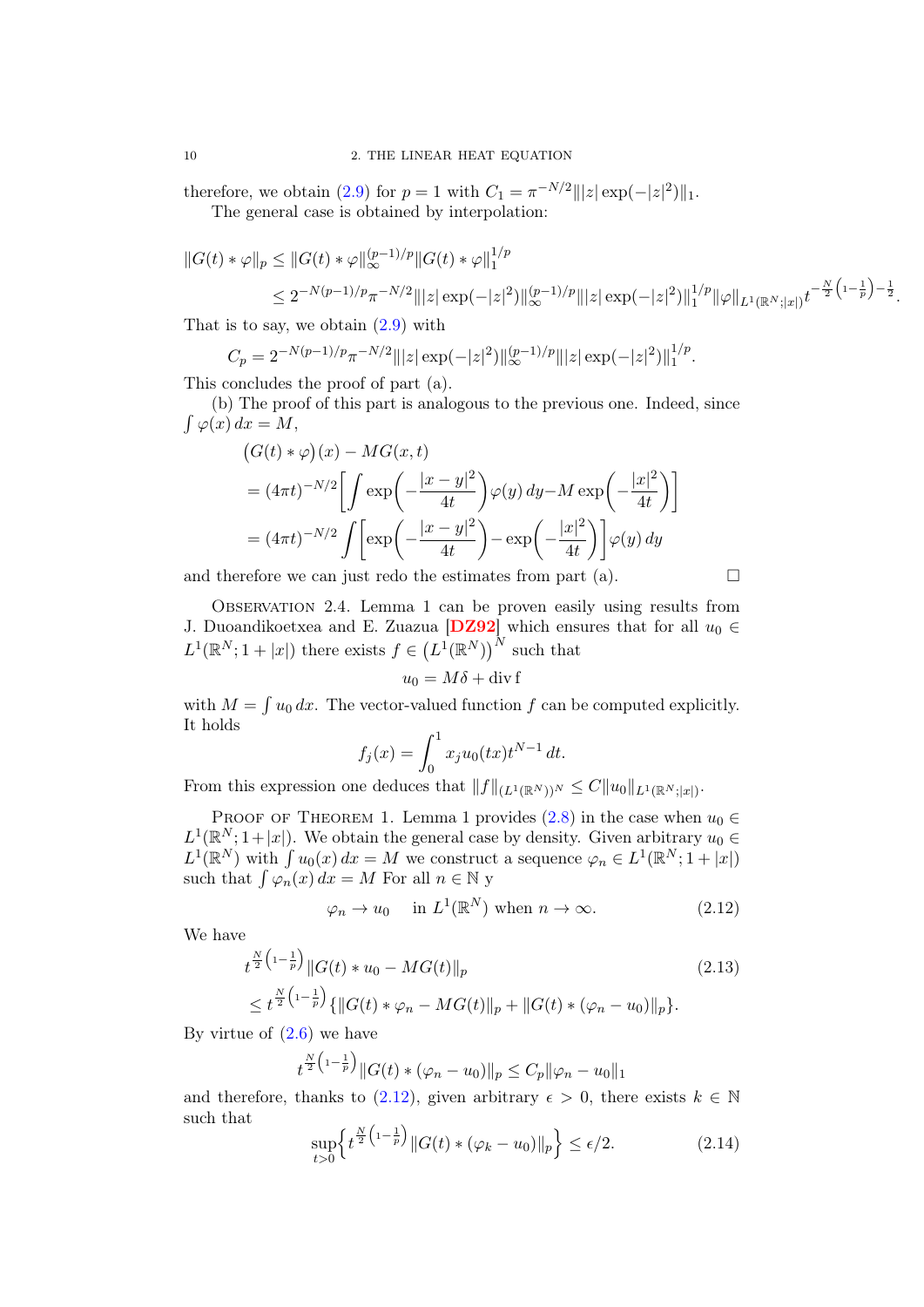therefore, we obtain (2.9) for $p = 1$ with $C_1 = \pi^{-N/2} \| |z| \exp(-|z|^2) \|_1$.

The general case is obtained by interpolation:

$$
\begin{aligned}
\|G(t) * \varphi\|_p &\leq \|G(t) * \varphi\|_\infty^{(p-1)/p} \|G(t) * \varphi\|_1^{1/p} \\
&\leq 2^{-N(p-1)/p} \pi^{-N/2} \| |z| \exp(-|z|^2) \|_\infty^{(p-1)/p} \| |z| \exp(-|z|^2) \|_1^{1/p} \|\varphi\|_{L^1(\mathbb{R}^N; |x|)} t^{-\frac{N}{2}\left(1-\frac{1}{p}\right)-\frac{1}{2}}.
\end{aligned}
$$

That is to say, we obtain (2.9) with

$$
C_p = 2^{-N(p-1)/p} \pi^{-N/2} \| |z| \exp(-|z|^2) \|_\infty^{(p-1)/p} \| |z| \exp(-|z|^2) \|_1^{1/p}.
$$

This concludes the proof of part (a).

(b) The proof of this part is analogous to the previous one. Indeed, since $\int \varphi(x)\, dx = M$,

$$
\begin{aligned}
&\big(G(t) * \varphi\big)(x) - MG(x,t) \\
&= (4\pi t)^{-N/2} \left[ \int \exp\left( -\frac{|x-y|^2}{4t} \right) \varphi(y)\, dy - M \exp\left( -\frac{|x|^2}{4t} \right) \right] \\
&= (4\pi t)^{-N/2} \int \left[ \exp\left( -\frac{|x-y|^2}{4t} \right) - \exp\left( -\frac{|x|^2}{4t} \right) \right] \varphi(y)\, dy
\end{aligned}
$$

and therefore we can just redo the estimates from part (a). □

Observation 2.4. Lemma 1 can be proven easily using results from J. Duoandikoetxea and E. Zuazua [DZ92] which ensures that for all $u_0 \in L^1(\mathbb{R}^N; 1 + |x|)$ there exists $f \in \left(L^1(\mathbb{R}^N)\right)^N$ such that

$$
u_0 = M\delta + \operatorname{div} \mathrm{f}
$$

with $M = \int u_0\, dx$. The vector-valued function $f$ can be computed explicitly. It holds

$$
f_j(x) = \int_0^1 x_j u_0(tx) t^{N-1}\, dt.
$$

From this expression one deduces that $\|f\|_{(L^1(\mathbb{R}^N))^N} \leq C \|u_0\|_{L^1(\mathbb{R}^N; |x|)}$.

Proof of Theorem 1. Lemma 1 provides (2.8) in the case when $u_0 \in L^1(\mathbb{R}^N; 1 + |x|)$. We obtain the general case by density. Given arbitrary $u_0 \in L^1(\mathbb{R}^N)$ with $\int u_0(x)\, dx = M$ we construct a sequence $\varphi_n \in L^1(\mathbb{R}^N; 1 + |x|)$ such that $\int \varphi_n(x)\, dx = M$ For all $n \in \mathbb{N}$ y

$$
\varphi_n \to u_0 \quad \text{in } L^1(\mathbb{R}^N) \text{ when } n \to \infty. \tag{2.12}
$$

We have

$$
\begin{aligned}
&t^{\frac{N}{2}\left(1-\frac{1}{p}\right)} \|G(t) * u_0 - MG(t)\|_p \\
&\leq t^{\frac{N}{2}\left(1-\frac{1}{p}\right)} \{ \|G(t) * \varphi_n - MG(t)\|_p + \|G(t) * (\varphi_n - u_0)\|_p \}.
\end{aligned} \tag{2.13}
$$

By virtue of (2.6) we have

$$
t^{\frac{N}{2}\left(1-\frac{1}{p}\right)} \|G(t) * (\varphi_n - u_0)\|_p \leq C_p \|\varphi_n - u_0\|_1
$$

and therefore, thanks to (2.12), given arbitrary $\epsilon > 0$, there exists $k \in \mathbb{N}$ such that

$$
\sup_{t>0} \left\{ t^{\frac{N}{2}\left(1-\frac{1}{p}\right)} \|G(t) * (\varphi_k - u_0)\|_p \right\} \leq \epsilon/2. \tag{2.14}
$$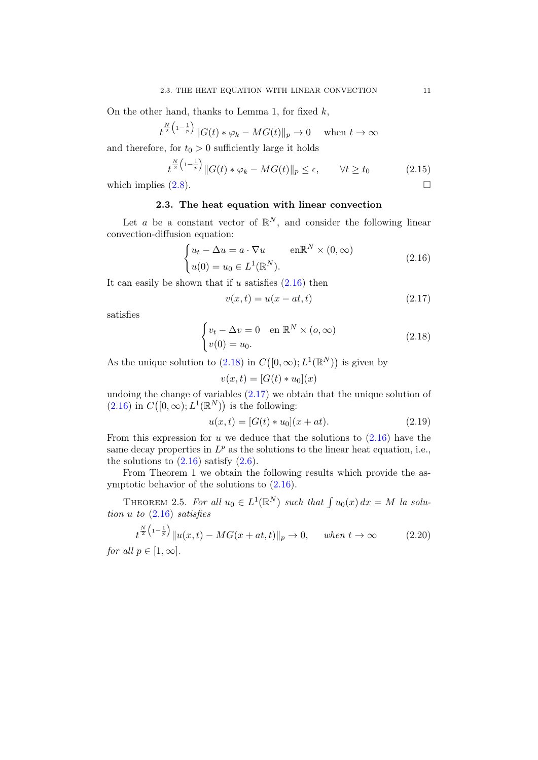On the other hand, thanks to Lemma 1, for fixed $k$,

$$t^{\frac{N}{2}\left(1-\frac{1}{p}\right)}\|G(t)*\varphi_k - MG(t)\|_p \to 0 \quad \text{when } t\to\infty$$

and therefore, for $t_0>0$ sufficiently large it holds

$$t^{\frac{N}{2}\left(1-\frac{1}{p}\right)}\|G(t)*\varphi_k - MG(t)\|_p \le \epsilon, \qquad \forall t\ge t_0 \tag{2.15}$$

which implies (2.8). □

### 2.3. The heat equation with linear convection

Let $a$ be a constant vector of $\mathbb{R}^N$, and consider the following linear convection-diffusion equation:

$$\begin{cases} u_t - \Delta u = a\cdot\nabla u & \text{en}\mathbb{R}^N\times(0,\infty) \\ u(0)=u_0\in L^1(\mathbb{R}^N). \end{cases} \tag{2.16}$$

It can easily be shown that if $u$ satisfies (2.16) then

$$v(x,t)=u(x-at,t) \tag{2.17}$$

satisfies

$$\begin{cases} v_t-\Delta v = 0 & \text{en } \mathbb{R}^N\times(o,\infty) \\ v(0)=u_0. \end{cases} \tag{2.18}$$

As the unique solution to (2.18) in $C\big([0,\infty);L^1(\mathbb{R}^N)\big)$ is given by

$$v(x,t)=[G(t)*u_0](x)$$

undoing the change of variables (2.17) we obtain that the unique solution of (2.16) in $C\big([0,\infty);L^1(\mathbb{R}^N)\big)$ is the following:

$$u(x,t)=[G(t)*u_0](x+at). \tag{2.19}$$

From this expression for $u$ we deduce that the solutions to (2.16) have the same decay properties in $L^p$ as the solutions to the linear heat equation, i.e., the solutions to (2.16) satisfy (2.6).

From Theorem 1 we obtain the following results which provide the asymptotic behavior of the solutions to (2.16).

Theorem 2.5. *For all $u_0\in L^1(\mathbb{R}^N)$ such that $\int u_0(x)\,dx = M$ la solution $u$ to (2.16) satisfies*

$$t^{\frac{N}{2}\left(1-\frac{1}{p}\right)}\|u(x,t)-MG(x+at,t)\|_p\to 0, \qquad \textit{when } t\to\infty \tag{2.20}$$

*for all $p\in[1,\infty]$.*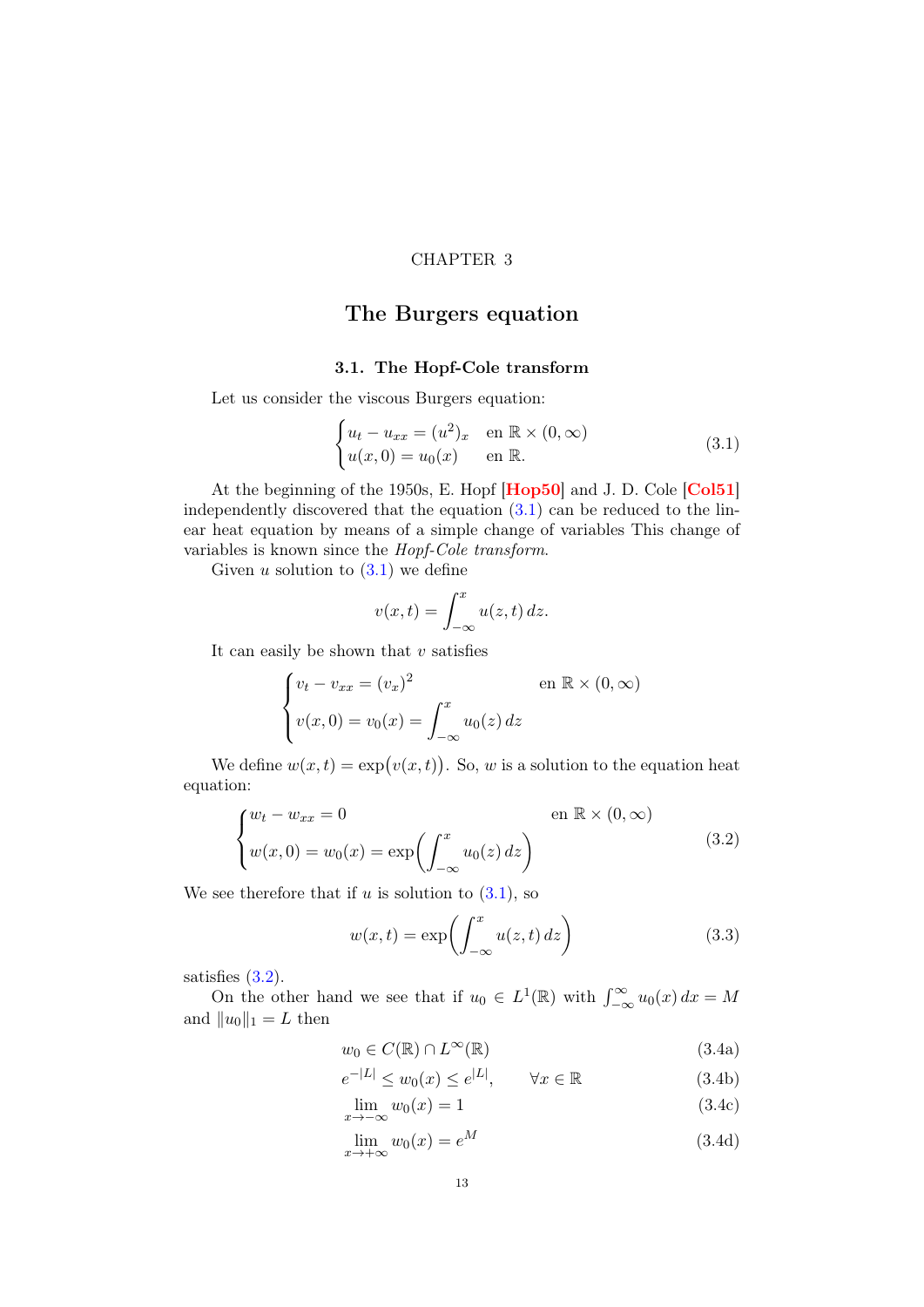CHAPTER 3

# The Burgers equation

## 3.1. The Hopf-Cole transform

Let us consider the viscous Burgers equation:

$$\begin{cases} u_t - u_{xx} = (u^2)_x & \text{en } \mathbb{R} \times (0, \infty) \\ u(x,0) = u_0(x) & \text{en } \mathbb{R}. \end{cases} \tag{3.1}$$

At the beginning of the 1950s, E. Hopf [Hop50] and J. D. Cole [Col51] independently discovered that the equation (3.1) can be reduced to the linear heat equation by means of a simple change of variables This change of variables is known since the *Hopf-Cole transform*.

Given $u$ solution to (3.1) we define

$$v(x,t) = \int_{-\infty}^{x} u(z,t)\, dz.$$

It can easily be shown that $v$ satisfies

$$\begin{cases} v_t - v_{xx} = (v_x)^2 & \text{en } \mathbb{R} \times (0, \infty) \\ v(x,0) = v_0(x) = \displaystyle\int_{-\infty}^{x} u_0(z)\, dz \end{cases}$$

We define $w(x,t) = \exp\big(v(x,t)\big)$. So, $w$ is a solution to the equation heat equation:

$$\begin{cases} w_t - w_{xx} = 0 & \text{en } \mathbb{R} \times (0, \infty) \\ w(x,0) = w_0(x) = \exp\bigg(\displaystyle\int_{-\infty}^{x} u_0(z)\, dz\bigg) \end{cases} \tag{3.2}$$

We see therefore that if $u$ is solution to (3.1), so

$$w(x,t) = \exp\bigg(\int_{-\infty}^{x} u(z,t)\, dz\bigg) \tag{3.3}$$

satisfies (3.2).

On the other hand we see that if $u_0 \in L^1(\mathbb{R})$ with $\int_{-\infty}^{\infty} u_0(x)\, dx = M$ and $\|u_0\|_1 = L$ then

$$w_0 \in C(\mathbb{R}) \cap L^\infty(\mathbb{R}) \tag{3.4a}$$

$$e^{-|L|} \le w_0(x) \le e^{|L|}, \qquad \forall x \in \mathbb{R} \tag{3.4b}$$

$$\lim_{x \to -\infty} w_0(x) = 1 \tag{3.4c}$$

$$\lim_{x \to +\infty} w_0(x) = e^M \tag{3.4d}$$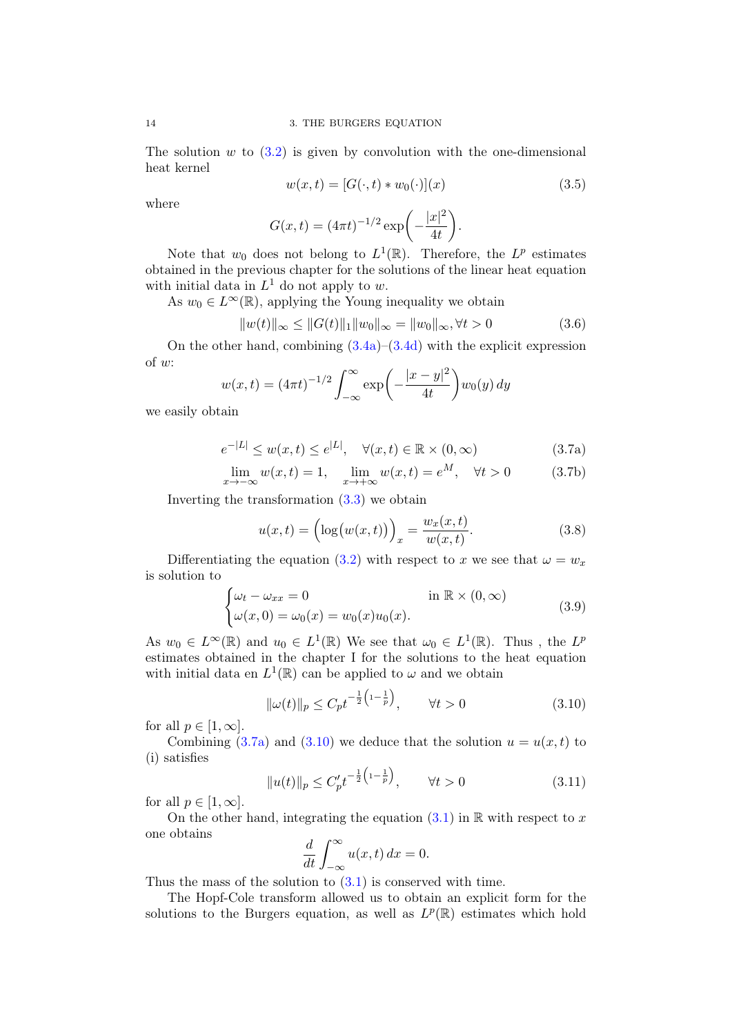The solution $w$ to (3.2) is given by convolution with the one-dimensional heat kernel

$$w(x,t) = [G(\cdot,t) * w_0(\cdot)](x) \tag{3.5}$$

where

$$G(x,t) = (4\pi t)^{-1/2} \exp\left(-\frac{|x|^2}{4t}\right).$$

Note that $w_0$ does not belong to $L^1(\mathbb{R})$. Therefore, the $L^p$ estimates obtained in the previous chapter for the solutions of the linear heat equation with initial data in $L^1$ do not apply to $w$.

As $w_0 \in L^\infty(\mathbb{R})$, applying the Young inequality we obtain

$$\|w(t)\|_\infty \leq \|G(t)\|_1 \|w_0\|_\infty = \|w_0\|_\infty, \forall t > 0 \tag{3.6}$$

On the other hand, combining (3.4a)–(3.4d) with the explicit expression of $w$:

$$w(x,t) = (4\pi t)^{-1/2} \int_{-\infty}^{\infty} \exp\left(-\frac{|x-y|^2}{4t}\right) w_0(y)\, dy$$

we easily obtain

$$e^{-|L|} \leq w(x,t) \leq e^{|L|}, \quad \forall (x,t) \in \mathbb{R} \times (0,\infty) \tag{3.7a}$$

$$\lim_{x\to-\infty} w(x,t) = 1, \quad \lim_{x\to+\infty} w(x,t) = e^M, \quad \forall t > 0 \tag{3.7b}$$

Inverting the transformation (3.3) we obtain

$$u(x,t) = \Big(\log\big(w(x,t)\big)\Big)_x = \frac{w_x(x,t)}{w(x,t)}. \tag{3.8}$$

Differentiating the equation (3.2) with respect to $x$ we see that $\omega = w_x$ is solution to

$$\begin{cases} \omega_t - \omega_{xx} = 0 & \text{in } \mathbb{R} \times (0,\infty) \\ \omega(x,0) = \omega_0(x) = w_0(x) u_0(x). \end{cases} \tag{3.9}$$

As $w_0 \in L^\infty(\mathbb{R})$ and $u_0 \in L^1(\mathbb{R})$ We see that $\omega_0 \in L^1(\mathbb{R})$. Thus , the $L^p$ estimates obtained in the chapter I for the solutions to the heat equation with initial data en $L^1(\mathbb{R})$ can be applied to $\omega$ and we obtain

$$\|\omega(t)\|_p \leq C_p t^{-\frac{1}{2}\left(1-\frac{1}{p}\right)}, \qquad \forall t > 0 \tag{3.10}$$

for all $p \in [1,\infty]$.

Combining (3.7a) and (3.10) we deduce that the solution $u = u(x,t)$ to (i) satisfies

$$\|u(t)\|_p \leq C'_p t^{-\frac{1}{2}\left(1-\frac{1}{p}\right)}, \qquad \forall t > 0 \tag{3.11}$$

for all $p \in [1,\infty]$.

On the other hand, integrating the equation (3.1) in $\mathbb{R}$ with respect to $x$ one obtains

$$\frac{d}{dt} \int_{-\infty}^{\infty} u(x,t)\, dx = 0.$$

Thus the mass of the solution to (3.1) is conserved with time.

The Hopf-Cole transform allowed us to obtain an explicit form for the solutions to the Burgers equation, as well as $L^p(\mathbb{R})$ estimates which hold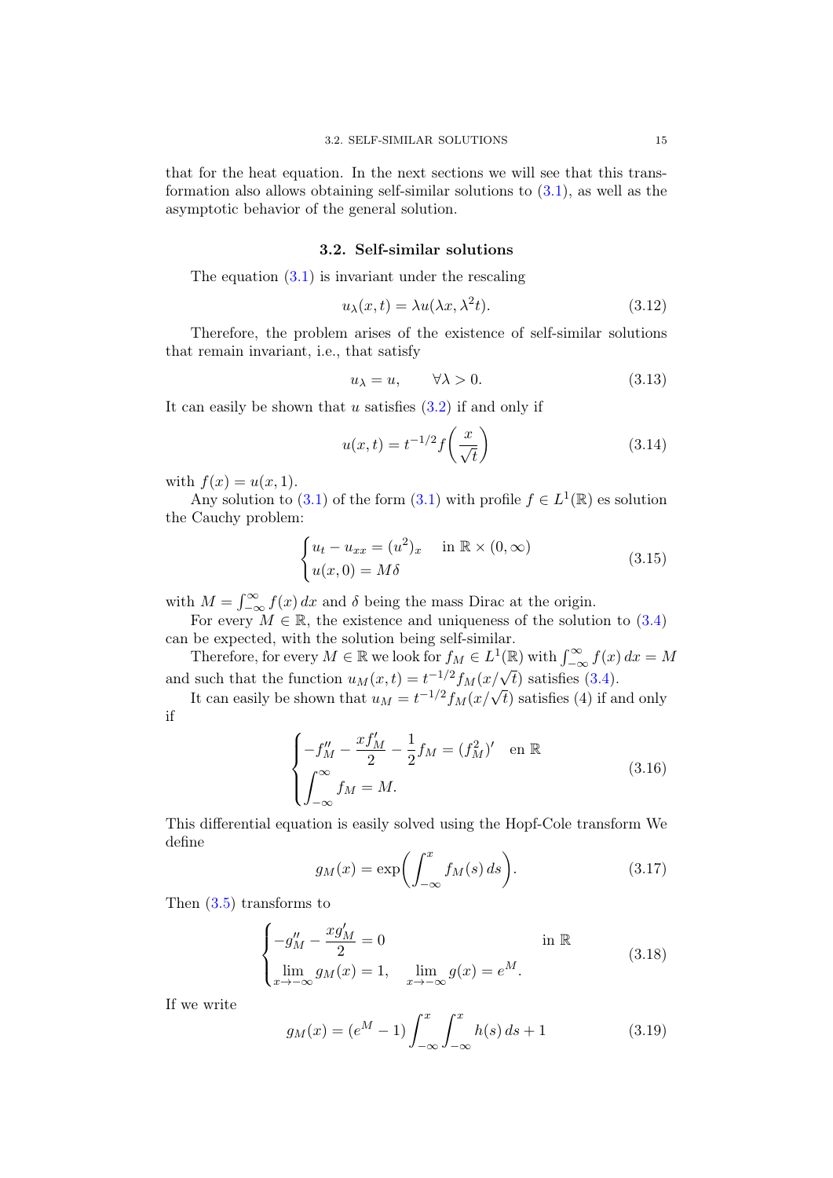that for the heat equation. In the next sections we will see that this transformation also allows obtaining self-similar solutions to (3.1), as well as the asymptotic behavior of the general solution.

## 3.2. Self-similar solutions

The equation (3.1) is invariant under the rescaling

$$u_\lambda(x,t) = \lambda u(\lambda x, \lambda^2 t). \tag{3.12}$$

Therefore, the problem arises of the existence of self-similar solutions that remain invariant, i.e., that satisfy

$$u_\lambda = u, \qquad \forall \lambda > 0. \tag{3.13}$$

It can easily be shown that $u$ satisfies (3.2) if and only if

$$u(x,t) = t^{-1/2} f\left(\frac{x}{\sqrt{t}}\right) \tag{3.14}$$

with $f(x) = u(x,1)$.

Any solution to (3.1) of the form (3.1) with profile $f \in L^1(\mathbb{R})$ es solution the Cauchy problem:

$$\begin{cases} u_t - u_{xx} = (u^2)_x & \text{in } \mathbb{R} \times (0,\infty) \\ u(x,0) = M\delta \end{cases} \tag{3.15}$$

with $M = \int_{-\infty}^{\infty} f(x)\,dx$ and $\delta$ being the mass Dirac at the origin.

For every $M \in \mathbb{R}$, the existence and uniqueness of the solution to (3.4) can be expected, with the solution being self-similar.

Therefore, for every $M \in \mathbb{R}$ we look for $f_M \in L^1(\mathbb{R})$ with $\int_{-\infty}^{\infty} f(x)\,dx = M$ and such that the function $u_M(x,t) = t^{-1/2} f_M(x/\sqrt{t})$ satisfies (3.4).

It can easily be shown that $u_M = t^{-1/2} f_M(x/\sqrt{t})$ satisfies (4) if and only if

$$\begin{cases} -f_M'' - \dfrac{x f_M'}{2} - \dfrac{1}{2} f_M = (f_M^2)' & \text{en } \mathbb{R} \\ \displaystyle\int_{-\infty}^{\infty} f_M = M. \end{cases} \tag{3.16}$$

This differential equation is easily solved using the Hopf-Cole transform We define

$$g_M(x) = \exp\left(\int_{-\infty}^{x} f_M(s)\,ds\right). \tag{3.17}$$

Then (3.5) transforms to

$$\begin{cases} -g_M'' - \dfrac{x g_M'}{2} = 0 & \text{in } \mathbb{R} \\ \lim\limits_{x\to-\infty} g_M(x) = 1, \quad \lim\limits_{x\to-\infty} g(x) = e^M. \end{cases} \tag{3.18}$$

If we write

$$g_M(x) = (e^M - 1)\int_{-\infty}^{x}\int_{-\infty}^{x} h(s)\,ds + 1 \tag{3.19}$$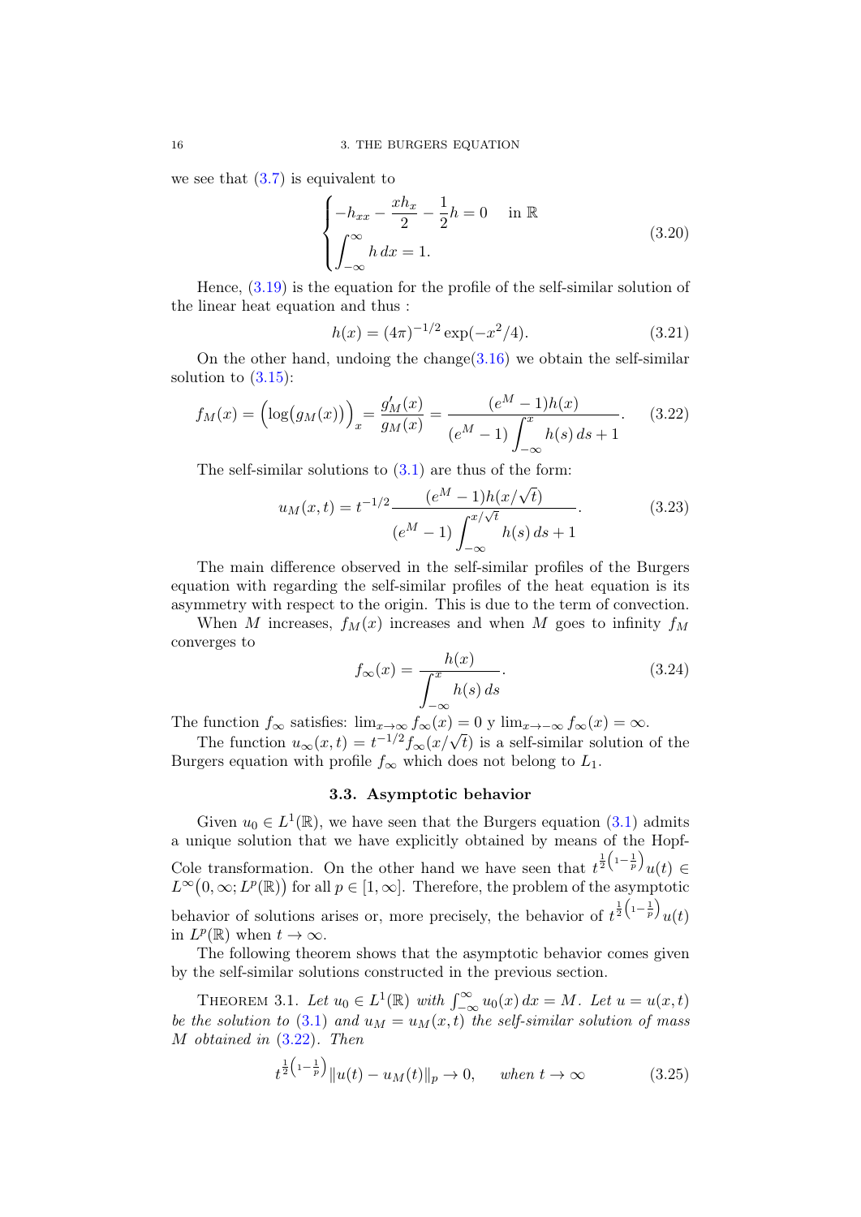we see that (3.7) is equivalent to

$$
\begin{cases} -h_{xx} - \dfrac{x h_x}{2} - \dfrac{1}{2} h = 0 \quad \text{in } \mathbb{R} \\ \displaystyle\int_{-\infty}^{\infty} h \, dx = 1. \end{cases} \tag{3.20}
$$

Hence, (3.19) is the equation for the profile of the self-similar solution of the linear heat equation and thus :

$$
h(x) = (4\pi)^{-1/2} \exp(-x^2/4). \tag{3.21}
$$

On the other hand, undoing the change(3.16) we obtain the self-similar solution to (3.15):

$$
f_M(x) = \Big(\log\big(g_M(x)\big)\Big)_x = \frac{g_M'(x)}{g_M(x)} = \frac{(e^M - 1)h(x)}{(e^M - 1)\displaystyle\int_{-\infty}^{x} h(s)\, ds + 1}. \tag{3.22}
$$

The self-similar solutions to (3.1) are thus of the form:

$$
u_M(x,t) = t^{-1/2} \frac{(e^M - 1)h(x/\sqrt{t})}{(e^M - 1)\displaystyle\int_{-\infty}^{x/\sqrt{t}} h(s)\, ds + 1}. \tag{3.23}
$$

The main difference observed in the self-similar profiles of the Burgers equation with regarding the self-similar profiles of the heat equation is its asymmetry with respect to the origin. This is due to the term of convection.

When $M$ increases, $f_M(x)$ increases and when $M$ goes to infinity $f_M$ converges to

$$
f_\infty(x) = \frac{h(x)}{\displaystyle\int_{-\infty}^{x} h(s)\, ds}. \tag{3.24}
$$

The function $f_\infty$ satisfies: $\lim_{x\to\infty} f_\infty(x) = 0$ y $\lim_{x\to-\infty} f_\infty(x) = \infty$.

The function $u_\infty(x,t) = t^{-1/2} f_\infty(x/\sqrt{t})$ is a self-similar solution of the Burgers equation with profile $f_\infty$ which does not belong to $L_1$.

### 3.3. Asymptotic behavior

Given $u_0 \in L^1(\mathbb{R})$, we have seen that the Burgers equation (3.1) admits a unique solution that we have explicitly obtained by means of the Hopf-Cole transformation. On the other hand we have seen that $t^{\frac{1}{2}\left(1-\frac{1}{p}\right)} u(t) \in L^\infty\big(0,\infty; L^p(\mathbb{R})\big)$ for all $p \in [1,\infty]$. Therefore, the problem of the asymptotic behavior of solutions arises or, more precisely, the behavior of $t^{\frac{1}{2}\left(1-\frac{1}{p}\right)} u(t)$ in $L^p(\mathbb{R})$ when $t \to \infty$.

The following theorem shows that the asymptotic behavior comes given by the self-similar solutions constructed in the previous section.

Theorem 3.1. *Let $u_0 \in L^1(\mathbb{R})$ with $\int_{-\infty}^{\infty} u_0(x)\, dx = M$. Let $u = u(x,t)$ be the solution to (3.1) and $u_M = u_M(x,t)$ the self-similar solution of mass $M$ obtained in (3.22). Then*

$$
t^{\frac{1}{2}\left(1-\frac{1}{p}\right)} \|u(t) - u_M(t)\|_p \to 0, \quad \text{when } t \to \infty \tag{3.25}
$$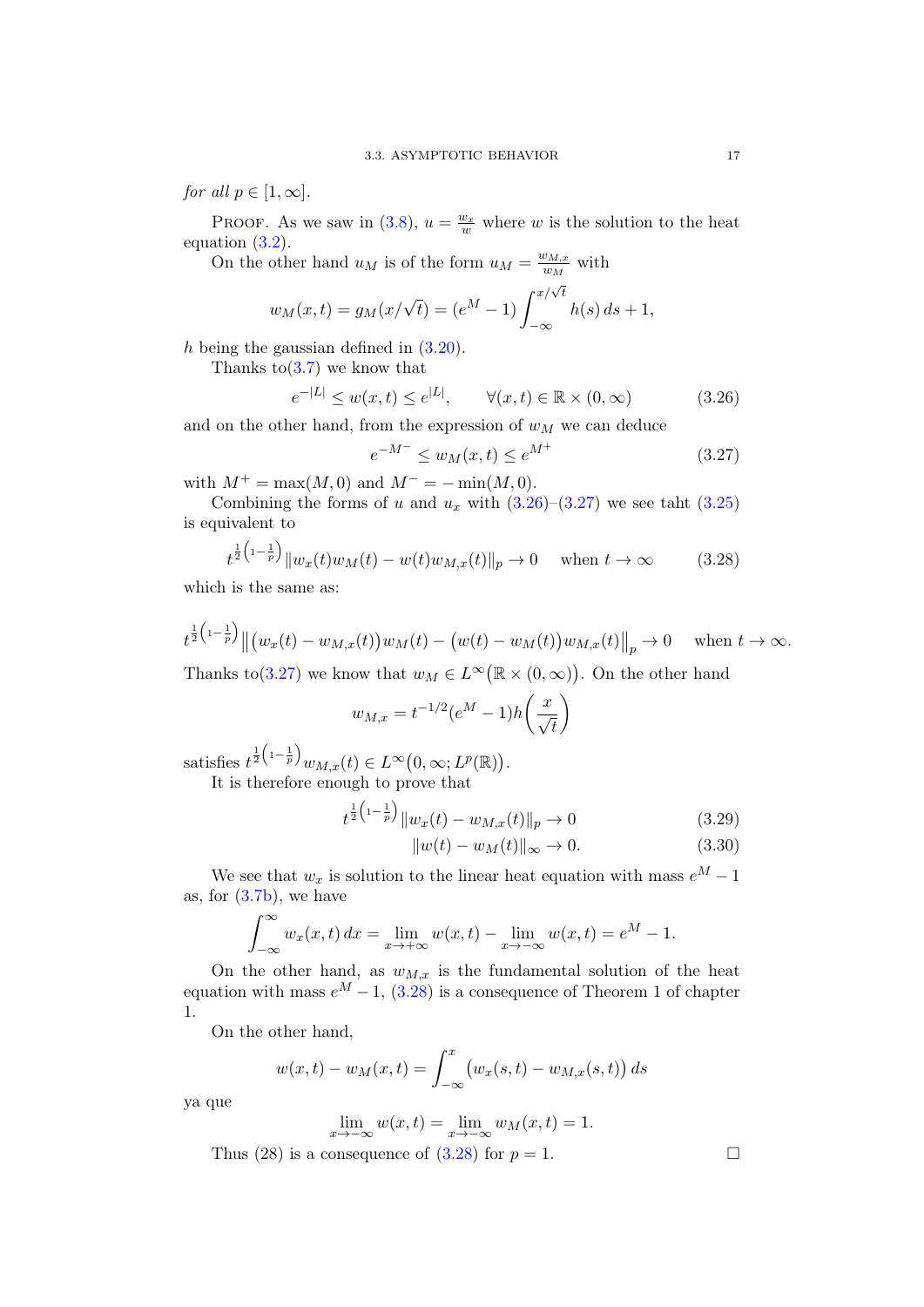*for all* $p \in [1, \infty]$.

PROOF. As we saw in (3.8), $u = \frac{w_x}{w}$ where $w$ is the solution to the heat equation (3.2).

On the other hand $u_M$ is of the form $u_M = \frac{w_{M,x}}{w_M}$ with

$$w_M(x,t) = g_M(x/\sqrt{t}) = (e^M - 1)\int_{-\infty}^{x/\sqrt{t}} h(s)\, ds + 1,$$

$h$ being the gaussian defined in (3.20).

Thanks to(3.7) we know that

$$e^{-|L|} \leq w(x,t) \leq e^{|L|}, \qquad \forall (x,t) \in \mathbb{R} \times (0,\infty) \tag{3.26}$$

and on the other hand, from the expression of $w_M$ we can deduce

$$e^{-M^-} \leq w_M(x,t) \leq e^{M^+} \tag{3.27}$$

with $M^+ = \max(M, 0)$ and $M^- = -\min(M, 0)$.

Combining the forms of $u$ and $u_x$ with (3.26)–(3.27) we see taht (3.25) is equivalent to

$$t^{\frac{1}{2}\left(1-\frac{1}{p}\right)} \| w_x(t) w_M(t) - w(t) w_{M,x}(t) \|_p \to 0 \quad \text{ when } t \to \infty \tag{3.28}$$

which is the same as:

$$t^{\frac{1}{2}\left(1-\frac{1}{p}\right)} \big\| \big(w_x(t) - w_{M,x}(t)\big) w_M(t) - \big(w(t) - w_M(t)\big) w_{M,x}(t) \big\|_p \to 0 \quad \text{ when } t \to \infty.$$

Thanks to(3.27) we know that $w_M \in L^\infty\big(\mathbb{R} \times (0,\infty)\big)$. On the other hand

$$w_{M,x} = t^{-1/2}(e^M - 1) h\left(\frac{x}{\sqrt{t}}\right)$$

satisfies $t^{\frac{1}{2}\left(1-\frac{1}{p}\right)} w_{M,x}(t) \in L^\infty\big(0,\infty; L^p(\mathbb{R})\big)$.

It is therefore enough to prove that

$$t^{\frac{1}{2}\left(1-\frac{1}{p}\right)} \| w_x(t) - w_{M,x}(t) \|_p \to 0 \tag{3.29}$$

$$\| w(t) - w_M(t) \|_\infty \to 0. \tag{3.30}$$

We see that $w_x$ is solution to the linear heat equation with mass $e^M - 1$ as, for (3.7b), we have

$$\int_{-\infty}^{\infty} w_x(x,t)\, dx = \lim_{x \to +\infty} w(x,t) - \lim_{x \to -\infty} w(x,t) = e^M - 1.$$

On the other hand, as $w_{M,x}$ is the fundamental solution of the heat equation with mass $e^M - 1$, (3.28) is a consequence of Theorem 1 of chapter 1.

On the other hand,

$$w(x,t) - w_M(x,t) = \int_{-\infty}^{x} \big(w_x(s,t) - w_{M,x}(s,t)\big)\, ds$$

ya que

$$\lim_{x \to -\infty} w(x,t) = \lim_{x \to -\infty} w_M(x,t) = 1.$$

Thus (28) is a consequence of (3.28) for $p = 1$. $\square$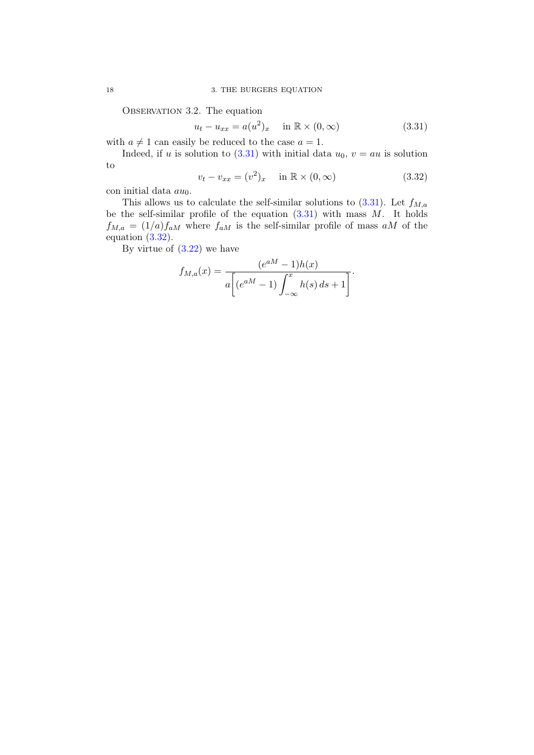Observation 3.2. The equation

$$u_t - u_{xx} = a(u^2)_x \quad \text{in } \mathbb{R} \times (0, \infty) \tag{3.31}$$

with $a \neq 1$ can easily be reduced to the case $a = 1$.

Indeed, if $u$ is solution to (3.31) with initial data $u_0$, $v = au$ is solution to

$$v_t - v_{xx} = (v^2)_x \quad \text{in } \mathbb{R} \times (0, \infty) \tag{3.32}$$

con initial data $au_0$.

This allows us to calculate the self-similar solutions to (3.31). Let $f_{M,a}$ be the self-similar profile of the equation (3.31) with mass $M$. It holds $f_{M,a} = (1/a) f_{aM}$ where $f_{aM}$ is the self-similar profile of mass $aM$ of the equation (3.32).

By virtue of (3.22) we have

$$f_{M,a}(x) = \frac{(e^{aM} - 1)h(x)}{a\left[(e^{aM} - 1)\displaystyle\int_{-\infty}^{x} h(s)\,ds + 1\right]}.$$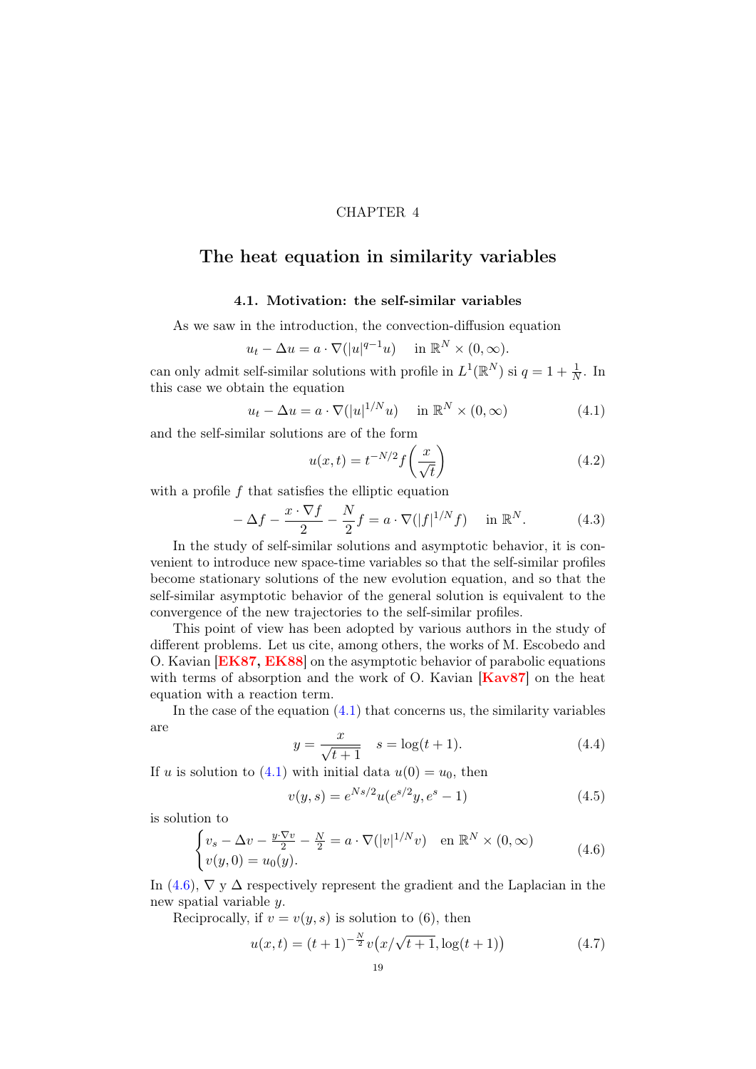CHAPTER 4

# The heat equation in similarity variables

## 4.1. Motivation: the self-similar variables

As we saw in the introduction, the convection-diffusion equation

$$u_t - \Delta u = a \cdot \nabla(|u|^{q-1}u) \quad \text{in } \mathbb{R}^N \times (0, \infty).$$

can only admit self-similar solutions with profile in $L^1(\mathbb{R}^N)$ si $q = 1 + \frac{1}{N}$. In this case we obtain the equation

$$u_t - \Delta u = a \cdot \nabla(|u|^{1/N}u) \quad \text{in } \mathbb{R}^N \times (0, \infty) \tag{4.1}$$

and the self-similar solutions are of the form

$$u(x,t) = t^{-N/2} f\left(\frac{x}{\sqrt{t}}\right) \tag{4.2}$$

with a profile $f$ that satisfies the elliptic equation

$$-\Delta f - \frac{x \cdot \nabla f}{2} - \frac{N}{2} f = a \cdot \nabla(|f|^{1/N} f) \quad \text{in } \mathbb{R}^N. \tag{4.3}$$

In the study of self-similar solutions and asymptotic behavior, it is convenient to introduce new space-time variables so that the self-similar profiles become stationary solutions of the new evolution equation, and so that the self-similar asymptotic behavior of the general solution is equivalent to the convergence of the new trajectories to the self-similar profiles.

This point of view has been adopted by various authors in the study of different problems. Let us cite, among others, the works of M. Escobedo and O. Kavian [**EK87, EK88**] on the asymptotic behavior of parabolic equations with terms of absorption and the work of O. Kavian [**Kav87**] on the heat equation with a reaction term.

In the case of the equation (4.1) that concerns us, the similarity variables are

$$y = \frac{x}{\sqrt{t+1}} \quad s = \log(t+1). \tag{4.4}$$

If $u$ is solution to (4.1) with initial data $u(0) = u_0$, then

$$v(y,s) = e^{Ns/2} u(e^{s/2} y, e^s - 1) \tag{4.5}$$

is solution to

$$\begin{cases} v_s - \Delta v - \frac{y \cdot \nabla v}{2} - \frac{N}{2} = a \cdot \nabla(|v|^{1/N} v) & \text{en } \mathbb{R}^N \times (0, \infty) \\ v(y,0) = u_0(y). \end{cases} \tag{4.6}$$

In (4.6), $\nabla$ y $\Delta$ respectively represent the gradient and the Laplacian in the new spatial variable $y$.

Reciprocally, if $v = v(y,s)$ is solution to (6), then

$$u(x,t) = (t+1)^{-\frac{N}{2}} v\big(x/\sqrt{t+1}, \log(t+1)\big) \tag{4.7}$$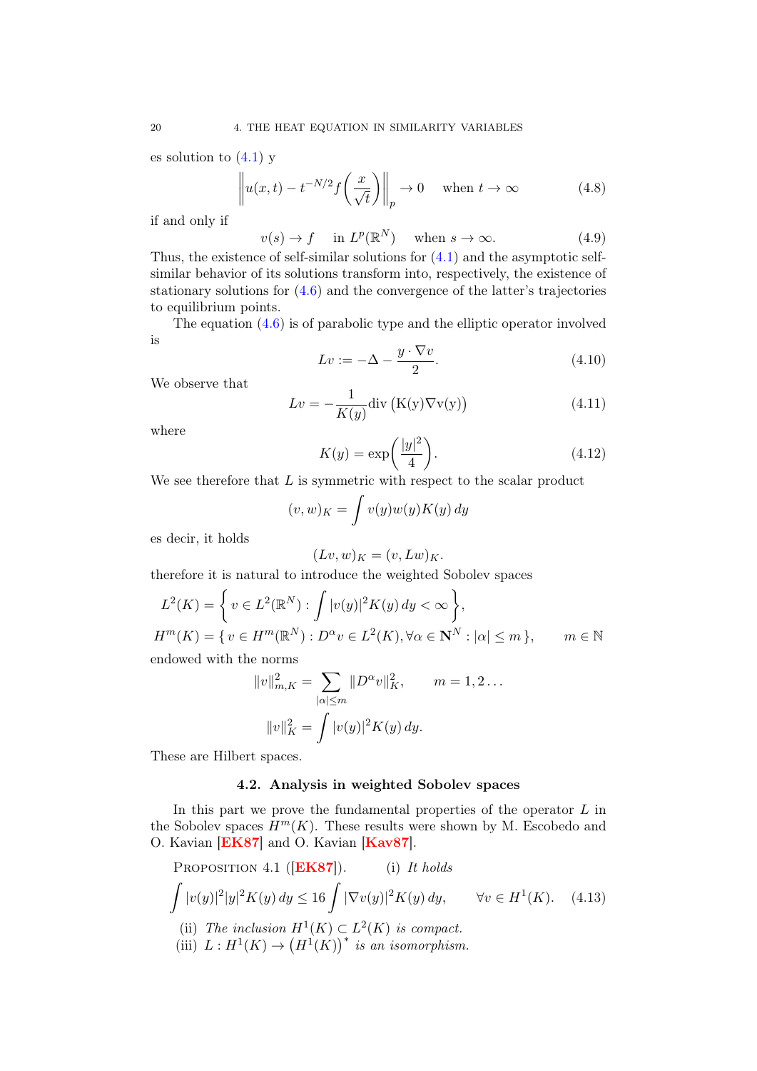es solution to (4.1) y

$$\left\| u(x,t) - t^{-N/2} f\left(\frac{x}{\sqrt{t}}\right) \right\|_p \to 0 \quad \text{when } t \to \infty \tag{4.8}$$

if and only if

$$v(s) \to f \quad \text{in } L^p(\mathbb{R}^N) \quad \text{when } s \to \infty. \tag{4.9}$$

Thus, the existence of self-similar solutions for (4.1) and the asymptotic self-similar behavior of its solutions transform into, respectively, the existence of stationary solutions for (4.6) and the convergence of the latter's trajectories to equilibrium points.

The equation (4.6) is of parabolic type and the elliptic operator involved is

$$Lv := -\Delta - \frac{y \cdot \nabla v}{2}. \tag{4.10}$$

We observe that

$$Lv = -\frac{1}{K(y)} \mathrm{div}\left(\mathrm{K(y)\nabla v(y)}\right) \tag{4.11}$$

where

$$K(y) = \exp\left(\frac{|y|^2}{4}\right). \tag{4.12}$$

We see therefore that $L$ is symmetric with respect to the scalar product

$$(v, w)_K = \int v(y) w(y) K(y)\, dy$$

es decir, it holds

$$(Lv, w)_K = (v, Lw)_K.$$

therefore it is natural to introduce the weighted Sobolev spaces

$$L^2(K) = \left\{ v \in L^2(\mathbb{R}^N) : \int |v(y)|^2 K(y)\, dy < \infty \right\},$$

$$H^m(K) = \{ v \in H^m(\mathbb{R}^N) : D^\alpha v \in L^2(K), \forall \alpha \in \mathbf{N}^N : |\alpha| \le m \}, \qquad m \in \mathbb{N}$$

endowed with the norms

$$\|v\|_{m,K}^2 = \sum_{|\alpha| \le m} \|D^\alpha v\|_K^2, \qquad m = 1, 2 \ldots$$

$$\|v\|_K^2 = \int |v(y)|^2 K(y)\, dy.$$

These are Hilbert spaces.

### 4.2. Analysis in weighted Sobolev spaces

In this part we prove the fundamental properties of the operator $L$ in the Sobolev spaces $H^m(K)$. These results were shown by M. Escobedo and O. Kavian [EK87] and O. Kavian [Kav87].

Proposition 4.1 ([EK87]). (i) *It holds*

$$\int |v(y)|^2 |y|^2 K(y)\, dy \le 16 \int |\nabla v(y)|^2 K(y)\, dy, \qquad \forall v \in H^1(K). \tag{4.13}$$

(ii) *The inclusion $H^1(K) \subset L^2(K)$ is compact.*

(iii) *$L : H^1(K) \to \left(H^1(K)\right)^*$ is an isomorphism.*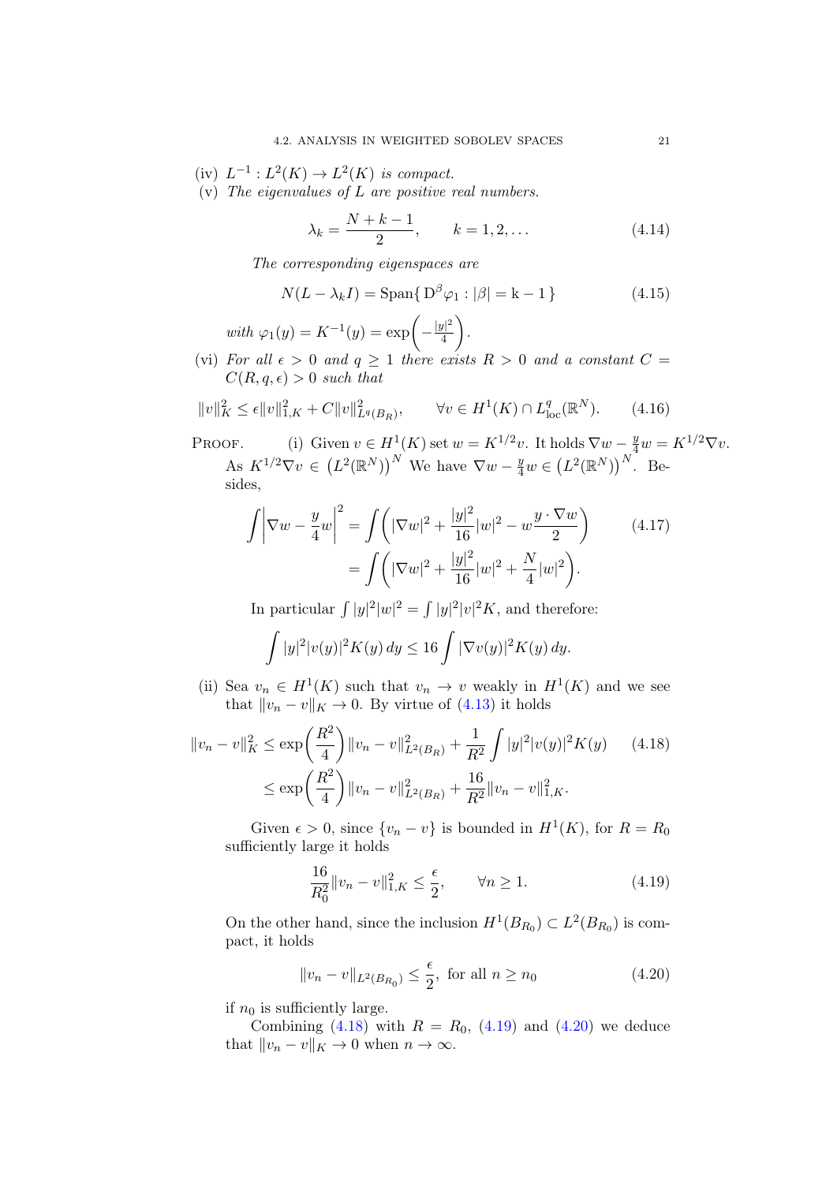(iv) $L^{-1} : L^2(K) \to L^2(K)$ *is compact.*

(v) *The eigenvalues of $L$ are positive real numbers.*

$$\lambda_k = \frac{N+k-1}{2}, \qquad k = 1, 2, \dots \tag{4.14}$$

*The corresponding eigenspaces are*

$$N(L - \lambda_k I) = \operatorname{Span}\{\, \mathrm{D}^\beta \varphi_1 : |\beta| = \mathrm{k} - 1\,\} \tag{4.15}$$

*with* $\varphi_1(y) = K^{-1}(y) = \exp\left(-\frac{|y|^2}{4}\right)$.

(vi) *For all $\epsilon > 0$ and $q \geq 1$ there exists $R > 0$ and a constant $C = C(R, q, \epsilon) > 0$ such that*

$$\|v\|_K^2 \leq \epsilon \|v\|_{1,K}^2 + C\|v\|^2_{L^q(B_R)}, \qquad \forall v \in H^1(K) \cap L^q_{\mathrm{loc}}(\mathbb{R}^N). \tag{4.16}$$

Proof. (i) Given $v \in H^1(K)$ set $w = K^{1/2}v$. It holds $\nabla w - \frac{y}{4}w = K^{1/2}\nabla v$. As $K^{1/2}\nabla v \in \left(L^2(\mathbb{R}^N)\right)^N$ We have $\nabla w - \frac{y}{4}w \in \left(L^2(\mathbb{R}^N)\right)^N$. Besides,

$$\begin{aligned}
\int \left|\nabla w - \frac{y}{4}w\right|^2 &= \int \left(|\nabla w|^2 + \frac{|y|^2}{16}|w|^2 - w\frac{y\cdot \nabla w}{2}\right) \\
&= \int \left(|\nabla w|^2 + \frac{|y|^2}{16}|w|^2 + \frac{N}{4}|w|^2\right).
\end{aligned} \tag{4.17}$$

In particular $\int |y|^2|w|^2 = \int |y|^2|v|^2 K$, and therefore:

$$\int |y|^2 |v(y)|^2 K(y)\,dy \leq 16 \int |\nabla v(y)|^2 K(y)\,dy.$$

(ii) Sea $v_n \in H^1(K)$ such that $v_n \to v$ weakly in $H^1(K)$ and we see that $\|v_n - v\|_K \to 0$. By virtue of (4.13) it holds

$$\begin{aligned}
\|v_n - v\|_K^2 &\leq \exp\left(\frac{R^2}{4}\right)\|v_n - v\|^2_{L^2(B_R)} + \frac{1}{R^2}\int |y|^2|v(y)|^2 K(y) \\
&\leq \exp\left(\frac{R^2}{4}\right)\|v_n - v\|^2_{L^2(B_R)} + \frac{16}{R^2}\|v_n - v\|^2_{1,K}.
\end{aligned} \tag{4.18}$$

Given $\epsilon > 0$, since $\{v_n - v\}$ is bounded in $H^1(K)$, for $R = R_0$ sufficiently large it holds

$$\frac{16}{R_0^2}\|v_n - v\|^2_{1,K} \leq \frac{\epsilon}{2}, \qquad \forall n \geq 1. \tag{4.19}$$

On the other hand, since the inclusion $H^1(B_{R_0}) \subset L^2(B_{R_0})$ is compact, it holds

$$\|v_n - v\|_{L^2(B_{R_0})} \leq \frac{\epsilon}{2}, \text{ for all } n \geq n_0 \tag{4.20}$$

if $n_0$ is sufficiently large.

Combining (4.18) with $R = R_0$, (4.19) and (4.20) we deduce that $\|v_n - v\|_K \to 0$ when $n \to \infty$.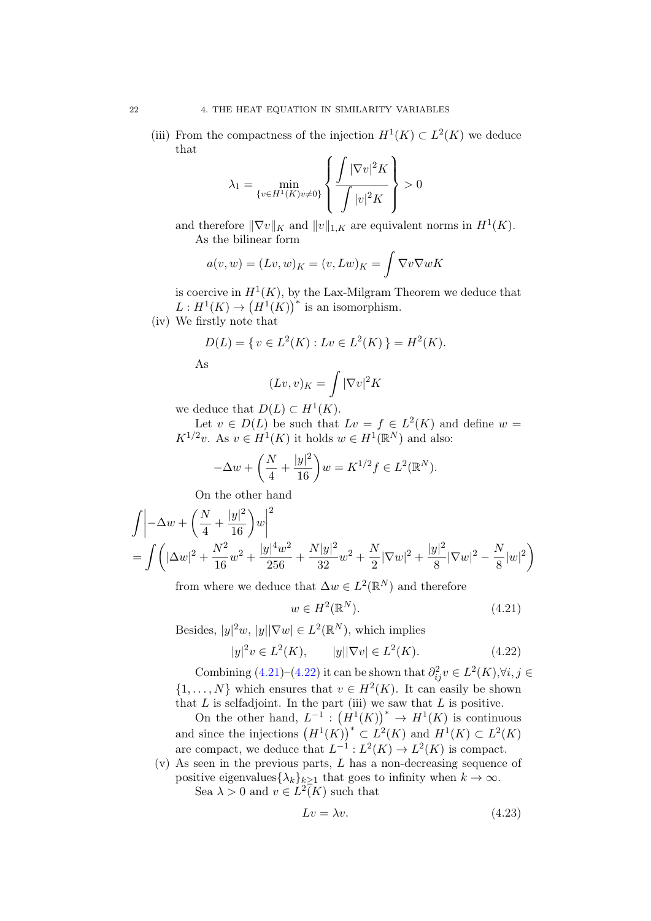(iii) From the compactness of the injection $H^1(K) \subset L^2(K)$ we deduce that

$$\lambda_1 = \min_{\{v \in H^1(K) v \neq 0\}} \left\{ \frac{\displaystyle\int |\nabla v|^2 K}{\displaystyle\int |v|^2 K} \right\} > 0$$

and therefore $\|\nabla v\|_K$ and $\|v\|_{1,K}$ are equivalent norms in $H^1(K)$.

As the bilinear form

$$a(v, w) = (Lv, w)_K = (v, Lw)_K = \int \nabla v \nabla w K$$

is coercive in $H^1(K)$, by the Lax-Milgram Theorem we deduce that $L : H^1(K) \to \left(H^1(K)\right)^*$ is an isomorphism.

(iv) We firstly note that

$$D(L) = \{ v \in L^2(K) : Lv \in L^2(K) \} = H^2(K).$$

As

$$(Lv, v)_K = \int |\nabla v|^2 K$$

we deduce that $D(L) \subset H^1(K)$.

Let $v \in D(L)$ be such that $Lv = f \in L^2(K)$ and define $w = K^{1/2} v$. As $v \in H^1(K)$ it holds $w \in H^1(\mathbb{R}^N)$ and also:

$$-\Delta w + \left( \frac{N}{4} + \frac{|y|^2}{16} \right) w = K^{1/2} f \in L^2(\mathbb{R}^N).$$

On the other hand

$$\int \left| -\Delta w + \left( \frac{N}{4} + \frac{|y|^2}{16} \right) w \right|^2$$
$$= \int \left( |\Delta w|^2 + \frac{N^2}{16} w^2 + \frac{|y|^4 w^2}{256} + \frac{N|y|^2}{32} w^2 + \frac{N}{2} |\nabla w|^2 + \frac{|y|^2}{8} |\nabla w|^2 - \frac{N}{8} |w|^2 \right)$$

from where we deduce that $\Delta w \in L^2(\mathbb{R}^N)$ and therefore

$$w \in H^2(\mathbb{R}^N). \tag{4.21}$$

Besides, $|y|^2 w$, $|y||\nabla w| \in L^2(\mathbb{R}^N)$, which implies

$$|y|^2 v \in L^2(K), \qquad |y||\nabla v| \in L^2(K). \tag{4.22}$$

Combining (4.21)–(4.22) it can be shown that $\partial^2_{ij} v \in L^2(K), \forall i, j \in \{1, \ldots, N\}$ which ensures that $v \in H^2(K)$. It can easily be shown that $L$ is selfadjoint. In the part (iii) we saw that $L$ is positive.

On the other hand, $L^{-1} : \left(H^1(K)\right)^* \to H^1(K)$ is continuous and since the injections $\left(H^1(K)\right)^* \subset L^2(K)$ and $H^1(K) \subset L^2(K)$ are compact, we deduce that $L^{-1} : L^2(K) \to L^2(K)$ is compact.

(v) As seen in the previous parts, $L$ has a non-decreasing sequence of positive eigenvalues$\{\lambda_k\}_{k \geq 1}$ that goes to infinity when $k \to \infty$.

Sea $\lambda > 0$ and $v \in L^2(K)$ such that

$$Lv = \lambda v. \tag{4.23}$$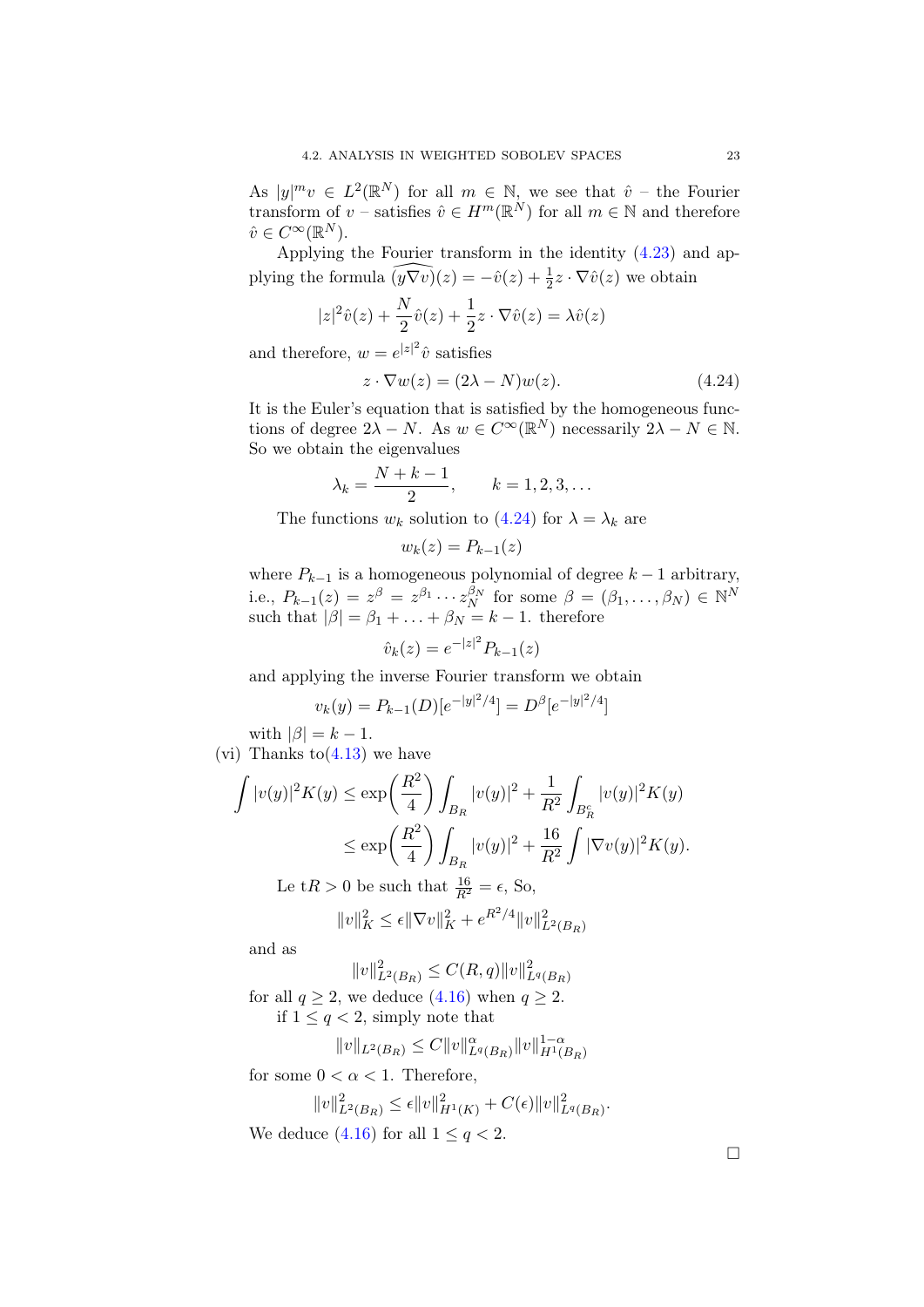As $|y|^m v \in L^2(\mathbb{R}^N)$ for all $m \in \mathbb{N}$, we see that $\hat{v}$ – the Fourier transform of $v$ – satisfies $\hat{v} \in H^m(\mathbb{R}^N)$ for all $m \in \mathbb{N}$ and therefore $\hat{v} \in C^\infty(\mathbb{R}^N)$.

Applying the Fourier transform in the identity (4.23) and applying the formula $\widehat{(y\nabla v)}(z) = -\hat{v}(z) + \frac{1}{2} z \cdot \nabla \hat{v}(z)$ we obtain

$$|z|^2 \hat{v}(z) + \frac{N}{2}\hat{v}(z) + \frac{1}{2} z \cdot \nabla \hat{v}(z) = \lambda \hat{v}(z)$$

and therefore, $w = e^{|z|^2}\hat{v}$ satisfies

$$z \cdot \nabla w(z) = (2\lambda - N) w(z). \tag{4.24}$$

It is the Euler's equation that is satisfied by the homogeneous functions of degree $2\lambda - N$. As $w \in C^\infty(\mathbb{R}^N)$ necessarily $2\lambda - N \in \mathbb{N}$. So we obtain the eigenvalues

$$\lambda_k = \frac{N+k-1}{2}, \qquad k = 1, 2, 3, \dots$$

The functions $w_k$ solution to (4.24) for $\lambda = \lambda_k$ are

$$w_k(z) = P_{k-1}(z)$$

where $P_{k-1}$ is a homogeneous polynomial of degree $k-1$ arbitrary, i.e., $P_{k-1}(z) = z^\beta = z^{\beta_1} \cdots z_N^{\beta_N}$ for some $\beta = (\beta_1, \dots, \beta_N) \in \mathbb{N}^N$ such that $|\beta| = \beta_1 + \dots + \beta_N = k-1$. therefore

$$\hat{v}_k(z) = e^{-|z|^2} P_{k-1}(z)$$

and applying the inverse Fourier transform we obtain

$$v_k(y) = P_{k-1}(D)[e^{-|y|^2/4}] = D^\beta [e^{-|y|^2/4}]$$

with $|\beta| = k-1$.

(vi) Thanks to(4.13) we have

$$\begin{aligned}
\int |v(y)|^2 K(y) &\le \exp\left(\frac{R^2}{4}\right) \int_{B_R} |v(y)|^2 + \frac{1}{R^2}\int_{B_R^c} |v(y)|^2 K(y) \\
&\le \exp\left(\frac{R^2}{4}\right) \int_{B_R} |v(y)|^2 + \frac{16}{R^2}\int |\nabla v(y)|^2 K(y).
\end{aligned}$$

Le t$R > 0$ be such that $\frac{16}{R^2} = \epsilon$, So,

$$\|v\|_K^2 \le \epsilon \|\nabla v\|_K^2 + e^{R^2/4}\|v\|_{L^2(B_R)}^2$$

and as

$$\|v\|_{L^2(B_R)}^2 \le C(R,q)\|v\|_{L^q(B_R)}^2$$

for all $q \ge 2$, we deduce (4.16) when $q \ge 2$.

if $1 \le q < 2$, simply note that

$$\|v\|_{L^2(B_R)} \le C\|v\|_{L^q(B_R)}^\alpha \|v\|_{H^1(B_R)}^{1-\alpha}$$

for some $0 < \alpha < 1$. Therefore,

$$\|v\|_{L^2(B_R)}^2 \le \epsilon \|v\|_{H^1(K)}^2 + C(\epsilon)\|v\|_{L^q(B_R)}^2.$$

We deduce (4.16) for all $1 \le q < 2$.

□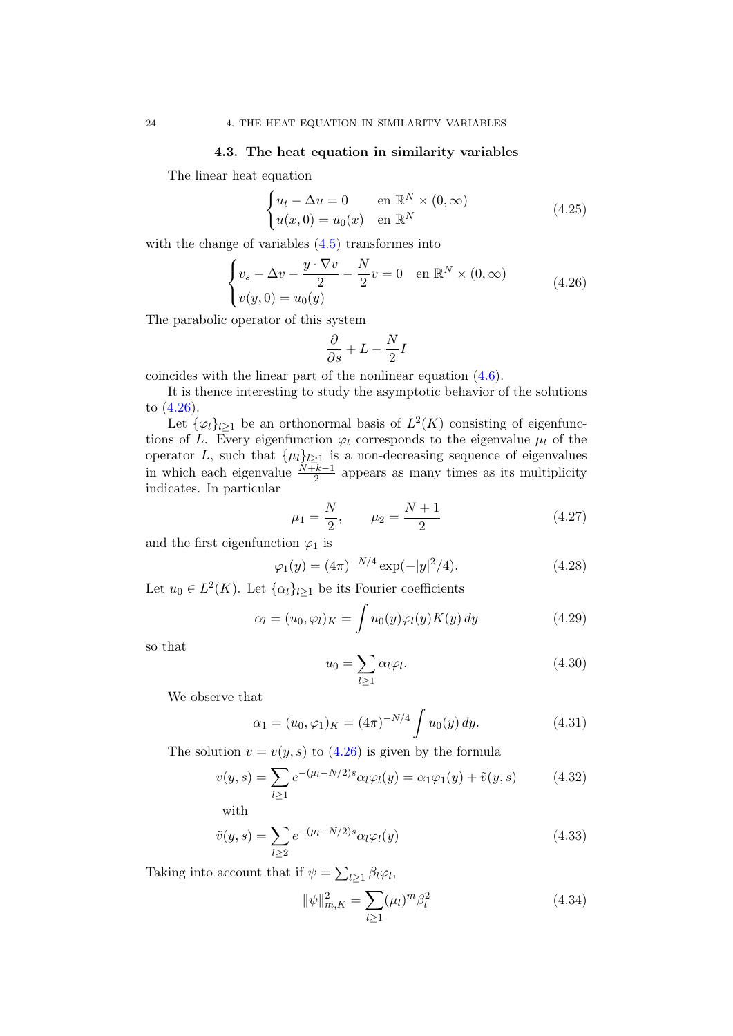### 4.3. The heat equation in similarity variables

The linear heat equation

$$\begin{cases} u_t - \Delta u = 0 & \text{en } \mathbb{R}^N \times (0,\infty) \\ u(x,0) = u_0(x) & \text{en } \mathbb{R}^N \end{cases} \tag{4.25}$$

with the change of variables (4.5) transformes into

$$\begin{cases} v_s - \Delta v - \dfrac{y \cdot \nabla v}{2} - \dfrac{N}{2} v = 0 & \text{en } \mathbb{R}^N \times (0,\infty) \\ v(y,0) = u_0(y) \end{cases} \tag{4.26}$$

The parabolic operator of this system

$$\frac{\partial}{\partial s} + L - \frac{N}{2} I$$

coincides with the linear part of the nonlinear equation (4.6).

It is thence interesting to study the asymptotic behavior of the solutions to (4.26).

Let $\{\varphi_l\}_{l\geq 1}$ be an orthonormal basis of $L^2(K)$ consisting of eigenfunctions of $L$. Every eigenfunction $\varphi_l$ corresponds to the eigenvalue $\mu_l$ of the operator $L$, such that $\{\mu_l\}_{l\geq 1}$ is a non-decreasing sequence of eigenvalues in which each eigenvalue $\frac{N+k-1}{2}$ appears as many times as its multiplicity indicates. In particular

$$\mu_1 = \frac{N}{2}, \qquad \mu_2 = \frac{N+1}{2} \tag{4.27}$$

and the first eigenfunction $\varphi_1$ is

$$\varphi_1(y) = (4\pi)^{-N/4} \exp(-|y|^2/4). \tag{4.28}$$

Let $u_0 \in L^2(K)$. Let $\{\alpha_l\}_{l\geq 1}$ be its Fourier coefficients

$$\alpha_l = (u_0, \varphi_l)_K = \int u_0(y) \varphi_l(y) K(y)\, dy \tag{4.29}$$

so that

$$u_0 = \sum_{l\geq 1} \alpha_l \varphi_l. \tag{4.30}$$

We observe that

$$\alpha_1 = (u_0, \varphi_1)_K = (4\pi)^{-N/4} \int u_0(y)\, dy. \tag{4.31}$$

The solution $v = v(y,s)$ to (4.26) is given by the formula

$$v(y,s) = \sum_{l\geq 1} e^{-(\mu_l - N/2)s} \alpha_l \varphi_l(y) = \alpha_1 \varphi_1(y) + \tilde{v}(y,s) \tag{4.32}$$

with

$$\tilde{v}(y,s) = \sum_{l\geq 2} e^{-(\mu_l - N/2)s} \alpha_l \varphi_l(y) \tag{4.33}$$

Taking into account that if $\psi = \sum_{l\geq 1} \beta_l \varphi_l$,

$$\|\psi\|_{m,K}^2 = \sum_{l\geq 1} (\mu_l)^m \beta_l^2 \tag{4.34}$$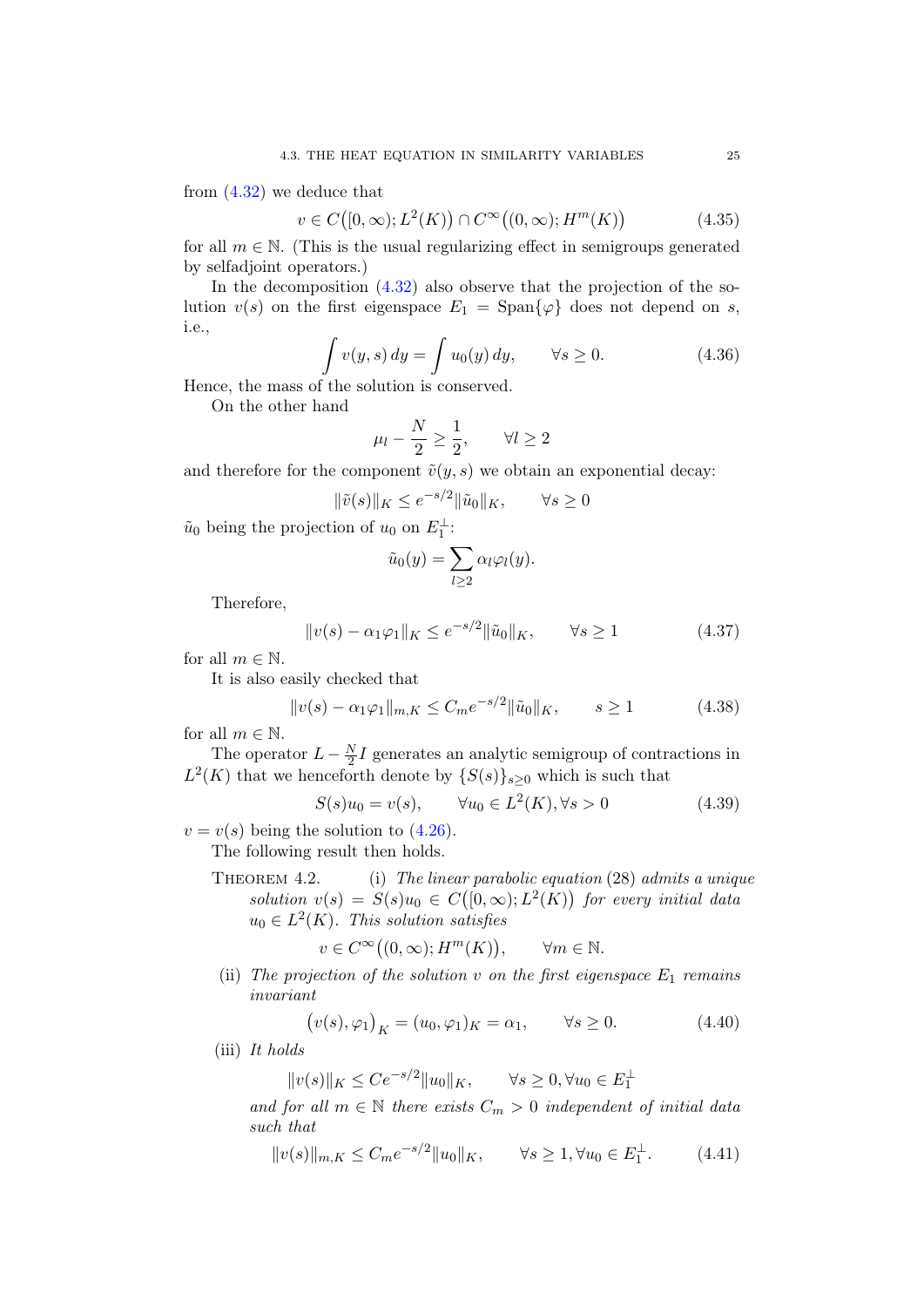from (4.32) we deduce that

$$v \in C\big([0,\infty); L^2(K)\big) \cap C^\infty\big((0,\infty); H^m(K)\big) \tag{4.35}$$

for all $m \in \mathbb{N}$. (This is the usual regularizing effect in semigroups generated by selfadjoint operators.)

In the decomposition (4.32) also observe that the projection of the solution $v(s)$ on the first eigenspace $E_1 = \operatorname{Span}\{\varphi\}$ does not depend on $s$, i.e.,

$$\int v(y,s)\, dy = \int u_0(y)\, dy, \qquad \forall s \geq 0. \tag{4.36}$$

Hence, the mass of the solution is conserved.

On the other hand

$$\mu_l - \frac{N}{2} \geq \frac{1}{2}, \qquad \forall l \geq 2$$

and therefore for the component $\tilde{v}(y,s)$ we obtain an exponential decay:

$$\|\tilde{v}(s)\|_K \leq e^{-s/2}\|\tilde{u}_0\|_K, \qquad \forall s \geq 0$$

$\tilde{u}_0$ being the projection of $u_0$ on $E_1^\perp$:

$$\tilde{u}_0(y) = \sum_{l \geq 2} \alpha_l \varphi_l(y).$$

Therefore,

$$\|v(s) - \alpha_1\varphi_1\|_K \leq e^{-s/2}\|\tilde{u}_0\|_K, \qquad \forall s \geq 1 \tag{4.37}$$

for all $m \in \mathbb{N}$.

It is also easily checked that

$$\|v(s) - \alpha_1\varphi_1\|_{m,K} \leq C_m e^{-s/2}\|\tilde{u}_0\|_K, \qquad s \geq 1 \tag{4.38}$$

for all $m \in \mathbb{N}$.

The operator $L - \frac{N}{2}I$ generates an analytic semigroup of contractions in $L^2(K)$ that we henceforth denote by $\{S(s)\}_{s\geq 0}$ which is such that

$$S(s)u_0 = v(s), \qquad \forall u_0 \in L^2(K), \forall s > 0 \tag{4.39}$$

$v = v(s)$ being the solution to (4.26).

The following result then holds.

**Theorem 4.2.** (i) *The linear parabolic equation* (28) *admits a unique solution* $v(s) = S(s)u_0 \in C\big([0,\infty); L^2(K)\big)$ *for every initial data* $u_0 \in L^2(K)$. *This solution satisfies*

$$v \in C^\infty\big((0,\infty); H^m(K)\big), \qquad \forall m \in \mathbb{N}.$$

(ii) *The projection of the solution* $v$ *on the first eigenspace* $E_1$ *remains invariant*

$$\big(v(s), \varphi_1\big)_K = (u_0, \varphi_1)_K = \alpha_1, \qquad \forall s \geq 0. \tag{4.40}$$

(iii) *It holds*

$$\|v(s)\|_K \leq Ce^{-s/2}\|u_0\|_K, \qquad \forall s \geq 0, \forall u_0 \in E_1^\perp$$

*and for all* $m \in \mathbb{N}$ *there exists* $C_m > 0$ *independent of initial data such that*

$$\|v(s)\|_{m,K} \leq C_m e^{-s/2}\|u_0\|_K, \qquad \forall s \geq 1, \forall u_0 \in E_1^\perp. \tag{4.41}$$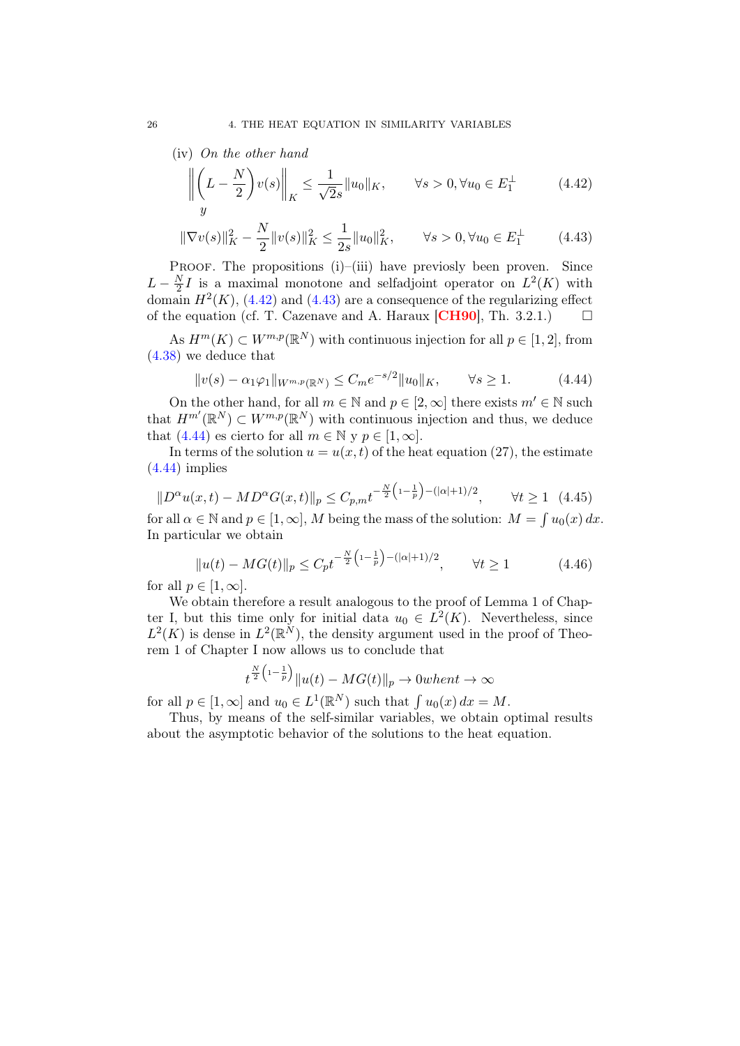(iv) *On the other hand*

$$\left\| \left( L - \frac{N}{2} \right) v(s) \right\|_K \leq \frac{1}{\sqrt{2}s} \|u_0\|_K, \qquad \forall s > 0, \forall u_0 \in E_1^{\perp} \tag{4.42}$$

$y$

$$\|\nabla v(s)\|_K^2 - \frac{N}{2} \|v(s)\|_K^2 \leq \frac{1}{2s} \|u_0\|_K^2, \qquad \forall s > 0, \forall u_0 \in E_1^{\perp} \tag{4.43}$$

Proof. The propositions (i)–(iii) have previously been proven. Since $L - \frac{N}{2}I$ is a maximal monotone and selfadjoint operator on $L^2(K)$ with domain $H^2(K)$, (4.42) and (4.43) are a consequence of the regularizing effect of the equation (cf. T. Cazenave and A. Haraux [CH90], Th. 3.2.1.) □

As $H^m(K) \subset W^{m,p}(\mathbb{R}^N)$ with continuous injection for all $p \in [1, 2]$, from (4.38) we deduce that

$$\|v(s) - \alpha_1 \varphi_1\|_{W^{m,p}(\mathbb{R}^N)} \leq C_m e^{-s/2} \|u_0\|_K, \qquad \forall s \geq 1. \tag{4.44}$$

On the other hand, for all $m \in \mathbb{N}$ and $p \in [2, \infty]$ there exists $m' \in \mathbb{N}$ such that $H^{m'}(\mathbb{R}^N) \subset W^{m,p}(\mathbb{R}^N)$ with continuous injection and thus, we deduce that (4.44) es cierto for all $m \in \mathbb{N}$ y $p \in [1, \infty]$.

In terms of the solution $u = u(x, t)$ of the heat equation (27), the estimate (4.44) implies

$$\|D^\alpha u(x, t) - M D^\alpha G(x, t)\|_p \leq C_{p,m} t^{-\frac{N}{2}\left(1 - \frac{1}{p}\right) - (|\alpha|+1)/2}, \qquad \forall t \geq 1 \tag{4.45}$$

for all $\alpha \in \mathbb{N}$ and $p \in [1, \infty]$, $M$ being the mass of the solution: $M = \int u_0(x)\, dx$. In particular we obtain

$$\|u(t) - MG(t)\|_p \leq C_p t^{-\frac{N}{2}\left(1 - \frac{1}{p}\right) - (|\alpha|+1)/2}, \qquad \forall t \geq 1 \tag{4.46}$$

for all $p \in [1, \infty]$.

We obtain therefore a result analogous to the proof of Lemma 1 of Chapter I, but this time only for initial data $u_0 \in L^2(K)$. Nevertheless, since $L^2(K)$ is dense in $L^2(\mathbb{R}^N)$, the density argument used in the proof of Theorem 1 of Chapter I now allows us to conclude that

$$t^{\frac{N}{2}\left(1 - \frac{1}{p}\right)} \|u(t) - MG(t)\|_p \to 0 when t \to \infty$$

for all $p \in [1, \infty]$ and $u_0 \in L^1(\mathbb{R}^N)$ such that $\int u_0(x)\, dx = M$.

Thus, by means of the self-similar variables, we obtain optimal results about the asymptotic behavior of the solutions to the heat equation.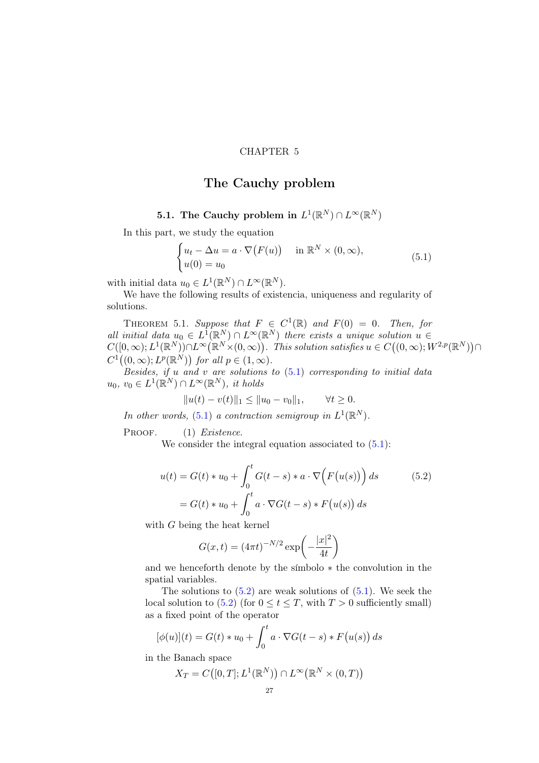CHAPTER 5

# The Cauchy problem

## 5.1. The Cauchy problem in $L^1(\mathbb{R}^N) \cap L^\infty(\mathbb{R}^N)$

In this part, we study the equation

$$\begin{cases} u_t - \Delta u = a \cdot \nabla\big(F(u)\big) & \text{in } \mathbb{R}^N \times (0,\infty), \\ u(0) = u_0 \end{cases} \tag{5.1}$$

with initial data $u_0 \in L^1(\mathbb{R}^N) \cap L^\infty(\mathbb{R}^N)$.

We have the following results of existencia, uniqueness and regularity of solutions.

Theorem 5.1. *Suppose that $F \in C^1(\mathbb{R})$ and $F(0) = 0$. Then, for all initial data $u_0 \in L^1(\mathbb{R}^N) \cap L^\infty(\mathbb{R}^N)$ there exists a unique solution $u \in C([0,\infty); L^1(\mathbb{R}^N)) \cap L^\infty\big(\mathbb{R}^N \times (0,\infty)\big)$. This solution satisfies $u \in C\big((0,\infty); W^{2,p}(\mathbb{R}^N)\big) \cap C^1\big((0,\infty); L^p(\mathbb{R}^N)\big)$ for all $p \in (1,\infty)$.*

*Besides, if $u$ and $v$ are solutions to (5.1) corresponding to initial data $u_0$, $v_0 \in L^1(\mathbb{R}^N) \cap L^\infty(\mathbb{R}^N)$, it holds*

$$\|u(t) - v(t)\|_1 \leq \|u_0 - v_0\|_1, \qquad \forall t \geq 0.$$

*In other words, (5.1) a contraction semigroup in $L^1(\mathbb{R}^N)$.*

Proof. (1) *Existence.*

We consider the integral equation associated to (5.1):

$$\begin{aligned} u(t) &= G(t) * u_0 + \int_0^t G(t-s) * a \cdot \nabla\Big(F\big(u(s)\big)\Big)\, ds \\ &= G(t) * u_0 + \int_0^t a \cdot \nabla G(t-s) * F\big(u(s)\big)\, ds \end{aligned} \tag{5.2}$$

with $G$ being the heat kernel

$$G(x,t) = (4\pi t)^{-N/2} \exp\left(-\frac{|x|^2}{4t}\right)$$

and we henceforth denote by the símbolo $*$ the convolution in the spatial variables.

The solutions to (5.2) are weak solutions of (5.1). We seek the local solution to (5.2) (for $0 \leq t \leq T$, with $T > 0$ sufficiently small) as a fixed point of the operator

$$[\phi(u)](t) = G(t) * u_0 + \int_0^t a \cdot \nabla G(t-s) * F\big(u(s)\big)\, ds$$

in the Banach space

$$X_T = C\big([0,T]; L^1(\mathbb{R}^N)\big) \cap L^\infty\big(\mathbb{R}^N \times (0,T)\big)$$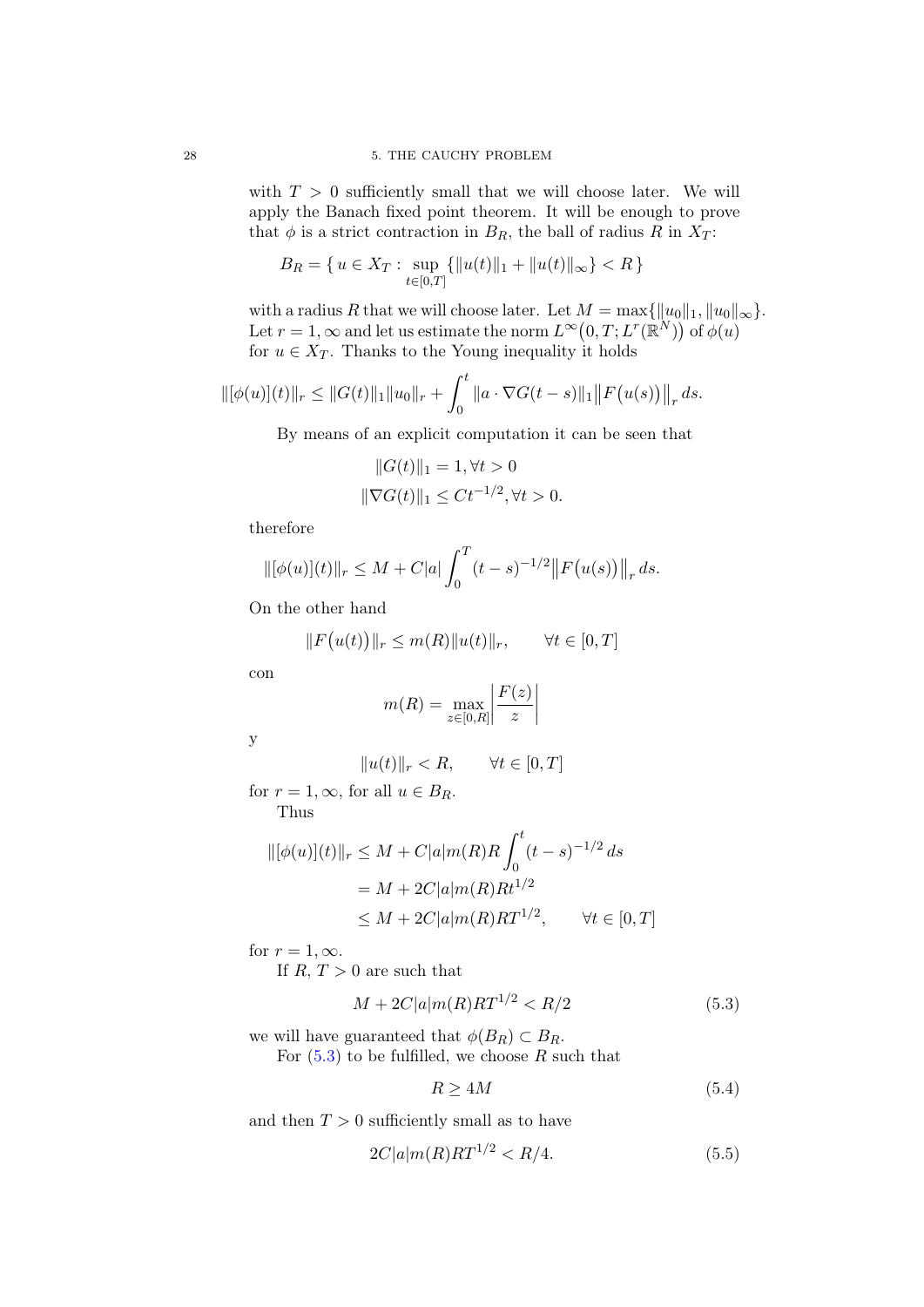with $T > 0$ sufficiently small that we will choose later. We will apply the Banach fixed point theorem. It will be enough to prove that $\phi$ is a strict contraction in $B_R$, the ball of radius $R$ in $X_T$:

$$B_R = \{ u \in X_T : \sup_{t \in [0,T]} \{ \|u(t)\|_1 + \|u(t)\|_\infty \} < R \}$$

with a radius $R$ that we will choose later. Let $M = \max\{\|u_0\|_1, \|u_0\|_\infty\}$. Let $r = 1, \infty$ and let us estimate the norm $L^\infty\big(0,T; L^r(\mathbb{R}^N)\big)$ of $\phi(u)$ for $u \in X_T$. Thanks to the Young inequality it holds

$$\|[\phi(u)](t)\|_r \le \|G(t)\|_1 \|u_0\|_r + \int_0^t \|a \cdot \nabla G(t-s)\|_1 \big\| F\big(u(s)\big) \big\|_r \, ds.$$

By means of an explicit computation it can be seen that

$$\|G(t)\|_1 = 1, \forall t > 0$$
$$\|\nabla G(t)\|_1 \le C t^{-1/2}, \forall t > 0.$$

therefore

$$\|[\phi(u)](t)\|_r \le M + C|a| \int_0^T (t-s)^{-1/2} \big\| F\big(u(s)\big) \big\|_r \, ds.$$

On the other hand

$$\|F\big(u(t)\big)\|_r \le m(R)\|u(t)\|_r, \qquad \forall t \in [0,T]$$

con

$$m(R) = \max_{z \in [0,R]} \left| \frac{F(z)}{z} \right|$$

y

$$\|u(t)\|_r < R, \qquad \forall t \in [0,T]$$

for $r = 1, \infty$, for all $u \in B_R$.

Thus

$$\begin{aligned}
\|[\phi(u)](t)\|_r &\le M + C|a| m(R) R \int_0^t (t-s)^{-1/2} \, ds \\
&= M + 2C|a| m(R) R t^{1/2} \\
&\le M + 2C|a| m(R) R T^{1/2}, \qquad \forall t \in [0,T]
\end{aligned}$$

for $r = 1, \infty$.

If $R$, $T > 0$ are such that

$$M + 2C|a| m(R) R T^{1/2} < R/2 \tag{5.3}$$

we will have guaranteed that $\phi(B_R) \subset B_R$.

For (5.3) to be fulfilled, we choose $R$ such that

$$R \ge 4M \tag{5.4}$$

and then $T > 0$ sufficiently small as to have

$$2C|a| m(R) R T^{1/2} < R/4. \tag{5.5}$$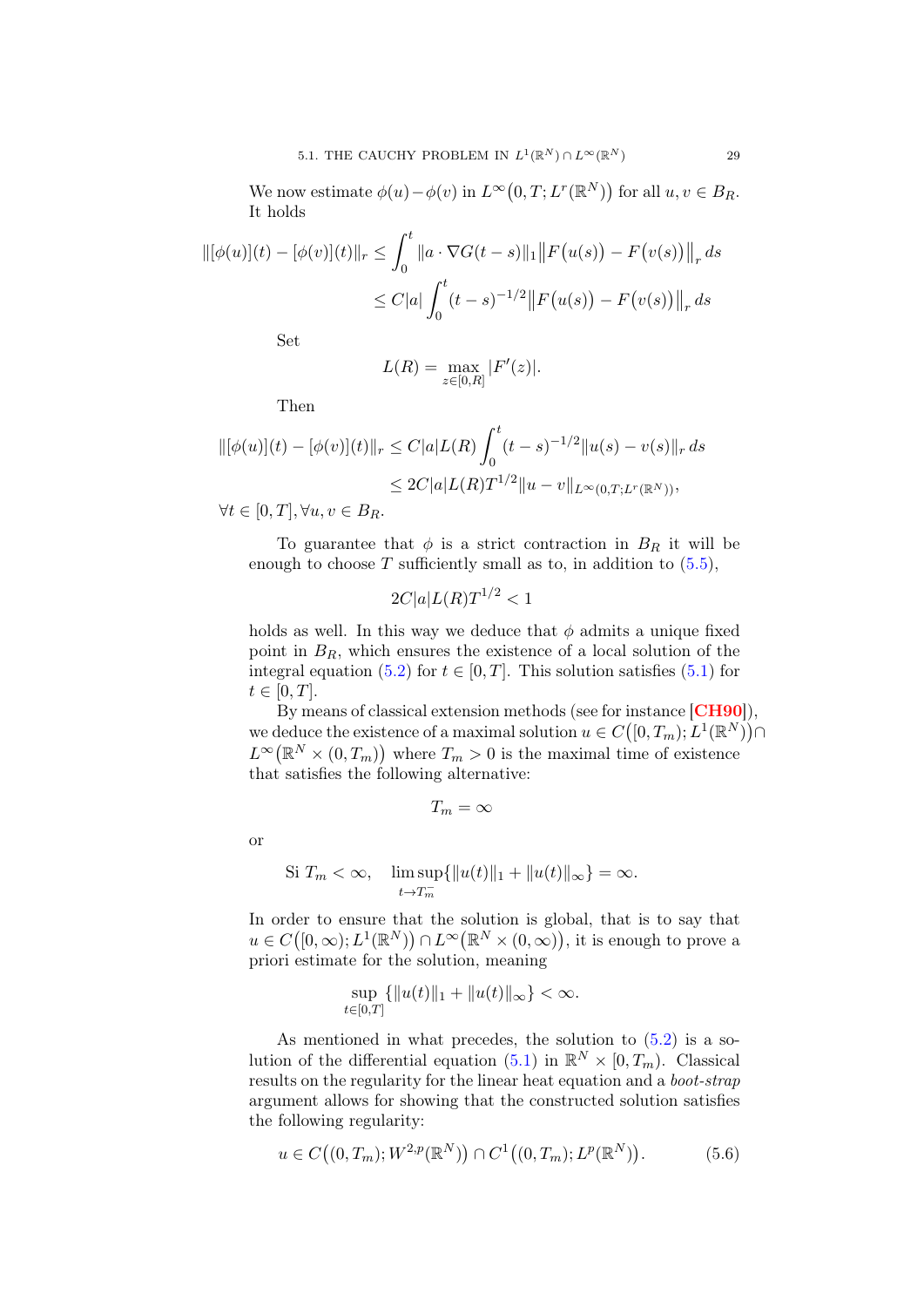We now estimate $\phi(u) - \phi(v)$ in $L^\infty\big(0,T; L^r(\mathbb{R}^N)\big)$ for all $u, v \in B_R$. It holds

$$
\begin{aligned}
\|[\phi(u)](t) - [\phi(v)](t)\|_r &\leq \int_0^t \|a \cdot \nabla G(t-s)\|_1 \big\|F\big(u(s)\big) - F\big(v(s)\big)\big\|_r \, ds \\
&\leq C|a| \int_0^t (t-s)^{-1/2} \big\|F\big(u(s)\big) - F\big(v(s)\big)\big\|_r \, ds
\end{aligned}
$$

Set

$$
L(R) = \max_{z \in [0,R]} |F'(z)|.
$$

Then

$$
\begin{aligned}
\|[\phi(u)](t) - [\phi(v)](t)\|_r &\leq C|a|L(R) \int_0^t (t-s)^{-1/2} \|u(s) - v(s)\|_r \, ds \\
&\leq 2C|a|L(R)T^{1/2} \|u - v\|_{L^\infty(0,T;L^r(\mathbb{R}^N))},
\end{aligned}
$$

$\forall t \in [0,T], \forall u, v \in B_R$.

To guarantee that $\phi$ is a strict contraction in $B_R$ it will be enough to choose $T$ sufficiently small as to, in addition to (5.5),

$$
2C|a|L(R)T^{1/2} < 1
$$

holds as well. In this way we deduce that $\phi$ admits a unique fixed point in $B_R$, which ensures the existence of a local solution of the integral equation (5.2) for $t \in [0,T]$. This solution satisfies (5.1) for $t \in [0,T]$.

By means of classical extension methods (see for instance [CH90]), we deduce the existence of a maximal solution $u \in C\big([0,T_m); L^1(\mathbb{R}^N)\big) \cap L^\infty\big(\mathbb{R}^N \times (0,T_m)\big)$ where $T_m > 0$ is the maximal time of existence that satisfies the following alternative:

$$
T_m = \infty
$$

or

$$
\text{Si } T_m < \infty, \quad \limsup_{t \to T_m^-} \{\|u(t)\|_1 + \|u(t)\|_\infty\} = \infty.
$$

In order to ensure that the solution is global, that is to say that $u \in C\big([0,\infty); L^1(\mathbb{R}^N)\big) \cap L^\infty\big(\mathbb{R}^N \times (0,\infty)\big)$, it is enough to prove a priori estimate for the solution, meaning

$$
\sup_{t \in [0,T]} \{\|u(t)\|_1 + \|u(t)\|_\infty\} < \infty.
$$

As mentioned in what precedes, the solution to (5.2) is a solution of the differential equation (5.1) in $\mathbb{R}^N \times [0,T_m)$. Classical results on the regularity for the linear heat equation and a *boot-strap* argument allows for showing that the constructed solution satisfies the following regularity:

$$
u \in C\big((0,T_m); W^{2,p}(\mathbb{R}^N)\big) \cap C^1\big((0,T_m); L^p(\mathbb{R}^N)\big). \tag{5.6}
$$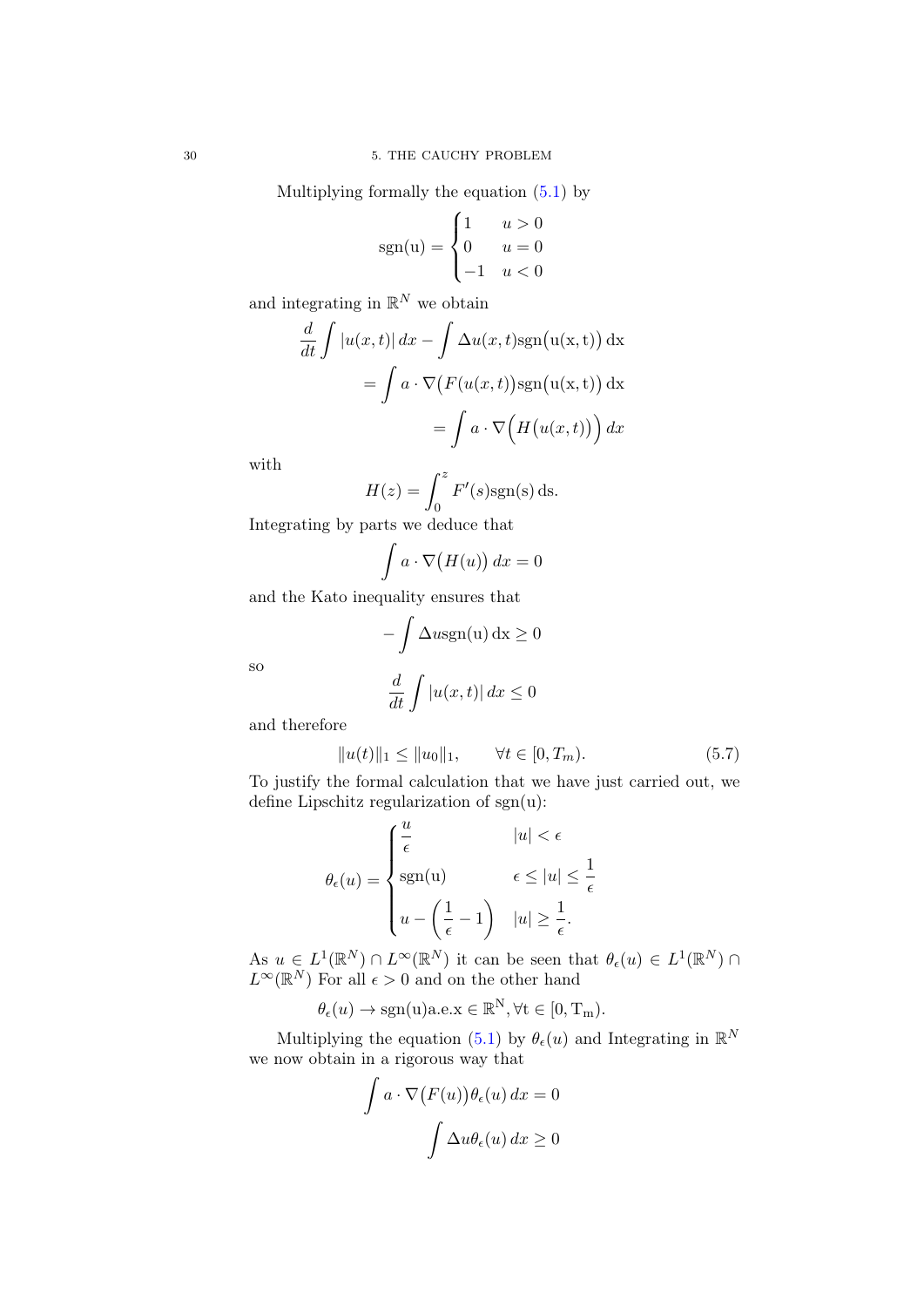Multiplying formally the equation (5.1) by

$$\mathrm{sgn(u)} = \begin{cases} 1 & u > 0 \\ 0 & u = 0 \\ -1 & u < 0 \end{cases}$$

and integrating in $\mathbb{R}^N$ we obtain

$$\begin{aligned} \frac{d}{dt}\int |u(x,t)|\,dx - \int \Delta u(x,t)\mathrm{sgn}\big(\mathrm{u(x,t)}\big)\,\mathrm{dx} \\ = \int a\cdot\nabla\big(F(u(x,t)\big)\mathrm{sgn}\big(\mathrm{u(x,t)}\big)\,\mathrm{dx} \\ = \int a\cdot\nabla\Big(H\big(u(x,t)\big)\Big)\,dx \end{aligned}$$

with

$$H(z) = \int_0^z F'(s)\mathrm{sgn(s)}\,\mathrm{ds}.$$

Integrating by parts we deduce that

$$\int a\cdot\nabla\big(H(u)\big)\,dx = 0$$

and the Kato inequality ensures that

$$-\int \Delta u \mathrm{sgn(u)}\,\mathrm{dx} \geq 0$$

so

$$\frac{d}{dt}\int |u(x,t)|\,dx \leq 0$$

and therefore

$$\|u(t)\|_1 \leq \|u_0\|_1, \qquad \forall t\in[0,T_m). \tag{5.7}$$

To justify the formal calculation that we have just carried out, we define Lipschitz regularization of sgn(u):

$$\theta_\epsilon(u) = \begin{cases} \dfrac{u}{\epsilon} & |u| < \epsilon \\ \mathrm{sgn(u)} & \epsilon \leq |u| \leq \dfrac{1}{\epsilon} \\ u - \left(\dfrac{1}{\epsilon} - 1\right) & |u| \geq \dfrac{1}{\epsilon}. \end{cases}$$

As $u \in L^1(\mathbb{R}^N)\cap L^\infty(\mathbb{R}^N)$ it can be seen that $\theta_\epsilon(u) \in L^1(\mathbb{R}^N)\cap L^\infty(\mathbb{R}^N)$ For all $\epsilon > 0$ and on the other hand

$$\theta_\epsilon(u) \to \mathrm{sgn(u) a.e. x} \in \mathbb{R}^{\mathrm{N}}, \forall \mathrm{t} \in [0, \mathrm{T_m}).$$

Multiplying the equation (5.1) by $\theta_\epsilon(u)$ and Integrating in $\mathbb{R}^N$ we now obtain in a rigorous way that

$$\int a\cdot\nabla\big(F(u)\big)\theta_\epsilon(u)\,dx = 0$$

$$\int \Delta u\theta_\epsilon(u)\,dx \geq 0$$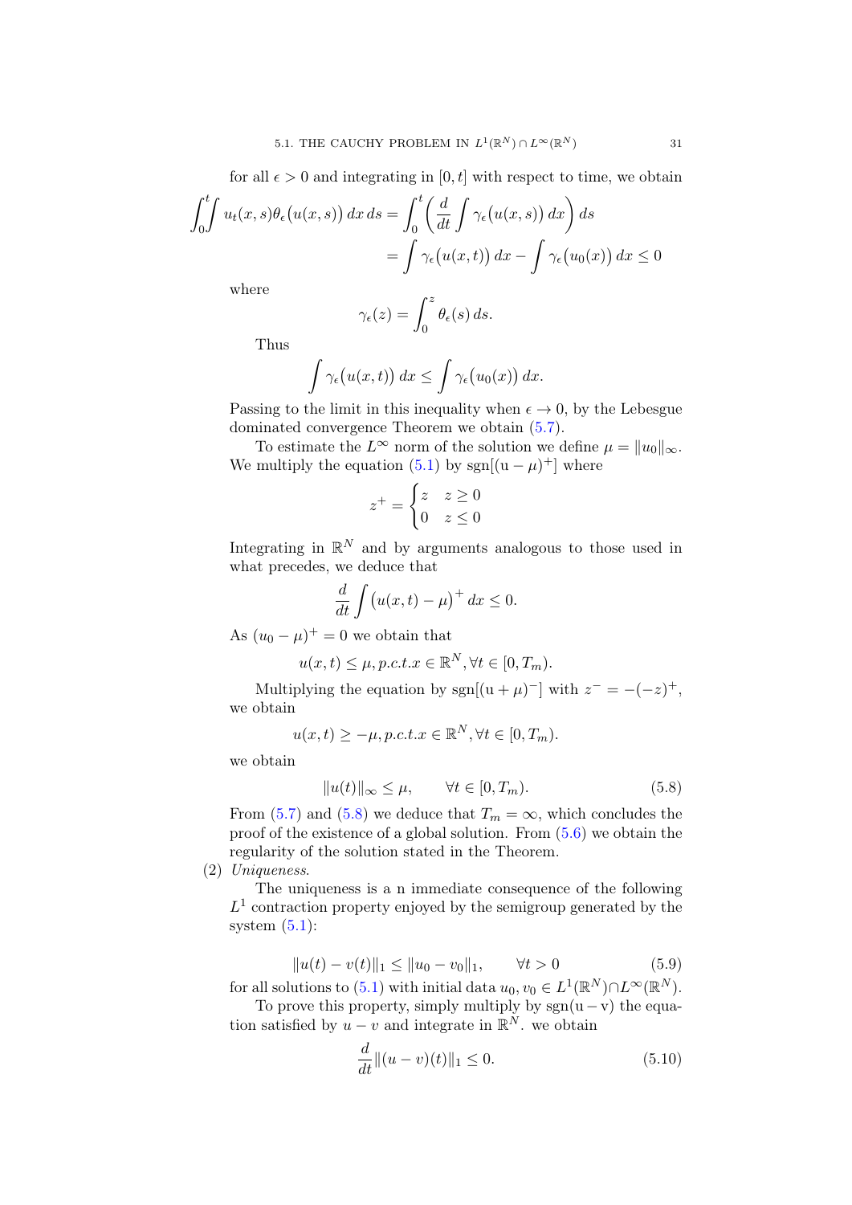for all $\epsilon > 0$ and integrating in $[0,t]$ with respect to time, we obtain

$$\int_0^t\!\!\int u_t(x,s)\theta_\epsilon\big(u(x,s)\big)\,dx\,ds = \int_0^t \left(\frac{d}{dt}\int \gamma_\epsilon\big(u(x,s)\big)\,dx\right) ds$$
$$= \int \gamma_\epsilon\big(u(x,t)\big)\,dx - \int \gamma_\epsilon\big(u_0(x)\big)\,dx \le 0$$

where

$$\gamma_\epsilon(z) = \int_0^z \theta_\epsilon(s)\,ds.$$

Thus

$$\int \gamma_\epsilon\big(u(x,t)\big)\,dx \le \int \gamma_\epsilon\big(u_0(x)\big)\,dx.$$

Passing to the limit in this inequality when $\epsilon \to 0$, by the Lebesgue dominated convergence Theorem we obtain (5.7).

To estimate the $L^\infty$ norm of the solution we define $\mu = \|u_0\|_\infty$. We multiply the equation (5.1) by $\mathrm{sgn}[(\mathrm{u}-\mu)^+]$ where

$$z^+ = \begin{cases} z & z \ge 0 \\ 0 & z \le 0 \end{cases}$$

Integrating in $\mathbb{R}^N$ and by arguments analogous to those used in what precedes, we deduce that

$$\frac{d}{dt}\int \big(u(x,t)-\mu\big)^+\,dx \le 0.$$

As $(u_0-\mu)^+ = 0$ we obtain that

$$u(x,t) \le \mu, p.c.t.x \in \mathbb{R}^N, \forall t \in [0,T_m).$$

Multiplying the equation by $\mathrm{sgn}[(\mathrm{u}+\mu)^-]$ with $z^- = -(-z)^+$, we obtain

$$u(x,t) \ge -\mu, p.c.t.x \in \mathbb{R}^N, \forall t \in [0,T_m).$$

we obtain

$$\|u(t)\|_\infty \le \mu, \qquad \forall t \in [0,T_m). \tag{5.8}$$

From (5.7) and (5.8) we deduce that $T_m = \infty$, which concludes the proof of the existence of a global solution. From (5.6) we obtain the regularity of the solution stated in the Theorem.

(2) *Uniqueness.*

The uniqueness is a n immediate consequence of the following $L^1$ contraction property enjoyed by the semigroup generated by the system (5.1):

$$\|u(t)-v(t)\|_1 \le \|u_0-v_0\|_1, \qquad \forall t > 0 \tag{5.9}$$

for all solutions to (5.1) with initial data $u_0, v_0 \in L^1(\mathbb{R}^N) \cap L^\infty(\mathbb{R}^N)$.

To prove this property, simply multiply by $\mathrm{sgn}(\mathrm{u}-\mathrm{v})$ the equation satisfied by $u-v$ and integrate in $\mathbb{R}^N$. we obtain

$$\frac{d}{dt}\|(u-v)(t)\|_1 \le 0. \tag{5.10}$$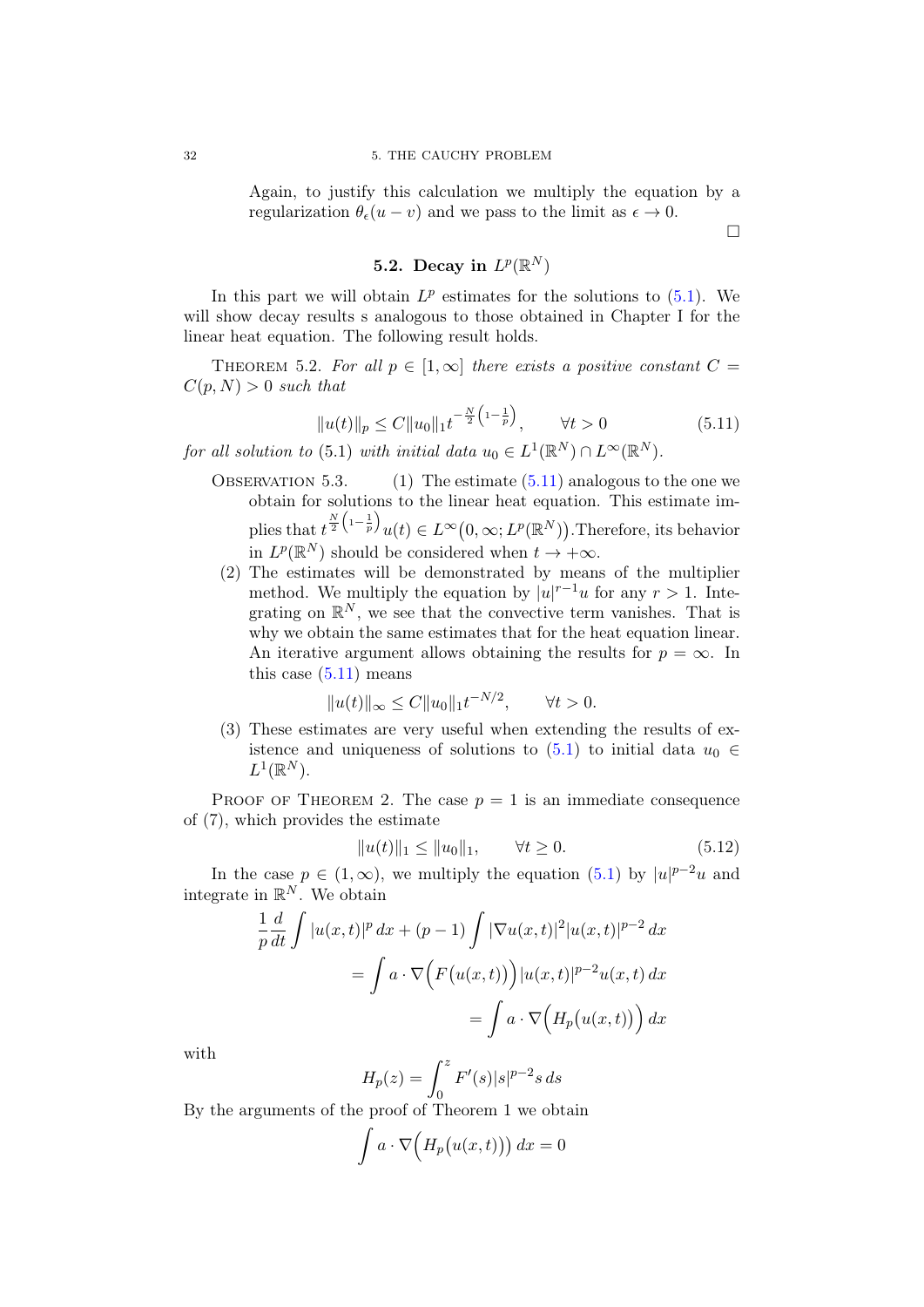Again, to justify this calculation we multiply the equation by a regularization $\theta_\epsilon(u-v)$ and we pass to the limit as $\epsilon \to 0$.

$\square$

## 5.2. Decay in $L^p(\mathbb{R}^N)$

In this part we will obtain $L^p$ estimates for the solutions to (5.1). We will show decay results s analogous to those obtained in Chapter I for the linear heat equation. The following result holds.

THEOREM 5.2. *For all $p \in [1, \infty]$ there exists a positive constant $C = C(p, N) > 0$ such that*

$$\|u(t)\|_p \leq C \|u_0\|_1 t^{-\frac{N}{2}\left(1-\frac{1}{p}\right)}, \qquad \forall t > 0 \tag{5.11}$$

*for all solution to* (5.1) *with initial data $u_0 \in L^1(\mathbb{R}^N) \cap L^\infty(\mathbb{R}^N)$.*

OBSERVATION 5.3.

1. The estimate (5.11) analogous to the one we obtain for solutions to the linear heat equation. This estimate implies that $t^{\frac{N}{2}\left(1-\frac{1}{p}\right)} u(t) \in L^\infty\big(0, \infty; L^p(\mathbb{R}^N)\big)$.Therefore, its behavior in $L^p(\mathbb{R}^N)$ should be considered when $t \to +\infty$.
2. The estimates will be demonstrated by means of the multiplier method. We multiply the equation by $|u|^{r-1}u$ for any $r > 1$. Integrating on $\mathbb{R}^N$, we see that the convective term vanishes. That is why we obtain the same estimates that for the heat equation linear. An iterative argument allows obtaining the results for $p = \infty$. In this case (5.11) means

$$\|u(t)\|_\infty \leq C \|u_0\|_1 t^{-N/2}, \qquad \forall t > 0.$$

3. These estimates are very useful when extending the results of existence and uniqueness of solutions to (5.1) to initial data $u_0 \in L^1(\mathbb{R}^N)$.

PROOF OF THEOREM 2. The case $p = 1$ is an immediate consequence of (7), which provides the estimate

$$\|u(t)\|_1 \leq \|u_0\|_1, \qquad \forall t \geq 0. \tag{5.12}$$

In the case $p \in (1, \infty)$, we multiply the equation (5.1) by $|u|^{p-2}u$ and integrate in $\mathbb{R}^N$. We obtain

$$\begin{aligned}
\frac{1}{p}\frac{d}{dt}\int |u(x,t)|^p\,dx + (p-1)\int |\nabla u(x,t)|^2 |u(x,t)|^{p-2}\,dx \\
= \int a \cdot \nabla\Big(F\big(u(x,t)\big)\Big) |u(x,t)|^{p-2} u(x,t)\,dx \\
= \int a \cdot \nabla\Big(H_p\big(u(x,t)\big)\Big)\,dx
\end{aligned}$$

with

$$H_p(z) = \int_0^z F'(s)|s|^{p-2}s\,ds$$

By the arguments of the proof of Theorem 1 we obtain

$$\int a \cdot \nabla\Big(H_p\big(u(x,t)\big)\Big)\,dx = 0$$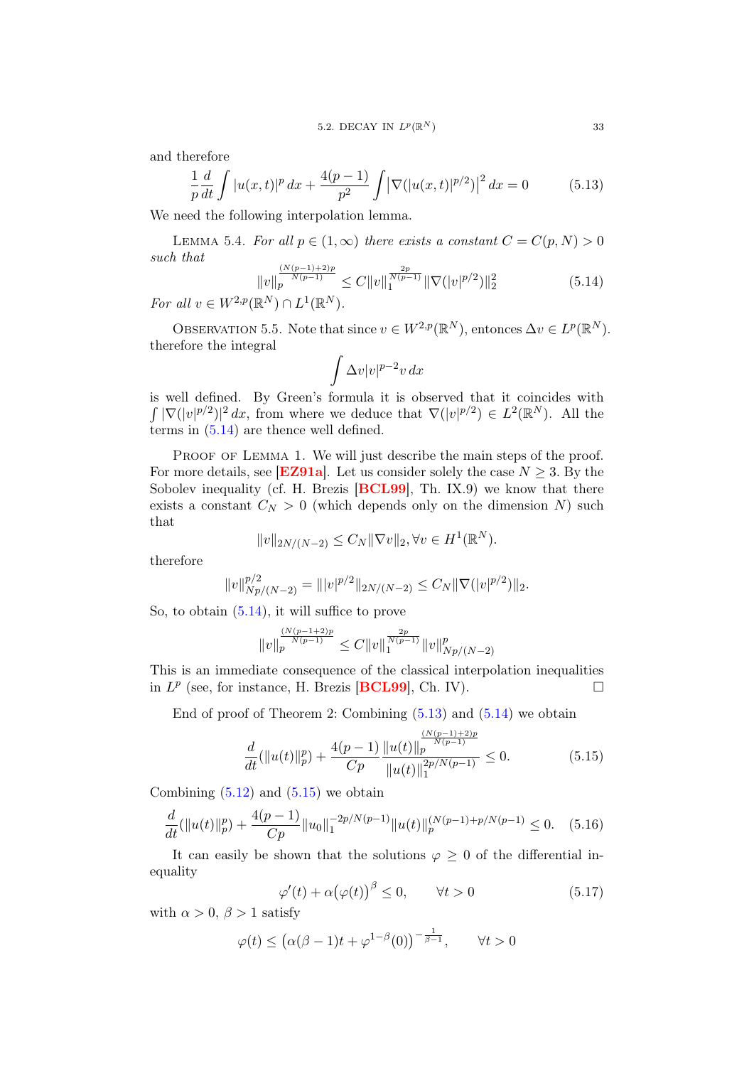and therefore

$$\frac{1}{p}\frac{d}{dt}\int |u(x,t)|^p\,dx + \frac{4(p-1)}{p^2}\int \left|\nabla(|u(x,t)|^{p/2})\right|^2 dx = 0 \tag{5.13}$$

We need the following interpolation lemma.

Lemma 5.4. *For all $p \in (1,\infty)$ there exists a constant $C = C(p,N) > 0$ such that*

$$\|v\|_p^{\frac{(N(p-1)+2)p}{N(p-1)}} \le C\|v\|_1^{\frac{2p}{N(p-1)}}\|\nabla(|v|^{p/2})\|_2^2 \tag{5.14}$$

*For all $v \in W^{2,p}(\mathbb{R}^N) \cap L^1(\mathbb{R}^N)$.*

Observation 5.5. Note that since $v \in W^{2,p}(\mathbb{R}^N)$, entonces $\Delta v \in L^p(\mathbb{R}^N)$. therefore the integral

$$\int \Delta v|v|^{p-2}v\,dx$$

is well defined. By Green's formula it is observed that it coincides with $\int |\nabla(|v|^{p/2})|^2\,dx$, from where we deduce that $\nabla(|v|^{p/2}) \in L^2(\mathbb{R}^N)$. All the terms in (5.14) are thence well defined.

Proof of Lemma 1. We will just describe the main steps of the proof. For more details, see [**EZ91a**]. Let us consider solely the case $N \ge 3$. By the Sobolev inequality (cf. H. Brezis [**BCL99**], Th. IX.9) we know that there exists a constant $C_N > 0$ (which depends only on the dimension $N$) such that

$$\|v\|_{2N/(N-2)} \le C_N\|\nabla v\|_2, \forall v \in H^1(\mathbb{R}^N).$$

therefore

$$\|v\|_{Np/(N-2)}^{p/2} = \||v|^{p/2}\|_{2N/(N-2)} \le C_N\|\nabla(|v|^{p/2})\|_2.$$

So, to obtain (5.14), it will suffice to prove

$$\|v\|_p^{\frac{(N(p-1+2)p}{N(p-1)}} \le C\|v\|_1^{\frac{2p}{N(p-1)}}\|v\|_{Np/(N-2)}^p$$

This is an immediate consequence of the classical interpolation inequalities in $L^p$ (see, for instance, H. Brezis [**BCL99**], Ch. IV). $\square$

End of proof of Theorem 2: Combining (5.13) and (5.14) we obtain

$$\frac{d}{dt}(\|u(t)\|_p^p) + \frac{4(p-1)}{Cp}\frac{\|u(t)\|_p^{\frac{(N(p-1)+2)p}{N(p-1)}}}{\|u(t)\|_1^{2p/N(p-1)}} \le 0. \tag{5.15}$$

Combining (5.12) and (5.15) we obtain

$$\frac{d}{dt}(\|u(t)\|_p^p) + \frac{4(p-1)}{Cp}\|u_0\|_1^{-2p/N(p-1)}\|u(t)\|_p^{(N(p-1)+p/N(p-1)} \le 0. \tag{5.16}$$

It can easily be shown that the solutions $\varphi \ge 0$ of the differential inequality

$$\varphi'(t) + \alpha\big(\varphi(t)\big)^\beta \le 0, \qquad \forall t > 0 \tag{5.17}$$

with $\alpha > 0$, $\beta > 1$ satisfy

$$\varphi(t) \le \big(\alpha(\beta-1)t + \varphi^{1-\beta}(0)\big)^{-\frac{1}{\beta-1}}, \qquad \forall t > 0$$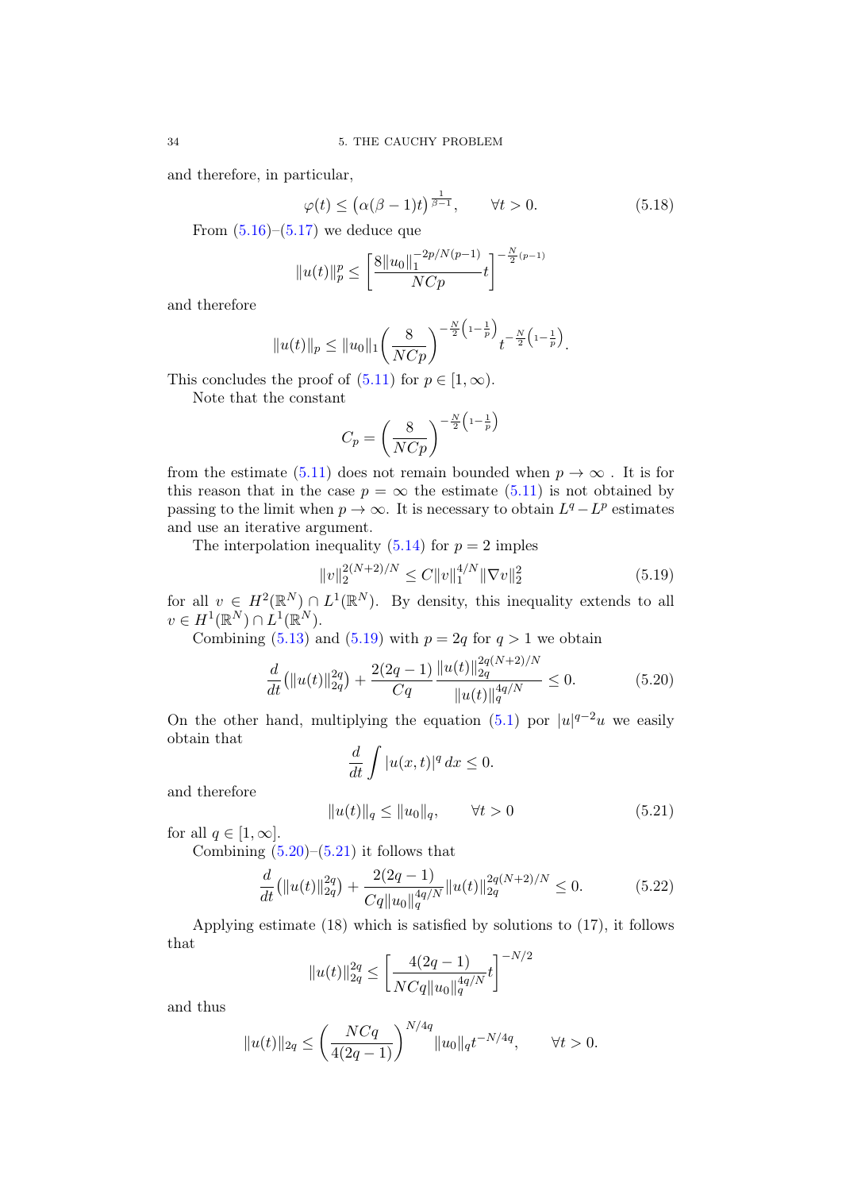and therefore, in particular,

$$\varphi(t) \leq \left(\alpha(\beta-1)t\right)^{\frac{1}{\beta-1}}, \qquad \forall t>0. \tag{5.18}$$

From (5.16)–(5.17) we deduce que

$$\|u(t)\|_p^p \leq \left[\frac{8\|u_0\|_1^{-2p/N(p-1)}}{NCp}t\right]^{-\frac{N}{2}(p-1)}$$

and therefore

$$\|u(t)\|_p \leq \|u_0\|_1 \left(\frac{8}{NCp}\right)^{-\frac{N}{2}\left(1-\frac{1}{p}\right)} t^{-\frac{N}{2}\left(1-\frac{1}{p}\right)}.$$

This concludes the proof of (5.11) for $p \in [1,\infty)$.

Note that the constant

$$C_p = \left(\frac{8}{NCp}\right)^{-\frac{N}{2}\left(1-\frac{1}{p}\right)}$$

from the estimate (5.11) does not remain bounded when $p \to \infty$ . It is for this reason that in the case $p=\infty$ the estimate (5.11) is not obtained by passing to the limit when $p \to \infty$. It is necessary to obtain $L^q - L^p$ estimates and use an iterative argument.

The interpolation inequality (5.14) for $p=2$ imples

$$\|v\|_2^{2(N+2)/N} \leq C\|v\|_1^{4/N}\|\nabla v\|_2^2 \tag{5.19}$$

for all $v \in H^2(\mathbb{R}^N) \cap L^1(\mathbb{R}^N)$. By density, this inequality extends to all $v \in H^1(\mathbb{R}^N) \cap L^1(\mathbb{R}^N)$.

Combining (5.13) and (5.19) with $p=2q$ for $q>1$ we obtain

$$\frac{d}{dt}\left(\|u(t)\|_{2q}^{2q}\right) + \frac{2(2q-1)}{Cq}\frac{\|u(t)\|_{2q}^{2q(N+2)/N}}{\|u(t)\|_q^{4q/N}} \leq 0. \tag{5.20}$$

On the other hand, multiplying the equation (5.1) por $|u|^{q-2}u$ we easily obtain that

$$\frac{d}{dt}\int |u(x,t)|^q\,dx \leq 0.$$

and therefore

$$\|u(t)\|_q \leq \|u_0\|_q, \qquad \forall t>0 \tag{5.21}$$

for all $q \in [1,\infty]$.

Combining (5.20)–(5.21) it follows that

$$\frac{d}{dt}\left(\|u(t)\|_{2q}^{2q}\right) + \frac{2(2q-1)}{Cq\|u_0\|_q^{4q/N}}\|u(t)\|_{2q}^{2q(N+2)/N} \leq 0. \tag{5.22}$$

Applying estimate (18) which is satisfied by solutions to (17), it follows that

$$\|u(t)\|_{2q}^{2q} \leq \left[\frac{4(2q-1)}{NCq\|u_0\|_q^{4q/N}}t\right]^{-N/2}$$

and thus

$$\|u(t)\|_{2q} \leq \left(\frac{NCq}{4(2q-1)}\right)^{N/4q}\|u_0\|_q t^{-N/4q}, \qquad \forall t>0.$$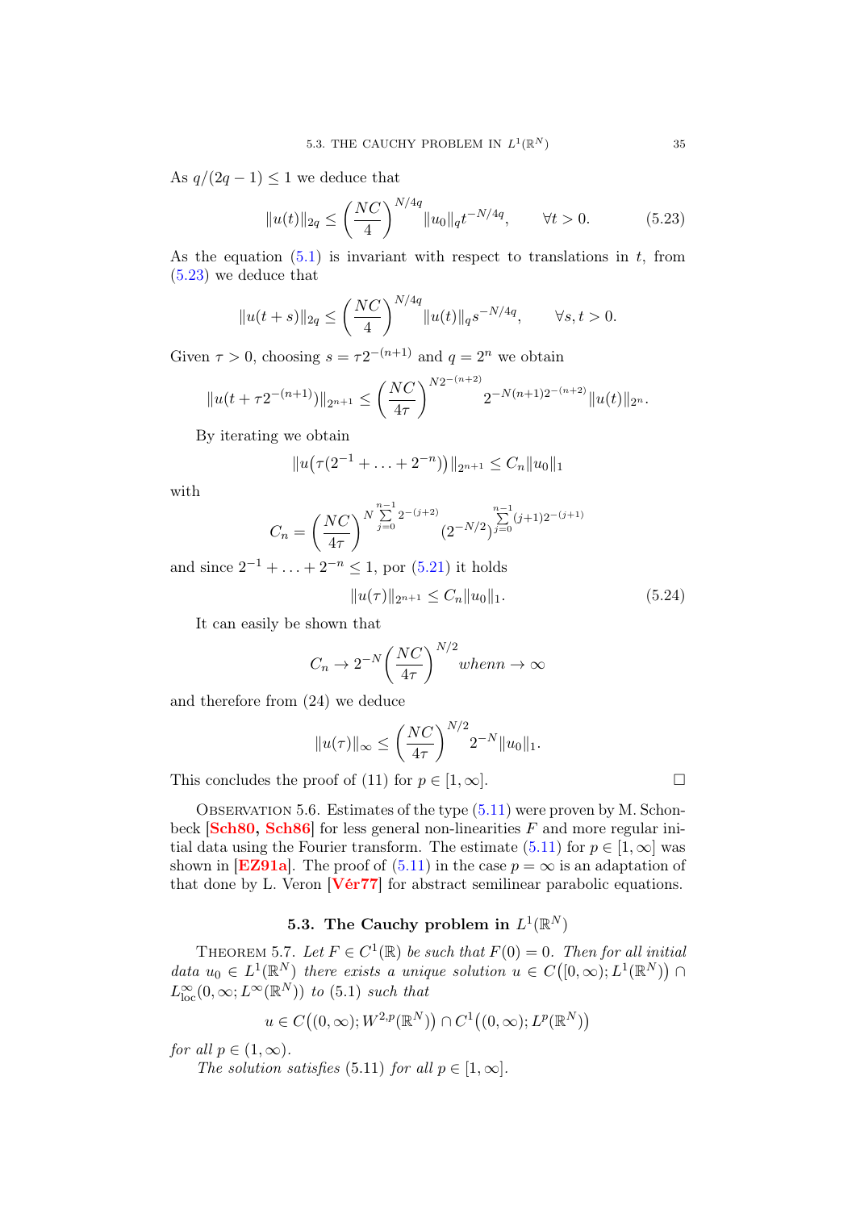As $q/(2q-1) \leq 1$ we deduce that

$$\|u(t)\|_{2q} \leq \left(\frac{NC}{4}\right)^{N/4q} \|u_0\|_q t^{-N/4q}, \qquad \forall t > 0. \tag{5.23}$$

As the equation (5.1) is invariant with respect to translations in $t$, from (5.23) we deduce that

$$\|u(t+s)\|_{2q} \leq \left(\frac{NC}{4}\right)^{N/4q} \|u(t)\|_q s^{-N/4q}, \qquad \forall s, t > 0.$$

Given $\tau > 0$, choosing $s = \tau 2^{-(n+1)}$ and $q = 2^n$ we obtain

$$\|u(t + \tau 2^{-(n+1)})\|_{2^{n+1}} \leq \left(\frac{NC}{4\tau}\right)^{N2^{-(n+2)}} 2^{-N(n+1)2^{-(n+2)}} \|u(t)\|_{2^n}.$$

By iterating we obtain

$$\|u\big(\tau(2^{-1} + \ldots + 2^{-n})\big)\|_{2^{n+1}} \leq C_n \|u_0\|_1$$

with

$$C_n = \left(\frac{NC}{4\tau}\right)^{N \sum\limits_{j=0}^{n-1} 2^{-(j+2)}} (2^{-N/2})^{\sum\limits_{j=0}^{n-1}(j+1)2^{-(j+1)}}$$

and since $2^{-1} + \ldots + 2^{-n} \leq 1$, por (5.21) it holds

$$\|u(\tau)\|_{2^{n+1}} \leq C_n \|u_0\|_1. \tag{5.24}$$

It can easily be shown that

$$C_n \to 2^{-N}\left(\frac{NC}{4\tau}\right)^{N/2} when n \to \infty$$

and therefore from (24) we deduce

$$\|u(\tau)\|_\infty \leq \left(\frac{NC}{4\tau}\right)^{N/2} 2^{-N} \|u_0\|_1.$$

This concludes the proof of (11) for $p \in [1, \infty]$. □

Observation 5.6. Estimates of the type (5.11) were proven by M. Schonbeck [**Sch80, Sch86**] for less general non-linearities $F$ and more regular initial data using the Fourier transform. The estimate (5.11) for $p \in [1, \infty]$ was shown in [**EZ91a**]. The proof of (5.11) in the case $p = \infty$ is an adaptation of that done by L. Veron [**Vér77**] for abstract semilinear parabolic equations.

## 5.3. The Cauchy problem in $L^1(\mathbb{R}^N)$

Theorem 5.7. *Let $F \in C^1(\mathbb{R})$ be such that $F(0) = 0$. Then for all initial data $u_0 \in L^1(\mathbb{R}^N)$ there exists a unique solution $u \in C\big([0, \infty); L^1(\mathbb{R}^N)\big) \cap L^\infty_{\text{loc}}(0, \infty; L^\infty(\mathbb{R}^N))$ to (5.1) such that*

$$u \in C\big((0, \infty); W^{2,p}(\mathbb{R}^N)\big) \cap C^1\big((0, \infty); L^p(\mathbb{R}^N)\big)$$

*for all $p \in (1, \infty)$.*

*The solution satisfies (5.11) for all $p \in [1, \infty]$.*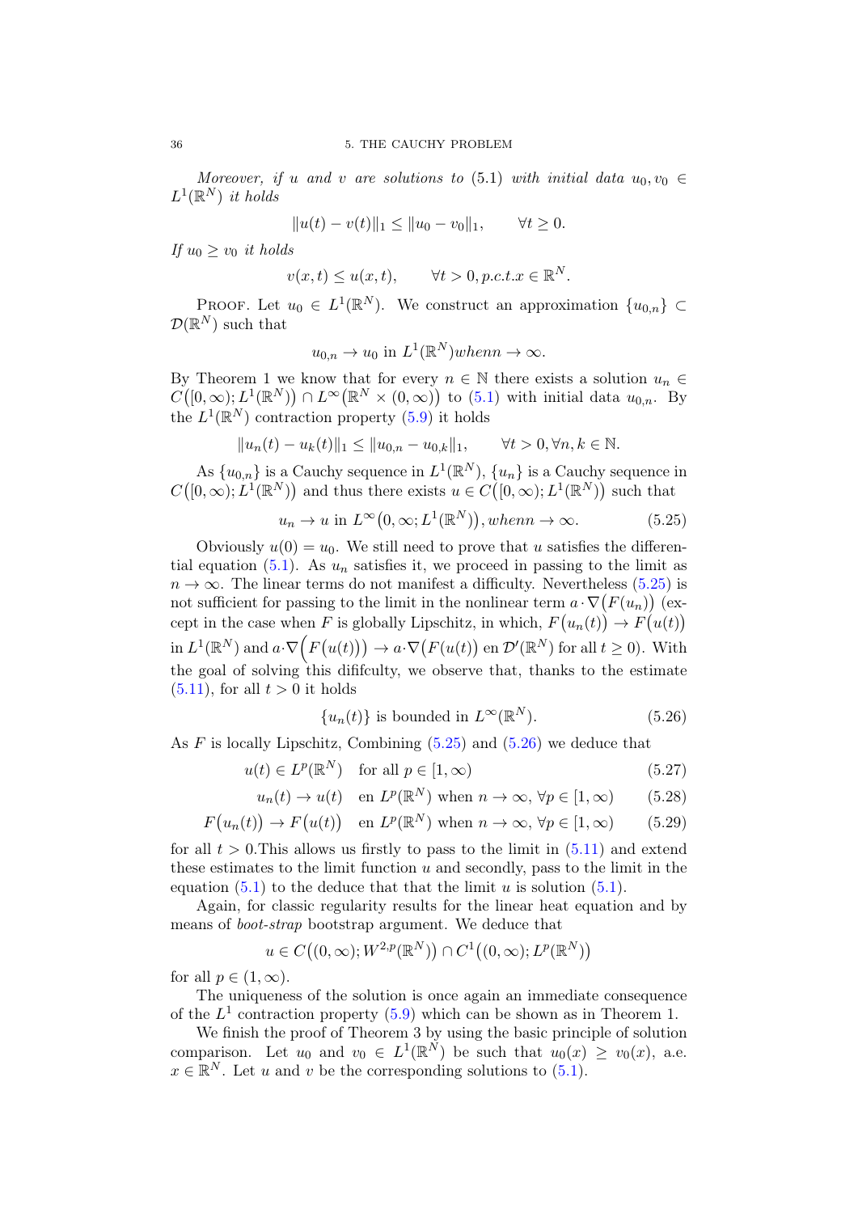*Moreover, if $u$ and $v$ are solutions to (5.1) with initial data $u_0, v_0 \in L^1(\mathbb{R}^N)$ it holds*

$$\|u(t) - v(t)\|_1 \leq \|u_0 - v_0\|_1, \qquad \forall t \geq 0.$$

*If $u_0 \geq v_0$ it holds*

$$v(x,t) \leq u(x,t), \qquad \forall t > 0, p.c.t.x \in \mathbb{R}^N.$$

Proof. Let $u_0 \in L^1(\mathbb{R}^N)$. We construct an approximation $\{u_{0,n}\} \subset \mathcal{D}(\mathbb{R}^N)$ such that

$$u_{0,n} \to u_0 \text{ in } L^1(\mathbb{R}^N) whenn \to \infty.$$

By Theorem 1 we know that for every $n \in \mathbb{N}$ there exists a solution $u_n \in C\big([0,\infty); L^1(\mathbb{R}^N)\big) \cap L^\infty\big(\mathbb{R}^N \times (0,\infty)\big)$ to (5.1) with initial data $u_{0,n}$. By the $L^1(\mathbb{R}^N)$ contraction property (5.9) it holds

$$\|u_n(t) - u_k(t)\|_1 \leq \|u_{0,n} - u_{0,k}\|_1, \qquad \forall t > 0, \forall n, k \in \mathbb{N}.$$

As $\{u_{0,n}\}$ is a Cauchy sequence in $L^1(\mathbb{R}^N)$, $\{u_n\}$ is a Cauchy sequence in $C\big([0,\infty); L^1(\mathbb{R}^N)\big)$ and thus there exists $u \in C\big([0,\infty); L^1(\mathbb{R}^N)\big)$ such that

$$u_n \to u \text{ in } L^\infty\big(0,\infty; L^1(\mathbb{R}^N)\big), whenn \to \infty. \tag{5.25}$$

Obviously $u(0) = u_0$. We still need to prove that $u$ satisfies the differential equation (5.1). As $u_n$ satisfies it, we proceed in passing to the limit as $n \to \infty$. The linear terms do not manifest a difficulty. Nevertheless (5.25) is not sufficient for passing to the limit in the nonlinear term $a \cdot \nabla\big(F(u_n)\big)$ (except in the case when $F$ is globally Lipschitz, in which, $F\big(u_n(t)\big) \to F\big(u(t)\big)$ in $L^1(\mathbb{R}^N)$ and $a \cdot \nabla\Big(F\big(u(t)\big)\Big) \to a \cdot \nabla\big(F(u(t)\big)$ en $\mathcal{D}'(\mathbb{R}^N)$ for all $t \geq 0$). With the goal of solving this difficulty, we observe that, thanks to the estimate (5.11), for all $t > 0$ it holds

$$\{u_n(t)\} \text{ is bounded in } L^\infty(\mathbb{R}^N). \tag{5.26}$$

As $F$ is locally Lipschitz, Combining (5.25) and (5.26) we deduce that

$$u(t) \in L^p(\mathbb{R}^N) \quad \text{for all } p \in [1,\infty) \tag{5.27}$$

$$u_n(t) \to u(t) \quad \text{en } L^p(\mathbb{R}^N) \text{ when } n \to \infty, \forall p \in [1,\infty) \tag{5.28}$$

$$F\big(u_n(t)\big) \to F\big(u(t)\big) \quad \text{en } L^p(\mathbb{R}^N) \text{ when } n \to \infty, \forall p \in [1,\infty) \tag{5.29}$$

for all $t > 0$.This allows us firstly to pass to the limit in (5.11) and extend these estimates to the limit function $u$ and secondly, pass to the limit in the equation (5.1) to the deduce that that the limit $u$ is solution (5.1).

Again, for classic regularity results for the linear heat equation and by means of *boot-strap* bootstrap argument. We deduce that

$$u \in C\big((0,\infty); W^{2,p}(\mathbb{R}^N)\big) \cap C^1\big((0,\infty); L^p(\mathbb{R}^N)\big)$$

for all $p \in (1,\infty)$.

The uniqueness of the solution is once again an immediate consequence of the $L^1$ contraction property (5.9) which can be shown as in Theorem 1.

We finish the proof of Theorem 3 by using the basic principle of solution comparison. Let $u_0$ and $v_0 \in L^1(\mathbb{R}^N)$ be such that $u_0(x) \geq v_0(x)$, a.e. $x \in \mathbb{R}^N$. Let $u$ and $v$ be the corresponding solutions to (5.1).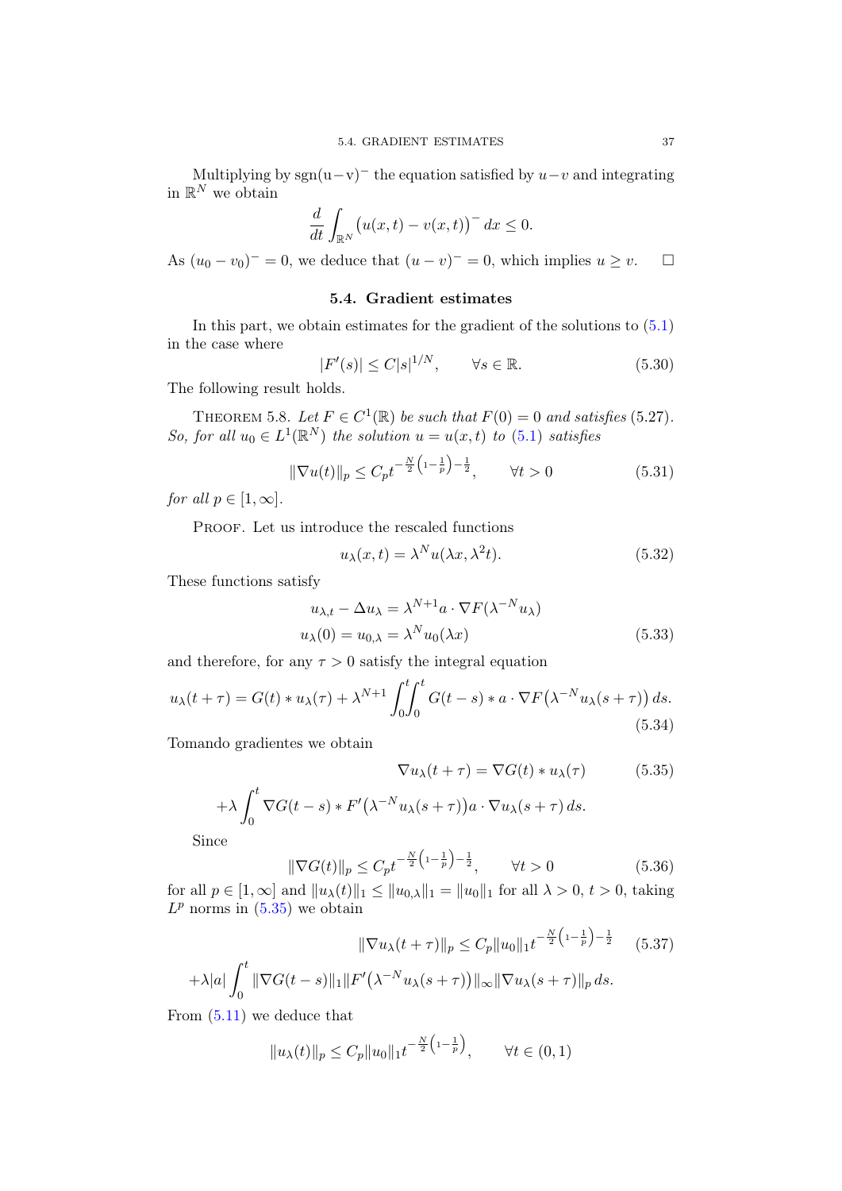Multiplying by sgn(u−v)$^-$ the equation satisfied by $u-v$ and integrating in $\mathbb{R}^N$ we obtain

$$\frac{d}{dt}\int_{\mathbb{R}^N}\big(u(x,t)-v(x,t)\big)^-\,dx \le 0.$$

As $(u_0-v_0)^-=0$, we deduce that $(u-v)^-=0$, which implies $u\ge v$. □

## 5.4. Gradient estimates

In this part, we obtain estimates for the gradient of the solutions to (5.1) in the case where

$$|F'(s)|\le C|s|^{1/N},\qquad \forall s\in\mathbb{R}. \tag{5.30}$$

The following result holds.

Theorem 5.8. *Let $F\in C^1(\mathbb{R})$ be such that $F(0)=0$ and satisfies (5.27). So, for all $u_0\in L^1(\mathbb{R}^N)$ the solution $u=u(x,t)$ to (5.1) satisfies*

$$\|\nabla u(t)\|_p \le C_p t^{-\frac{N}{2}\left(1-\frac{1}{p}\right)-\frac{1}{2}},\qquad \forall t>0 \tag{5.31}$$

*for all $p\in[1,\infty]$.*

Proof. Let us introduce the rescaled functions

$$u_\lambda(x,t)=\lambda^N u(\lambda x,\lambda^2 t). \tag{5.32}$$

These functions satisfy

$$\begin{aligned} u_{\lambda,t}-\Delta u_\lambda &= \lambda^{N+1} a\cdot\nabla F(\lambda^{-N}u_\lambda)\\ u_\lambda(0)=u_{0,\lambda}&=\lambda^N u_0(\lambda x) \end{aligned} \tag{5.33}$$

and therefore, for any $\tau>0$ satisfy the integral equation

$$u_\lambda(t+\tau)=G(t)*u_\lambda(\tau)+\lambda^{N+1}\int_0^t\!\!\int_0^t G(t-s)*a\cdot\nabla F\big(\lambda^{-N}u_\lambda(s+\tau)\big)\,ds. \tag{5.34}$$

Tomando gradientes we obtain

$$\nabla u_\lambda(t+\tau)=\nabla G(t)*u_\lambda(\tau) \tag{5.35}$$

$$+\lambda\int_0^t \nabla G(t-s)*F'\big(\lambda^{-N}u_\lambda(s+\tau)\big)a\cdot\nabla u_\lambda(s+\tau)\,ds.$$

Since

$$\|\nabla G(t)\|_p\le C_p t^{-\frac{N}{2}\left(1-\frac{1}{p}\right)-\frac{1}{2}},\qquad \forall t>0 \tag{5.36}$$

for all $p\in[1,\infty]$ and $\|u_\lambda(t)\|_1\le\|u_{0,\lambda}\|_1=\|u_0\|_1$ for all $\lambda>0$, $t>0$, taking $L^p$ norms in (5.35) we obtain

$$\|\nabla u_\lambda(t+\tau)\|_p\le C_p\|u_0\|_1 t^{-\frac{N}{2}\left(1-\frac{1}{p}\right)-\frac{1}{2}} \tag{5.37}$$

$$+\lambda|a|\int_0^t\|\nabla G(t-s)\|_1\|F'\big(\lambda^{-N}u_\lambda(s+\tau)\big)\|_\infty\|\nabla u_\lambda(s+\tau)\|_p\,ds.$$

From (5.11) we deduce that

$$\|u_\lambda(t)\|_p\le C_p\|u_0\|_1 t^{-\frac{N}{2}\left(1-\frac{1}{p}\right)},\qquad \forall t\in(0,1)$$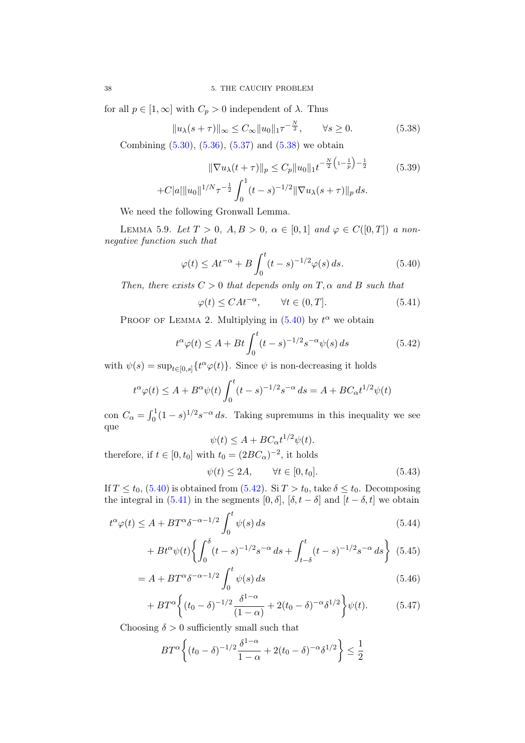for all $p \in [1, \infty]$ with $C_p > 0$ independent of $\lambda$. Thus

$$\|u_\lambda(s+\tau)\|_\infty \leq C_\infty \|u_0\|_1 \tau^{-\frac{N}{2}}, \qquad \forall s \geq 0. \tag{5.38}$$

Combining (5.30), (5.36), (5.37) and (5.38) we obtain

$$\|\nabla u_\lambda(t+\tau)\|_p \leq C_p \|u_0\|_1 t^{-\frac{N}{2}\left(1-\frac{1}{p}\right)-\frac{1}{2}} \tag{5.39}$$

$$+C|a|\|u_0\|^{1/N} \tau^{-\frac{1}{2}} \int_0^1 (t-s)^{-1/2} \|\nabla u_\lambda(s+\tau)\|_p \, ds.$$

We need the following Gronwall Lemma.

Lemma 5.9. *Let $T > 0$, $A, B > 0$, $\alpha \in [0,1]$ and $\varphi \in C([0,T])$ a non-negative function such that*

$$\varphi(t) \leq A t^{-\alpha} + B \int_0^t (t-s)^{-1/2} \varphi(s) \, ds. \tag{5.40}$$

*Then, there exists $C > 0$ that depends only on $T, \alpha$ and $B$ such that*

$$\varphi(t) \leq C A t^{-\alpha}, \qquad \forall t \in (0, T]. \tag{5.41}$$

Proof of Lemma 2. Multiplying in (5.40) by $t^\alpha$ we obtain

$$t^\alpha \varphi(t) \leq A + Bt \int_0^t (t-s)^{-1/2} s^{-\alpha} \psi(s) \, ds \tag{5.42}$$

with $\psi(s) = \sup_{t \in [0,s]} \{t^\alpha \varphi(t)\}$. Since $\psi$ is non-decreasing it holds

$$t^\alpha \varphi(t) \leq A + B^\alpha \psi(t) \int_0^t (t-s)^{-1/2} s^{-\alpha} \, ds = A + BC_\alpha t^{1/2} \psi(t)$$

con $C_\alpha = \int_0^1 (1-s)^{1/2} s^{-\alpha} \, ds$. Taking supremums in this inequality we see que

$$\psi(t) \leq A + BC_\alpha t^{1/2} \psi(t).$$

therefore, if $t \in [0, t_0]$ with $t_0 = (2BC_\alpha)^{-2}$, it holds

$$\psi(t) \leq 2A, \qquad \forall t \in [0, t_0]. \tag{5.43}$$

If $T \leq t_0$, (5.40) is obtained from (5.42). Si $T > t_0$, take $\delta \leq t_0$. Decomposing the integral in (5.41) in the segments $[0, \delta]$, $[\delta, t-\delta]$ and $[t-\delta, t]$ we obtain

$$t^\alpha \varphi(t) \leq A + BT^\alpha \delta^{-\alpha-1/2} \int_0^t \psi(s) \, ds \tag{5.44}$$

$$+ Bt^\alpha \psi(t) \left\{ \int_0^\delta (t-s)^{-1/2} s^{-\alpha} \, ds + \int_{t-\delta}^t (t-s)^{-1/2} s^{-\alpha} \, ds \right\} \tag{5.45}$$

$$= A + BT^\alpha \delta^{-\alpha-1/2} \int_0^t \psi(s) \, ds \tag{5.46}$$

$$+ BT^\alpha \left\{ (t_0 - \delta)^{-1/2} \frac{\delta^{1-\alpha}}{(1-\alpha)} + 2(t_0-\delta)^{-\alpha} \delta^{1/2} \right\} \psi(t). \tag{5.47}$$

Choosing $\delta > 0$ sufficiently small such that

$$BT^\alpha \left\{ (t_0 - \delta)^{-1/2} \frac{\delta^{1-\alpha}}{1-\alpha} + 2(t_0-\delta)^{-\alpha} \delta^{1/2} \right\} \leq \frac{1}{2}$$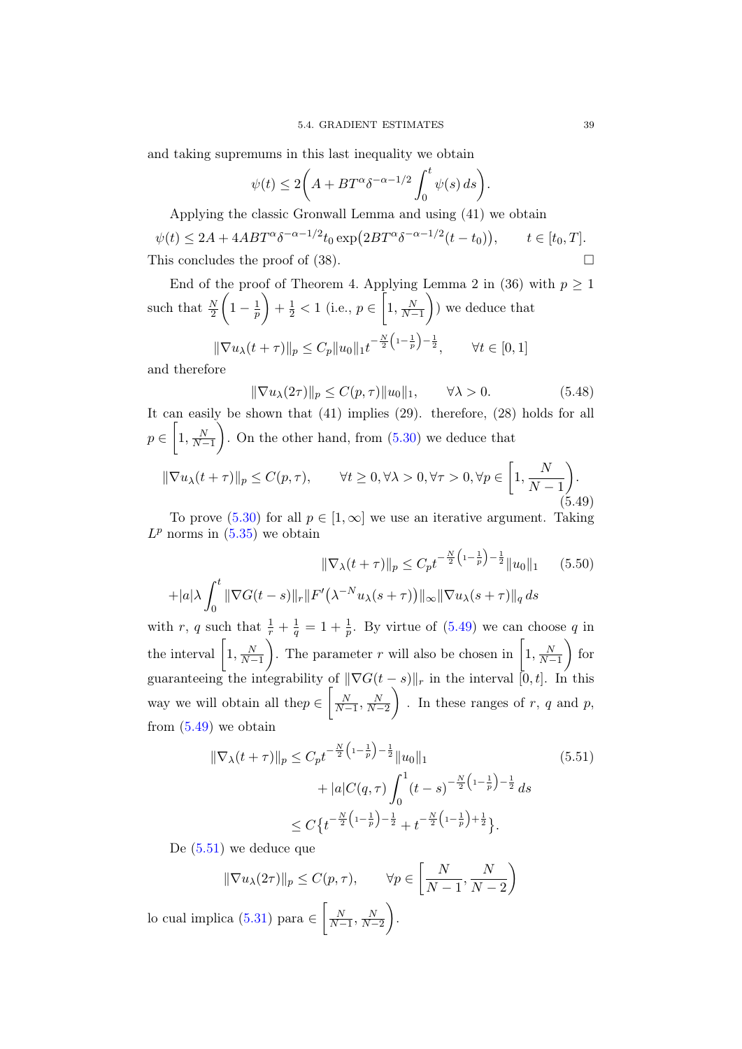and taking supremums in this last inequality we obtain

$$\psi(t) \le 2\bigg(A + BT^{\alpha}\delta^{-\alpha-1/2}\int_0^t \psi(s)\,ds\bigg).$$

Applying the classic Gronwall Lemma and using (41) we obtain

$$\psi(t) \le 2A + 4ABT^{\alpha}\delta^{-\alpha-1/2}t_0 \exp\big(2BT^{\alpha}\delta^{-\alpha-1/2}(t-t_0)\big), \qquad t\in[t_0,T].$$

This concludes the proof of (38). □

End of the proof of Theorem 4. Applying Lemma 2 in (36) with $p\ge 1$ such that $\frac{N}{2}\bigg(1-\frac{1}{p}\bigg)+\frac{1}{2}<1$ (i.e., $p\in\bigg[1,\frac{N}{N-1}\bigg)$) we deduce that

$$\|\nabla u_\lambda(t+\tau)\|_p \le C_p\|u_0\|_1 t^{-\frac{N}{2}\left(1-\frac{1}{p}\right)-\frac{1}{2}}, \qquad \forall t\in[0,1]$$

and therefore

$$\|\nabla u_\lambda(2\tau)\|_p \le C(p,\tau)\|u_0\|_1, \qquad \forall\lambda>0. \tag{5.48}$$

It can easily be shown that (41) implies (29). therefore, (28) holds for all $p\in\bigg[1,\frac{N}{N-1}\bigg)$. On the other hand, from (5.30) we deduce that

$$\|\nabla u_\lambda(t+\tau)\|_p \le C(p,\tau), \qquad \forall t\ge 0, \forall\lambda>0, \forall\tau>0, \forall p\in\bigg[1,\frac{N}{N-1}\bigg). \tag{5.49}$$

To prove (5.30) for all $p\in[1,\infty]$ we use an iterative argument. Taking $L^p$ norms in (5.35) we obtain

$$\begin{aligned}\|\nabla_\lambda(t+\tau)\|_p &\le C_p t^{-\frac{N}{2}\left(1-\frac{1}{p}\right)-\frac{1}{2}}\|u_0\|_1 \\ &+|a|\lambda\int_0^t \|\nabla G(t-s)\|_r \|F'\big(\lambda^{-N}u_\lambda(s+\tau)\big)\|_\infty \|\nabla u_\lambda(s+\tau)\|_q\,ds\end{aligned} \tag{5.50}$$

with $r$, $q$ such that $\frac{1}{r}+\frac{1}{q}=1+\frac{1}{p}$. By virtue of (5.49) we can choose $q$ in the interval $\bigg[1,\frac{N}{N-1}\bigg)$. The parameter $r$ will also be chosen in $\bigg[1,\frac{N}{N-1}\bigg)$ for guaranteeing the integrability of $\|\nabla G(t-s)\|_r$ in the interval $[0,t]$. In this way we will obtain all the$p\in\bigg[\frac{N}{N-1},\frac{N}{N-2}\bigg)$ . In these ranges of $r$, $q$ and $p$, from (5.49) we obtain

$$\begin{aligned}\|\nabla_\lambda(t+\tau)\|_p &\le C_p t^{-\frac{N}{2}\left(1-\frac{1}{p}\right)-\frac{1}{2}}\|u_0\|_1 \\ &\quad + |a|C(q,\tau)\int_0^1 (t-s)^{-\frac{N}{2}\left(1-\frac{1}{p}\right)-\frac{1}{2}}\,ds \\ &\le C\big\{t^{-\frac{N}{2}\left(1-\frac{1}{p}\right)-\frac{1}{2}} + t^{-\frac{N}{2}\left(1-\frac{1}{p}\right)+\frac{1}{2}}\big\}.\end{aligned} \tag{5.51}$$

De (5.51) we deduce que

$$\|\nabla u_\lambda(2\tau)\|_p \le C(p,\tau), \qquad \forall p\in\bigg[\frac{N}{N-1},\frac{N}{N-2}\bigg)$$

lo cual implica (5.31) para $\in\bigg[\frac{N}{N-1},\frac{N}{N-2}\bigg)$.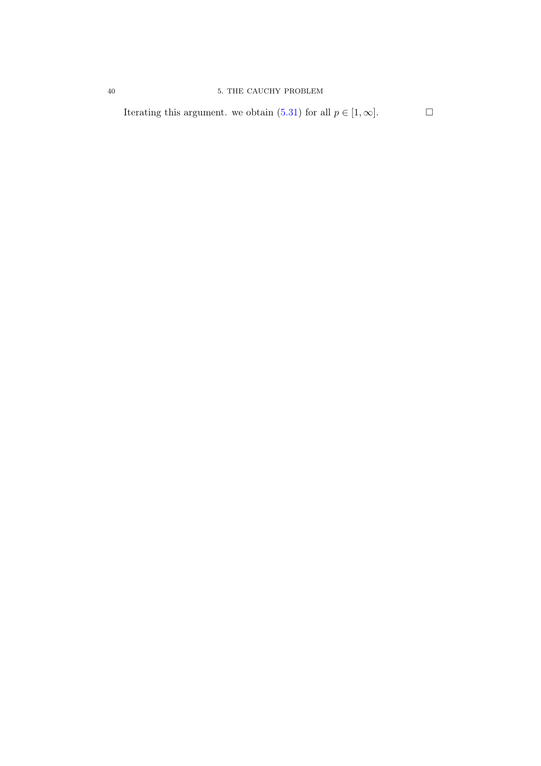Iterating this argument. we obtain (5.31) for all $p \in [1, \infty]$. $\square$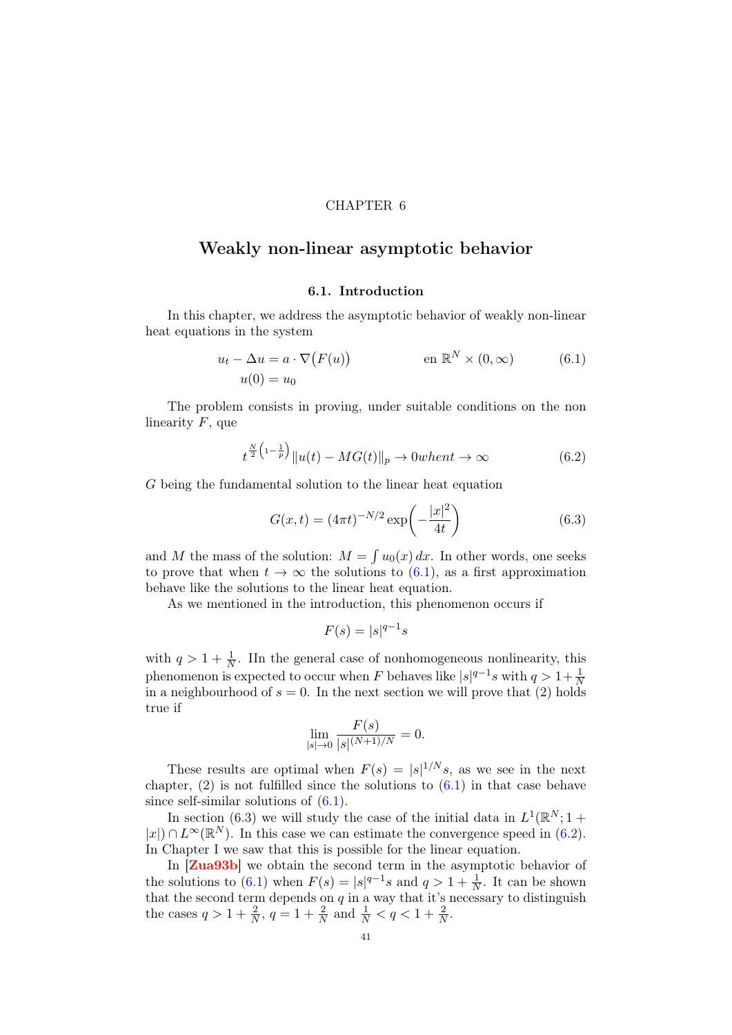CHAPTER 6

# Weakly non-linear asymptotic behavior

## 6.1. Introduction

In this chapter, we address the asymptotic behavior of weakly non-linear heat equations in the system

$$
\begin{aligned}
&u_t - \Delta u = a \cdot \nabla\big(F(u)\big) \qquad\qquad \text{en } \mathbb{R}^N \times (0,\infty) \\
&u(0) = u_0
\end{aligned}
\tag{6.1}
$$

The problem consists in proving, under suitable conditions on the non linearity $F$, que

$$
t^{\frac{N}{2}\left(1-\frac{1}{p}\right)} \|u(t) - MG(t)\|_p \to 0 when t \to \infty \tag{6.2}
$$

$G$ being the fundamental solution to the linear heat equation

$$
G(x,t) = (4\pi t)^{-N/2} \exp\left(-\frac{|x|^2}{4t}\right) \tag{6.3}
$$

and $M$ the mass of the solution: $M = \int u_0(x)\,dx$. In other words, one seeks to prove that when $t \to \infty$ the solutions to (6.1), as a first approximation behave like the solutions to the linear heat equation.

As we mentioned in the introduction, this phenomenon occurs if

$$
F(s) = |s|^{q-1}s
$$

with $q > 1 + \frac{1}{N}$. IIn the general case of nonhomogeneous nonlinearity, this phenomenon is expected to occur when $F$ behaves like $|s|^{q-1}s$ with $q > 1+\frac{1}{N}$ in a neighbourhood of $s = 0$. In the next section we will prove that (2) holds true if

$$
\lim_{|s|\to 0} \frac{F(s)}{|s|^{(N+1)/N}} = 0.
$$

These results are optimal when $F(s) = |s|^{1/N}s$, as we see in the next chapter, (2) is not fulfilled since the solutions to (6.1) in that case behave since self-similar solutions of (6.1).

In section (6.3) we will study the case of the initial data in $L^1(\mathbb{R}^N; 1 + |x|) \cap L^\infty(\mathbb{R}^N)$. In this case we can estimate the convergence speed in (6.2). In Chapter I we saw that this is possible for the linear equation.

In [Zua93b] we obtain the second term in the asymptotic behavior of the solutions to (6.1) when $F(s) = |s|^{q-1}s$ and $q > 1 + \frac{1}{N}$. It can be shown that the second term depends on $q$ in a way that it's necessary to distinguish the cases $q > 1 + \frac{2}{N}$, $q = 1 + \frac{2}{N}$ and $\frac{1}{N} < q < 1 + \frac{2}{N}$.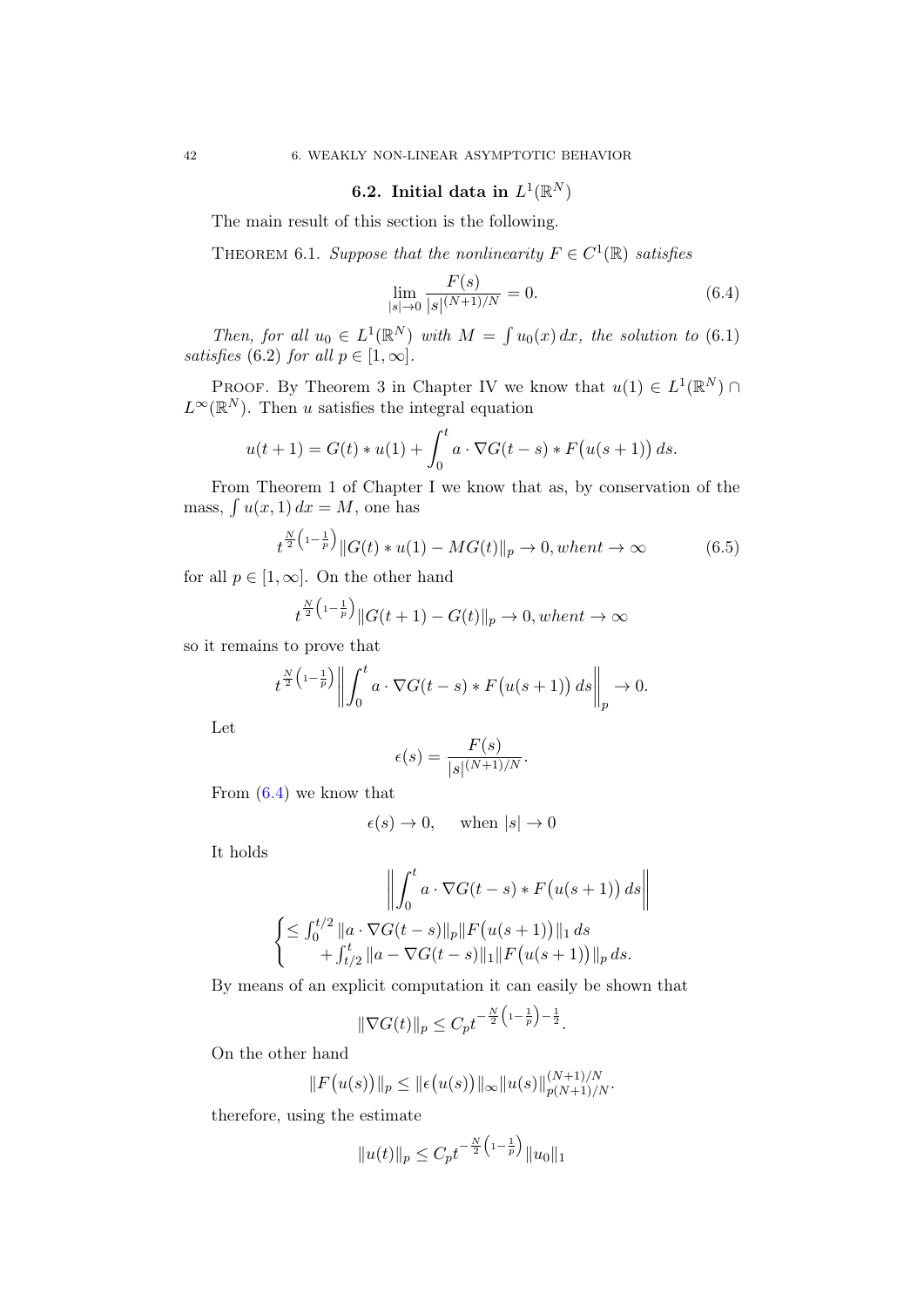## 6.2. Initial data in $L^1(\mathbb{R}^N)$

The main result of this section is the following.

THEOREM 6.1. *Suppose that the nonlinearity $F \in C^1(\mathbb{R})$ satisfies*

$$\lim_{|s|\to 0} \frac{F(s)}{|s|^{(N+1)/N}} = 0. \tag{6.4}$$

*Then, for all $u_0 \in L^1(\mathbb{R}^N)$ with $M = \int u_0(x)\,dx$, the solution to* (6.1) *satisfies* (6.2) *for all $p \in [1, \infty]$.*

PROOF. By Theorem 3 in Chapter IV we know that $u(1) \in L^1(\mathbb{R}^N) \cap L^\infty(\mathbb{R}^N)$. Then $u$ satisfies the integral equation

$$u(t+1) = G(t) * u(1) + \int_0^t a \cdot \nabla G(t-s) * F\big(u(s+1)\big)\,ds.$$

From Theorem 1 of Chapter I we know that as, by conservation of the mass, $\int u(x,1)\,dx = M$, one has

$$t^{\frac{N}{2}\left(1-\frac{1}{p}\right)} \|G(t) * u(1) - MG(t)\|_p \to 0, when t \to \infty \tag{6.5}$$

for all $p \in [1, \infty]$. On the other hand

$$t^{\frac{N}{2}\left(1-\frac{1}{p}\right)} \|G(t+1) - G(t)\|_p \to 0, when t \to \infty$$

so it remains to prove that

$$t^{\frac{N}{2}\left(1-\frac{1}{p}\right)} \left\| \int_0^t a \cdot \nabla G(t-s) * F\big(u(s+1)\big)\,ds \right\|_p \to 0.$$

Let

$$\epsilon(s) = \frac{F(s)}{|s|^{(N+1)/N}}.$$

From (6.4) we know that

$$\epsilon(s) \to 0, \quad \text{ when } |s| \to 0$$

It holds

$$\left\| \int_0^t a \cdot \nabla G(t-s) * F\big(u(s+1)\big)\,ds \right\|$$

$$\begin{cases} \leq \int_0^{t/2} \|a \cdot \nabla G(t-s)\|_p \|F\big(u(s+1)\big)\|_1\,ds \\ \quad + \int_{t/2}^t \|a - \nabla G(t-s)\|_1 \|F\big(u(s+1)\big)\|_p\,ds. \end{cases}$$

By means of an explicit computation it can easily be shown that

$$\|\nabla G(t)\|_p \leq C_p t^{-\frac{N}{2}\left(1-\frac{1}{p}\right)-\frac{1}{2}}.$$

On the other hand

$$\|F\big(u(s)\big)\|_p \leq \|\epsilon\big(u(s)\big)\|_\infty \|u(s)\|_{p(N+1)/N}^{(N+1)/N}.$$

therefore, using the estimate

$$\|u(t)\|_p \leq C_p t^{-\frac{N}{2}\left(1-\frac{1}{p}\right)} \|u_0\|_1$$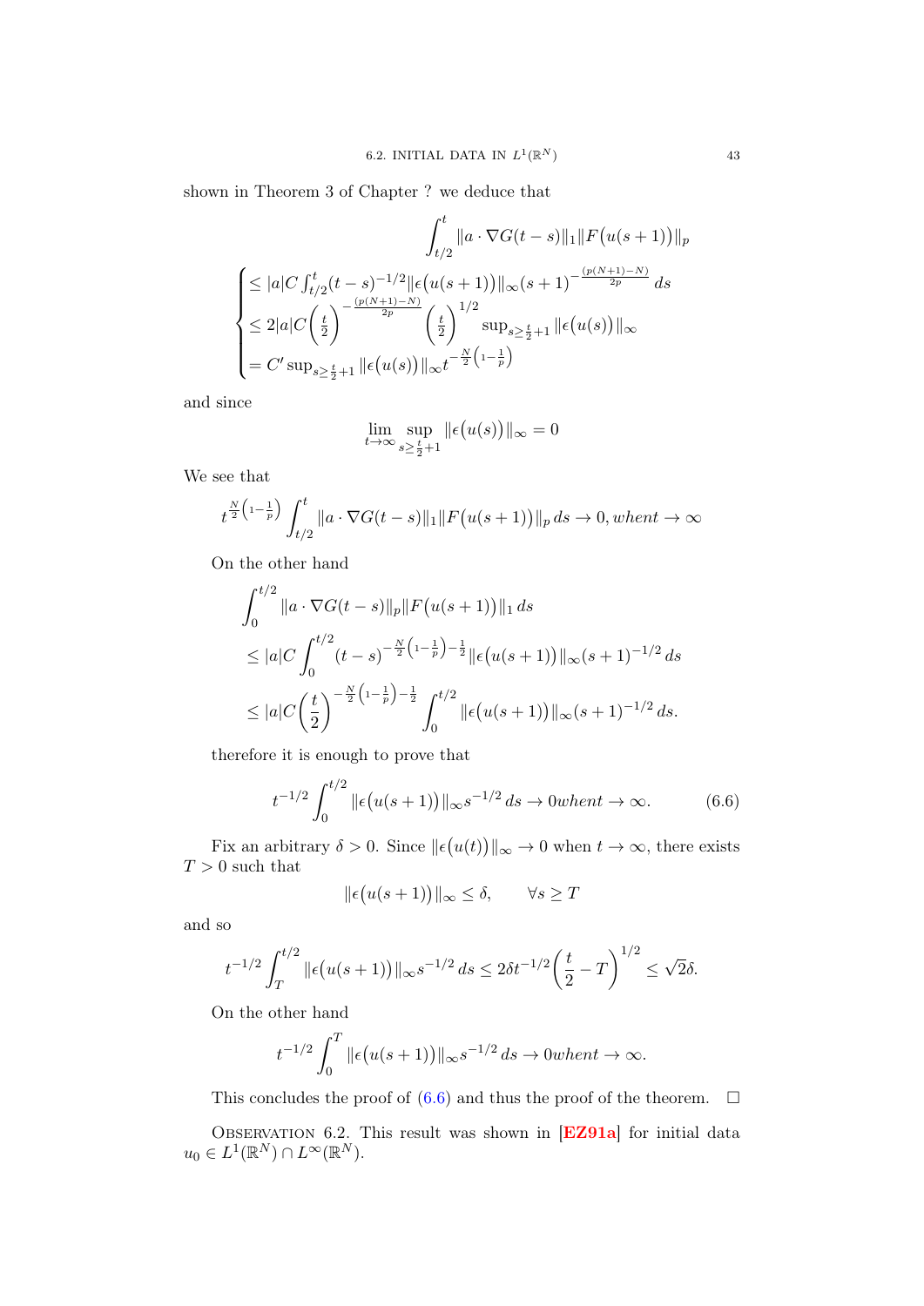shown in Theorem 3 of Chapter ? we deduce that

$$\int_{t/2}^{t} \|a \cdot \nabla G(t-s)\|_1 \|F\big(u(s+1)\big)\|_p$$

$$\begin{cases} \leq |a| C \int_{t/2}^{t} (t-s)^{-1/2} \|\epsilon\big(u(s+1)\big)\|_\infty (s+1)^{-\frac{(p(N+1)-N)}{2p}}\, ds \\ \leq 2|a|C\left(\frac{t}{2}\right)^{-\frac{(p(N+1)-N)}{2p}} \left(\frac{t}{2}\right)^{1/2} \sup_{s\geq \frac{t}{2}+1} \|\epsilon\big(u(s)\big)\|_\infty \\ = C' \sup_{s\geq \frac{t}{2}+1} \|\epsilon\big(u(s)\big)\|_\infty t^{-\frac{N}{2}\left(1-\frac{1}{p}\right)} \end{cases}$$

and since

$$\lim_{t\to\infty} \sup_{s\geq \frac{t}{2}+1} \|\epsilon\big(u(s)\big)\|_\infty = 0$$

We see that

$$t^{\frac{N}{2}\left(1-\frac{1}{p}\right)} \int_{t/2}^{t} \|a \cdot \nabla G(t-s)\|_1 \|F\big(u(s+1)\big)\|_p\, ds \to 0, when t \to \infty$$

On the other hand

$$\begin{aligned} &\int_0^{t/2} \|a \cdot \nabla G(t-s)\|_p \|F\big(u(s+1)\big)\|_1\, ds \\ &\leq |a| C \int_0^{t/2} (t-s)^{-\frac{N}{2}\left(1-\frac{1}{p}\right)-\frac{1}{2}} \|\epsilon\big(u(s+1)\big)\|_\infty (s+1)^{-1/2}\, ds \\ &\leq |a| C \left(\frac{t}{2}\right)^{-\frac{N}{2}\left(1-\frac{1}{p}\right)-\frac{1}{2}} \int_0^{t/2} \|\epsilon\big(u(s+1)\big)\|_\infty (s+1)^{-1/2}\, ds. \end{aligned}$$

therefore it is enough to prove that

$$t^{-1/2} \int_0^{t/2} \|\epsilon\big(u(s+1)\big)\|_\infty s^{-1/2}\, ds \to 0 when t \to \infty. \tag{6.6}$$

Fix an arbitrary $\delta > 0$. Since $\|\epsilon\big(u(t)\big)\|_\infty \to 0$ when $t \to \infty$, there exists $T > 0$ such that

$$\|\epsilon\big(u(s+1)\big)\|_\infty \leq \delta, \qquad \forall s \geq T$$

and so

$$t^{-1/2} \int_T^{t/2} \|\epsilon\big(u(s+1)\big)\|_\infty s^{-1/2}\, ds \leq 2\delta t^{-1/2} \left(\frac{t}{2} - T\right)^{1/2} \leq \sqrt{2}\delta.$$

On the other hand

$$t^{-1/2} \int_0^{T} \|\epsilon\big(u(s+1)\big)\|_\infty s^{-1/2}\, ds \to 0 when t \to \infty.$$

This concludes the proof of (6.6) and thus the proof of the theorem. □

Observation 6.2. This result was shown in [**EZ91a**] for initial data $u_0 \in L^1(\mathbb{R}^N) \cap L^\infty(\mathbb{R}^N)$.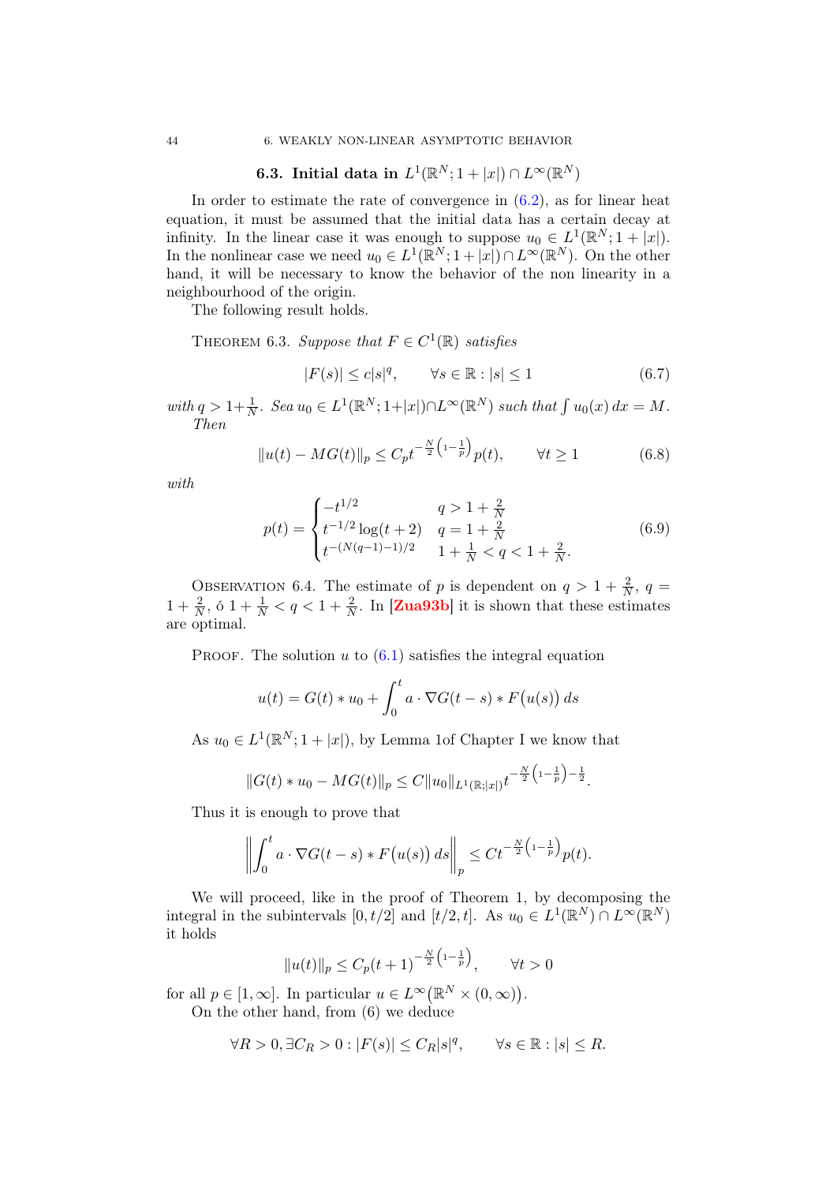## 6.3. Initial data in $L^1(\mathbb{R}^N; 1+|x|) \cap L^\infty(\mathbb{R}^N)$

In order to estimate the rate of convergence in (6.2), as for linear heat equation, it must be assumed that the initial data has a certain decay at infinity. In the linear case it was enough to suppose $u_0 \in L^1(\mathbb{R}^N; 1+|x|)$. In the nonlinear case we need $u_0 \in L^1(\mathbb{R}^N; 1+|x|) \cap L^\infty(\mathbb{R}^N)$. On the other hand, it will be necessary to know the behavior of the non linearity in a neighbourhood of the origin.

The following result holds.

THEOREM 6.3. *Suppose that $F \in C^1(\mathbb{R})$ satisfies*

$$|F(s)| \leq c|s|^q, \qquad \forall s \in \mathbb{R} : |s| \leq 1 \tag{6.7}$$

*with $q > 1 + \frac{1}{N}$. Sea $u_0 \in L^1(\mathbb{R}^N; 1+|x|) \cap L^\infty(\mathbb{R}^N)$ such that $\int u_0(x)\,dx = M$. Then*

$$\|u(t) - MG(t)\|_p \leq C_p t^{-\frac{N}{2}\left(1-\frac{1}{p}\right)} p(t), \qquad \forall t \geq 1 \tag{6.8}$$

*with*

$$p(t) = \begin{cases} -t^{1/2} & q > 1 + \frac{2}{N} \\ t^{-1/2}\log(t+2) & q = 1 + \frac{2}{N} \\ t^{-(N(q-1)-1)/2} & 1 + \frac{1}{N} < q < 1 + \frac{2}{N}. \end{cases} \tag{6.9}$$

OBSERVATION 6.4. The estimate of $p$ is dependent on $q > 1 + \frac{2}{N}$, $q = 1 + \frac{2}{N}$, ó $1 + \frac{1}{N} < q < 1 + \frac{2}{N}$. In [Zua93b] it is shown that these estimates are optimal.

PROOF. The solution $u$ to (6.1) satisfies the integral equation

$$u(t) = G(t) * u_0 + \int_0^t a \cdot \nabla G(t-s) * F\big(u(s)\big)\,ds$$

As $u_0 \in L^1(\mathbb{R}^N; 1+|x|)$, by Lemma 1of Chapter I we know that

$$\|G(t) * u_0 - MG(t)\|_p \leq C\|u_0\|_{L^1(\mathbb{R};|x|)} t^{-\frac{N}{2}\left(1-\frac{1}{p}\right)-\frac{1}{2}}.$$

Thus it is enough to prove that

$$\left\| \int_0^t a \cdot \nabla G(t-s) * F\big(u(s)\big)\,ds \right\|_p \leq C t^{-\frac{N}{2}\left(1-\frac{1}{p}\right)} p(t).$$

We will proceed, like in the proof of Theorem 1, by decomposing the integral in the subintervals $[0, t/2]$ and $[t/2, t]$. As $u_0 \in L^1(\mathbb{R}^N) \cap L^\infty(\mathbb{R}^N)$ it holds

$$\|u(t)\|_p \leq C_p (t+1)^{-\frac{N}{2}\left(1-\frac{1}{p}\right)}, \qquad \forall t > 0$$

for all $p \in [1, \infty]$. In particular $u \in L^\infty\big(\mathbb{R}^N \times (0,\infty)\big)$.

On the other hand, from (6) we deduce

$$\forall R > 0, \exists C_R > 0 : |F(s)| \leq C_R |s|^q, \qquad \forall s \in \mathbb{R} : |s| \leq R.$$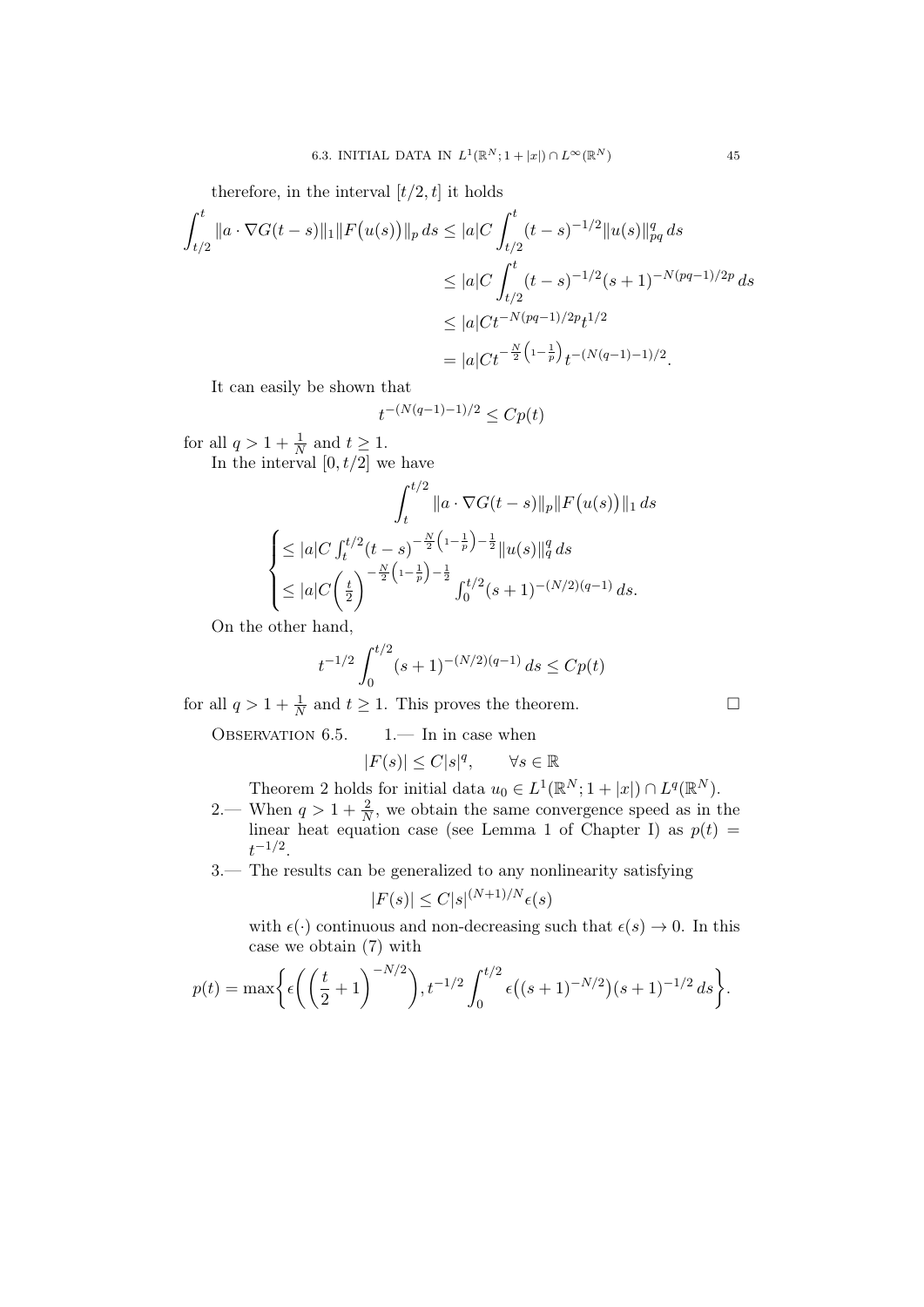therefore, in the interval $[t/2, t]$ it holds

$$
\begin{aligned}
\int_{t/2}^{t} \|a \cdot \nabla G(t-s)\|_1 \|F\big(u(s)\big)\|_p \, ds &\leq |a| C \int_{t/2}^{t} (t-s)^{-1/2} \|u(s)\|_{pq}^q \, ds \\
&\leq |a| C \int_{t/2}^{t} (t-s)^{-1/2} (s+1)^{-N(pq-1)/2p} \, ds \\
&\leq |a| C t^{-N(pq-1)/2p} t^{1/2} \\
&= |a| C t^{-\frac{N}{2}\left(1-\frac{1}{p}\right)} t^{-(N(q-1)-1)/2}.
\end{aligned}
$$

It can easily be shown that

$$
t^{-(N(q-1)-1)/2} \leq C p(t)
$$

for all $q > 1 + \frac{1}{N}$ and $t \geq 1$.

In the interval $[0, t/2]$ we have

$$
\int_{t}^{t/2} \|a \cdot \nabla G(t-s)\|_p \|F\big(u(s)\big)\|_1 \, ds
$$

$$
\begin{cases}
\leq |a| C \int_t^{t/2} (t-s)^{-\frac{N}{2}\left(1-\frac{1}{p}\right)-\frac{1}{2}} \|u(s)\|_q^q \, ds \\
\leq |a| C \left(\frac{t}{2}\right)^{-\frac{N}{2}\left(1-\frac{1}{p}\right)-\frac{1}{2}} \int_0^{t/2} (s+1)^{-(N/2)(q-1)} \, ds.
\end{cases}
$$

On the other hand,

$$
t^{-1/2} \int_0^{t/2} (s+1)^{-(N/2)(q-1)} \, ds \leq C p(t)
$$

for all $q > 1 + \frac{1}{N}$ and $t \geq 1$. This proves the theorem. □

Observation 6.5. 1.— In in case when

$$
|F(s)| \leq C |s|^q, \qquad \forall s \in \mathbb{R}
$$

Theorem 2 holds for initial data $u_0 \in L^1(\mathbb{R}^N; 1+|x|) \cap L^q(\mathbb{R}^N)$.

2.— When $q > 1 + \frac{2}{N}$, we obtain the same convergence speed as in the linear heat equation case (see Lemma 1 of Chapter I) as $p(t) = t^{-1/2}$.

3.— The results can be generalized to any nonlinearity satisfying

$$
|F(s)| \leq C |s|^{(N+1)/N} \epsilon(s)
$$

with $\epsilon(\cdot)$ continuous and non-decreasing such that $\epsilon(s) \to 0$. In this case we obtain (7) with

$$
p(t) = \max\left\{ \epsilon\left( \left(\frac{t}{2}+1\right)^{-N/2} \right), t^{-1/2} \int_0^{t/2} \epsilon\big((s+1)^{-N/2}\big) (s+1)^{-1/2} \, ds \right\}.
$$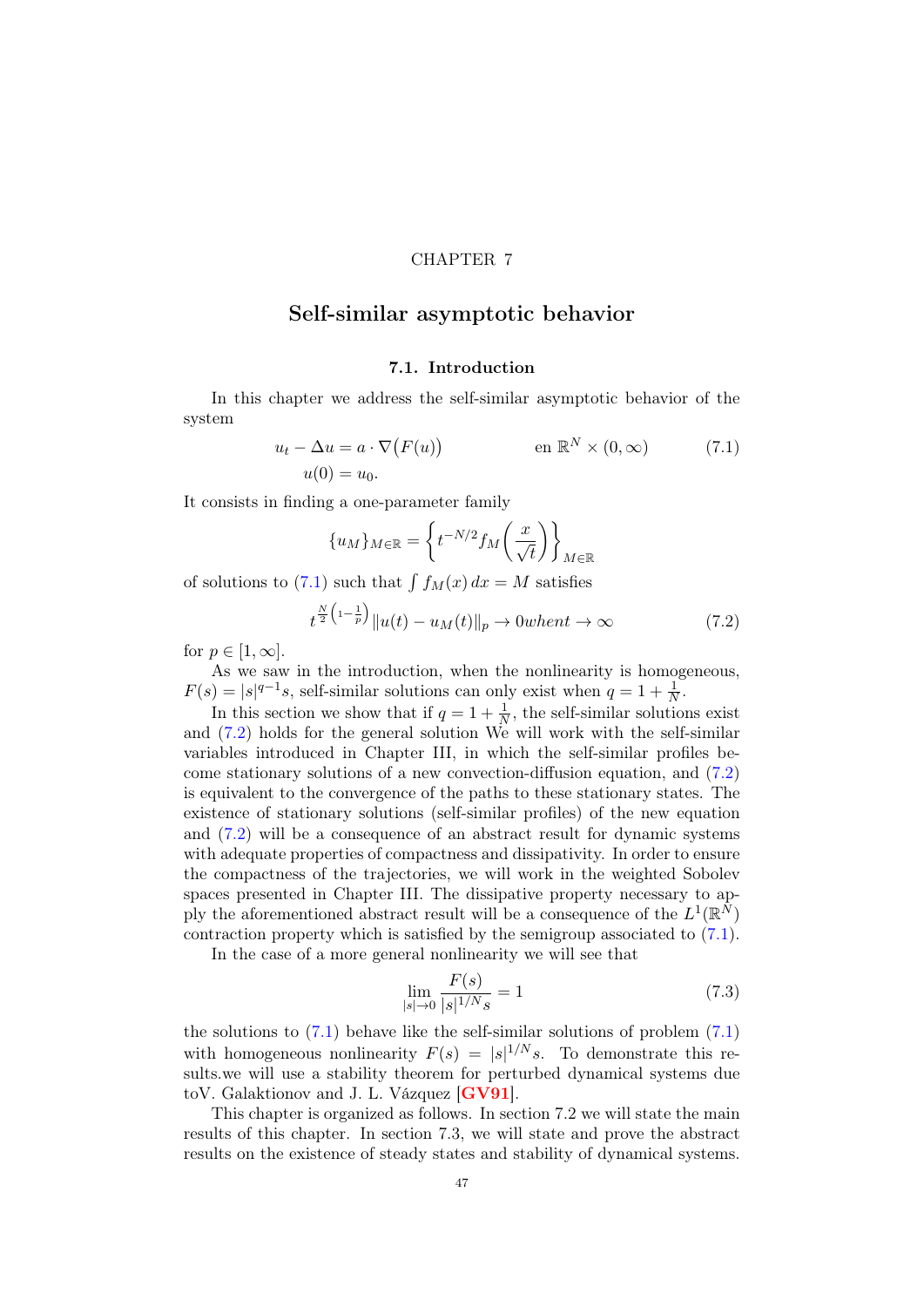CHAPTER 7

# Self-similar asymptotic behavior

## 7.1. Introduction

In this chapter we address the self-similar asymptotic behavior of the system

$$u_t - \Delta u = a \cdot \nabla\big(F(u)\big) \qquad \text{en } \mathbb{R}^N \times (0,\infty) \tag{7.1}$$
$$u(0) = u_0.$$

It consists in finding a one-parameter family

$$\{u_M\}_{M\in\mathbb{R}} = \left\{ t^{-N/2} f_M\left(\frac{x}{\sqrt{t}}\right)\right\}_{M\in\mathbb{R}}$$

of solutions to (7.1) such that $\int f_M(x)\,dx = M$ satisfies

$$t^{\frac{N}{2}\left(1-\frac{1}{p}\right)} \|u(t) - u_M(t)\|_p \to 0 when t \to \infty \tag{7.2}$$

for $p \in [1,\infty]$.

As we saw in the introduction, when the nonlinearity is homogeneous, $F(s) = |s|^{q-1}s$, self-similar solutions can only exist when $q = 1 + \frac{1}{N}$.

In this section we show that if $q = 1 + \frac{1}{N}$, the self-similar solutions exist and (7.2) holds for the general solution We will work with the self-similar variables introduced in Chapter III, in which the self-similar profiles become stationary solutions of a new convection-diffusion equation, and (7.2) is equivalent to the convergence of the paths to these stationary states. The existence of stationary solutions (self-similar profiles) of the new equation and (7.2) will be a consequence of an abstract result for dynamic systems with adequate properties of compactness and dissipativity. In order to ensure the compactness of the trajectories, we will work in the weighted Sobolev spaces presented in Chapter III. The dissipative property necessary to apply the aforementioned abstract result will be a consequence of the $L^1(\mathbb{R}^N)$ contraction property which is satisfied by the semigroup associated to (7.1).

In the case of a more general nonlinearity we will see that

$$\lim_{|s|\to 0} \frac{F(s)}{|s|^{1/N}s} = 1 \tag{7.3}$$

the solutions to (7.1) behave like the self-similar solutions of problem (7.1) with homogeneous nonlinearity $F(s) = |s|^{1/N}s$. To demonstrate this results.we will use a stability theorem for perturbed dynamical systems due toV. Galaktionov and J. L. Vázquez [**GV91**].

This chapter is organized as follows. In section 7.2 we will state the main results of this chapter. In section 7.3, we will state and prove the abstract results on the existence of steady states and stability of dynamical systems.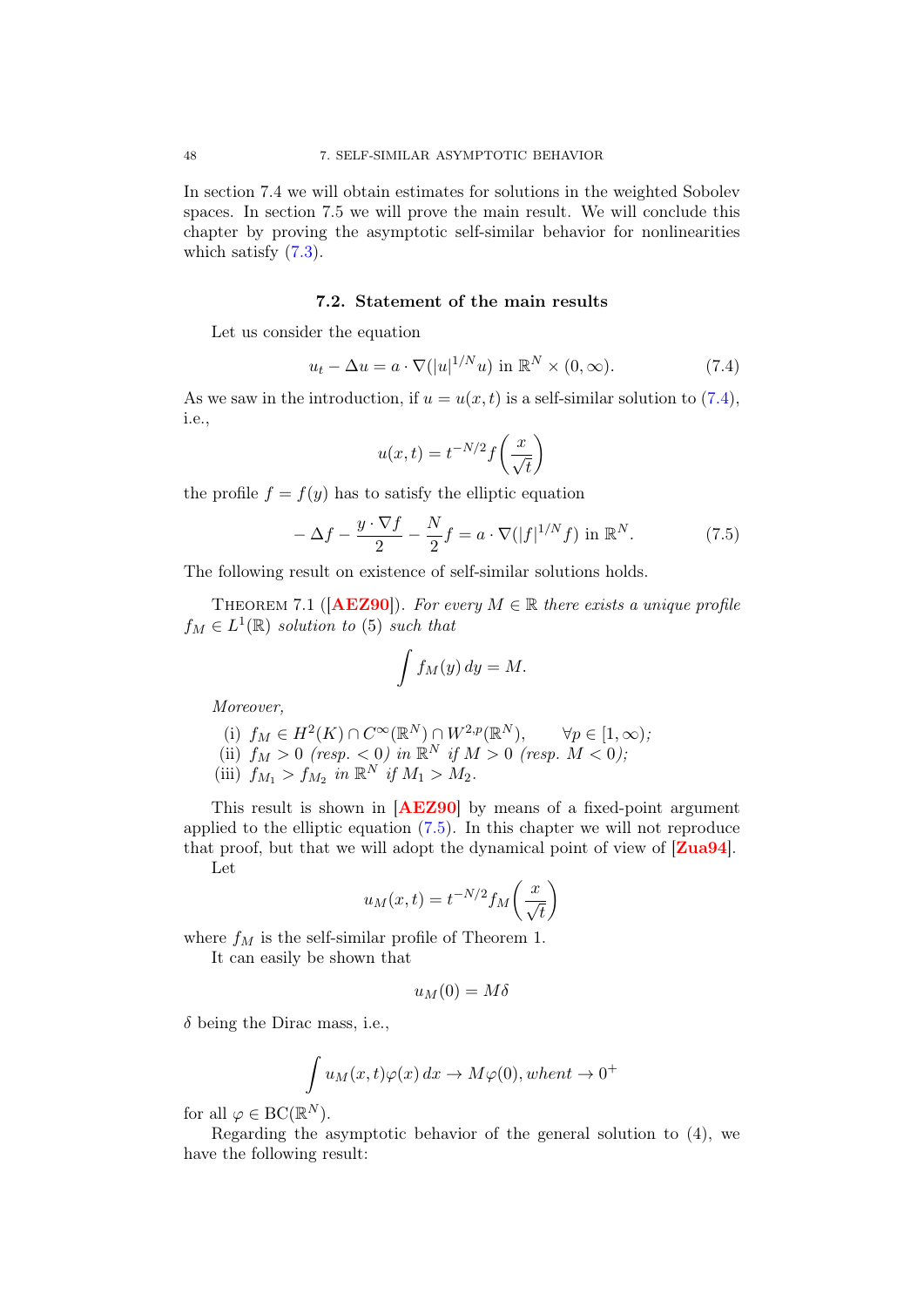In section 7.4 we will obtain estimates for solutions in the weighted Sobolev spaces. In section 7.5 we will prove the main result. We will conclude this chapter by proving the asymptotic self-similar behavior for nonlinearities which satisfy (7.3).

## 7.2. Statement of the main results

Let us consider the equation

$$u_t - \Delta u = a \cdot \nabla(|u|^{1/N} u) \text{ in } \mathbb{R}^N \times (0, \infty). \tag{7.4}$$

As we saw in the introduction, if $u = u(x,t)$ is a self-similar solution to (7.4), i.e.,

$$u(x,t) = t^{-N/2} f\left(\frac{x}{\sqrt{t}}\right)$$

the profile $f = f(y)$ has to satisfy the elliptic equation

$$-\Delta f - \frac{y \cdot \nabla f}{2} - \frac{N}{2} f = a \cdot \nabla(|f|^{1/N} f) \text{ in } \mathbb{R}^N. \tag{7.5}$$

The following result on existence of self-similar solutions holds.

Theorem 7.1 ([**AEZ90**]). *For every $M \in \mathbb{R}$ there exists a unique profile $f_M \in L^1(\mathbb{R})$ solution to (5) such that*

$$\int f_M(y)\, dy = M.$$

*Moreover,*

(i) $f_M \in H^2(K) \cap C^\infty(\mathbb{R}^N) \cap W^{2,p}(\mathbb{R}^N), \qquad \forall p \in [1, \infty)$;
(ii) $f_M > 0$ *(resp. $< 0$) in $\mathbb{R}^N$ if $M > 0$ (resp. $M < 0$);*
(iii) $f_{M_1} > f_{M_2}$ *in $\mathbb{R}^N$ if $M_1 > M_2$.*

This result is shown in [**AEZ90**] by means of a fixed-point argument applied to the elliptic equation (7.5). In this chapter we will not reproduce that proof, but that we will adopt the dynamical point of view of [**Zua94**].

Let

$$u_M(x,t) = t^{-N/2} f_M\left(\frac{x}{\sqrt{t}}\right)$$

where $f_M$ is the self-similar profile of Theorem 1.

It can easily be shown that

$$u_M(0) = M\delta$$

$\delta$ being the Dirac mass, i.e.,

$$\int u_M(x,t)\varphi(x)\, dx \to M\varphi(0), when t \to 0^+$$

for all $\varphi \in \mathrm{BC}(\mathbb{R}^N)$.

Regarding the asymptotic behavior of the general solution to (4), we have the following result: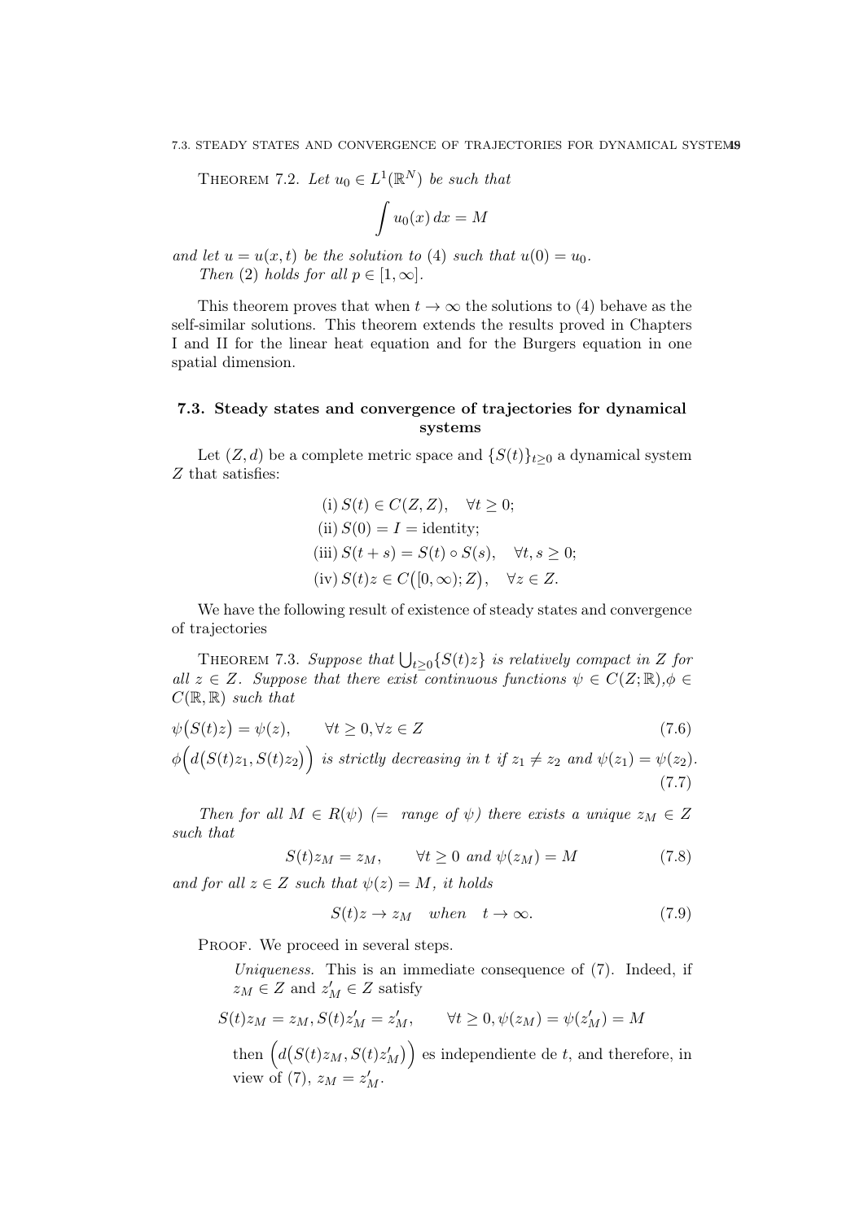THEOREM 7.2. *Let $u_0 \in L^1(\mathbb{R}^N)$ be such that*

$$\int u_0(x)\,dx = M$$

*and let $u = u(x,t)$ be the solution to (4) such that $u(0) = u_0$.*
*Then (2) holds for all $p \in [1,\infty]$.*

This theorem proves that when $t \to \infty$ the solutions to (4) behave as the self-similar solutions. This theorem extends the results proved in Chapters I and II for the linear heat equation and for the Burgers equation in one spatial dimension.

## 7.3. Steady states and convergence of trajectories for dynamical systems

Let $(Z,d)$ be a complete metric space and $\{S(t)\}_{t\geq 0}$ a dynamical system $Z$ that satisfies:

$$\begin{aligned}
&\text{(i) } S(t) \in C(Z,Z), \quad \forall t \geq 0;\\
&\text{(ii) } S(0) = I = \text{identity};\\
&\text{(iii) } S(t+s) = S(t)\circ S(s), \quad \forall t,s \geq 0;\\
&\text{(iv) } S(t)z \in C\big([0,\infty);Z\big), \quad \forall z \in Z.
\end{aligned}$$

We have the following result of existence of steady states and convergence of trajectories

THEOREM 7.3. *Suppose that $\bigcup_{t\geq 0}\{S(t)z\}$ is relatively compact in $Z$ for all $z \in Z$. Suppose that there exist continuous functions $\psi \in C(Z;\mathbb{R}), \phi \in C(\mathbb{R},\mathbb{R})$ such that*

$$\psi\big(S(t)z\big) = \psi(z), \qquad \forall t \geq 0, \forall z \in Z \tag{7.6}$$

$$\phi\Big(d\big(S(t)z_1, S(t)z_2\big)\Big) \text{ is strictly decreasing in } t \text{ if } z_1 \neq z_2 \text{ and } \psi(z_1) = \psi(z_2). \tag{7.7}$$

*Then for all $M \in R(\psi)$ (= range of $\psi$) there exists a unique $z_M \in Z$ such that*

$$S(t)z_M = z_M, \qquad \forall t \geq 0 \text{ and } \psi(z_M) = M \tag{7.8}$$

*and for all $z \in Z$ such that $\psi(z) = M$, it holds*

$$S(t)z \to z_M \quad \text{when} \quad t \to \infty. \tag{7.9}$$

PROOF. We proceed in several steps.

*Uniqueness.* This is an immediate consequence of (7). Indeed, if $z_M \in Z$ and $z'_M \in Z$ satisfy

$$S(t)z_M = z_M, S(t)z'_M = z'_M, \qquad \forall t \geq 0, \psi(z_M) = \psi(z'_M) = M$$

then $\Big(d\big(S(t)z_M, S(t)z'_M\big)\Big)$ es independiente de $t$, and therefore, in view of (7), $z_M = z'_M$.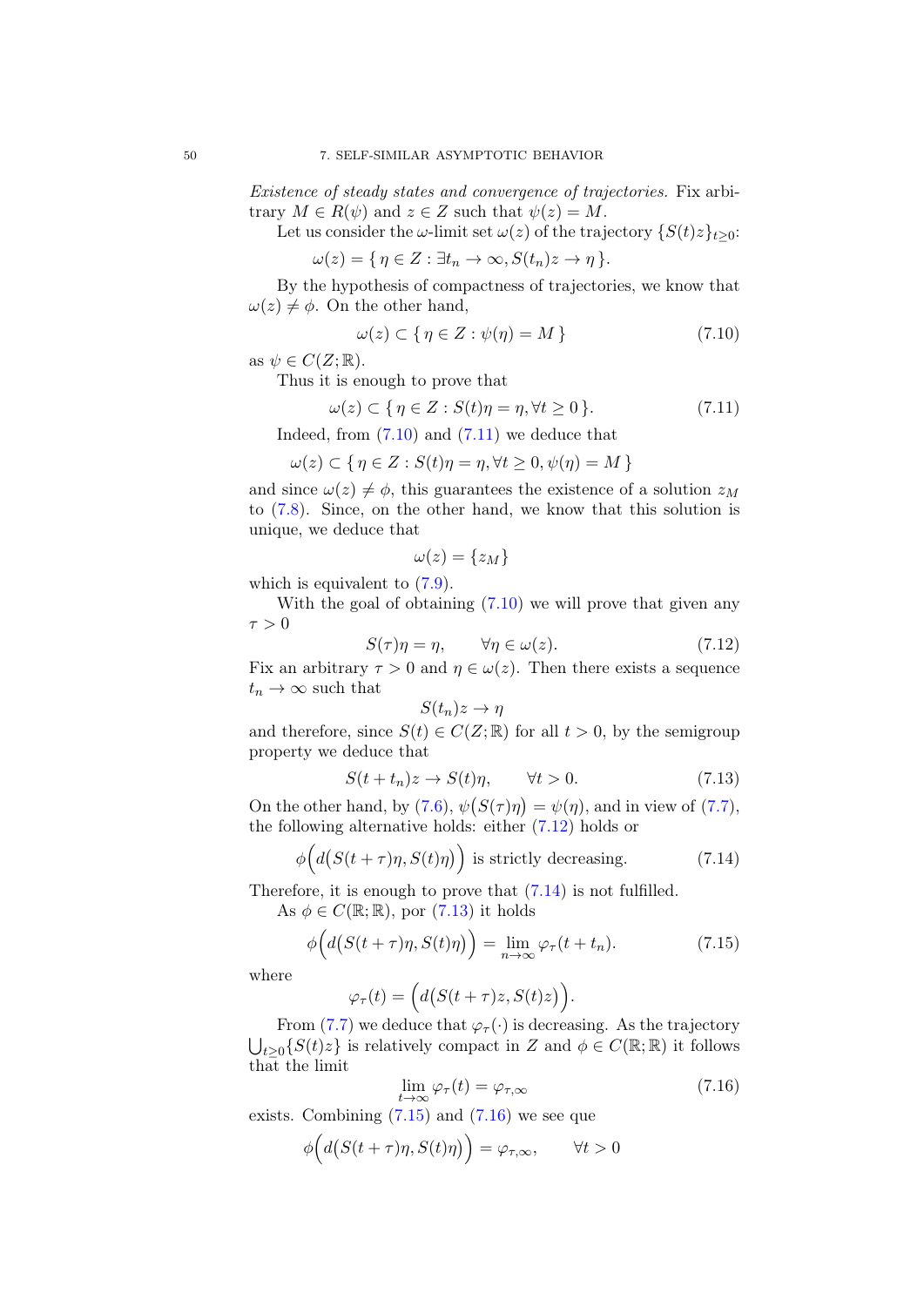*Existence of steady states and convergence of trajectories.* Fix arbitrary $M \in R(\psi)$ and $z \in Z$ such that $\psi(z) = M$.

Let us consider the $\omega$-limit set $\omega(z)$ of the trajectory $\{S(t)z\}_{t\geq 0}$:

$$\omega(z) = \{\, \eta \in Z : \exists t_n \to \infty, S(t_n)z \to \eta \,\}.$$

By the hypothesis of compactness of trajectories, we know that $\omega(z) \neq \phi$. On the other hand,

$$\omega(z) \subset \{\, \eta \in Z : \psi(\eta) = M \,\} \tag{7.10}$$

as $\psi \in C(Z; \mathbb{R})$.

Thus it is enough to prove that

$$\omega(z) \subset \{\, \eta \in Z : S(t)\eta = \eta, \forall t \geq 0 \,\}. \tag{7.11}$$

Indeed, from (7.10) and (7.11) we deduce that

$$\omega(z) \subset \{\, \eta \in Z : S(t)\eta = \eta, \forall t \geq 0, \psi(\eta) = M \,\}$$

and since $\omega(z) \neq \phi$, this guarantees the existence of a solution $z_M$ to (7.8). Since, on the other hand, we know that this solution is unique, we deduce that

$$\omega(z) = \{z_M\}$$

which is equivalent to (7.9).

With the goal of obtaining (7.10) we will prove that given any $\tau > 0$

$$S(\tau)\eta = \eta, \qquad \forall \eta \in \omega(z). \tag{7.12}$$

Fix an arbitrary $\tau > 0$ and $\eta \in \omega(z)$. Then there exists a sequence $t_n \to \infty$ such that

$$S(t_n)z \to \eta$$

and therefore, since $S(t) \in C(Z; \mathbb{R})$ for all $t > 0$, by the semigroup property we deduce that

$$S(t + t_n)z \to S(t)\eta, \qquad \forall t > 0. \tag{7.13}$$

On the other hand, by (7.6), $\psi\big(S(\tau)\eta\big) = \psi(\eta)$, and in view of (7.7), the following alternative holds: either (7.12) holds or

$$\phi\Big(d\big(S(t+\tau)\eta, S(t)\eta\big)\Big) \text{ is strictly decreasing.} \tag{7.14}$$

Therefore, it is enough to prove that (7.14) is not fulfilled.

As $\phi \in C(\mathbb{R}; \mathbb{R})$, por (7.13) it holds

$$\phi\Big(d\big(S(t+\tau)\eta, S(t)\eta\big)\Big) = \lim_{n\to\infty} \varphi_\tau(t + t_n). \tag{7.15}$$

where

$$\varphi_\tau(t) = \Big(d\big(S(t+\tau)z, S(t)z\big)\Big).$$

From (7.7) we deduce that $\varphi_\tau(\cdot)$ is decreasing. As the trajectory $\bigcup_{t\geq 0}\{S(t)z\}$ is relatively compact in $Z$ and $\phi \in C(\mathbb{R}; \mathbb{R})$ it follows that the limit

$$\lim_{t\to\infty} \varphi_\tau(t) = \varphi_{\tau,\infty} \tag{7.16}$$

exists. Combining (7.15) and (7.16) we see que

$$\phi\Big(d\big(S(t+\tau)\eta, S(t)\eta\big)\Big) = \varphi_{\tau,\infty}, \qquad \forall t > 0$$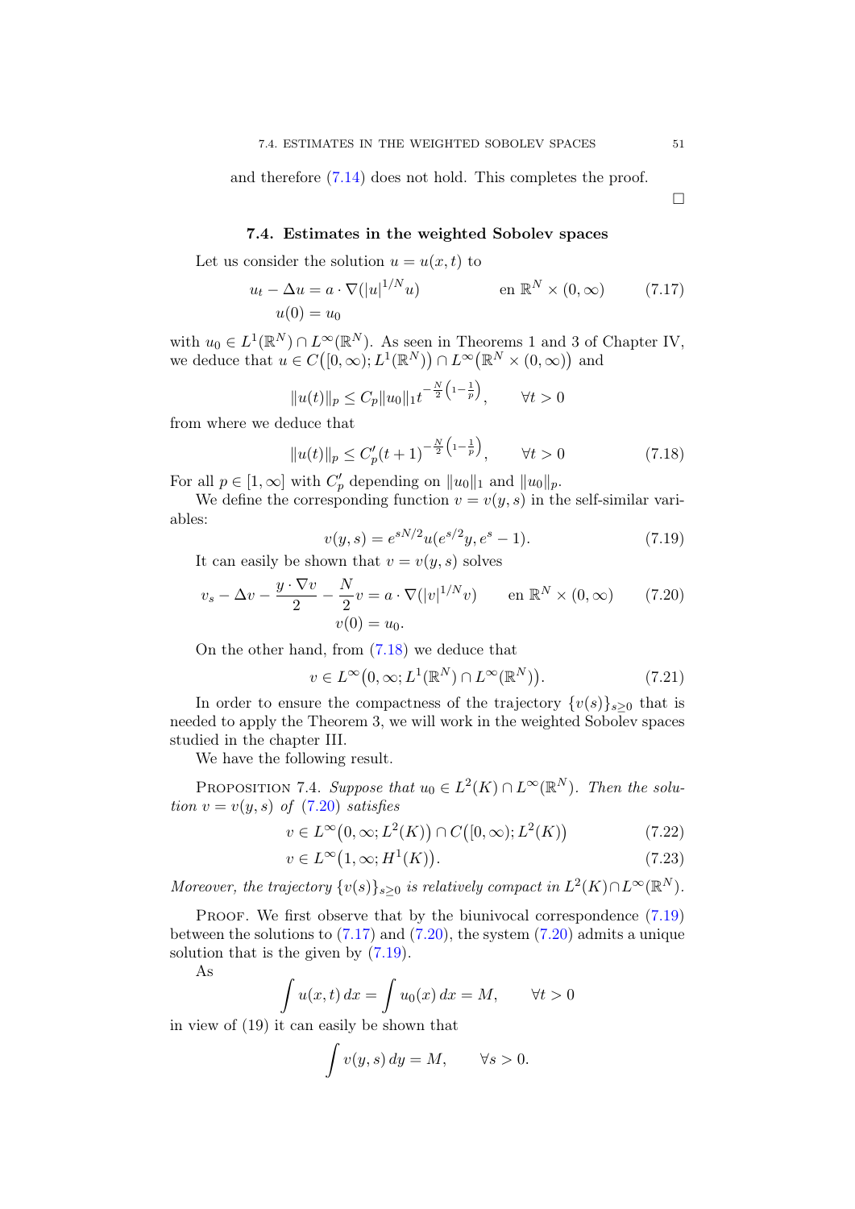and therefore (7.14) does not hold. This completes the proof.

□

### 7.4. Estimates in the weighted Sobolev spaces

Let us consider the solution $u = u(x,t)$ to

$$
\begin{aligned}
&u_t - \Delta u = a \cdot \nabla(|u|^{1/N} u) \qquad\qquad \text{en } \mathbb{R}^N \times (0,\infty) \qquad (7.17)\\
&u(0) = u_0
\end{aligned}
$$

with $u_0 \in L^1(\mathbb{R}^N) \cap L^\infty(\mathbb{R}^N)$. As seen in Theorems 1 and 3 of Chapter IV, we deduce that $u \in C\big([0,\infty); L^1(\mathbb{R}^N)\big) \cap L^\infty\big(\mathbb{R}^N \times (0,\infty)\big)$ and

$$
\|u(t)\|_p \leq C_p \|u_0\|_1 t^{-\frac{N}{2}\left(1-\frac{1}{p}\right)}, \qquad \forall t > 0
$$

from where we deduce that

$$
\|u(t)\|_p \leq C_p'(t+1)^{-\frac{N}{2}\left(1-\frac{1}{p}\right)}, \qquad \forall t > 0 \tag{7.18}
$$

For all $p \in [1,\infty]$ with $C_p'$ depending on $\|u_0\|_1$ and $\|u_0\|_p$.

We define the corresponding function $v = v(y,s)$ in the self-similar variables:

$$
v(y,s) = e^{sN/2} u(e^{s/2} y, e^s - 1). \tag{7.19}
$$

It can easily be shown that $v = v(y,s)$ solves

$$
\begin{aligned}
&v_s - \Delta v - \frac{y \cdot \nabla v}{2} - \frac{N}{2} v = a \cdot \nabla(|v|^{1/N} v) \qquad \text{en } \mathbb{R}^N \times (0,\infty) \qquad (7.20)\\
&v(0) = u_0.
\end{aligned}
$$

On the other hand, from (7.18) we deduce that

$$
v \in L^\infty\big(0,\infty; L^1(\mathbb{R}^N) \cap L^\infty(\mathbb{R}^N)\big). \tag{7.21}
$$

In order to ensure the compactness of the trajectory $\{v(s)\}_{s\geq 0}$ that is needed to apply the Theorem 3, we will work in the weighted Sobolev spaces studied in the chapter III.

We have the following result.

Proposition 7.4. *Suppose that $u_0 \in L^2(K) \cap L^\infty(\mathbb{R}^N)$. Then the solution $v = v(y,s)$ of (7.20) satisfies*

$$
v \in L^\infty\big(0,\infty; L^2(K)\big) \cap C\big([0,\infty); L^2(K)\big) \tag{7.22}
$$

$$
v \in L^\infty\big(1,\infty; H^1(K)\big). \tag{7.23}
$$

*Moreover, the trajectory $\{v(s)\}_{s\geq 0}$ is relatively compact in $L^2(K) \cap L^\infty(\mathbb{R}^N)$.*

Proof. We first observe that by the biunivocal correspondence (7.19) between the solutions to (7.17) and (7.20), the system (7.20) admits a unique solution that is the given by (7.19).

As

$$
\int u(x,t)\,dx = \int u_0(x)\,dx = M, \qquad \forall t > 0
$$

in view of (19) it can easily be shown that

$$
\int v(y,s)\,dy = M, \qquad \forall s > 0.
$$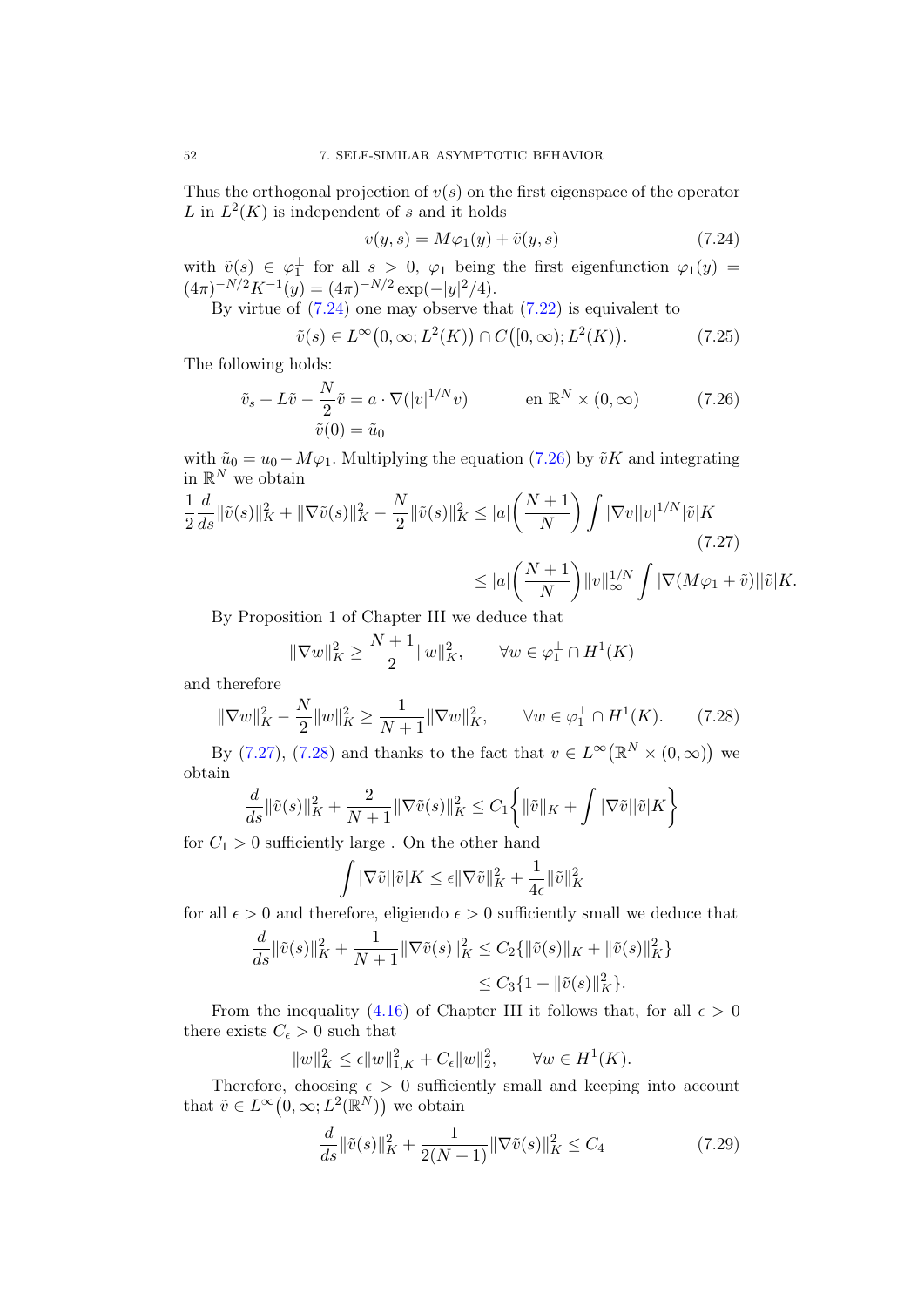Thus the orthogonal projection of $v(s)$ on the first eigenspace of the operator $L$ in $L^2(K)$ is independent of $s$ and it holds

$$v(y,s) = M\varphi_1(y) + \tilde{v}(y,s) \tag{7.24}$$

with $\tilde{v}(s) \in \varphi_1^{\perp}$ for all $s > 0$, $\varphi_1$ being the first eigenfunction $\varphi_1(y) = (4\pi)^{-N/2}K^{-1}(y) = (4\pi)^{-N/2}\exp(-|y|^2/4)$.

By virtue of (7.24) one may observe that (7.22) is equivalent to

$$\tilde{v}(s) \in L^{\infty}\big(0,\infty; L^2(K)\big) \cap C\big([0,\infty); L^2(K)\big). \tag{7.25}$$

The following holds:

$$\begin{aligned} \tilde{v}_s + L\tilde{v} - \frac{N}{2}\tilde{v} &= a \cdot \nabla(|v|^{1/N}v) \qquad \text{en } \mathbb{R}^N \times (0,\infty) \\ \tilde{v}(0) &= \tilde{u}_0 \end{aligned} \tag{7.26}$$

with $\tilde{u}_0 = u_0 - M\varphi_1$. Multiplying the equation (7.26) by $\tilde{v}K$ and integrating in $\mathbb{R}^N$ we obtain

$$\begin{aligned} \frac{1}{2}\frac{d}{ds}\|\tilde{v}(s)\|_K^2 + \|\nabla\tilde{v}(s)\|_K^2 - \frac{N}{2}\|\tilde{v}(s)\|_K^2 &\le |a|\left(\frac{N+1}{N}\right)\int |\nabla v||v|^{1/N}|\tilde{v}|K \qquad (7.27) \\ &\le |a|\left(\frac{N+1}{N}\right)\|v\|_{\infty}^{1/N}\int |\nabla(M\varphi_1 + \tilde{v})||\tilde{v}|K. \end{aligned}$$

By Proposition 1 of Chapter III we deduce that

$$\|\nabla w\|_K^2 \ge \frac{N+1}{2}\|w\|_K^2, \qquad \forall w \in \varphi_1^{\perp} \cap H^1(K)$$

and therefore

$$\|\nabla w\|_K^2 - \frac{N}{2}\|w\|_K^2 \ge \frac{1}{N+1}\|\nabla w\|_K^2, \qquad \forall w \in \varphi_1^{\perp} \cap H^1(K). \tag{7.28}$$

By (7.27), (7.28) and thanks to the fact that $v \in L^{\infty}\big(\mathbb{R}^N \times (0,\infty)\big)$ we obtain

$$\frac{d}{ds}\|\tilde{v}(s)\|_K^2 + \frac{2}{N+1}\|\nabla\tilde{v}(s)\|_K^2 \le C_1\left\{\|\tilde{v}\|_K + \int |\nabla\tilde{v}||\tilde{v}|K\right\}$$

for $C_1 > 0$ sufficiently large . On the other hand

$$\int |\nabla\tilde{v}||\tilde{v}|K \le \epsilon\|\nabla\tilde{v}\|_K^2 + \frac{1}{4\epsilon}\|\tilde{v}\|_K^2$$

for all $\epsilon > 0$ and therefore, eligiendo $\epsilon > 0$ sufficiently small we deduce that

$$\begin{aligned} \frac{d}{ds}\|\tilde{v}(s)\|_K^2 + \frac{1}{N+1}\|\nabla\tilde{v}(s)\|_K^2 &\le C_2\{\|\tilde{v}(s)\|_K + \|\tilde{v}(s)\|_K^2\} \\ &\le C_3\{1 + \|\tilde{v}(s)\|_K^2\}. \end{aligned}$$

From the inequality (4.16) of Chapter III it follows that, for all $\epsilon > 0$ there exists $C_\epsilon > 0$ such that

$$\|w\|_K^2 \le \epsilon\|w\|_{1,K}^2 + C_\epsilon\|w\|_2^2, \qquad \forall w \in H^1(K).$$

Therefore, choosing $\epsilon > 0$ sufficiently small and keeping into account that $\tilde{v} \in L^{\infty}\big(0,\infty; L^2(\mathbb{R}^N)\big)$ we obtain

$$\frac{d}{ds}\|\tilde{v}(s)\|_K^2 + \frac{1}{2(N+1)}\|\nabla\tilde{v}(s)\|_K^2 \le C_4 \tag{7.29}$$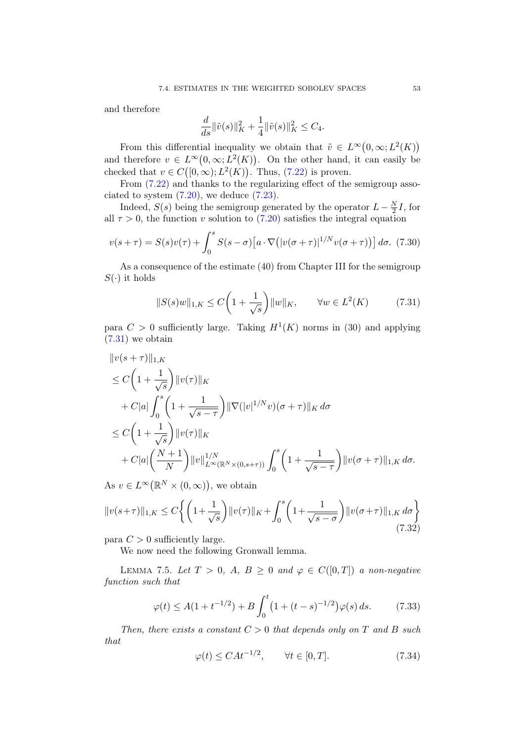and therefore

$$\frac{d}{ds}\|\tilde{v}(s)\|_K^2 + \frac{1}{4}\|\tilde{v}(s)\|_K^2 \leq C_4.$$

From this differential inequality we obtain that $\tilde{v} \in L^\infty\big(0,\infty; L^2(K)\big)$ and therefore $v \in L^\infty\big(0,\infty; L^2(K)\big)$. On the other hand, it can easily be checked that $v \in C\big([0,\infty); L^2(K)\big)$. Thus, (7.22) is proven.

From (7.22) and thanks to the regularizing effect of the semigroup associated to system (7.20), we deduce (7.23).

Indeed, $S(s)$ being the semigroup generated by the operator $L - \frac{N}{2}I$, for all $\tau > 0$, the function $v$ solution to (7.20) satisfies the integral equation

$$v(s+\tau) = S(s)v(\tau) + \int_0^s S(s-\sigma)\big[a \cdot \nabla\big(|v(\sigma+\tau)|^{1/N} v(\sigma+\tau)\big)\big]\, d\sigma. \quad (7.30)$$

As a consequence of the estimate (40) from Chapter III for the semigroup $S(\cdot)$ it holds

$$\|S(s)w\|_{1,K} \leq C\bigg(1 + \frac{1}{\sqrt{s}}\bigg)\|w\|_K, \qquad \forall w \in L^2(K) \quad (7.31)$$

para $C > 0$ sufficiently large. Taking $H^1(K)$ norms in (30) and applying (7.31) we obtain

$$\begin{aligned}
&\|v(s+\tau)\|_{1,K} \\
&\leq C\bigg(1 + \frac{1}{\sqrt{s}}\bigg)\|v(\tau)\|_K \\
&\quad + C|a|\int_0^s \bigg(1 + \frac{1}{\sqrt{s-\tau}}\bigg)\|\nabla(|v|^{1/N}v)(\sigma+\tau)\|_K\, d\sigma \\
&\leq C\bigg(1 + \frac{1}{\sqrt{s}}\bigg)\|v(\tau)\|_K \\
&\quad + C|a|\bigg(\frac{N+1}{N}\bigg)\|v\|^{1/N}_{L^\infty(\mathbb{R}^N\times(0,s+\tau))}\int_0^s \bigg(1 + \frac{1}{\sqrt{s-\tau}}\bigg)\|v(\sigma+\tau)\|_{1,K}\, d\sigma.
\end{aligned}$$

As $v \in L^\infty\big(\mathbb{R}^N \times (0,\infty)\big)$, we obtain

$$\|v(s+\tau)\|_{1,K} \leq C\bigg\{\bigg(1+\frac{1}{\sqrt{s}}\bigg)\|v(\tau)\|_K + \int_0^s \bigg(1+\frac{1}{\sqrt{s-\sigma}}\bigg)\|v(\sigma+\tau)\|_{1,K}\, d\sigma\bigg\} \quad (7.32)$$

para $C > 0$ sufficiently large.

We now need the following Gronwall lemma.

Lemma 7.5. *Let $T > 0$, $A$, $B \geq 0$ and $\varphi \in C([0,T])$ a non-negative function such that*

$$\varphi(t) \leq A(1 + t^{-1/2}) + B\int_0^t \big(1 + (t-s)^{-1/2}\big)\varphi(s)\, ds. \quad (7.33)$$

*Then, there exists a constant $C > 0$ that depends only on $T$ and $B$ such that*

$$\varphi(t) \leq CAt^{-1/2}, \qquad \forall t \in [0,T]. \quad (7.34)$$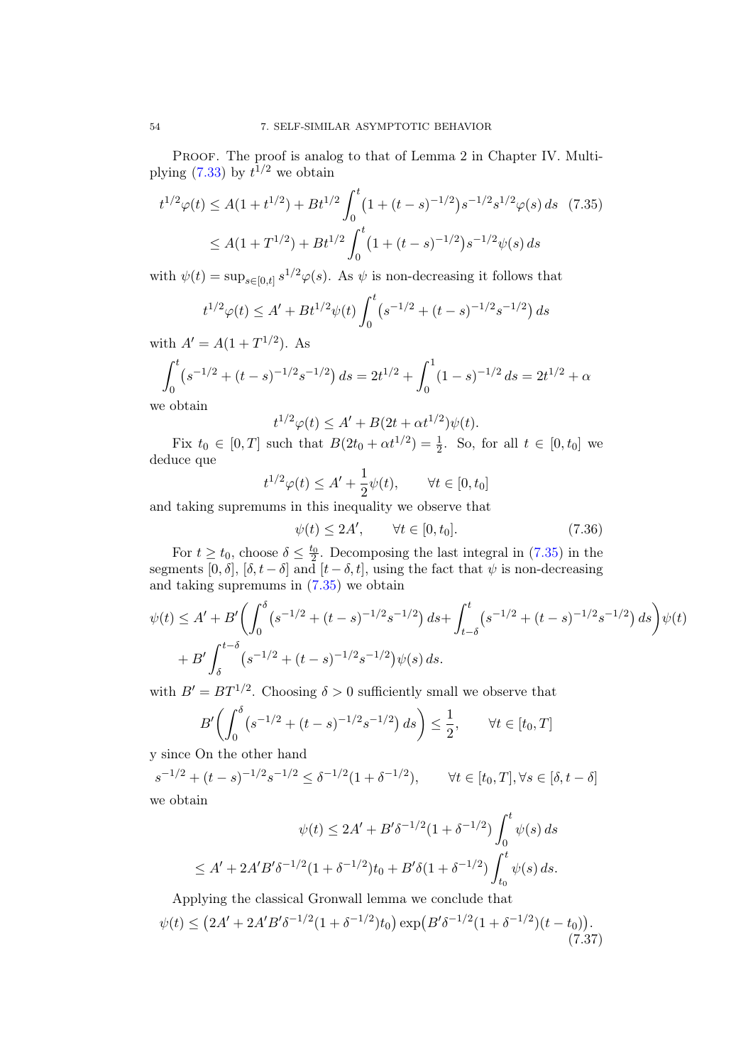Proof. The proof is analog to that of Lemma 2 in Chapter IV. Multiplying (7.33) by $t^{1/2}$ we obtain

$$
\begin{aligned}
t^{1/2}\varphi(t) &\leq A(1+t^{1/2}) + Bt^{1/2}\int_0^t \big(1+(t-s)^{-1/2}\big)s^{-1/2}s^{1/2}\varphi(s)\,ds \qquad (7.35)\\
&\leq A(1+T^{1/2}) + Bt^{1/2}\int_0^t \big(1+(t-s)^{-1/2}\big)s^{-1/2}\psi(s)\,ds
\end{aligned}
$$

with $\psi(t) = \sup_{s\in[0,t]} s^{1/2}\varphi(s)$. As $\psi$ is non-decreasing it follows that

$$
t^{1/2}\varphi(t) \leq A' + Bt^{1/2}\psi(t)\int_0^t \big(s^{-1/2} + (t-s)^{-1/2}s^{-1/2}\big)\,ds
$$

with $A' = A(1+T^{1/2})$. As

$$
\int_0^t \big(s^{-1/2} + (t-s)^{-1/2}s^{-1/2}\big)\,ds = 2t^{1/2} + \int_0^1 (1-s)^{-1/2}\,ds = 2t^{1/2} + \alpha
$$

we obtain

$$
t^{1/2}\varphi(t) \leq A' + B(2t + \alpha t^{1/2})\psi(t).
$$

Fix $t_0 \in [0,T]$ such that $B(2t_0 + \alpha t^{1/2}) = \frac{1}{2}$. So, for all $t \in [0,t_0]$ we deduce que

$$
t^{1/2}\varphi(t) \leq A' + \frac{1}{2}\psi(t), \qquad \forall t \in [0,t_0]
$$

and taking supremums in this inequality we observe that

$$
\psi(t) \leq 2A', \qquad \forall t \in [0,t_0]. \tag{7.36}
$$

For $t \geq t_0$, choose $\delta \leq \frac{t_0}{2}$. Decomposing the last integral in (7.35) in the segments $[0,\delta]$, $[\delta, t-\delta]$ and $[t-\delta, t]$, using the fact that $\psi$ is non-decreasing and taking supremums in (7.35) we obtain

$$
\begin{aligned}
\psi(t) \leq A' &+ B'\bigg(\int_0^\delta \big(s^{-1/2} + (t-s)^{-1/2}s^{-1/2}\big)\,ds + \int_{t-\delta}^t \big(s^{-1/2} + (t-s)^{-1/2}s^{-1/2}\big)\,ds\bigg)\psi(t)\\
&+ B'\int_\delta^{t-\delta} \big(s^{-1/2} + (t-s)^{-1/2}s^{-1/2}\big)\psi(s)\,ds.
\end{aligned}
$$

with $B' = BT^{1/2}$. Choosing $\delta > 0$ sufficiently small we observe that

$$
B'\bigg(\int_0^\delta \big(s^{-1/2} + (t-s)^{-1/2}s^{-1/2}\big)\,ds\bigg) \leq \frac{1}{2}, \qquad \forall t \in [t_0, T]
$$

y since On the other hand

$$
s^{-1/2} + (t-s)^{-1/2}s^{-1/2} \leq \delta^{-1/2}(1+\delta^{-1/2}), \qquad \forall t \in [t_0,T], \forall s \in [\delta, t-\delta]
$$

we obtain

$$
\begin{aligned}
\psi(t) &\leq 2A' + B'\delta^{-1/2}(1+\delta^{-1/2})\int_0^t \psi(s)\,ds\\
&\leq A' + 2A'B'\delta^{-1/2}(1+\delta^{-1/2})t_0 + B'\delta(1+\delta^{-1/2})\int_{t_0}^t \psi(s)\,ds.
\end{aligned}
$$

Applying the classical Gronwall lemma we conclude that

$$
\psi(t) \leq \big(2A' + 2A'B'\delta^{-1/2}(1+\delta^{-1/2})t_0\big)\exp\big(B'\delta^{-1/2}(1+\delta^{-1/2})(t-t_0)\big). \tag{7.37}
$$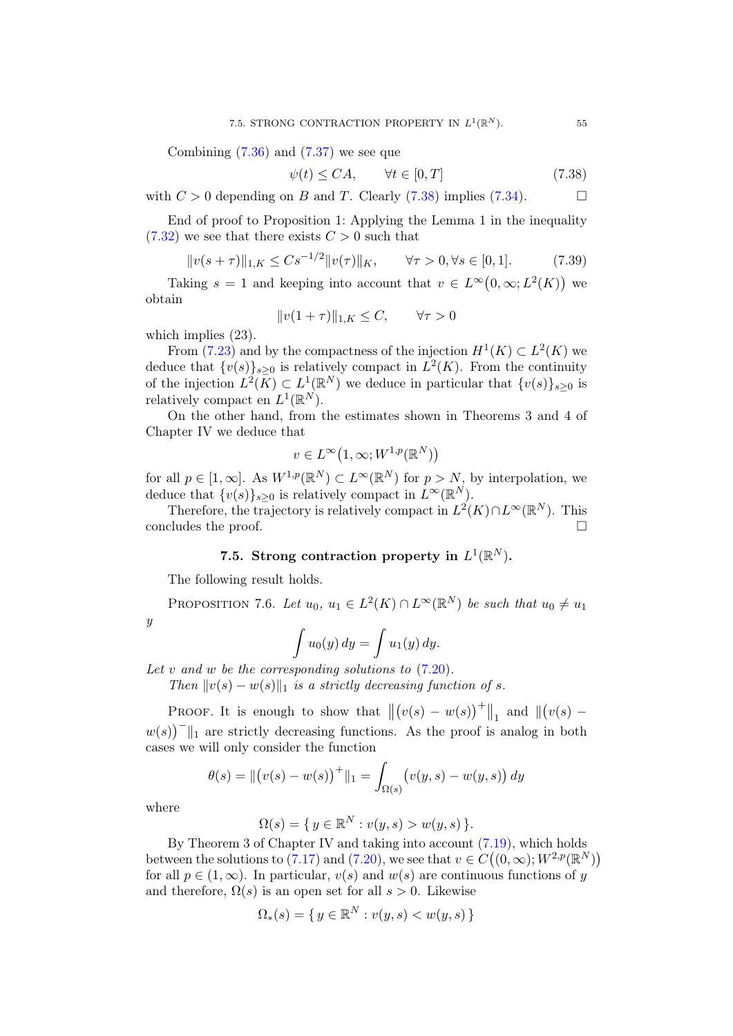Combining (7.36) and (7.37) we see que

$$\psi(t) \leq CA, \qquad \forall t \in [0,T] \tag{7.38}$$

with $C > 0$ depending on $B$ and $T$. Clearly (7.38) implies (7.34). $\square$

End of proof to Proposition 1: Applying the Lemma 1 in the inequality (7.32) we see that there exists $C > 0$ such that

$$\|v(s+\tau)\|_{1,K} \leq Cs^{-1/2}\|v(\tau)\|_K, \qquad \forall \tau > 0, \forall s \in [0,1]. \tag{7.39}$$

Taking $s = 1$ and keeping into account that $v \in L^\infty\big(0,\infty; L^2(K)\big)$ we obtain

$$\|v(1+\tau)\|_{1,K} \leq C, \qquad \forall \tau > 0$$

which implies (23).

From (7.23) and by the compactness of the injection $H^1(K) \subset L^2(K)$ we deduce that $\{v(s)\}_{s\geq 0}$ is relatively compact in $L^2(K)$. From the continuity of the injection $L^2(K) \subset L^1(\mathbb{R}^N)$ we deduce in particular that $\{v(s)\}_{s\geq 0}$ is relatively compact en $L^1(\mathbb{R}^N)$.

On the other hand, from the estimates shown in Theorems 3 and 4 of Chapter IV we deduce that

$$v \in L^\infty\big(1,\infty; W^{1,p}(\mathbb{R}^N)\big)$$

for all $p \in [1,\infty]$. As $W^{1,p}(\mathbb{R}^N) \subset L^\infty(\mathbb{R}^N)$ for $p > N$, by interpolation, we deduce that $\{v(s)\}_{s\geq 0}$ is relatively compact in $L^\infty(\mathbb{R}^N)$.

Therefore, the trajectory is relatively compact in $L^2(K) \cap L^\infty(\mathbb{R}^N)$. This concludes the proof. $\square$

## 7.5. Strong contraction property in $L^1(\mathbb{R}^N)$.

The following result holds.

Proposition 7.6. *Let $u_0$, $u_1 \in L^2(K) \cap L^\infty(\mathbb{R}^N)$ be such that $u_0 \neq u_1$ y*

$$\int u_0(y)\,dy = \int u_1(y)\,dy.$$

*Let $v$ and $w$ be the corresponding solutions to (7.20).*

*Then $\|v(s) - w(s)\|_1$ is a strictly decreasing function of $s$.*

Proof. It is enough to show that $\big\|\big(v(s) - w(s)\big)^+\big\|_1$ and $\|\big(v(s) - w(s)\big)^-\|_1$ are strictly decreasing functions. As the proof is analog in both cases we will only consider the function

$$\theta(s) = \|\big(v(s) - w(s)\big)^+\|_1 = \int_{\Omega(s)} \big(v(y,s) - w(y,s)\big)\,dy$$

where

$$\Omega(s) = \{\, y \in \mathbb{R}^N : v(y,s) > w(y,s)\,\}.$$

By Theorem 3 of Chapter IV and taking into account (7.19), which holds between the solutions to (7.17) and (7.20), we see that $v \in C\big((0,\infty); W^{2,p}(\mathbb{R}^N)\big)$ for all $p \in (1,\infty)$. In particular, $v(s)$ and $w(s)$ are continuous functions of $y$ and therefore, $\Omega(s)$ is an open set for all $s > 0$. Likewise

$$\Omega_*(s) = \{\, y \in \mathbb{R}^N : v(y,s) < w(y,s)\,\}$$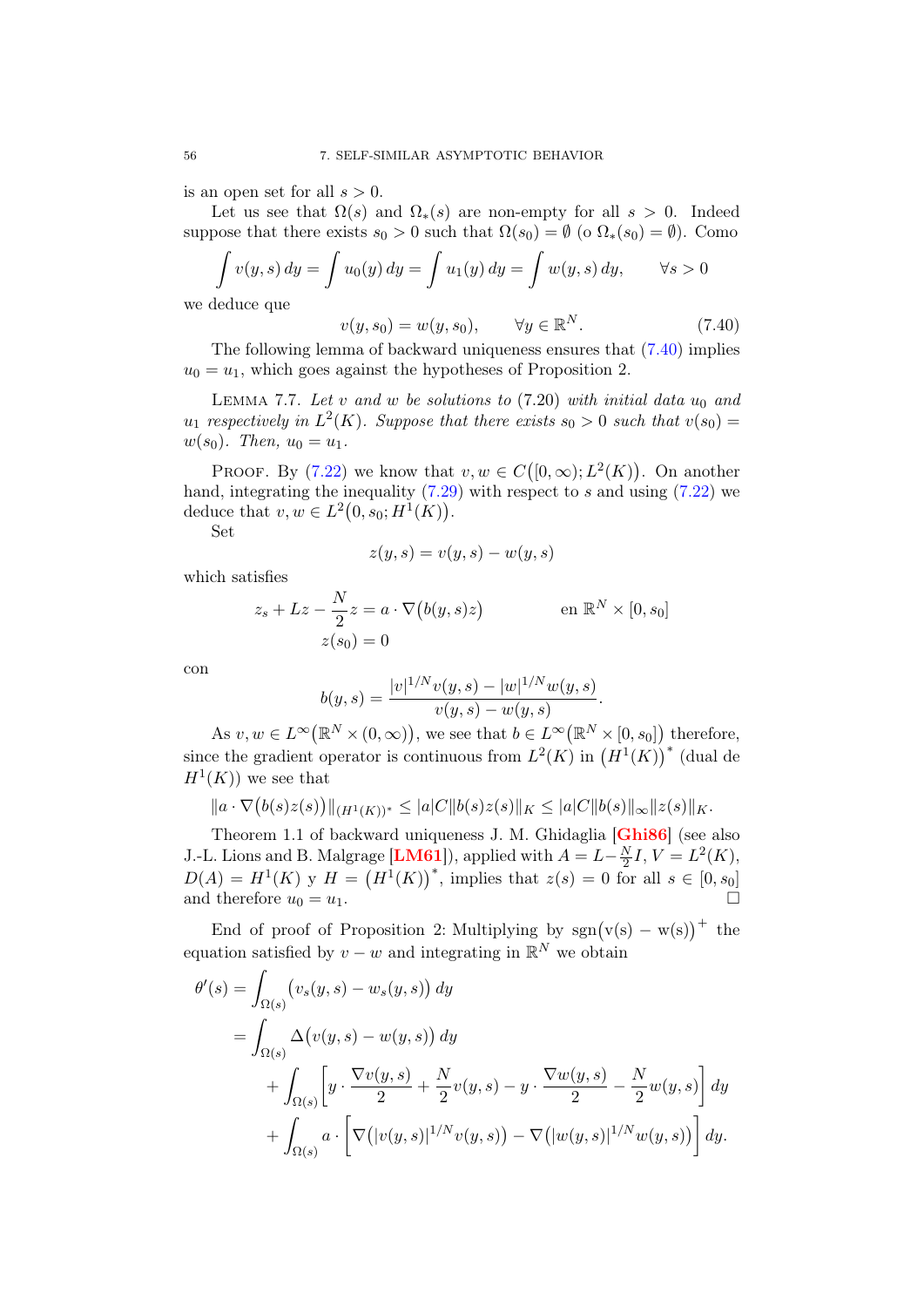is an open set for all $s > 0$.

Let us see that $\Omega(s)$ and $\Omega_*(s)$ are non-empty for all $s > 0$. Indeed suppose that there exists $s_0 > 0$ such that $\Omega(s_0) = \emptyset$ (o $\Omega_*(s_0) = \emptyset$). Como

$$\int v(y,s)\,dy = \int u_0(y)\,dy = \int u_1(y)\,dy = \int w(y,s)\,dy, \qquad \forall s > 0$$

we deduce que

$$v(y,s_0) = w(y,s_0), \qquad \forall y \in \mathbb{R}^N. \tag{7.40}$$

The following lemma of backward uniqueness ensures that (7.40) implies $u_0 = u_1$, which goes against the hypotheses of Proposition 2.

LEMMA 7.7. *Let $v$ and $w$ be solutions to* (7.20) *with initial data $u_0$ and $u_1$ respectively in $L^2(K)$. Suppose that there exists $s_0 > 0$ such that $v(s_0) = w(s_0)$. Then, $u_0 = u_1$.*

PROOF. By (7.22) we know that $v, w \in C\big([0,\infty); L^2(K)\big)$. On another hand, integrating the inequality (7.29) with respect to $s$ and using (7.22) we deduce that $v, w \in L^2\big(0, s_0; H^1(K)\big)$.

Set

$$z(y,s) = v(y,s) - w(y,s)$$

which satisfies

$$z_s + Lz - \frac{N}{2}z = a \cdot \nabla\big(b(y,s)z\big) \qquad\qquad \text{en } \mathbb{R}^N \times [0,s_0]$$
$$z(s_0) = 0$$

con

$$b(y,s) = \frac{|v|^{1/N}v(y,s) - |w|^{1/N}w(y,s)}{v(y,s) - w(y,s)}.$$

As $v, w \in L^\infty\big(\mathbb{R}^N \times (0,\infty)\big)$, we see that $b \in L^\infty\big(\mathbb{R}^N \times [0,s_0]\big)$ therefore, since the gradient operator is continuous from $L^2(K)$ in $\big(H^1(K)\big)^*$ (dual de $H^1(K)$) we see that

$$\|a \cdot \nabla\big(b(s)z(s)\big)\|_{(H^1(K))^*} \le |a|C\|b(s)z(s)\|_K \le |a|C\|b(s)\|_\infty\|z(s)\|_K.$$

Theorem 1.1 of backward uniqueness J. M. Ghidaglia [Ghi86] (see also J.-L. Lions and B. Malgrage [LM61]), applied with $A = L - \frac{N}{2}I$, $V = L^2(K)$, $D(A) = H^1(K)$ y $H = \big(H^1(K)\big)^*$, implies that $z(s) = 0$ for all $s \in [0,s_0]$ and therefore $u_0 = u_1$. □

End of proof of Proposition 2: Multiplying by $\text{sgn}\big(v(s) - w(s)\big)^+$ the equation satisfied by $v - w$ and integrating in $\mathbb{R}^N$ we obtain

$$\begin{aligned}
\theta'(s) &= \int_{\Omega(s)} \big(v_s(y,s) - w_s(y,s)\big)\,dy \\
&= \int_{\Omega(s)} \Delta\big(v(y,s) - w(y,s)\big)\,dy \\
&\quad + \int_{\Omega(s)} \left[y \cdot \frac{\nabla v(y,s)}{2} + \frac{N}{2}v(y,s) - y \cdot \frac{\nabla w(y,s)}{2} - \frac{N}{2}w(y,s)\right] dy \\
&\quad + \int_{\Omega(s)} a \cdot \left[\nabla\big(|v(y,s)|^{1/N}v(y,s)\big) - \nabla\big(|w(y,s)|^{1/N}w(y,s)\big)\right] dy.
\end{aligned}$$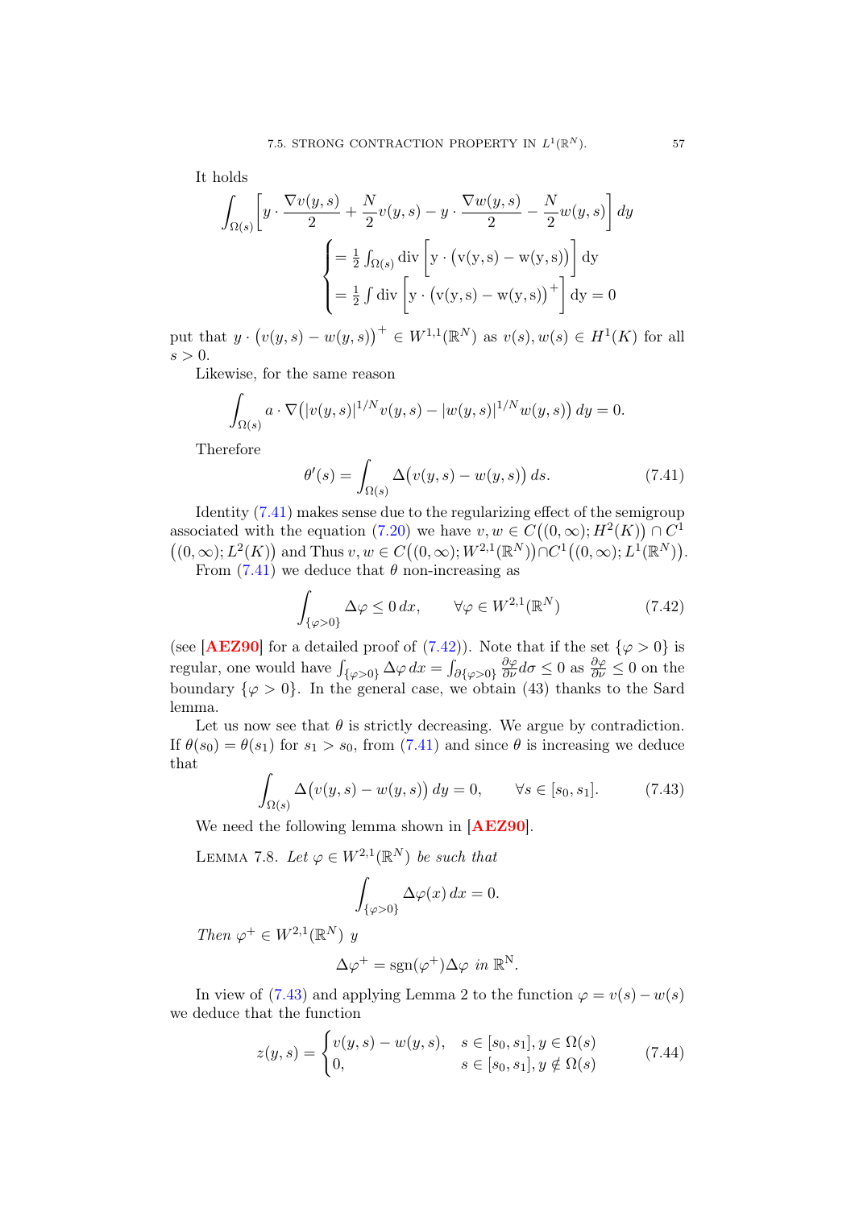It holds

$$\int_{\Omega(s)}\left[y\cdot\frac{\nabla v(y,s)}{2}+\frac{N}{2}v(y,s)-y\cdot\frac{\nabla w(y,s)}{2}-\frac{N}{2}w(y,s)\right]dy$$

$$\begin{cases} =\frac{1}{2}\int_{\Omega(s)}\mathrm{div}\left[\mathrm{y}\cdot\big(\mathrm{v}(\mathrm{y},\mathrm{s})-\mathrm{w}(\mathrm{y},\mathrm{s})\big)\right]\mathrm{dy} \\ =\frac{1}{2}\int\mathrm{div}\left[\mathrm{y}\cdot\big(\mathrm{v}(\mathrm{y},\mathrm{s})-\mathrm{w}(\mathrm{y},\mathrm{s})\big)^{+}\right]\mathrm{dy}=0 \end{cases}$$

put that $y\cdot\big(v(y,s)-w(y,s)\big)^{+}\in W^{1,1}(\mathbb{R}^N)$ as $v(s),w(s)\in H^1(K)$ for all $s>0$.

Likewise, for the same reason

$$\int_{\Omega(s)}a\cdot\nabla\big(|v(y,s)|^{1/N}v(y,s)-|w(y,s)|^{1/N}w(y,s)\big)\,dy=0.$$

Therefore

$$\theta'(s)=\int_{\Omega(s)}\Delta\big(v(y,s)-w(y,s)\big)\,ds. \tag{7.41}$$

Identity (7.41) makes sense due to the regularizing effect of the semigroup associated with the equation (7.20) we have $v,w\in C\big((0,\infty);H^2(K)\big)\cap C^1\big((0,\infty);L^2(K)\big)$ and Thus $v,w\in C\big((0,\infty);W^{2,1}(\mathbb{R}^N)\big)\cap C^1\big((0,\infty);L^1(\mathbb{R}^N)\big)$.

From (7.41) we deduce that $\theta$ non-increasing as

$$\int_{\{\varphi>0\}}\Delta\varphi\leq 0\,dx,\qquad\forall\varphi\in W^{2,1}(\mathbb{R}^N) \tag{7.42}$$

(see **[AEZ90]** for a detailed proof of (7.42)). Note that if the set $\{\varphi>0\}$ is regular, one would have $\int_{\{\varphi>0\}}\Delta\varphi\,dx=\int_{\partial\{\varphi>0\}}\frac{\partial\varphi}{\partial\nu}d\sigma\leq 0$ as $\frac{\partial\varphi}{\partial\nu}\leq 0$ on the boundary $\{\varphi>0\}$. In the general case, we obtain (43) thanks to the Sard lemma.

Let us now see that $\theta$ is strictly decreasing. We argue by contradiction. If $\theta(s_0)=\theta(s_1)$ for $s_1>s_0$, from (7.41) and since $\theta$ is increasing we deduce that

$$\int_{\Omega(s)}\Delta\big(v(y,s)-w(y,s)\big)\,dy=0,\qquad\forall s\in[s_0,s_1]. \tag{7.43}$$

We need the following lemma shown in **[AEZ90]**.

Lemma 7.8. *Let $\varphi\in W^{2,1}(\mathbb{R}^N)$ be such that*

$$\int_{\{\varphi>0\}}\Delta\varphi(x)\,dx=0.$$

*Then $\varphi^+\in W^{2,1}(\mathbb{R}^N)$ y*

$$\Delta\varphi^+=\mathrm{sgn}(\varphi^+)\Delta\varphi\ \text{in}\ \mathbb{R}^\mathrm{N}.$$

In view of (7.43) and applying Lemma 2 to the function $\varphi=v(s)-w(s)$ we deduce that the function

$$z(y,s)=\begin{cases} v(y,s)-w(y,s), & s\in[s_0,s_1],y\in\Omega(s)\\ 0, & s\in[s_0,s_1],y\notin\Omega(s)\end{cases} \tag{7.44}$$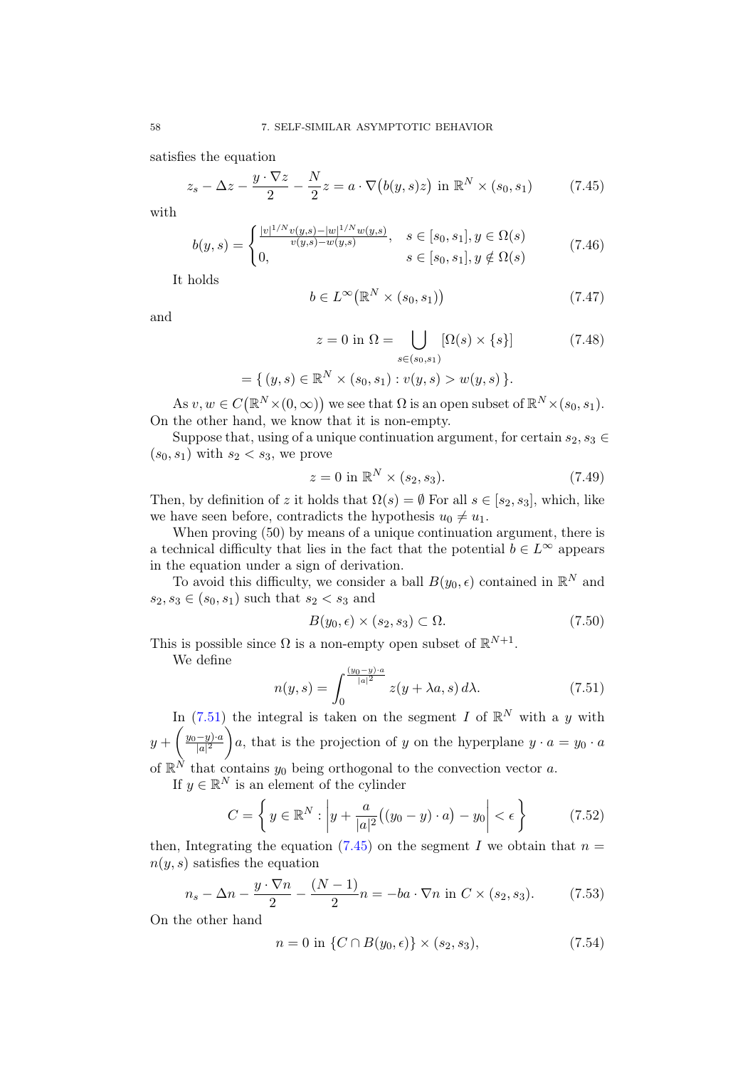satisfies the equation

$$z_s - \Delta z - \frac{y \cdot \nabla z}{2} - \frac{N}{2} z = a \cdot \nabla\big(b(y,s) z\big) \text{ in } \mathbb{R}^N \times (s_0, s_1) \tag{7.45}$$

with

$$b(y,s) = \begin{cases} \frac{|v|^{1/N} v(y,s) - |w|^{1/N} w(y,s)}{v(y,s) - w(y,s)}, & s \in [s_0, s_1], y \in \Omega(s) \\ 0, & s \in [s_0, s_1], y \notin \Omega(s) \end{cases} \tag{7.46}$$

It holds

$$b \in L^\infty\big(\mathbb{R}^N \times (s_0, s_1)\big) \tag{7.47}$$

and

$$z = 0 \text{ in } \Omega = \bigcup_{s \in (s_0, s_1)} [\Omega(s) \times \{s\}] \tag{7.48}$$

$$= \{\, (y,s) \in \mathbb{R}^N \times (s_0, s_1) : v(y,s) > w(y,s) \,\}.$$

As $v, w \in C\big(\mathbb{R}^N \times (0,\infty)\big)$ we see that $\Omega$ is an open subset of $\mathbb{R}^N \times (s_0, s_1)$. On the other hand, we know that it is non-empty.

Suppose that, using of a unique continuation argument, for certain $s_2, s_3 \in (s_0, s_1)$ with $s_2 < s_3$, we prove

$$z = 0 \text{ in } \mathbb{R}^N \times (s_2, s_3). \tag{7.49}$$

Then, by definition of $z$ it holds that $\Omega(s) = \emptyset$ For all $s \in [s_2, s_3]$, which, like we have seen before, contradicts the hypothesis $u_0 \neq u_1$.

When proving (50) by means of a unique continuation argument, there is a technical difficulty that lies in the fact that the potential $b \in L^\infty$ appears in the equation under a sign of derivation.

To avoid this difficulty, we consider a ball $B(y_0, \epsilon)$ contained in $\mathbb{R}^N$ and $s_2, s_3 \in (s_0, s_1)$ such that $s_2 < s_3$ and

$$B(y_0, \epsilon) \times (s_2, s_3) \subset \Omega. \tag{7.50}$$

This is possible since $\Omega$ is a non-empty open subset of $\mathbb{R}^{N+1}$.

We define

$$n(y,s) = \int_0^{\frac{(y_0 - y)\cdot a}{|a|^2}} z(y + \lambda a, s)\, d\lambda. \tag{7.51}$$

In (7.51) the integral is taken on the segment $I$ of $\mathbb{R}^N$ with a $y$ with $y + \left(\frac{y_0 - y)\cdot a}{|a|^2}\right) a$, that is the projection of $y$ on the hyperplane $y \cdot a = y_0 \cdot a$ of $\mathbb{R}^N$ that contains $y_0$ being orthogonal to the convection vector $a$.

If $y \in \mathbb{R}^N$ is an element of the cylinder

$$C = \left\{ y \in \mathbb{R}^N : \left| y + \frac{a}{|a|^2}\big((y_0 - y)\cdot a\big) - y_0 \right| < \epsilon \right\} \tag{7.52}$$

then, Integrating the equation (7.45) on the segment $I$ we obtain that $n = n(y,s)$ satisfies the equation

$$n_s - \Delta n - \frac{y \cdot \nabla n}{2} - \frac{(N-1)}{2} n = -ba \cdot \nabla n \text{ in } C \times (s_2, s_3). \tag{7.53}$$

On the other hand

$$n = 0 \text{ in } \{C \cap B(y_0, \epsilon)\} \times (s_2, s_3), \tag{7.54}$$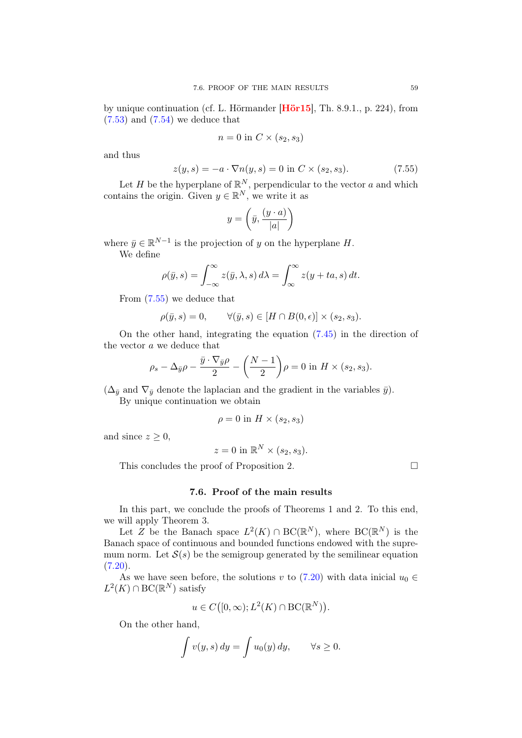by unique continuation (cf. L. Hörmander [**Hör15**], Th. 8.9.1., p. 224), from (7.53) and (7.54) we deduce that

$$n = 0 \text{ in } C \times (s_2, s_3)$$

and thus

$$z(y,s) = -a \cdot \nabla n(y,s) = 0 \text{ in } C \times (s_2, s_3). \tag{7.55}$$

Let $H$ be the hyperplane of $\mathbb{R}^N$, perpendicular to the vector $a$ and which contains the origin. Given $y \in \mathbb{R}^N$, we write it as

$$y = \left(\bar{y}, \frac{(y \cdot a)}{|a|}\right)$$

where $\bar{y} \in \mathbb{R}^{N-1}$ is the projection of $y$ on the hyperplane $H$.

We define

$$\rho(\bar{y}, s) = \int_{-\infty}^{\infty} z(\bar{y}, \lambda, s)\, d\lambda = \int_{\infty}^{\infty} z(y + ta, s)\, dt.$$

From (7.55) we deduce that

$$\rho(\bar{y}, s) = 0, \qquad \forall (\bar{y}, s) \in [H \cap B(0, \epsilon)] \times (s_2, s_3).$$

On the other hand, integrating the equation (7.45) in the direction of the vector $a$ we deduce that

$$\rho_s - \Delta_{\bar{y}} \rho - \frac{\bar{y} \cdot \nabla_{\bar{y}} \rho}{2} - \left(\frac{N-1}{2}\right) \rho = 0 \text{ in } H \times (s_2, s_3).$$

($\Delta_{\bar{y}}$ and $\nabla_{\bar{y}}$ denote the laplacian and the gradient in the variables $\bar{y}$).

By unique continuation we obtain

$$\rho = 0 \text{ in } H \times (s_2, s_3)$$

and since $z \geq 0$,

$$z = 0 \text{ in } \mathbb{R}^N \times (s_2, s_3).$$

This concludes the proof of Proposition 2. $\square$

## 7.6. Proof of the main results

In this part, we conclude the proofs of Theorems 1 and 2. To this end, we will apply Theorem 3.

Let $Z$ be the Banach space $L^2(K) \cap \mathrm{BC}(\mathbb{R}^N)$, where $\mathrm{BC}(\mathbb{R}^N)$ is the Banach space of continuous and bounded functions endowed with the supremum norm. Let $\mathcal{S}(s)$ be the semigroup generated by the semilinear equation (7.20).

As we have seen before, the solutions $v$ to (7.20) with data inicial $u_0 \in L^2(K) \cap \mathrm{BC}(\mathbb{R}^N)$ satisfy

$$u \in C\big([0, \infty); L^2(K) \cap \mathrm{BC}(\mathbb{R}^N)\big).$$

On the other hand,

$$\int v(y,s)\, dy = \int u_0(y)\, dy, \qquad \forall s \geq 0.$$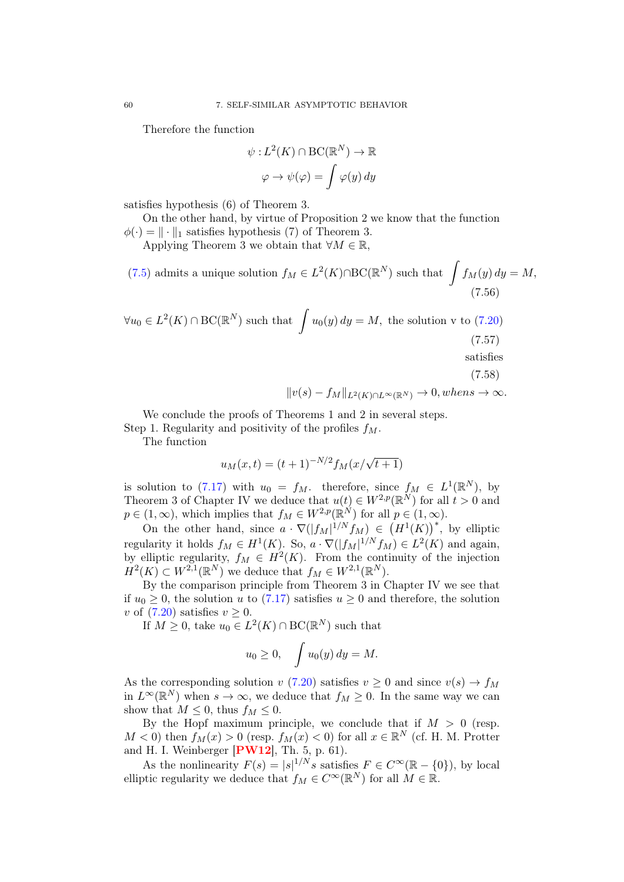Therefore the function

$$\psi : L^2(K) \cap \mathrm{BC}(\mathbb{R}^N) \to \mathbb{R}$$
$$\varphi \to \psi(\varphi) = \int \varphi(y)\, dy$$

satisfies hypothesis (6) of Theorem 3.

On the other hand, by virtue of Proposition 2 we know that the function $\phi(\cdot) = \| \cdot \|_1$ satisfies hypothesis (7) of Theorem 3.

Applying Theorem 3 we obtain that $\forall M \in \mathbb{R}$,

$$\text{(7.5) admits a unique solution } f_M \in L^2(K) \cap \mathrm{BC}(\mathbb{R}^N) \text{ such that } \int f_M(y)\, dy = M, \tag{7.56}$$

$$\forall u_0 \in L^2(K) \cap \mathrm{BC}(\mathbb{R}^N) \text{ such that } \int u_0(y)\, dy = M, \text{ the solution v to (7.20)} \tag{7.57}$$

satisfies

$$\|v(s) - f_M\|_{L^2(K)\cap L^\infty(\mathbb{R}^N)} \to 0, when s \to \infty. \tag{7.58}$$

We conclude the proofs of Theorems 1 and 2 in several steps.

Step 1. Regularity and positivity of the profiles $f_M$.

The function

$$u_M(x,t) = (t+1)^{-N/2} f_M(x/\sqrt{t+1})$$

is solution to (7.17) with $u_0 = f_M$. therefore, since $f_M \in L^1(\mathbb{R}^N)$, by Theorem 3 of Chapter IV we deduce that $u(t) \in W^{2,p}(\mathbb{R}^N)$ for all $t > 0$ and $p \in (1, \infty)$, which implies that $f_M \in W^{2,p}(\mathbb{R}^N)$ for all $p \in (1, \infty)$.

On the other hand, since $a \cdot \nabla(|f_M|^{1/N} f_M) \in \left(H^1(K)\right)^*$, by elliptic regularity it holds $f_M \in H^1(K)$. So, $a \cdot \nabla(|f_M|^{1/N} f_M) \in L^2(K)$ and again, by elliptic regularity, $f_M \in H^2(K)$. From the continuity of the injection $H^2(K) \subset W^{2,1}(\mathbb{R}^N)$ we deduce that $f_M \in W^{2,1}(\mathbb{R}^N)$.

By the comparison principle from Theorem 3 in Chapter IV we see that if $u_0 \geq 0$, the solution $u$ to (7.17) satisfies $u \geq 0$ and therefore, the solution $v$ of (7.20) satisfies $v \geq 0$.

If $M \geq 0$, take $u_0 \in L^2(K) \cap \mathrm{BC}(\mathbb{R}^N)$ such that

$$u_0 \geq 0, \quad \int u_0(y)\, dy = M.$$

As the corresponding solution $v$ (7.20) satisfies $v \geq 0$ and since $v(s) \to f_M$ in $L^\infty(\mathbb{R}^N)$ when $s \to \infty$, we deduce that $f_M \geq 0$. In the same way we can show that $M \leq 0$, thus $f_M \leq 0$.

By the Hopf maximum principle, we conclude that if $M > 0$ (resp. $M < 0$) then $f_M(x) > 0$ (resp. $f_M(x) < 0$) for all $x \in \mathbb{R}^N$ (cf. H. M. Protter and H. I. Weinberger [**PW12**], Th. 5, p. 61).

As the nonlinearity $F(s) = |s|^{1/N} s$ satisfies $F \in C^\infty(\mathbb{R} - \{0\})$, by local elliptic regularity we deduce that $f_M \in C^\infty(\mathbb{R}^N)$ for all $M \in \mathbb{R}$.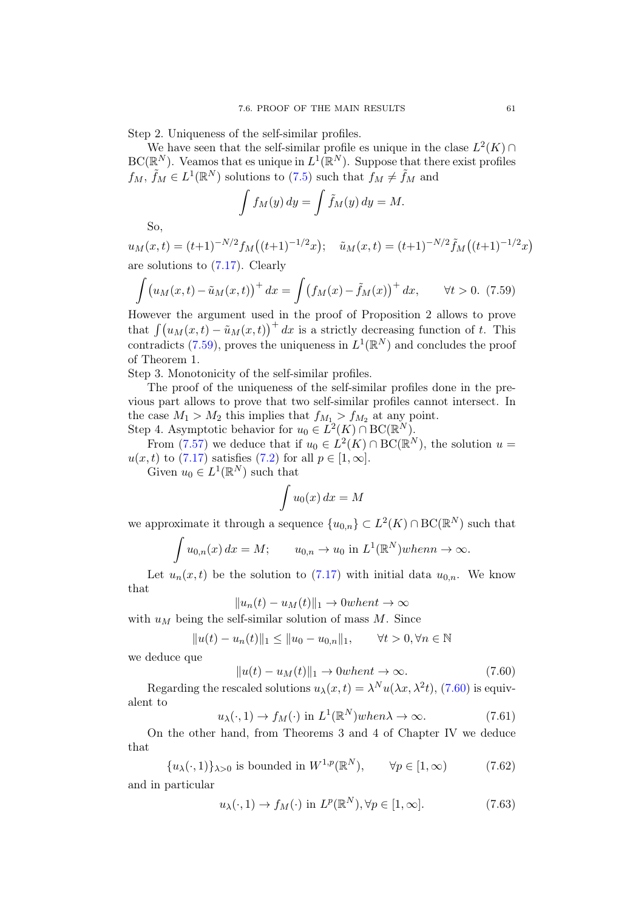Step 2. Uniqueness of the self-similar profiles.

We have seen that the self-similar profile es unique in the clase $L^2(K) \cap \mathrm{BC}(\mathbb{R}^N)$. Veamos that es unique in $L^1(\mathbb{R}^N)$. Suppose that there exist profiles $f_M$, $\tilde{f}_M \in L^1(\mathbb{R}^N)$ solutions to (7.5) such that $f_M \neq \tilde{f}_M$ and

$$\int f_M(y)\,dy = \int \tilde{f}_M(y)\,dy = M.$$

So,

$$u_M(x,t) = (t+1)^{-N/2} f_M\big((t+1)^{-1/2}x\big); \quad \tilde{u}_M(x,t) = (t+1)^{-N/2} \tilde{f}_M\big((t+1)^{-1/2}x\big)$$

are solutions to (7.17). Clearly

$$\int \big(u_M(x,t) - \tilde{u}_M(x,t)\big)^+ \,dx = \int \big(f_M(x) - \tilde{f}_M(x)\big)^+ \,dx, \qquad \forall t > 0. \quad (7.59)$$

However the argument used in the proof of Proposition 2 allows to prove that $\int \big(u_M(x,t) - \tilde{u}_M(x,t)\big)^+ dx$ is a strictly decreasing function of $t$. This contradicts (7.59), proves the uniqueness in $L^1(\mathbb{R}^N)$ and concludes the proof of Theorem 1.

Step 3. Monotonicity of the self-similar profiles.

The proof of the uniqueness of the self-similar profiles done in the previous part allows to prove that two self-similar profiles cannot intersect. In the case $M_1 > M_2$ this implies that $f_{M_1} > f_{M_2}$ at any point.

Step 4. Asymptotic behavior for $u_0 \in L^2(K) \cap \mathrm{BC}(\mathbb{R}^N)$.

From (7.57) we deduce that if $u_0 \in L^2(K) \cap \mathrm{BC}(\mathbb{R}^N)$, the solution $u = u(x,t)$ to (7.17) satisfies (7.2) for all $p \in [1, \infty]$.

Given $u_0 \in L^1(\mathbb{R}^N)$ such that

$$\int u_0(x)\,dx = M$$

we approximate it through a sequence $\{u_{0,n}\} \subset L^2(K) \cap \mathrm{BC}(\mathbb{R}^N)$ such that

$$\int u_{0,n}(x)\,dx = M; \qquad u_{0,n} \to u_0 \text{ in } L^1(\mathbb{R}^N) when n \to \infty.$$

Let $u_n(x,t)$ be the solution to (7.17) with initial data $u_{0,n}$. We know that

$$\|u_n(t) - u_M(t)\|_1 \to 0 when t \to \infty$$

with $u_M$ being the self-similar solution of mass $M$. Since

$$\|u(t) - u_n(t)\|_1 \le \|u_0 - u_{0,n}\|_1, \qquad \forall t > 0, \forall n \in \mathbb{N}$$

we deduce que

$$\|u(t) - u_M(t)\|_1 \to 0 when t \to \infty. \quad (7.60)$$

Regarding the rescaled solutions $u_\lambda(x,t) = \lambda^N u(\lambda x, \lambda^2 t)$, (7.60) is equivalent to

$$u_\lambda(\cdot, 1) \to f_M(\cdot) \text{ in } L^1(\mathbb{R}^N) when \lambda \to \infty. \quad (7.61)$$

On the other hand, from Theorems 3 and 4 of Chapter IV we deduce that

$$\{u_\lambda(\cdot, 1)\}_{\lambda > 0} \text{ is bounded in } W^{1,p}(\mathbb{R}^N), \qquad \forall p \in [1, \infty) \quad (7.62)$$

and in particular

$$u_\lambda(\cdot, 1) \to f_M(\cdot) \text{ in } L^p(\mathbb{R}^N), \forall p \in [1, \infty]. \quad (7.63)$$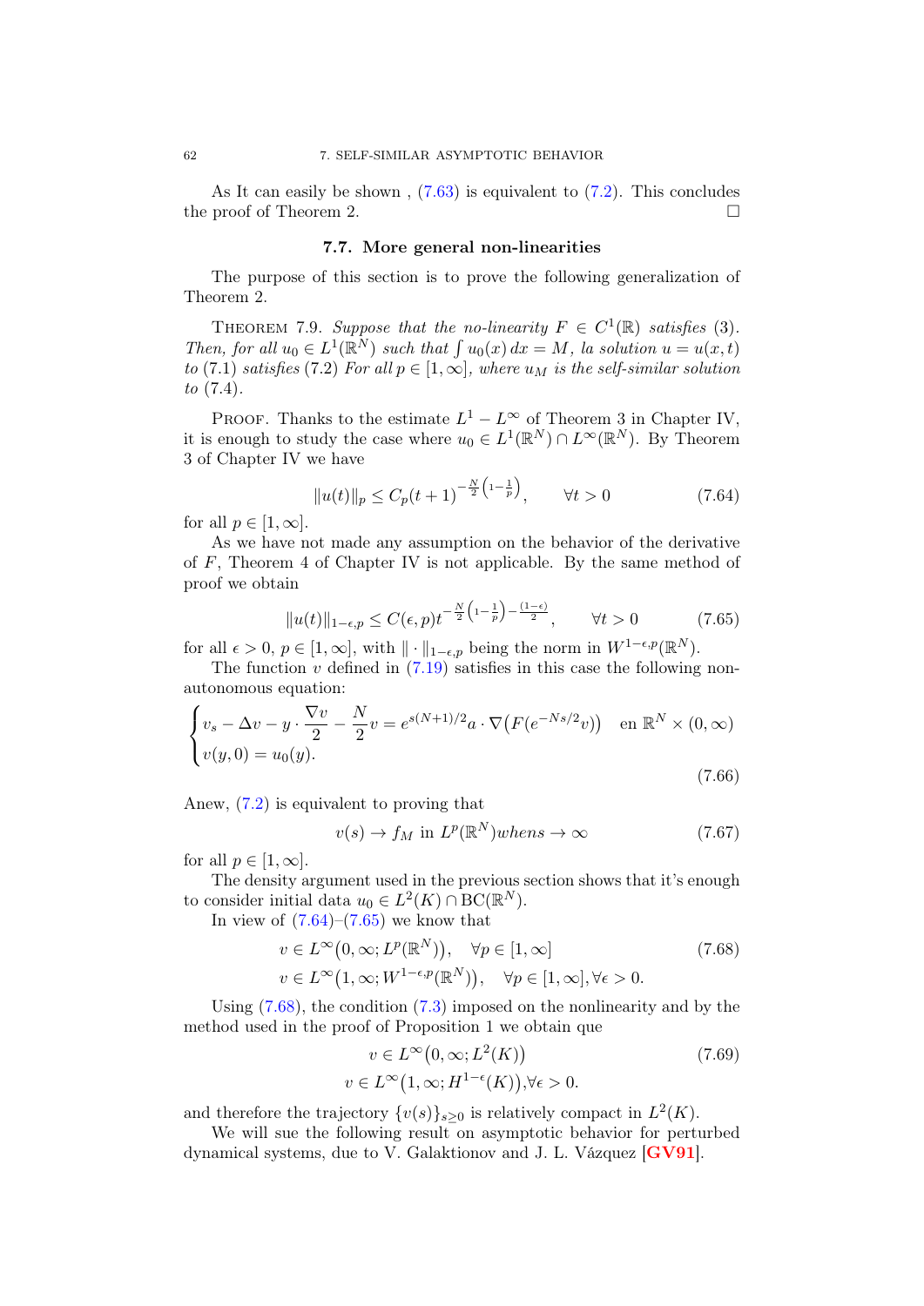As It can easily be shown , (7.63) is equivalent to (7.2). This concludes the proof of Theorem 2. □

## 7.7. More general non-linearities

The purpose of this section is to prove the following generalization of Theorem 2.

THEOREM 7.9. *Suppose that the no-linearity $F \in C^1(\mathbb{R})$ satisfies* (3)*. Then, for all $u_0 \in L^1(\mathbb{R}^N)$ such that $\int u_0(x)\,dx = M$, la solution $u = u(x,t)$ to* (7.1) *satisfies* (7.2) *For all $p \in [1,\infty]$, where $u_M$ is the self-similar solution to* (7.4)*.*

PROOF. Thanks to the estimate $L^1 - L^\infty$ of Theorem 3 in Chapter IV, it is enough to study the case where $u_0 \in L^1(\mathbb{R}^N) \cap L^\infty(\mathbb{R}^N)$. By Theorem 3 of Chapter IV we have

$$\|u(t)\|_p \leq C_p(t+1)^{-\frac{N}{2}\left(1-\frac{1}{p}\right)}, \qquad \forall t > 0 \tag{7.64}$$

for all $p \in [1,\infty]$.

As we have not made any assumption on the behavior of the derivative of $F$, Theorem 4 of Chapter IV is not applicable. By the same method of proof we obtain

$$\|u(t)\|_{1-\epsilon,p} \leq C(\epsilon,p)t^{-\frac{N}{2}\left(1-\frac{1}{p}\right)-\frac{(1-\epsilon)}{2}}, \qquad \forall t > 0 \tag{7.65}$$

for all $\epsilon > 0$, $p \in [1,\infty]$, with $\|\cdot\|_{1-\epsilon,p}$ being the norm in $W^{1-\epsilon,p}(\mathbb{R}^N)$.

The function $v$ defined in (7.19) satisfies in this case the following non-autonomous equation:

$$\begin{cases} v_s - \Delta v - y \cdot \dfrac{\nabla v}{2} - \dfrac{N}{2} v = e^{s(N+1)/2} a \cdot \nabla\big(F(e^{-Ns/2} v)\big) & \text{en } \mathbb{R}^N \times (0,\infty) \\ v(y,0) = u_0(y). \end{cases} \tag{7.66}$$

Anew, (7.2) is equivalent to proving that

$$v(s) \to f_M \text{ in } L^p(\mathbb{R}^N) whens \to \infty \tag{7.67}$$

for all $p \in [1,\infty]$.

The density argument used in the previous section shows that it's enough to consider initial data $u_0 \in L^2(K) \cap \mathrm{BC}(\mathbb{R}^N)$.

In view of (7.64)–(7.65) we know that

$$\begin{aligned} &v \in L^\infty\big(0,\infty; L^p(\mathbb{R}^N)\big), \quad \forall p \in [1,\infty] \\ &v \in L^\infty\big(1,\infty; W^{1-\epsilon,p}(\mathbb{R}^N)\big), \quad \forall p \in [1,\infty], \forall \epsilon > 0. \end{aligned} \tag{7.68}$$

Using (7.68), the condition (7.3) imposed on the nonlinearity and by the method used in the proof of Proposition 1 we obtain que

$$\begin{aligned} &v \in L^\infty\big(0,\infty; L^2(K)\big) \\ &v \in L^\infty\big(1,\infty; H^{1-\epsilon}(K)\big), \forall \epsilon > 0. \end{aligned} \tag{7.69}$$

and therefore the trajectory $\{v(s)\}_{s\geq 0}$ is relatively compact in $L^2(K)$.

We will sue the following result on asymptotic behavior for perturbed dynamical systems, due to V. Galaktionov and J. L. Vázquez [**GV91**].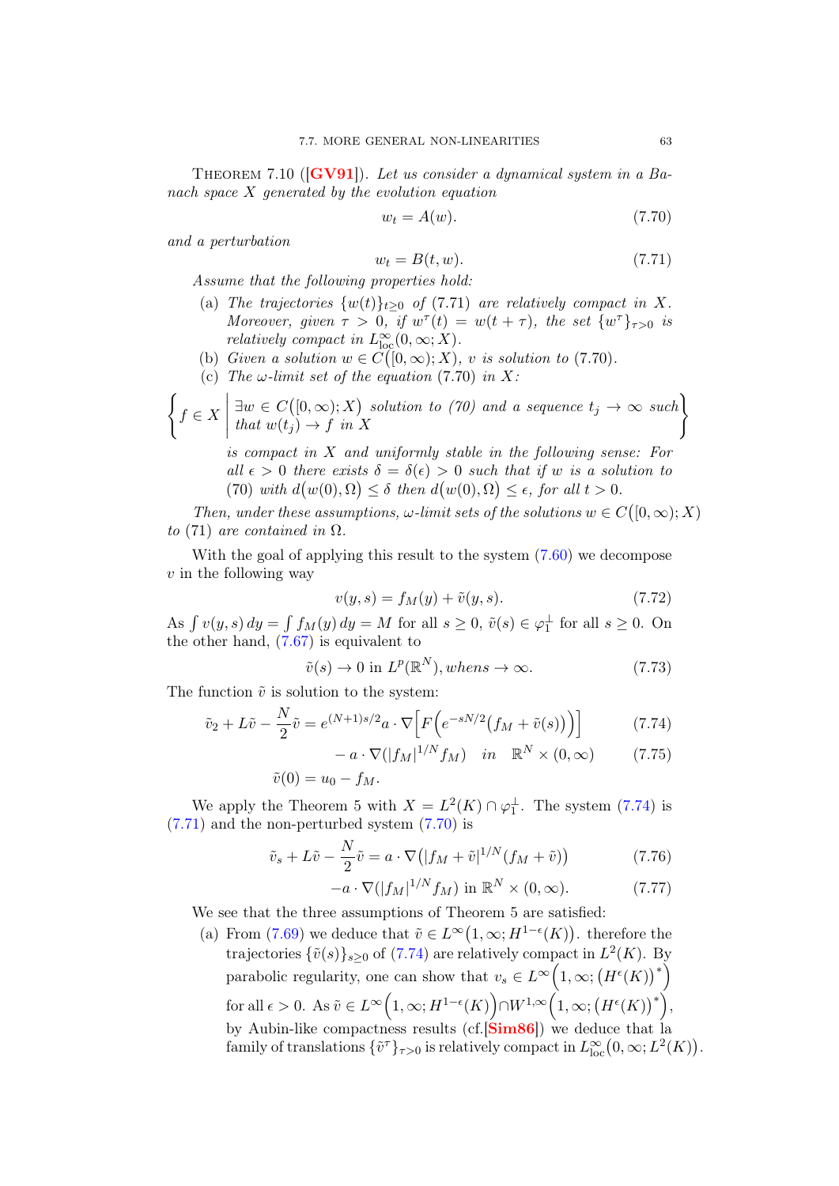**Theorem 7.10** ([GV91]). *Let us consider a dynamical system in a Banach space $X$ generated by the evolution equation*

$$w_t = A(w). \tag{7.70}$$

*and a perturbation*

$$w_t = B(t, w). \tag{7.71}$$

*Assume that the following properties hold:*

(a) *The trajectories $\{w(t)\}_{t\geq 0}$ of (7.71) are relatively compact in $X$. Moreover, given $\tau > 0$, if $w^\tau(t) = w(t+\tau)$, the set $\{w^\tau\}_{\tau>0}$ is relatively compact in $L^\infty_{\text{loc}}(0,\infty;X)$.*

(b) *Given a solution $w \in C\big([0,\infty);X\big)$, $v$ is solution to (7.70).*

(c) *The $\omega$-limit set of the equation (7.70) in $X$:*

$$\left\{ f \in X \;\middle|\; \begin{array}{l} \exists w \in C\big([0,\infty);X\big) \text{ solution to (70) and a sequence } t_j \to \infty \text{ such} \\ \text{that } w(t_j) \to f \text{ in } X \end{array} \right\}$$

*is compact in $X$ and uniformly stable in the following sense: For all $\epsilon > 0$ there exists $\delta = \delta(\epsilon) > 0$ such that if $w$ is a solution to (70) with $d\big(w(0),\Omega\big) \leq \delta$ then $d\big(w(0),\Omega\big) \leq \epsilon$, for all $t > 0$.*

*Then, under these assumptions, $\omega$-limit sets of the solutions $w \in C\big([0,\infty);X\big)$ to (71) are contained in $\Omega$.*

With the goal of applying this result to the system (7.60) we decompose $v$ in the following way

$$v(y,s) = f_M(y) + \tilde{v}(y,s). \tag{7.72}$$

As $\int v(y,s)\,dy = \int f_M(y)\,dy = M$ for all $s \geq 0$, $\tilde{v}(s) \in \varphi_1^\perp$ for all $s \geq 0$. On the other hand, (7.67) is equivalent to

$$\tilde{v}(s) \to 0 \text{ in } L^p(\mathbb{R}^N), whens \to \infty. \tag{7.73}$$

The function $\tilde{v}$ is solution to the system:

$$\tilde{v}_2 + L\tilde{v} - \frac{N}{2}\tilde{v} = e^{(N+1)s/2} a \cdot \nabla\Big[F\Big(e^{-sN/2}\big(f_M + \tilde{v}(s)\big)\Big)\Big] \tag{7.74}$$

$$- a \cdot \nabla(|f_M|^{1/N} f_M) \quad in \quad \mathbb{R}^N \times (0,\infty) \tag{7.75}$$

$$\tilde{v}(0) = u_0 - f_M.$$

We apply the Theorem 5 with $X = L^2(K) \cap \varphi_1^\perp$. The system (7.74) is (7.71) and the non-perturbed system (7.70) is

$$\tilde{v}_s + L\tilde{v} - \frac{N}{2}\tilde{v} = a \cdot \nabla\big(|f_M + \tilde{v}|^{1/N}(f_M + \tilde{v})\big) \tag{7.76}$$

$$-a \cdot \nabla(|f_M|^{1/N} f_M) \text{ in } \mathbb{R}^N \times (0,\infty). \tag{7.77}$$

We see that the three assumptions of Theorem 5 are satisfied:

(a) From (7.69) we deduce that $\tilde{v} \in L^\infty\big(1,\infty;H^{1-\epsilon}(K)\big)$. therefore the trajectories $\{\tilde{v}(s)\}_{s\geq 0}$ of (7.74) are relatively compact in $L^2(K)$. By parabolic regularity, one can show that $v_s \in L^\infty\Big(1,\infty;\big(H^\epsilon(K)\big)^*\Big)$ for all $\epsilon > 0$. As $\tilde{v} \in L^\infty\Big(1,\infty;H^{1-\epsilon}(K)\Big) \cap W^{1,\infty}\Big(1,\infty;\big(H^\epsilon(K)\big)^*\Big)$, by Aubin-like compactness results (cf.[Sim86]) we deduce that la family of translations $\{\tilde{v}^\tau\}_{\tau>0}$ is relatively compact in $L^\infty_{\text{loc}}\big(0,\infty;L^2(K)\big)$.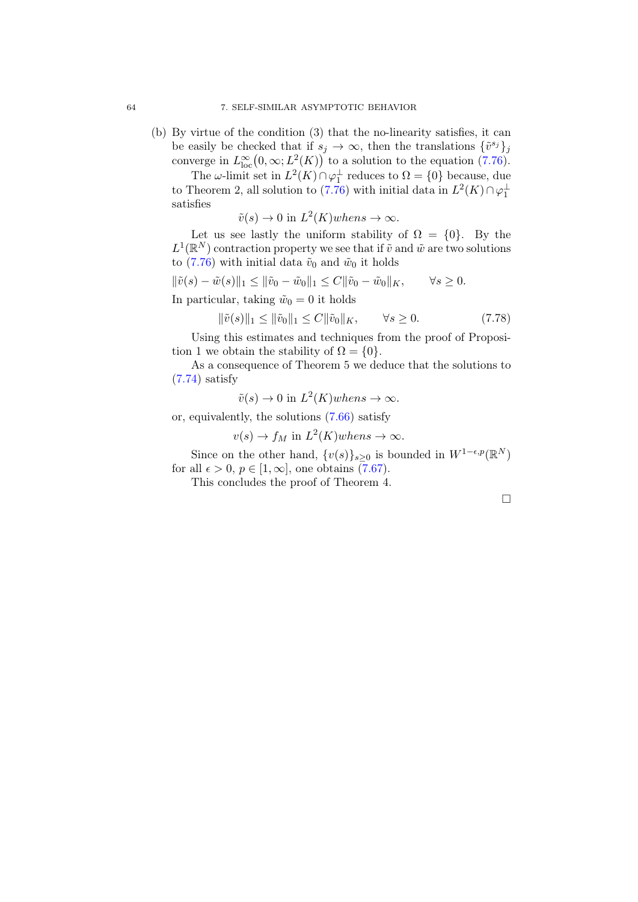(b) By virtue of the condition (3) that the no-linearity satisfies, it can be easily be checked that if $s_j \to \infty$, then the translations $\{\tilde{v}^{s_j}\}_j$ converge in $L^\infty_{\text{loc}}\big(0,\infty; L^2(K)\big)$ to a solution to the equation (7.76).

The $\omega$-limit set in $L^2(K) \cap \varphi_1^\perp$ reduces to $\Omega = \{0\}$ because, due to Theorem 2, all solution to (7.76) with initial data in $L^2(K) \cap \varphi_1^\perp$ satisfies

$$\tilde{v}(s) \to 0 \text{ in } L^2(K) whens \to \infty.$$

Let us see lastly the uniform stability of $\Omega = \{0\}$. By the $L^1(\mathbb{R}^N)$ contraction property we see that if $\tilde{v}$ and $\tilde{w}$ are two solutions to (7.76) with initial data $\tilde{v}_0$ and $\tilde{w}_0$ it holds

$$\|\tilde{v}(s) - \tilde{w}(s)\|_1 \le \|\tilde{v}_0 - \tilde{w}_0\|_1 \le C\|\tilde{v}_0 - \tilde{w}_0\|_K, \qquad \forall s \ge 0.$$

In particular, taking $\tilde{w}_0 = 0$ it holds

$$\|\tilde{v}(s)\|_1 \le \|\tilde{v}_0\|_1 \le C\|\tilde{v}_0\|_K, \qquad \forall s \ge 0. \tag{7.78}$$

Using this estimates and techniques from the proof of Proposition 1 we obtain the stability of $\Omega = \{0\}$.

As a consequence of Theorem 5 we deduce that the solutions to (7.74) satisfy

$$\tilde{v}(s) \to 0 \text{ in } L^2(K) whens \to \infty.$$

or, equivalently, the solutions (7.66) satisfy

$$v(s) \to f_M \text{ in } L^2(K) whens \to \infty.$$

Since on the other hand, $\{v(s)\}_{s\ge 0}$ is bounded in $W^{1-\epsilon,p}(\mathbb{R}^N)$ for all $\epsilon > 0$, $p \in [1, \infty]$, one obtains (7.67).

This concludes the proof of Theorem 4.

□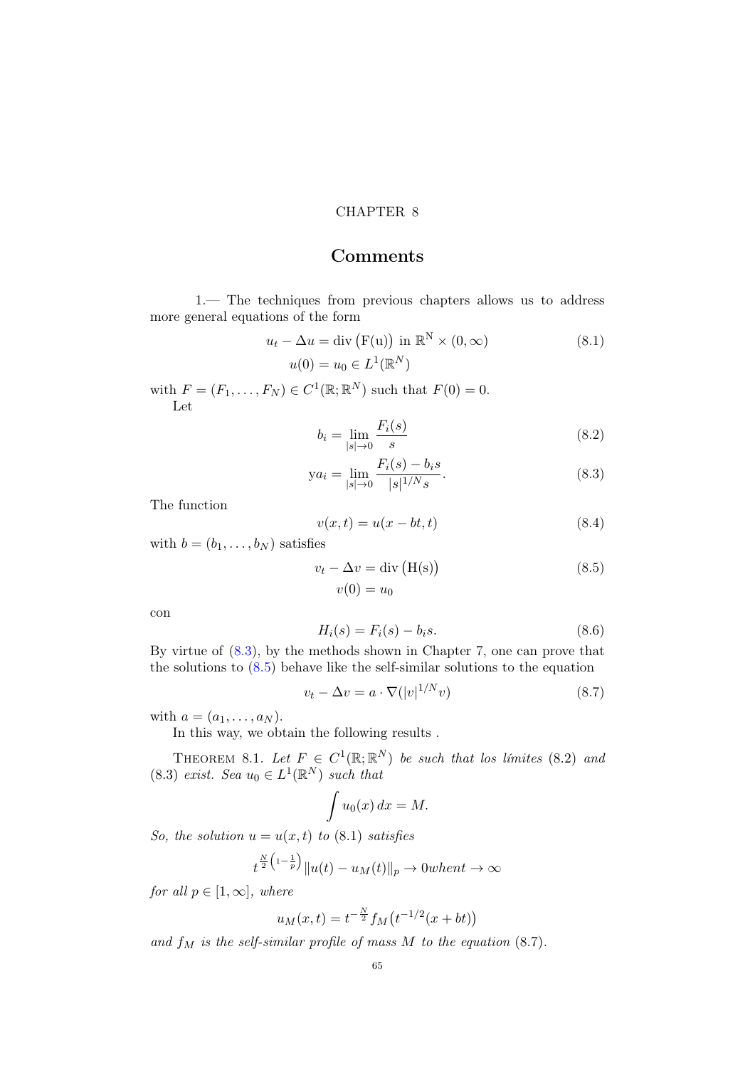CHAPTER 8

# Comments

1.— The techniques from previous chapters allows us to address more general equations of the form

$$u_t - \Delta u = \operatorname{div}\big(\mathrm{F(u)}\big) \text{ in } \mathbb{R}^N \times (0,\infty) \tag{8.1}$$
$$u(0) = u_0 \in L^1(\mathbb{R}^N)$$

with $F = (F_1, \ldots, F_N) \in C^1(\mathbb{R}; \mathbb{R}^N)$ such that $F(0) = 0$.

Let

$$b_i = \lim_{|s|\to 0} \frac{F_i(s)}{s} \tag{8.2}$$

$$\mathrm{y}a_i = \lim_{|s|\to 0} \frac{F_i(s) - b_i s}{|s|^{1/N} s}. \tag{8.3}$$

The function

$$v(x,t) = u(x - bt, t) \tag{8.4}$$

with $b = (b_1, \ldots, b_N)$ satisfies

$$v_t - \Delta v = \operatorname{div}\big(\mathrm{H(s)}\big) \tag{8.5}$$
$$v(0) = u_0$$

con

$$H_i(s) = F_i(s) - b_i s. \tag{8.6}$$

By virtue of (8.3), by the methods shown in Chapter 7, one can prove that the solutions to (8.5) behave like the self-similar solutions to the equation

$$v_t - \Delta v = a \cdot \nabla(|v|^{1/N} v) \tag{8.7}$$

with $a = (a_1, \ldots, a_N)$.

In this way, we obtain the following results .

Theorem 8.1. *Let $F \in C^1(\mathbb{R}; \mathbb{R}^N)$ be such that los límites* (8.2) *and* (8.3) *exist. Sea $u_0 \in L^1(\mathbb{R}^N)$ such that*

$$\int u_0(x)\, dx = M.$$

*So, the solution $u = u(x,t)$ to* (8.1) *satisfies*

$$t^{\frac{N}{2}\left(1-\frac{1}{p}\right)} \|u(t) - u_M(t)\|_p \to 0 whent \to \infty$$

*for all $p \in [1, \infty]$, where*

$$u_M(x,t) = t^{-\frac{N}{2}} f_M\big(t^{-1/2}(x + bt)\big)$$

*and $f_M$ is the self-similar profile of mass $M$ to the equation* (8.7).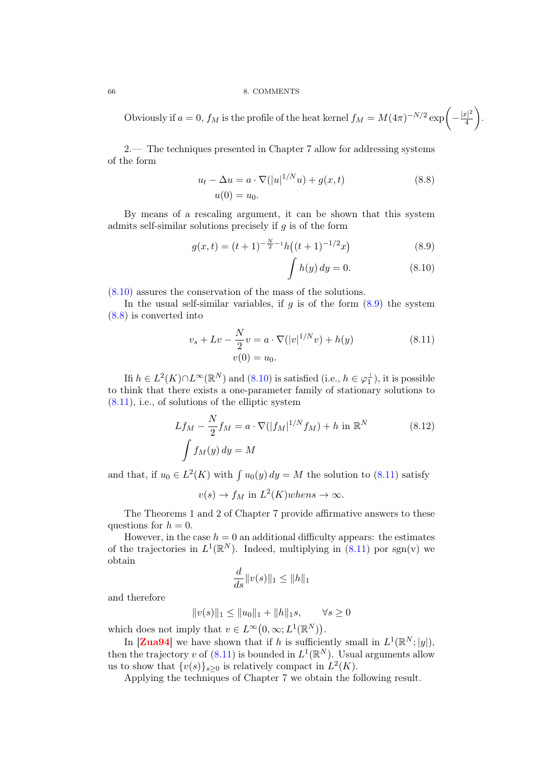Obviously if $a = 0$, $f_M$ is the profile of the heat kernel $f_M = M(4\pi)^{-N/2} \exp\left(-\frac{|x|^2}{4}\right)$.

2.— The techniques presented in Chapter 7 allow for addressing systems of the form

$$
\begin{aligned}
u_t - \Delta u &= a \cdot \nabla(|u|^{1/N} u) + g(x,t) \\
u(0) &= u_0.
\end{aligned}
\tag{8.8}
$$

By means of a rescaling argument, it can be shown that this system admits self-similar solutions precisely if $g$ is of the form

$$
g(x,t) = (t+1)^{-\frac{N}{2}-1} h\big((t+1)^{-1/2} x\big) \tag{8.9}
$$

$$
\int h(y)\, dy = 0. \tag{8.10}
$$

(8.10) assures the conservation of the mass of the solutions.

In the usual self-similar variables, if $g$ is of the form (8.9) the system (8.8) is converted into

$$
\begin{aligned}
v_s + Lv - \frac{N}{2} v &= a \cdot \nabla(|v|^{1/N} v) + h(y) \\
v(0) &= u_0.
\end{aligned}
\tag{8.11}
$$

Ifi $h \in L^2(K) \cap L^\infty(\mathbb{R}^N)$ and (8.10) is satisfied (i.e., $h \in \varphi_1^\perp$), it is possible to think that there exists a one-parameter family of stationary solutions to (8.11), i.e., of solutions of the elliptic system

$$
\begin{aligned}
Lf_M - \frac{N}{2} f_M &= a \cdot \nabla(|f_M|^{1/N} f_M) + h \text{ in } \mathbb{R}^N \\
\int f_M(y)\, dy &= M
\end{aligned}
\tag{8.12}
$$

and that, if $u_0 \in L^2(K)$ with $\int u_0(y)\, dy = M$ the solution to (8.11) satisfy

$$
v(s) \to f_M \text{ in } L^2(K) whens \to \infty.
$$

The Theorems 1 and 2 of Chapter 7 provide affirmative answers to these questions for $h = 0$.

However, in the case $h = 0$ an additional difficulty appears: the estimates of the trajectories in $L^1(\mathbb{R}^N)$. Indeed, multiplying in (8.11) por sgn(v) we obtain

$$
\frac{d}{ds} \|v(s)\|_1 \leq \|h\|_1
$$

and therefore

$$
\|v(s)\|_1 \leq \|u_0\|_1 + \|h\|_1 s, \qquad \forall s \geq 0
$$

which does not imply that $v \in L^\infty\big(0,\infty; L^1(\mathbb{R}^N)\big)$.

In [Zua94] we have shown that if $h$ is sufficiently small in $L^1(\mathbb{R}^N; |y|)$, then the trajectory $v$ of (8.11) is bounded in $L^1(\mathbb{R}^N)$. Usual arguments allow us to show that $\{v(s)\}_{s \geq 0}$ is relatively compact in $L^2(K)$.

Applying the techniques of Chapter 7 we obtain the following result.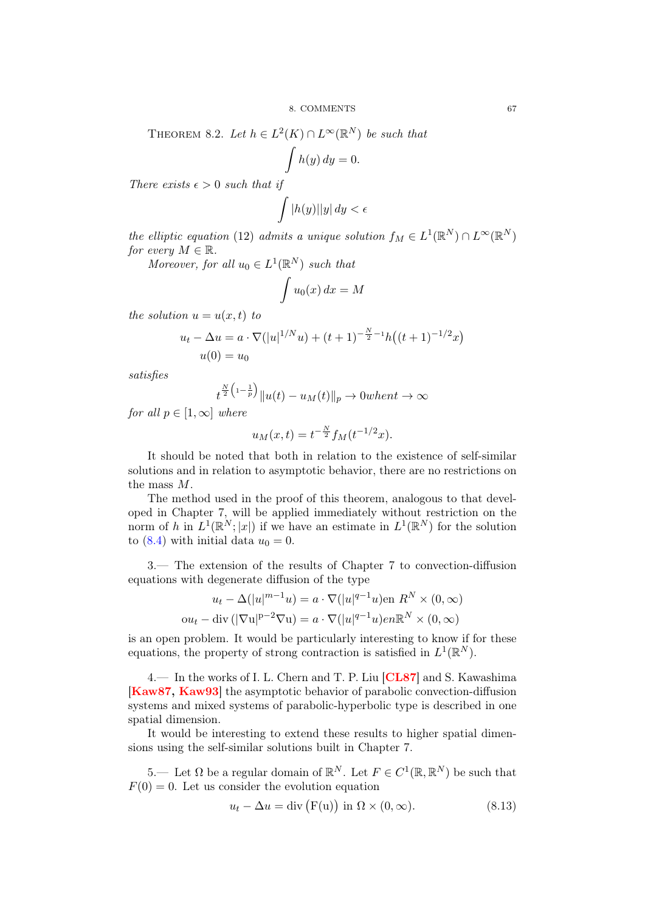THEOREM 8.2. *Let $h \in L^2(K) \cap L^\infty(\mathbb{R}^N)$ be such that*

$$\int h(y)\,dy = 0.$$

*There exists $\epsilon > 0$ such that if*

$$\int |h(y)||y|\,dy < \epsilon$$

*the elliptic equation (12) admits a unique solution $f_M \in L^1(\mathbb{R}^N) \cap L^\infty(\mathbb{R}^N)$ for every $M \in \mathbb{R}$.*

*Moreover, for all $u_0 \in L^1(\mathbb{R}^N)$ such that*

$$\int u_0(x)\,dx = M$$

*the solution $u = u(x,t)$ to*

$$u_t - \Delta u = a \cdot \nabla(|u|^{1/N} u) + (t+1)^{-\frac{N}{2}-1} h\big((t+1)^{-1/2} x\big)$$
$$u(0) = u_0$$

*satisfies*

$$t^{\frac{N}{2}\left(1-\frac{1}{p}\right)} \|u(t) - u_M(t)\|_p \to 0 when t \to \infty$$

*for all $p \in [1,\infty]$ where*

$$u_M(x,t) = t^{-\frac{N}{2}} f_M(t^{-1/2} x).$$

It should be noted that both in relation to the existence of self-similar solutions and in relation to asymptotic behavior, there are no restrictions on the mass $M$.

The method used in the proof of this theorem, analogous to that developed in Chapter 7, will be applied immediately without restriction on the norm of $h$ in $L^1(\mathbb{R}^N; |x|)$ if we have an estimate in $L^1(\mathbb{R}^N)$ for the solution to (8.4) with initial data $u_0 = 0$.

3.— The extension of the results of Chapter 7 to convection-diffusion equations with degenerate diffusion of the type

$$u_t - \Delta(|u|^{m-1}u) = a \cdot \nabla(|u|^{q-1}u) \text{en } R^N \times (0,\infty)$$
$$\text{o} u_t - \operatorname{div}(|\nabla u|^{p-2} \nabla u) = a \cdot \nabla(|u|^{q-1}u) en \mathbb{R}^N \times (0,\infty)$$

is an open problem. It would be particularly interesting to know if for these equations, the property of strong contraction is satisfied in $L^1(\mathbb{R}^N)$.

4.— In the works of I. L. Chern and T. P. Liu [**CL87**] and S. Kawashima [**Kaw87, Kaw93**] the asymptotic behavior of parabolic convection-diffusion systems and mixed systems of parabolic-hyperbolic type is described in one spatial dimension.

It would be interesting to extend these results to higher spatial dimensions using the self-similar solutions built in Chapter 7.

5.— Let $\Omega$ be a regular domain of $\mathbb{R}^N$. Let $F \in C^1(\mathbb{R}, \mathbb{R}^N)$ be such that $F(0) = 0$. Let us consider the evolution equation

$$u_t - \Delta u = \operatorname{div}\big(\mathrm{F(u)}\big) \text{ in } \Omega \times (0,\infty). \tag{8.13}$$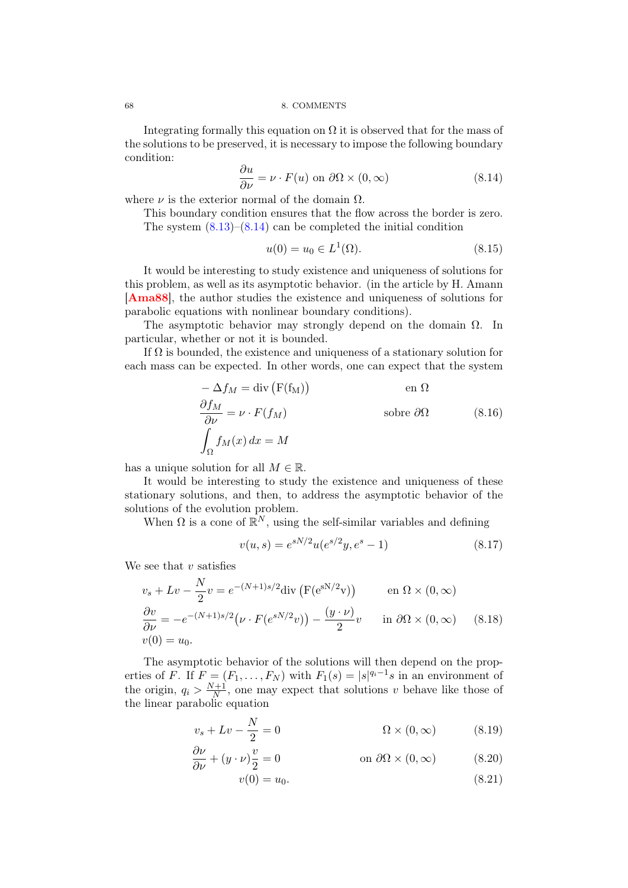Integrating formally this equation on $\Omega$ it is observed that for the mass of the solutions to be preserved, it is necessary to impose the following boundary condition:

$$\frac{\partial u}{\partial \nu} = \nu \cdot F(u) \text{ on } \partial\Omega \times (0, \infty) \tag{8.14}$$

where $\nu$ is the exterior normal of the domain $\Omega$.

This boundary condition ensures that the flow across the border is zero. The system (8.13)–(8.14) can be completed the initial condition

$$u(0) = u_0 \in L^1(\Omega). \tag{8.15}$$

It would be interesting to study existence and uniqueness of solutions for this problem, as well as its asymptotic behavior. (in the article by H. Amann [Ama88], the author studies the existence and uniqueness of solutions for parabolic equations with nonlinear boundary conditions).

The asymptotic behavior may strongly depend on the domain $\Omega$. In particular, whether or not it is bounded.

If $\Omega$ is bounded, the existence and uniqueness of a stationary solution for each mass can be expected. In other words, one can expect that the system

$$\begin{aligned} & -\Delta f_M = \operatorname{div}\big(\mathrm{F}(\mathrm{f_M})\big) && \text{en } \Omega \\ & \frac{\partial f_M}{\partial \nu} = \nu \cdot F(f_M) && \text{sobre } \partial\Omega \\ & \int_\Omega f_M(x)\,dx = M \end{aligned} \tag{8.16}$$

has a unique solution for all $M \in \mathbb{R}$.

It would be interesting to study the existence and uniqueness of these stationary solutions, and then, to address the asymptotic behavior of the solutions of the evolution problem.

When $\Omega$ is a cone of $\mathbb{R}^N$, using the self-similar variables and defining

$$v(u, s) = e^{sN/2} u(e^{s/2} y, e^s - 1) \tag{8.17}$$

We see that $v$ satisfies

$$\begin{aligned} & v_s + Lv - \frac{N}{2} v = e^{-(N+1)s/2} \operatorname{div}\big(\mathrm{F}(\mathrm{e}^{\mathrm{sN}/2}\mathrm{v})\big) && \text{en } \Omega \times (0, \infty) \\ & \frac{\partial v}{\partial \nu} = -e^{-(N+1)s/2}\big(\nu \cdot F(e^{sN/2} v)\big) - \frac{(y \cdot \nu)}{2} v && \text{in } \partial\Omega \times (0, \infty) \\ & v(0) = u_0. \end{aligned} \tag{8.18}$$

The asymptotic behavior of the solutions will then depend on the properties of $F$. If $F = (F_1, \ldots, F_N)$ with $F_1(s) = |s|^{q_i - 1} s$ in an environment of the origin, $q_i > \frac{N+1}{N}$, one may expect that solutions $v$ behave like those of the linear parabolic equation

$$v_s + Lv - \frac{N}{2} = 0 \qquad \Omega \times (0, \infty) \tag{8.19}$$

$$\frac{\partial \nu}{\partial \nu} + (y \cdot \nu)\frac{v}{2} = 0 \qquad \text{on } \partial\Omega \times (0, \infty) \tag{8.20}$$

$$v(0) = u_0. \tag{8.21}$$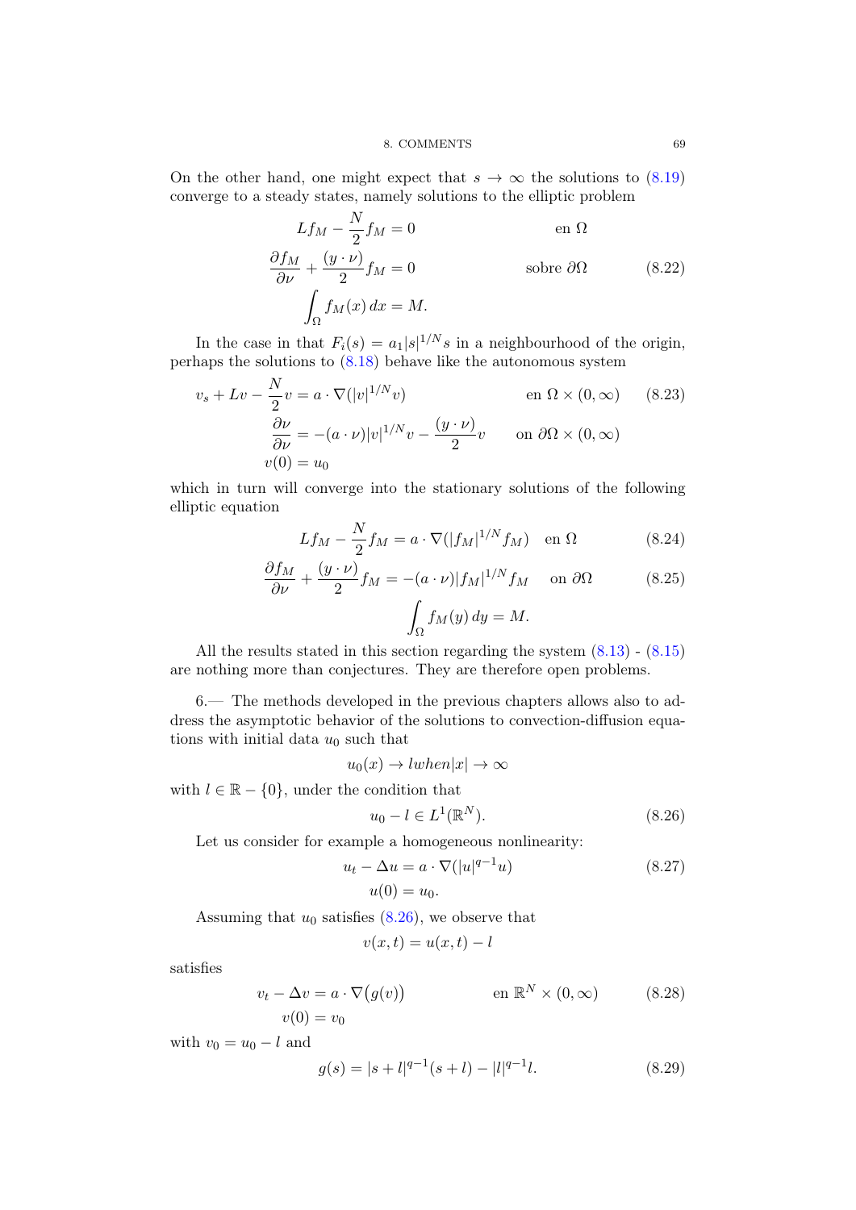On the other hand, one might expect that $s \to \infty$ the solutions to (8.19) converge to a steady states, namely solutions to the elliptic problem

$$
\begin{aligned}
Lf_M - \frac{N}{2} f_M &= 0 && \text{en } \Omega \\
\frac{\partial f_M}{\partial \nu} + \frac{(y \cdot \nu)}{2} f_M &= 0 && \text{sobre } \partial\Omega \\
\int_\Omega f_M(x)\, dx &= M.
\end{aligned}
\tag{8.22}
$$

In the case in that $F_i(s) = a_1 |s|^{1/N} s$ in a neighbourhood of the origin, perhaps the solutions to (8.18) behave like the autonomous system

$$
\begin{aligned}
& v_s + Lv - \frac{N}{2} v = a \cdot \nabla(|v|^{1/N} v) && \text{en } \Omega \times (0, \infty) \qquad (8.23)\\
& \frac{\partial \nu}{\partial \nu} = -(a \cdot \nu)|v|^{1/N} v - \frac{(y \cdot \nu)}{2} v && \text{on } \partial\Omega \times (0, \infty) \\
& v(0) = u_0
\end{aligned}
$$

which in turn will converge into the stationary solutions of the following elliptic equation

$$
Lf_M - \frac{N}{2} f_M = a \cdot \nabla(|f_M|^{1/N} f_M) \quad \text{en } \Omega \tag{8.24}
$$

$$
\frac{\partial f_M}{\partial \nu} + \frac{(y \cdot \nu)}{2} f_M = -(a \cdot \nu)|f_M|^{1/N} f_M \quad \text{on } \partial\Omega \tag{8.25}
$$

$$
\int_\Omega f_M(y)\, dy = M.
$$

All the results stated in this section regarding the system (8.13) - (8.15) are nothing more than conjectures. They are therefore open problems.

6.— The methods developed in the previous chapters allows also to address the asymptotic behavior of the solutions to convection-diffusion equations with initial data $u_0$ such that

$$
u_0(x) \to l when |x| \to \infty
$$

with $l \in \mathbb{R} - \{0\}$, under the condition that

$$
u_0 - l \in L^1(\mathbb{R}^N). \tag{8.26}
$$

Let us consider for example a homogeneous nonlinearity:

$$
\begin{aligned}
u_t - \Delta u &= a \cdot \nabla(|u|^{q-1} u) \\
u(0) &= u_0.
\end{aligned}
\tag{8.27}
$$

Assuming that $u_0$ satisfies (8.26), we observe that

$$
v(x,t) = u(x,t) - l
$$

satisfies

$$
\begin{aligned}
v_t - \Delta v &= a \cdot \nabla\big(g(v)\big) && \text{en } \mathbb{R}^N \times (0, \infty) \\
v(0) &= v_0
\end{aligned}
\tag{8.28}
$$

with $v_0 = u_0 - l$ and

$$
g(s) = |s + l|^{q-1}(s + l) - |l|^{q-1} l. \tag{8.29}
$$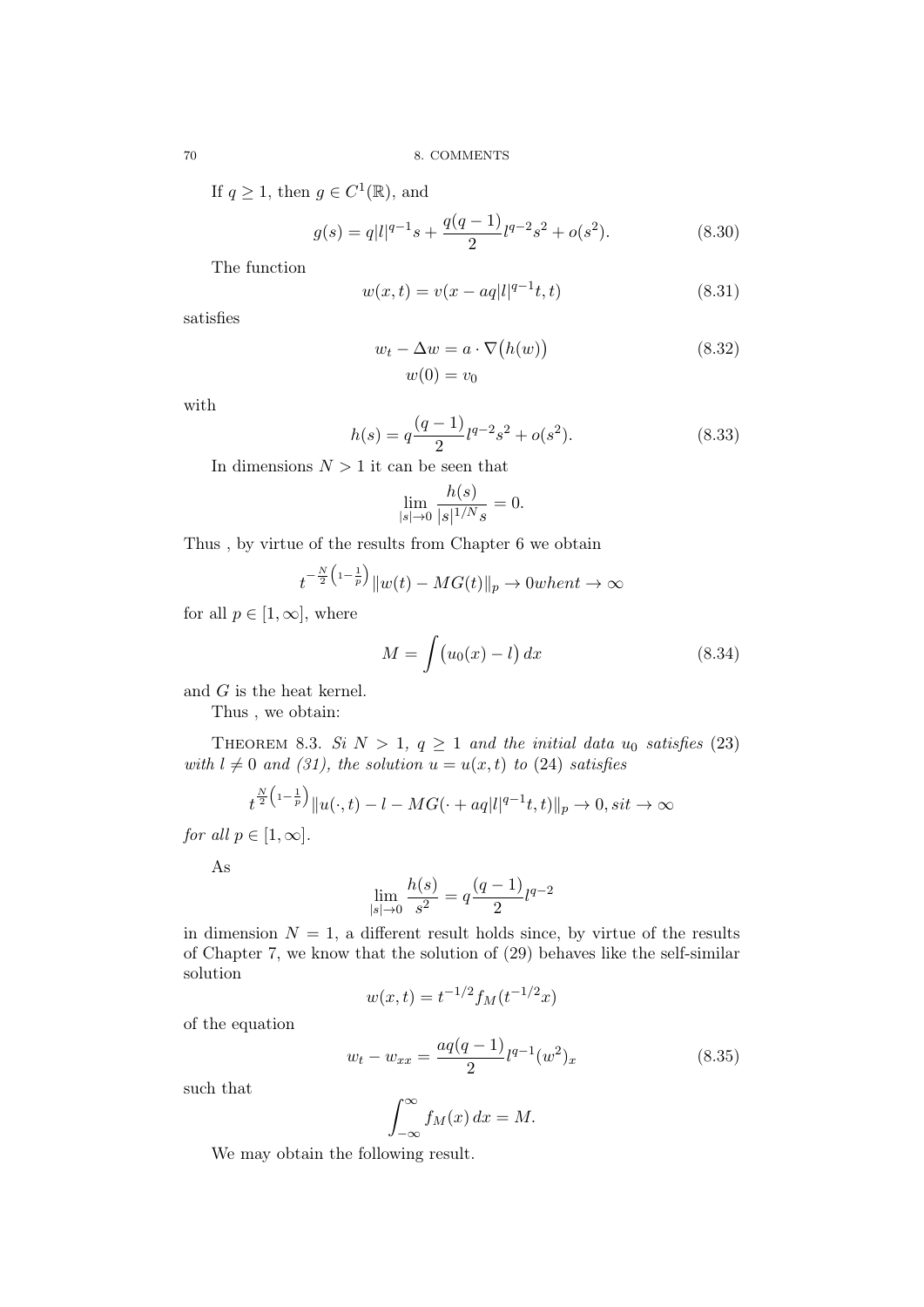If $q \geq 1$, then $g \in C^1(\mathbb{R})$, and

$$g(s) = q|l|^{q-1}s + \frac{q(q-1)}{2}l^{q-2}s^2 + o(s^2). \tag{8.30}$$

The function

$$w(x,t) = v(x - aq|l|^{q-1}t, t) \tag{8.31}$$

satisfies

$$\begin{aligned} w_t - \Delta w &= a \cdot \nabla\big(h(w)\big) \\ w(0) &= v_0 \end{aligned} \tag{8.32}$$

with

$$h(s) = q\frac{(q-1)}{2}l^{q-2}s^2 + o(s^2). \tag{8.33}$$

In dimensions $N > 1$ it can be seen that

$$\lim_{|s|\to 0} \frac{h(s)}{|s|^{1/N}s} = 0.$$

Thus , by virtue of the results from Chapter 6 we obtain

$$t^{-\frac{N}{2}\left(1-\frac{1}{p}\right)}\|w(t) - MG(t)\|_p \to 0 when t \to \infty$$

for all $p \in [1, \infty]$, where

$$M = \int \big(u_0(x) - l\big)\,dx \tag{8.34}$$

and $G$ is the heat kernel.

Thus , we obtain:

Theorem 8.3. *Si $N > 1$, $q \geq 1$ and the initial data $u_0$ satisfies (23) with $l \neq 0$ and (31), the solution $u = u(x,t)$ to (24) satisfies*

$$t^{\frac{N}{2}\left(1-\frac{1}{p}\right)}\|u(\cdot,t) - l - MG(\cdot + aq|l|^{q-1}t, t)\|_p \to 0, si t \to \infty$$

*for all $p \in [1, \infty]$.*

As

$$\lim_{|s|\to 0} \frac{h(s)}{s^2} = q\frac{(q-1)}{2}l^{q-2}$$

in dimension $N = 1$, a different result holds since, by virtue of the results of Chapter 7, we know that the solution of (29) behaves like the self-similar solution

$$w(x,t) = t^{-1/2}f_M(t^{-1/2}x)$$

of the equation

$$w_t - w_{xx} = \frac{aq(q-1)}{2}l^{q-1}(w^2)_x \tag{8.35}$$

such that

$$\int_{-\infty}^{\infty} f_M(x)\,dx = M.$$

We may obtain the following result.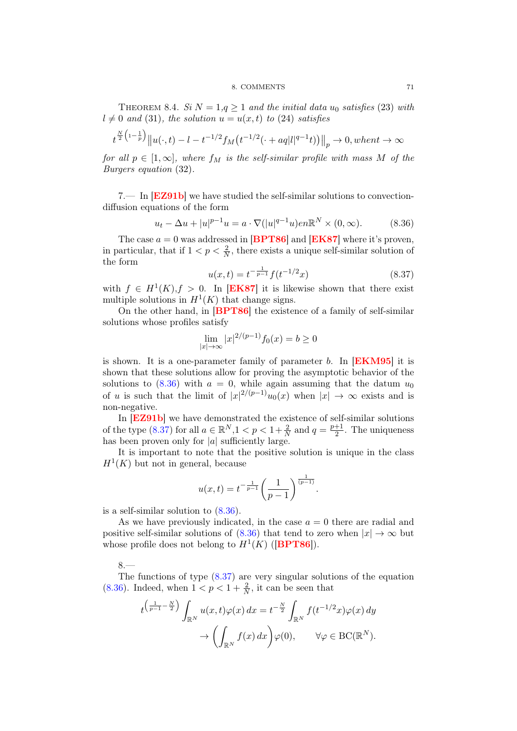THEOREM 8.4. *Si $N = 1, q \geq 1$ and the initial data $u_0$ satisfies (23) with $l \neq 0$ and (31), the solution $u = u(x,t)$ to (24) satisfies*

$$t^{\frac{N}{2}\left(1-\frac{1}{p}\right)}\left\|u(\cdot,t) - l - t^{-1/2} f_M\left(t^{-1/2}(\cdot + aq|l|^{q-1}t)\right)\right\|_p \to 0, when t \to \infty$$

*for all $p \in [1,\infty]$, where $f_M$ is the self-similar profile with mass $M$ of the Burgers equation* (32).

7.— In [EZ91b] we have studied the self-similar solutions to convection-diffusion equations of the form

$$u_t - \Delta u + |u|^{p-1}u = a \cdot \nabla(|u|^{q-1}u) en \mathbb{R}^N \times (0,\infty). \tag{8.36}$$

The case $a = 0$ was addressed in [BPT86] and [EK87] where it's proven, in particular, that if $1 < p < \frac{2}{N}$, there exists a unique self-similar solution of the form

$$u(x,t) = t^{-\frac{1}{p-1}} f(t^{-1/2}x) \tag{8.37}$$

with $f \in H^1(K), f > 0$. In [EK87] it is likewise shown that there exist multiple solutions in $H^1(K)$ that change signs.

On the other hand, in [BPT86] the existence of a family of self-similar solutions whose profiles satisfy

$$\lim_{|x|\to\infty} |x|^{2/(p-1)} f_0(x) = b \geq 0$$

is shown. It is a one-parameter family of parameter $b$. In [EKM95] it is shown that these solutions allow for proving the asymptotic behavior of the solutions to (8.36) with $a = 0$, while again assuming that the datum $u_0$ of $u$ is such that the limit of $|x|^{2/(p-1)}u_0(x)$ when $|x| \to \infty$ exists and is non-negative.

In [EZ91b] we have demonstrated the existence of self-similar solutions of the type (8.37) for all $a \in \mathbb{R}^N, 1 < p < 1+\frac{2}{N}$ and $q = \frac{p+1}{2}$. The uniqueness has been proven only for $|a|$ sufficiently large.

It is important to note that the positive solution is unique in the class $H^1(K)$ but not in general, because

$$u(x,t) = t^{-\frac{1}{p-1}}\left(\frac{1}{p-1}\right)^{\frac{1}{(p-1)}}.$$

is a self-similar solution to (8.36).

As we have previously indicated, in the case $a = 0$ there are radial and positive self-similar solutions of (8.36) that tend to zero when $|x| \to \infty$ but whose profile does not belong to $H^1(K)$ ([BPT86]).

8.—

The functions of type (8.37) are very singular solutions of the equation (8.36). Indeed, when $1 < p < 1 + \frac{2}{N}$, it can be seen that

$$t^{\left(\frac{1}{p-1}-\frac{N}{2}\right)}\int_{\mathbb{R}^N} u(x,t)\varphi(x)\,dx = t^{-\frac{N}{2}}\int_{\mathbb{R}^N} f(t^{-1/2}x)\varphi(x)\,dy$$

$$\to \left(\int_{\mathbb{R}^N} f(x)\,dx\right)\varphi(0), \qquad \forall \varphi \in \mathrm{BC}(\mathbb{R}^N).$$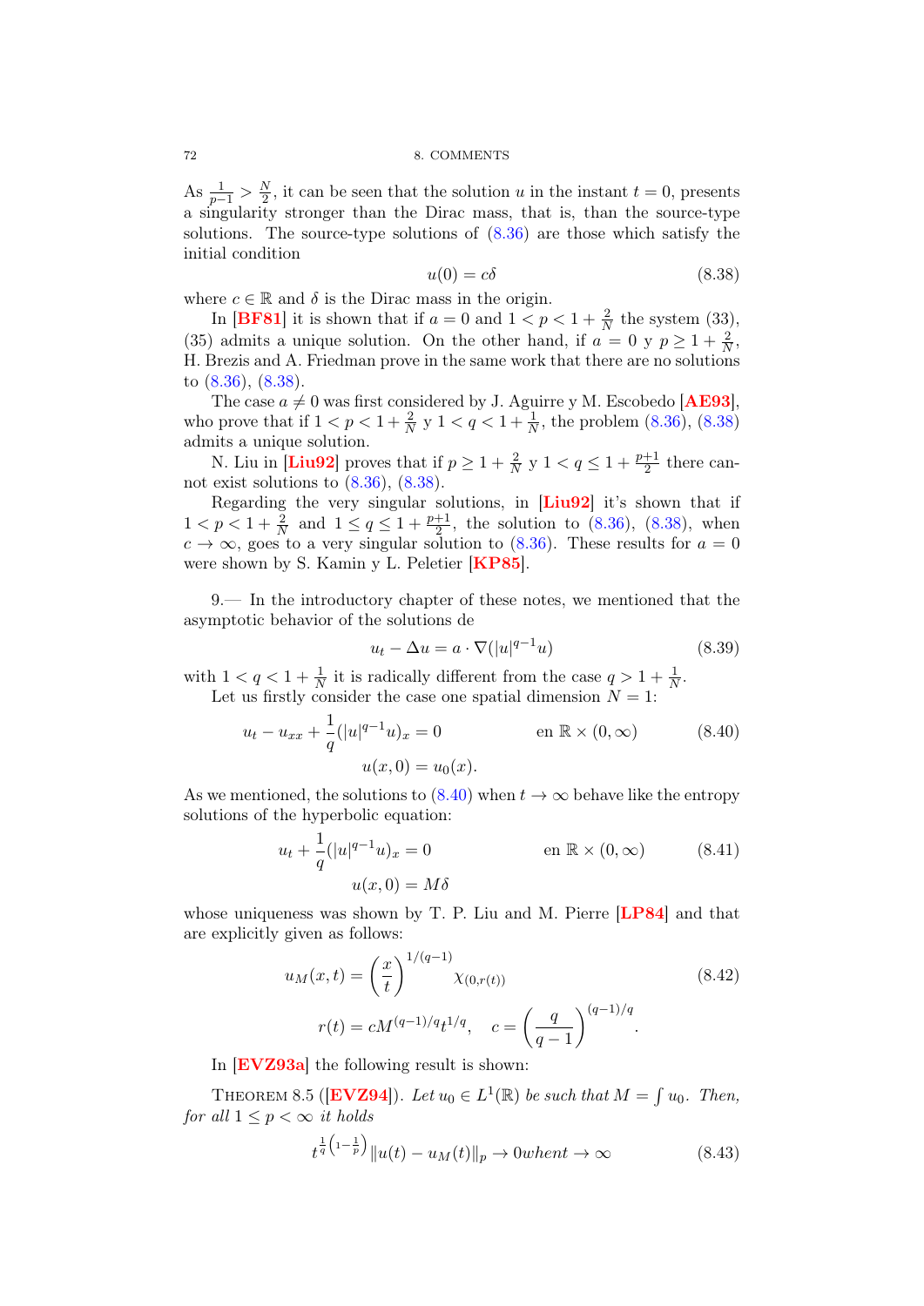As $\frac{1}{p-1} > \frac{N}{2}$, it can be seen that the solution $u$ in the instant $t = 0$, presents a singularity stronger than the Dirac mass, that is, than the source-type solutions. The source-type solutions of (8.36) are those which satisfy the initial condition

$$u(0) = c\delta \tag{8.38}$$

where $c \in \mathbb{R}$ and $\delta$ is the Dirac mass in the origin.

In [**BF81**] it is shown that if $a = 0$ and $1 < p < 1 + \frac{2}{N}$ the system (33), (35) admits a unique solution. On the other hand, if $a = 0$ y $p \geq 1 + \frac{2}{N}$, H. Brezis and A. Friedman prove in the same work that there are no solutions to (8.36), (8.38).

The case $a \neq 0$ was first considered by J. Aguirre y M. Escobedo [**AE93**], who prove that if $1 < p < 1 + \frac{2}{N}$ y $1 < q < 1 + \frac{1}{N}$, the problem (8.36), (8.38) admits a unique solution.

N. Liu in [**Liu92**] proves that if $p \geq 1 + \frac{2}{N}$ y $1 < q \leq 1 + \frac{p+1}{2}$ there cannot exist solutions to (8.36), (8.38).

Regarding the very singular solutions, in [**Liu92**] it's shown that if $1 < p < 1 + \frac{2}{N}$ and $1 \leq q \leq 1 + \frac{p+1}{2}$, the solution to (8.36), (8.38), when $c \to \infty$, goes to a very singular solution to (8.36). These results for $a = 0$ were shown by S. Kamin y L. Peletier [**KP85**].

9.— In the introductory chapter of these notes, we mentioned that the asymptotic behavior of the solutions de

$$u_t - \Delta u = a \cdot \nabla(|u|^{q-1}u) \tag{8.39}$$

with $1 < q < 1 + \frac{1}{N}$ it is radically different from the case $q > 1 + \frac{1}{N}$.

Let us firstly consider the case one spatial dimension $N = 1$:

$$\begin{aligned} u_t - u_{xx} + \frac{1}{q}(|u|^{q-1}u)_x = 0 \qquad & \text{en } \mathbb{R} \times (0, \infty) \\ u(x, 0) = u_0(x). \qquad & \end{aligned} \tag{8.40}$$

As we mentioned, the solutions to (8.40) when $t \to \infty$ behave like the entropy solutions of the hyperbolic equation:

$$\begin{aligned} u_t + \frac{1}{q}(|u|^{q-1}u)_x = 0 \qquad & \text{en } \mathbb{R} \times (0, \infty) \\ u(x, 0) = M\delta \qquad & \end{aligned} \tag{8.41}$$

whose uniqueness was shown by T. P. Liu and M. Pierre [**LP84**] and that are explicitly given as follows:

$$\begin{aligned} u_M(x, t) = \left(\frac{x}{t}\right)^{1/(q-1)} \chi_{(0, r(t))} \\ r(t) = cM^{(q-1)/q} t^{1/q}, \quad c = \left(\frac{q}{q-1}\right)^{(q-1)/q}. \end{aligned} \tag{8.42}$$

In [**EVZ93a**] the following result is shown:

THEOREM 8.5 ([**EVZ94**]). *Let $u_0 \in L^1(\mathbb{R})$ be such that $M = \int u_0$. Then, for all $1 \leq p < \infty$ it holds*

$$t^{\frac{1}{q}\left(1 - \frac{1}{p}\right)} \|u(t) - u_M(t)\|_p \to 0 \text{when} t \to \infty \tag{8.43}$$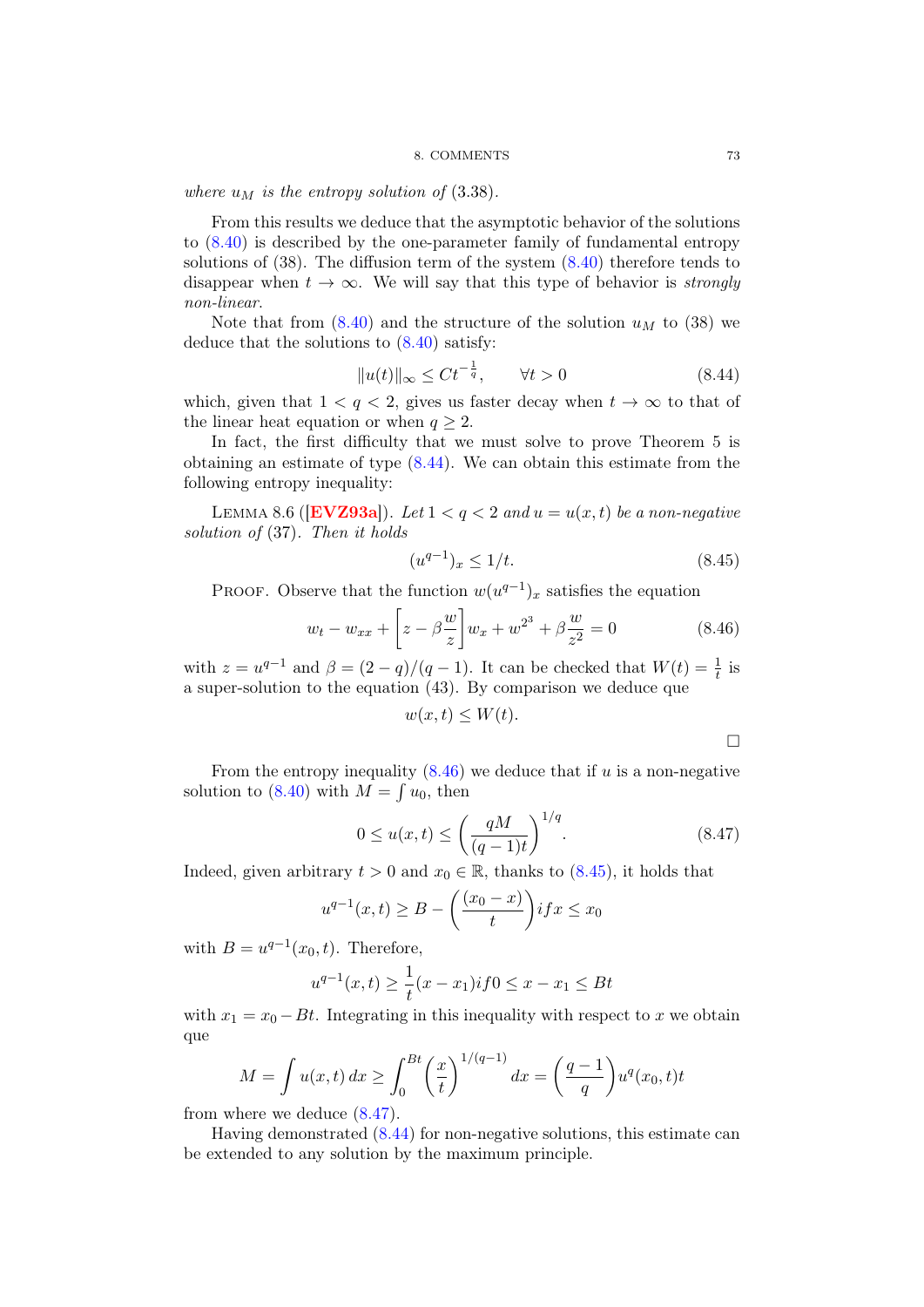*where $u_M$ is the entropy solution of* (3.38).

From this results we deduce that the asymptotic behavior of the solutions to (8.40) is described by the one-parameter family of fundamental entropy solutions of (38). The diffusion term of the system (8.40) therefore tends to disappear when $t \to \infty$. We will say that this type of behavior is *strongly non-linear*.

Note that from (8.40) and the structure of the solution $u_M$ to (38) we deduce that the solutions to (8.40) satisfy:

$$\|u(t)\|_\infty \leq Ct^{-\frac{1}{q}}, \qquad \forall t > 0 \tag{8.44}$$

which, given that $1 < q < 2$, gives us faster decay when $t \to \infty$ to that of the linear heat equation or when $q \geq 2$.

In fact, the first difficulty that we must solve to prove Theorem 5 is obtaining an estimate of type (8.44). We can obtain this estimate from the following entropy inequality:

Lemma 8.6 ([**EVZ93a**]). *Let $1 < q < 2$ and $u = u(x,t)$ be a non-negative solution of* (37). *Then it holds*

$$(u^{q-1})_x \leq 1/t. \tag{8.45}$$

Proof. Observe that the function $w(u^{q-1})_x$ satisfies the equation

$$w_t - w_{xx} + \left[z - \beta\frac{w}{z}\right]w_x + w^{2^3} + \beta\frac{w}{z^2} = 0 \tag{8.46}$$

with $z = u^{q-1}$ and $\beta = (2-q)/(q-1)$. It can be checked that $W(t) = \frac{1}{t}$ is a super-solution to the equation (43). By comparison we deduce que

$$w(x,t) \leq W(t).$$

□

From the entropy inequality (8.46) we deduce that if $u$ is a non-negative solution to (8.40) with $M = \int u_0$, then

$$0 \leq u(x,t) \leq \left(\frac{qM}{(q-1)t}\right)^{1/q}. \tag{8.47}$$

Indeed, given arbitrary $t > 0$ and $x_0 \in \mathbb{R}$, thanks to (8.45), it holds that

$$u^{q-1}(x,t) \geq B - \left(\frac{(x_0 - x)}{t}\right) if x \leq x_0$$

with $B = u^{q-1}(x_0, t)$. Therefore,

$$u^{q-1}(x,t) \geq \frac{1}{t}(x - x_1) if 0 \leq x - x_1 \leq Bt$$

with $x_1 = x_0 - Bt$. Integrating in this inequality with respect to $x$ we obtain que

$$M = \int u(x,t)\,dx \geq \int_0^{Bt}\left(\frac{x}{t}\right)^{1/(q-1)} dx = \left(\frac{q-1}{q}\right)u^q(x_0,t)t$$

from where we deduce (8.47).

Having demonstrated (8.44) for non-negative solutions, this estimate can be extended to any solution by the maximum principle.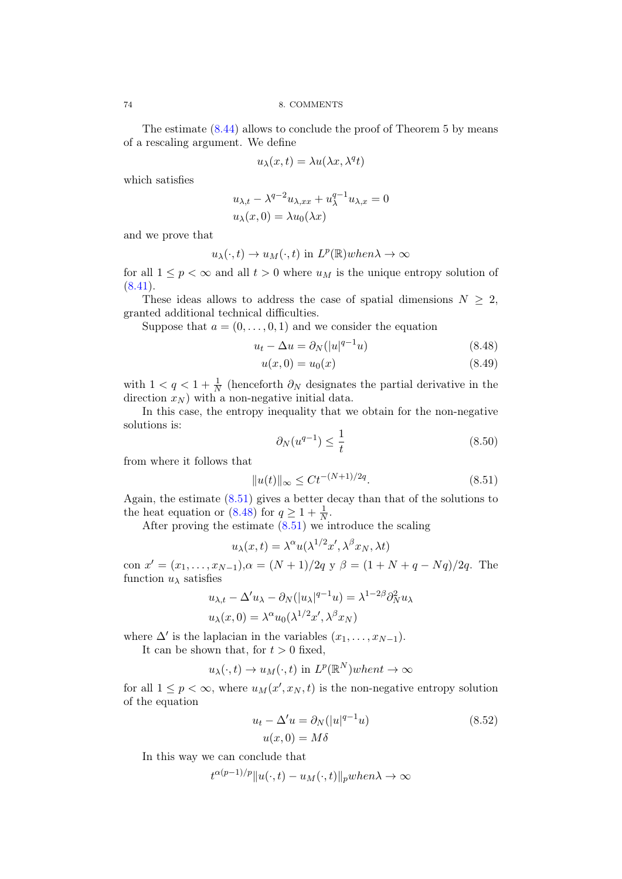The estimate (8.44) allows to conclude the proof of Theorem 5 by means of a rescaling argument. We define

$$u_\lambda(x,t) = \lambda u(\lambda x, \lambda^q t)$$

which satisfies

$$u_{\lambda,t} - \lambda^{q-2} u_{\lambda,xx} + u_\lambda^{q-1} u_{\lambda,x} = 0$$
$$u_\lambda(x,0) = \lambda u_0(\lambda x)$$

and we prove that

$$u_\lambda(\cdot,t) \to u_M(\cdot,t) \text{ in } L^p(\mathbb{R}) when \lambda \to \infty$$

for all $1 \le p < \infty$ and all $t > 0$ where $u_M$ is the unique entropy solution of (8.41).

These ideas allows to address the case of spatial dimensions $N \ge 2$, granted additional technical difficulties.

Suppose that $a = (0, \dots, 0, 1)$ and we consider the equation

$$u_t - \Delta u = \partial_N(|u|^{q-1}u) \tag{8.48}$$
$$u(x,0) = u_0(x) \tag{8.49}$$

with $1 < q < 1 + \frac{1}{N}$ (henceforth $\partial_N$ designates the partial derivative in the direction $x_N$) with a non-negative initial data.

In this case, the entropy inequality that we obtain for the non-negative solutions is:

$$\partial_N(u^{q-1}) \le \frac{1}{t} \tag{8.50}$$

from where it follows that

$$\|u(t)\|_\infty \le C t^{-(N+1)/2q}. \tag{8.51}$$

Again, the estimate (8.51) gives a better decay than that of the solutions to the heat equation or (8.48) for $q \ge 1 + \frac{1}{N}$.

After proving the estimate (8.51) we introduce the scaling

$$u_\lambda(x,t) = \lambda^\alpha u(\lambda^{1/2}x', \lambda^\beta x_N, \lambda t)$$

con $x' = (x_1, \dots, x_{N-1})$,$\alpha = (N+1)/2q$ y $\beta = (1 + N + q - Nq)/2q$. The function $u_\lambda$ satisfies

$$u_{\lambda,t} - \Delta' u_\lambda - \partial_N(|u_\lambda|^{q-1}u) = \lambda^{1-2\beta}\partial_N^2 u_\lambda$$
$$u_\lambda(x,0) = \lambda^\alpha u_0(\lambda^{1/2}x', \lambda^\beta x_N)$$

where $\Delta'$ is the laplacian in the variables $(x_1, \dots, x_{N-1})$.

It can be shown that, for $t > 0$ fixed,

$$u_\lambda(\cdot,t) \to u_M(\cdot,t) \text{ in } L^p(\mathbb{R}^N) when t \to \infty$$

for all $1 \le p < \infty$, where $u_M(x', x_N, t)$ is the non-negative entropy solution of the equation

$$u_t - \Delta' u = \partial_N(|u|^{q-1}u) \tag{8.52}$$
$$u(x,0) = M\delta$$

In this way we can conclude that

$$t^{\alpha(p-1)/p}\|u(\cdot,t) - u_M(\cdot,t)\|_p when \lambda \to \infty$$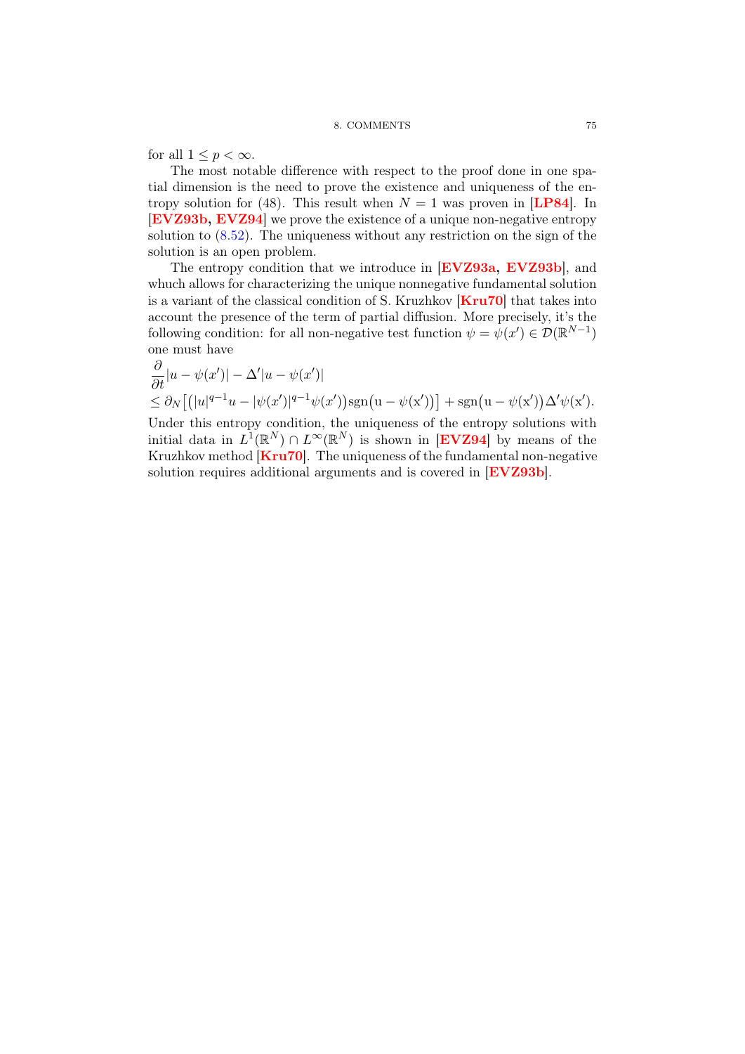for all $1 \leq p < \infty$.

The most notable difference with respect to the proof done in one spatial dimension is the need to prove the existence and uniqueness of the entropy solution for (48). This result when $N = 1$ was proven in [**LP84**]. In [**EVZ93b, EVZ94**] we prove the existence of a unique non-negative entropy solution to (8.52). The uniqueness without any restriction on the sign of the solution is an open problem.

The entropy condition that we introduce in [**EVZ93a, EVZ93b**], and whuch allows for characterizing the unique nonnegative fundamental solution is a variant of the classical condition of S. Kruzhkov [**Kru70**] that takes into account the presence of the term of partial diffusion. More precisely, it's the following condition: for all non-negative test function $\psi = \psi(x') \in \mathcal{D}(\mathbb{R}^{N-1})$ one must have

$$
\begin{aligned}
&\frac{\partial}{\partial t}|u - \psi(x')| - \Delta'|u - \psi(x')| \\
&\leq \partial_N\big[\big(|u|^{q-1}u - |\psi(x')|^{q-1}\psi(x')\big)\mathrm{sgn}\big(u - \psi(x')\big)\big] + \mathrm{sgn}\big(u - \psi(x')\big)\Delta'\psi(x').
\end{aligned}
$$

Under this entropy condition, the uniqueness of the entropy solutions with initial data in $L^1(\mathbb{R}^N) \cap L^\infty(\mathbb{R}^N)$ is shown in [**EVZ94**] by means of the Kruzhkov method [**Kru70**]. The uniqueness of the fundamental non-negative solution requires additional arguments and is covered in [**EVZ93b**].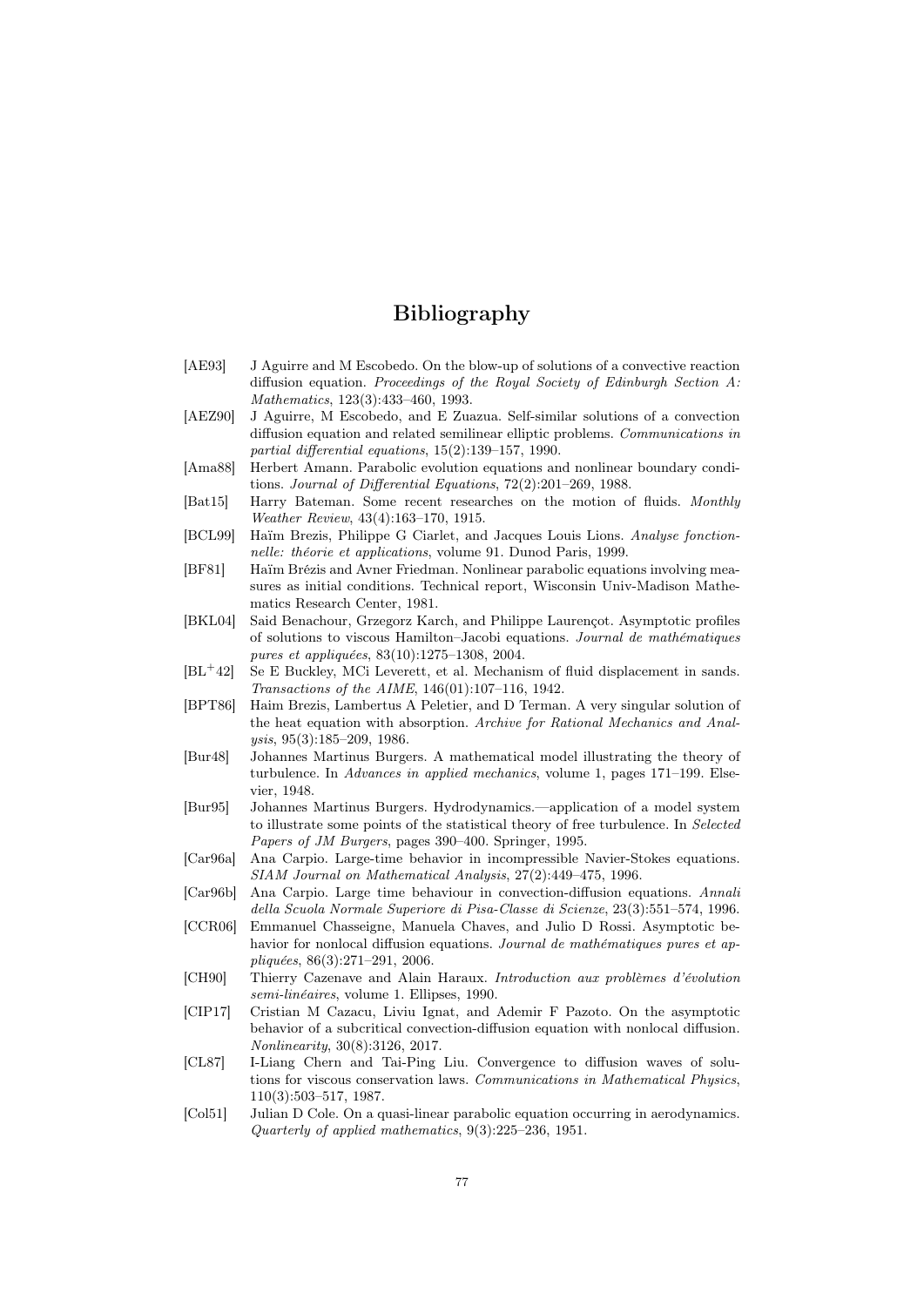# Bibliography

[AE93] J Aguirre and M Escobedo. On the blow-up of solutions of a convective reaction diffusion equation. *Proceedings of the Royal Society of Edinburgh Section A: Mathematics*, 123(3):433–460, 1993.

[AEZ90] J Aguirre, M Escobedo, and E Zuazua. Self-similar solutions of a convection diffusion equation and related semilinear elliptic problems. *Communications in partial differential equations*, 15(2):139–157, 1990.

[Ama88] Herbert Amann. Parabolic evolution equations and nonlinear boundary conditions. *Journal of Differential Equations*, 72(2):201–269, 1988.

[Bat15] Harry Bateman. Some recent researches on the motion of fluids. *Monthly Weather Review*, 43(4):163–170, 1915.

[BCL99] Haïm Brezis, Philippe G Ciarlet, and Jacques Louis Lions. *Analyse fonctionnelle: théorie et applications*, volume 91. Dunod Paris, 1999.

[BF81] Haïm Brézis and Avner Friedman. Nonlinear parabolic equations involving measures as initial conditions. Technical report, Wisconsin Univ-Madison Mathematics Research Center, 1981.

[BKL04] Said Benachour, Grzegorz Karch, and Philippe Laurençot. Asymptotic profiles of solutions to viscous Hamilton–Jacobi equations. *Journal de mathématiques pures et appliquées*, 83(10):1275–1308, 2004.

[BL$^+$42] Se E Buckley, MCi Leverett, et al. Mechanism of fluid displacement in sands. *Transactions of the AIME*, 146(01):107–116, 1942.

[BPT86] Haim Brezis, Lambertus A Peletier, and D Terman. A very singular solution of the heat equation with absorption. *Archive for Rational Mechanics and Analysis*, 95(3):185–209, 1986.

[Bur48] Johannes Martinus Burgers. A mathematical model illustrating the theory of turbulence. In *Advances in applied mechanics*, volume 1, pages 171–199. Elsevier, 1948.

[Bur95] Johannes Martinus Burgers. Hydrodynamics.—application of a model system to illustrate some points of the statistical theory of free turbulence. In *Selected Papers of JM Burgers*, pages 390–400. Springer, 1995.

[Car96a] Ana Carpio. Large-time behavior in incompressible Navier-Stokes equations. *SIAM Journal on Mathematical Analysis*, 27(2):449–475, 1996.

[Car96b] Ana Carpio. Large time behaviour in convection-diffusion equations. *Annali della Scuola Normale Superiore di Pisa-Classe di Scienze*, 23(3):551–574, 1996.

[CCR06] Emmanuel Chasseigne, Manuela Chaves, and Julio D Rossi. Asymptotic behavior for nonlocal diffusion equations. *Journal de mathématiques pures et appliquées*, 86(3):271–291, 2006.

[CH90] Thierry Cazenave and Alain Haraux. *Introduction aux problèmes d'évolution semi-linéaires*, volume 1. Ellipses, 1990.

[CIP17] Cristian M Cazacu, Liviu Ignat, and Ademir F Pazoto. On the asymptotic behavior of a subcritical convection-diffusion equation with nonlocal diffusion. *Nonlinearity*, 30(8):3126, 2017.

[CL87] I-Liang Chern and Tai-Ping Liu. Convergence to diffusion waves of solutions for viscous conservation laws. *Communications in Mathematical Physics*, 110(3):503–517, 1987.

[Col51] Julian D Cole. On a quasi-linear parabolic equation occurring in aerodynamics. *Quarterly of applied mathematics*, 9(3):225–236, 1951.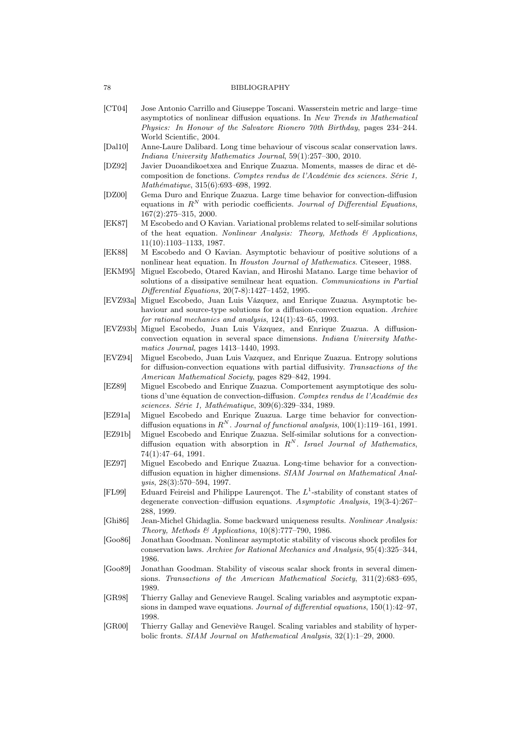- [CT04] Jose Antonio Carrillo and Giuseppe Toscani. Wasserstein metric and large–time asymptotics of nonlinear diffusion equations. In *New Trends in Mathematical Physics: In Honour of the Salvatore Rionero 70th Birthday*, pages 234–244. World Scientific, 2004.
- [Dal10] Anne-Laure Dalibard. Long time behaviour of viscous scalar conservation laws. *Indiana University Mathematics Journal*, 59(1):257–300, 2010.
- [DZ92] Javier Duoandikoetxea and Enrique Zuazua. Moments, masses de dirac et décomposition de fonctions. *Comptes rendus de l'Académie des sciences. Série 1, Mathématique*, 315(6):693–698, 1992.
- [DZ00] Gema Duro and Enrique Zuazua. Large time behavior for convection-diffusion equations in $R^N$ with periodic coefficients. *Journal of Differential Equations*, 167(2):275–315, 2000.
- [EK87] M Escobedo and O Kavian. Variational problems related to self-similar solutions of the heat equation. *Nonlinear Analysis: Theory, Methods & Applications*, 11(10):1103–1133, 1987.
- [EK88] M Escobedo and O Kavian. Asymptotic behaviour of positive solutions of a nonlinear heat equation. In *Houston Journal of Mathematics*. Citeseer, 1988.
- [EKM95] Miguel Escobedo, Otared Kavian, and Hiroshi Matano. Large time behavior of solutions of a dissipative semilnear heat equation. *Communications in Partial Differential Equations*, 20(7-8):1427–1452, 1995.
- [EVZ93a] Miguel Escobedo, Juan Luis Vázquez, and Enrique Zuazua. Asymptotic behaviour and source-type solutions for a diffusion-convection equation. *Archive for rational mechanics and analysis*, 124(1):43–65, 1993.
- [EVZ93b] Miguel Escobedo, Juan Luis Vázquez, and Enrique Zuazua. A diffusion-convection equation in several space dimensions. *Indiana University Mathematics Journal*, pages 1413–1440, 1993.
- [EVZ94] Miguel Escobedo, Juan Luis Vazquez, and Enrique Zuazua. Entropy solutions for diffusion-convection equations with partial diffusivity. *Transactions of the American Mathematical Society*, pages 829–842, 1994.
- [EZ89] Miguel Escobedo and Enrique Zuazua. Comportement asymptotique des solutions d'une équation de convection-diffusion. *Comptes rendus de l'Académie des sciences. Série 1, Mathématique*, 309(6):329–334, 1989.
- [EZ91a] Miguel Escobedo and Enrique Zuazua. Large time behavior for convection-diffusion equations in $R^N$. *Journal of functional analysis*, 100(1):119–161, 1991.
- [EZ91b] Miguel Escobedo and Enrique Zuazua. Self-similar solutions for a convection-diffusion equation with absorption in $R^N$. *Israel Journal of Mathematics*, 74(1):47–64, 1991.
- [EZ97] Miguel Escobedo and Enrique Zuazua. Long-time behavior for a convection-diffusion equation in higher dimensions. *SIAM Journal on Mathematical Analysis*, 28(3):570–594, 1997.
- [FL99] Eduard Feireisl and Philippe Laurençot. The $L^1$-stability of constant states of degenerate convection–diffusion equations. *Asymptotic Analysis*, 19(3-4):267–288, 1999.
- [Ghi86] Jean-Michel Ghidaglia. Some backward uniqueness results. *Nonlinear Analysis: Theory, Methods & Applications*, 10(8):777–790, 1986.
- [Goo86] Jonathan Goodman. Nonlinear asymptotic stability of viscous shock profiles for conservation laws. *Archive for Rational Mechanics and Analysis*, 95(4):325–344, 1986.
- [Goo89] Jonathan Goodman. Stability of viscous scalar shock fronts in several dimensions. *Transactions of the American Mathematical Society*, 311(2):683–695, 1989.
- [GR98] Thierry Gallay and Genevieve Raugel. Scaling variables and asymptotic expansions in damped wave equations. *Journal of differential equations*, 150(1):42–97, 1998.
- [GR00] Thierry Gallay and Geneviève Raugel. Scaling variables and stability of hyperbolic fronts. *SIAM Journal on Mathematical Analysis*, 32(1):1–29, 2000.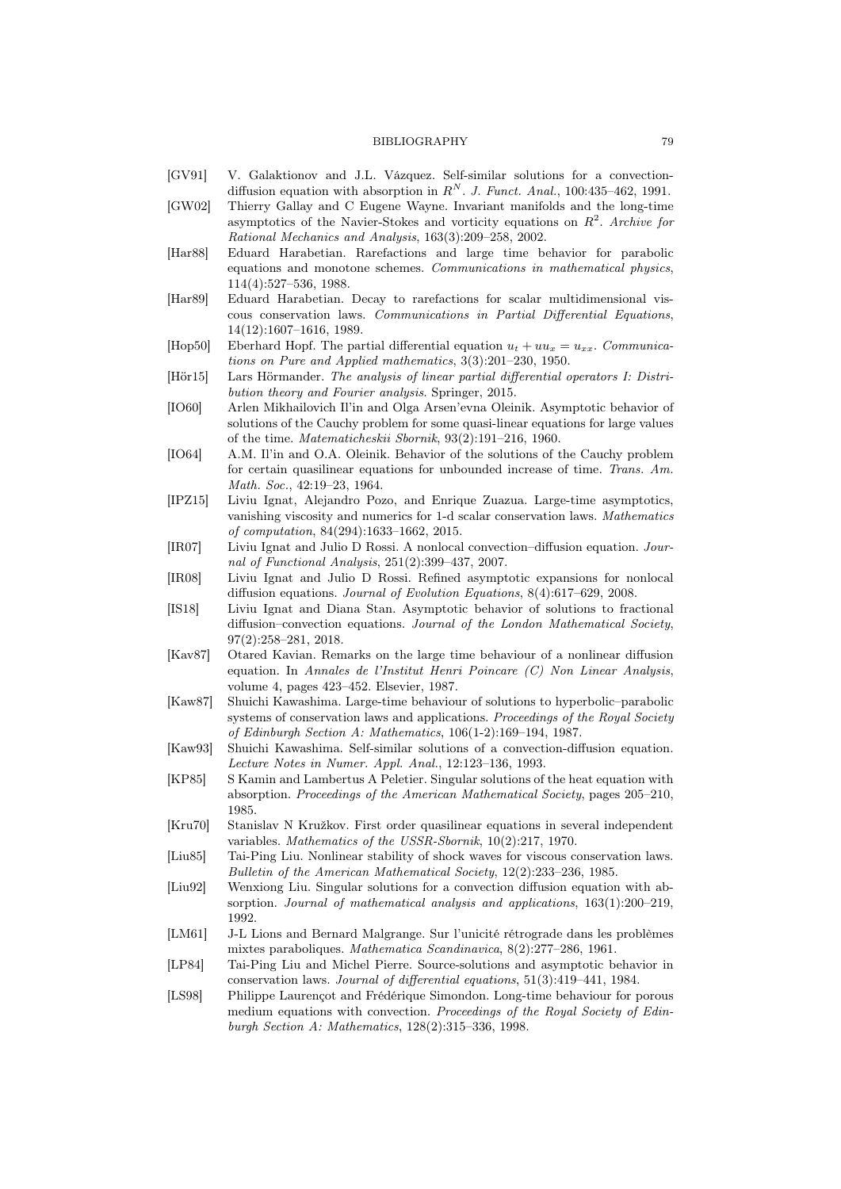[GV91] V. Galaktionov and J.L. Vázquez. Self-similar solutions for a convection-diffusion equation with absorption in $R^N$. *J. Funct. Anal.*, 100:435–462, 1991.

[GW02] Thierry Gallay and C Eugene Wayne. Invariant manifolds and the long-time asymptotics of the Navier-Stokes and vorticity equations on $R^2$. *Archive for Rational Mechanics and Analysis*, 163(3):209–258, 2002.

[Har88] Eduard Harabetian. Rarefactions and large time behavior for parabolic equations and monotone schemes. *Communications in mathematical physics*, 114(4):527–536, 1988.

[Har89] Eduard Harabetian. Decay to rarefactions for scalar multidimensional viscous conservation laws. *Communications in Partial Differential Equations*, 14(12):1607–1616, 1989.

[Hop50] Eberhard Hopf. The partial differential equation $u_t + uu_x = u_{xx}$. *Communications on Pure and Applied mathematics*, 3(3):201–230, 1950.

[Hör15] Lars Hörmander. *The analysis of linear partial differential operators I: Distribution theory and Fourier analysis*. Springer, 2015.

[IO60] Arlen Mikhailovich Il'in and Olga Arsen'evna Oleinik. Asymptotic behavior of solutions of the Cauchy problem for some quasi-linear equations for large values of the time. *Matematicheskii Sbornik*, 93(2):191–216, 1960.

[IO64] A.M. Il'in and O.A. Oleinik. Behavior of the solutions of the Cauchy problem for certain quasilinear equations for unbounded increase of time. *Trans. Am. Math. Soc.*, 42:19–23, 1964.

[IPZ15] Liviu Ignat, Alejandro Pozo, and Enrique Zuazua. Large-time asymptotics, vanishing viscosity and numerics for 1-d scalar conservation laws. *Mathematics of computation*, 84(294):1633–1662, 2015.

[IR07] Liviu Ignat and Julio D Rossi. A nonlocal convection–diffusion equation. *Journal of Functional Analysis*, 251(2):399–437, 2007.

[IR08] Liviu Ignat and Julio D Rossi. Refined asymptotic expansions for nonlocal diffusion equations. *Journal of Evolution Equations*, 8(4):617–629, 2008.

[IS18] Liviu Ignat and Diana Stan. Asymptotic behavior of solutions to fractional diffusion–convection equations. *Journal of the London Mathematical Society*, 97(2):258–281, 2018.

[Kav87] Otared Kavian. Remarks on the large time behaviour of a nonlinear diffusion equation. In *Annales de l'Institut Henri Poincare (C) Non Linear Analysis*, volume 4, pages 423–452. Elsevier, 1987.

[Kaw87] Shuichi Kawashima. Large-time behaviour of solutions to hyperbolic–parabolic systems of conservation laws and applications. *Proceedings of the Royal Society of Edinburgh Section A: Mathematics*, 106(1-2):169–194, 1987.

[Kaw93] Shuichi Kawashima. Self-similar solutions of a convection-diffusion equation. *Lecture Notes in Numer. Appl. Anal.*, 12:123–136, 1993.

[KP85] S Kamin and Lambertus A Peletier. Singular solutions of the heat equation with absorption. *Proceedings of the American Mathematical Society*, pages 205–210, 1985.

[Kru70] Stanislav N Kružkov. First order quasilinear equations in several independent variables. *Mathematics of the USSR-Sbornik*, 10(2):217, 1970.

[Liu85] Tai-Ping Liu. Nonlinear stability of shock waves for viscous conservation laws. *Bulletin of the American Mathematical Society*, 12(2):233–236, 1985.

[Liu92] Wenxiong Liu. Singular solutions for a convection diffusion equation with absorption. *Journal of mathematical analysis and applications*, 163(1):200–219, 1992.

[LM61] J-L Lions and Bernard Malgrange. Sur l'unicité rétrograde dans les problèmes mixtes paraboliques. *Mathematica Scandinavica*, 8(2):277–286, 1961.

[LP84] Tai-Ping Liu and Michel Pierre. Source-solutions and asymptotic behavior in conservation laws. *Journal of differential equations*, 51(3):419–441, 1984.

[LS98] Philippe Laurençot and Frédérique Simondon. Long-time behaviour for porous medium equations with convection. *Proceedings of the Royal Society of Edinburgh Section A: Mathematics*, 128(2):315–336, 1998.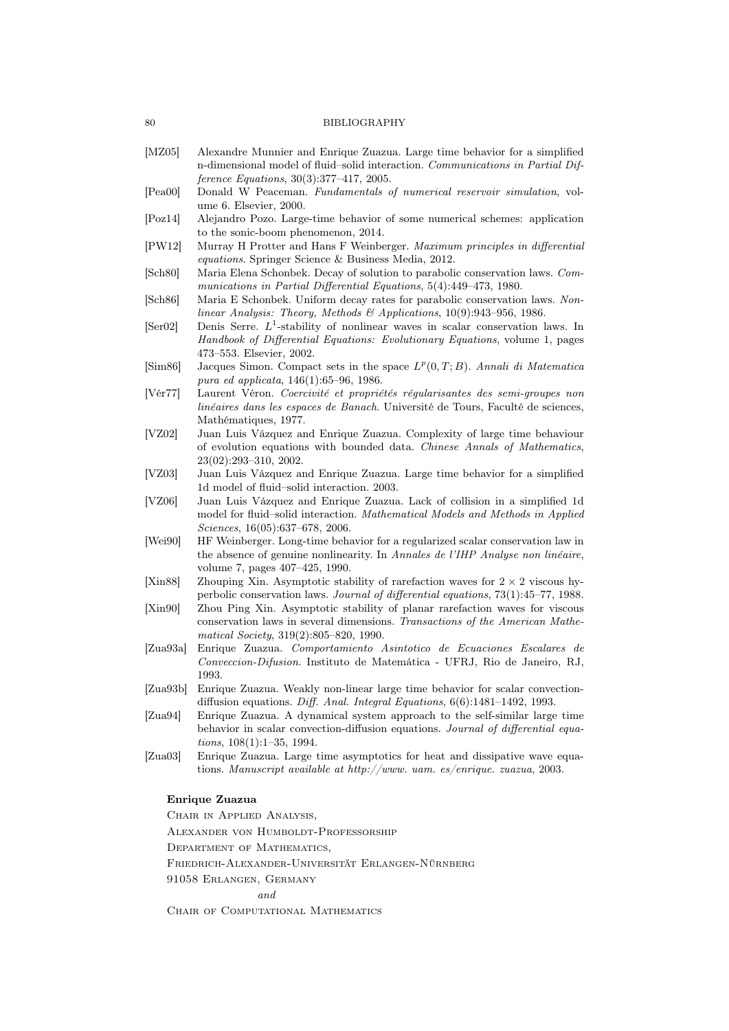[MZ05] Alexandre Munnier and Enrique Zuazua. Large time behavior for a simplified n-dimensional model of fluid–solid interaction. *Communications in Partial Difference Equations*, 30(3):377–417, 2005.

[Pea00] Donald W Peaceman. *Fundamentals of numerical reservoir simulation*, volume 6. Elsevier, 2000.

[Poz14] Alejandro Pozo. Large-time behavior of some numerical schemes: application to the sonic-boom phenomenon, 2014.

[PW12] Murray H Protter and Hans F Weinberger. *Maximum principles in differential equations*. Springer Science & Business Media, 2012.

[Sch80] Maria Elena Schonbek. Decay of solution to parabolic conservation laws. *Communications in Partial Differential Equations*, 5(4):449–473, 1980.

[Sch86] Maria E Schonbek. Uniform decay rates for parabolic conservation laws. *Nonlinear Analysis: Theory, Methods & Applications*, 10(9):943–956, 1986.

[Ser02] Denis Serre. $L^1$-stability of nonlinear waves in scalar conservation laws. In *Handbook of Differential Equations: Evolutionary Equations*, volume 1, pages 473–553. Elsevier, 2002.

[Sim86] Jacques Simon. Compact sets in the space $L^p(0,T;B)$. *Annali di Matematica pura ed applicata*, 146(1):65–96, 1986.

[Vér77] Laurent Véron. *Coercivité et propriétés régularisantes des semi-groupes non linéaires dans les espaces de Banach*. Université de Tours, Faculté de sciences, Mathématiques, 1977.

[VZ02] Juan Luis Vázquez and Enrique Zuazua. Complexity of large time behaviour of evolution equations with bounded data. *Chinese Annals of Mathematics*, 23(02):293–310, 2002.

[VZ03] Juan Luis Vázquez and Enrique Zuazua. Large time behavior for a simplified 1d model of fluid–solid interaction. 2003.

[VZ06] Juan Luis Vázquez and Enrique Zuazua. Lack of collision in a simplified 1d model for fluid–solid interaction. *Mathematical Models and Methods in Applied Sciences*, 16(05):637–678, 2006.

[Wei90] HF Weinberger. Long-time behavior for a regularized scalar conservation law in the absence of genuine nonlinearity. In *Annales de l'IHP Analyse non linéaire*, volume 7, pages 407–425, 1990.

[Xin88] Zhouping Xin. Asymptotic stability of rarefaction waves for $2 \times 2$ viscous hyperbolic conservation laws. *Journal of differential equations*, 73(1):45–77, 1988.

[Xin90] Zhou Ping Xin. Asymptotic stability of planar rarefaction waves for viscous conservation laws in several dimensions. *Transactions of the American Mathematical Society*, 319(2):805–820, 1990.

[Zua93a] Enrique Zuazua. *Comportamiento Asintotico de Ecuaciones Escalares de Conveccion-Difusion*. Instituto de Matemática - UFRJ, Rio de Janeiro, RJ, 1993.

[Zua93b] Enrique Zuazua. Weakly non-linear large time behavior for scalar convection-diffusion equations. *Diff. Anal. Integral Equations*, 6(6):1481–1492, 1993.

[Zua94] Enrique Zuazua. A dynamical system approach to the self-similar large time behavior in scalar convection-diffusion equations. *Journal of differential equations*, 108(1):1–35, 1994.

[Zua03] Enrique Zuazua. Large time asymptotics for heat and dissipative wave equations. *Manuscript available at http://www. uam. es/enrique. zuazua*, 2003.

**Enrique Zuazua**

Chair in Applied Analysis,

Alexander von Humboldt-Professorship

Department of Mathematics,

Friedrich-Alexander-Universität Erlangen-Nürnberg

91058 Erlangen, Germany

*and*

Chair of Computational Mathematics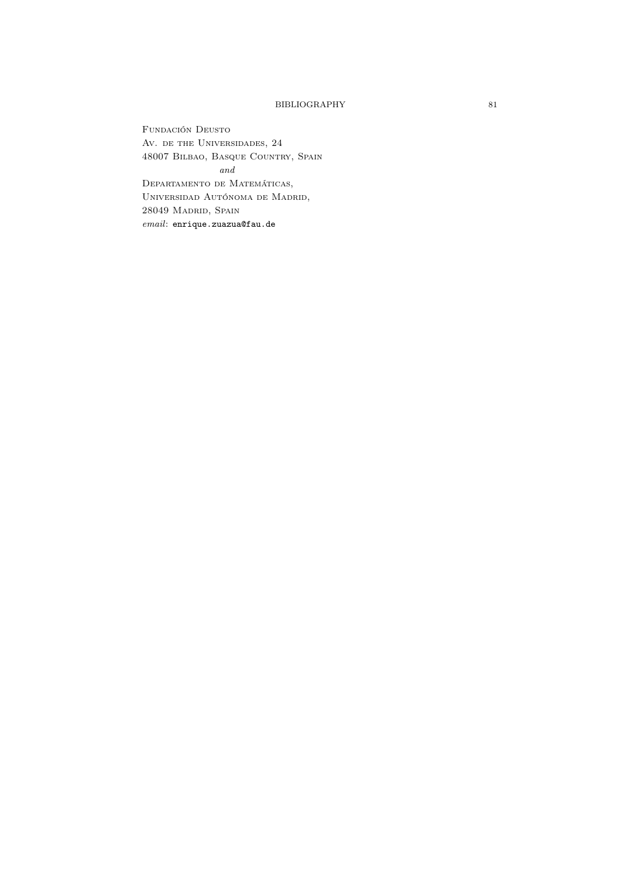Fundación Deusto
Av. de the Universidades, 24
48007 Bilbao, Basque Country, Spain

*and*

Departamento de Matemáticas,
Universidad Autónoma de Madrid,
28049 Madrid, Spain
*email*: enrique.zuazua@fau.de